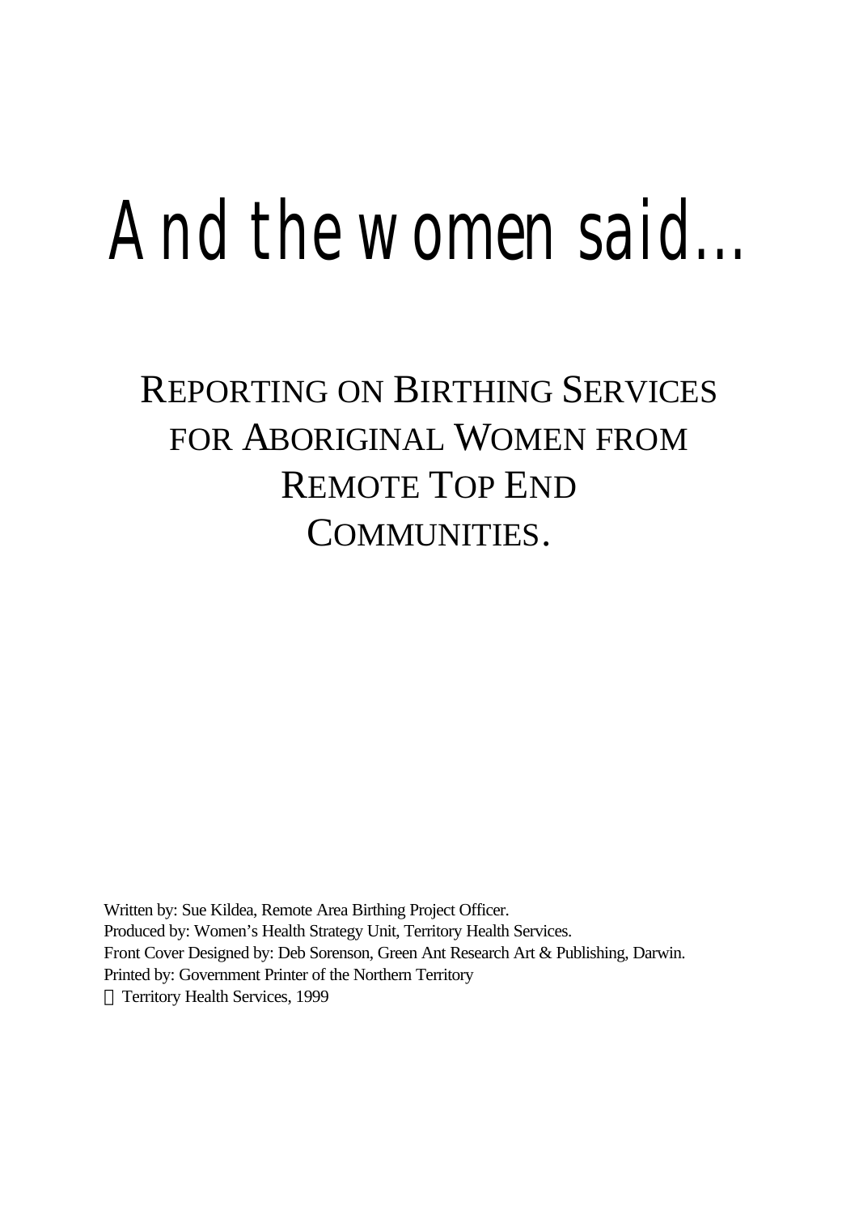# And the women said...

## REPORTING ON BIRTHING SERVICES FOR ABORIGINAL WOMEN FROM REMOTE TOP END COMMUNITIES.

Written by: Sue Kildea, Remote Area Birthing Project Officer.
Produced by: Women's Health Strategy Unit, Territory Health Services.
Front Cover Designed by: Deb Sorenson, Green Ant Research Art & Publishing, Darwin.
Printed by: Government Printer of the Northern Territory
© Territory Health Services, 1999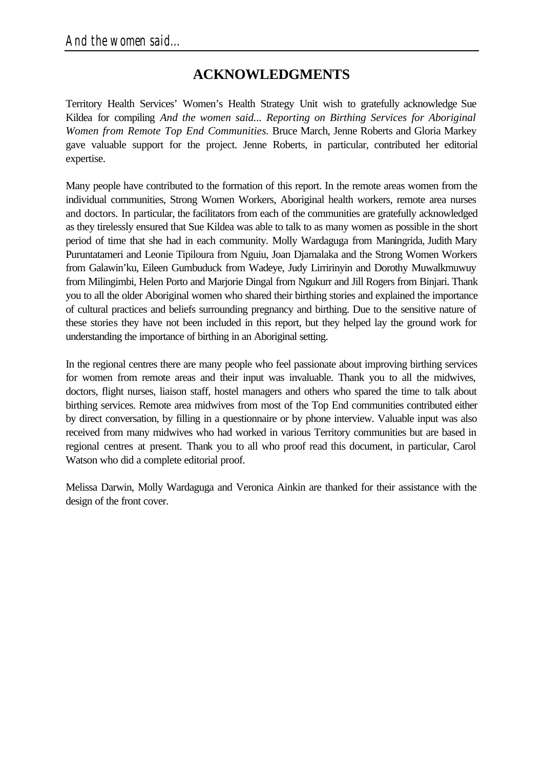# ACKNOWLEDGMENTS

Territory Health Services' Women's Health Strategy Unit wish to gratefully acknowledge Sue Kildea for compiling *And the women said... Reporting on Birthing Services for Aboriginal Women from Remote Top End Communities*. Bruce March, Jenne Roberts and Gloria Markey gave valuable support for the project. Jenne Roberts, in particular, contributed her editorial expertise.

Many people have contributed to the formation of this report. In the remote areas women from the individual communities, Strong Women Workers, Aboriginal health workers, remote area nurses and doctors. In particular, the facilitators from each of the communities are gratefully acknowledged as they tirelessly ensured that Sue Kildea was able to talk to as many women as possible in the short period of time that she had in each community. Molly Wardaguga from Maningrida, Judith Mary Puruntatameri and Leonie Tipiloura from Nguiu, Joan Djamalaka and the Strong Women Workers from Galawin'ku, Eileen Gumbuduck from Wadeye, Judy Lirririnyin and Dorothy Muwalkmuwuy from Milingimbi, Helen Porto and Marjorie Dingal from Ngukurr and Jill Rogers from Binjari. Thank you to all the older Aboriginal women who shared their birthing stories and explained the importance of cultural practices and beliefs surrounding pregnancy and birthing. Due to the sensitive nature of these stories they have not been included in this report, but they helped lay the ground work for understanding the importance of birthing in an Aboriginal setting.

In the regional centres there are many people who feel passionate about improving birthing services for women from remote areas and their input was invaluable. Thank you to all the midwives, doctors, flight nurses, liaison staff, hostel managers and others who spared the time to talk about birthing services. Remote area midwives from most of the Top End communities contributed either by direct conversation, by filling in a questionnaire or by phone interview. Valuable input was also received from many midwives who had worked in various Territory communities but are based in regional centres at present. Thank you to all who proof read this document, in particular, Carol Watson who did a complete editorial proof.

Melissa Darwin, Molly Wardaguga and Veronica Ainkin are thanked for their assistance with the design of the front cover.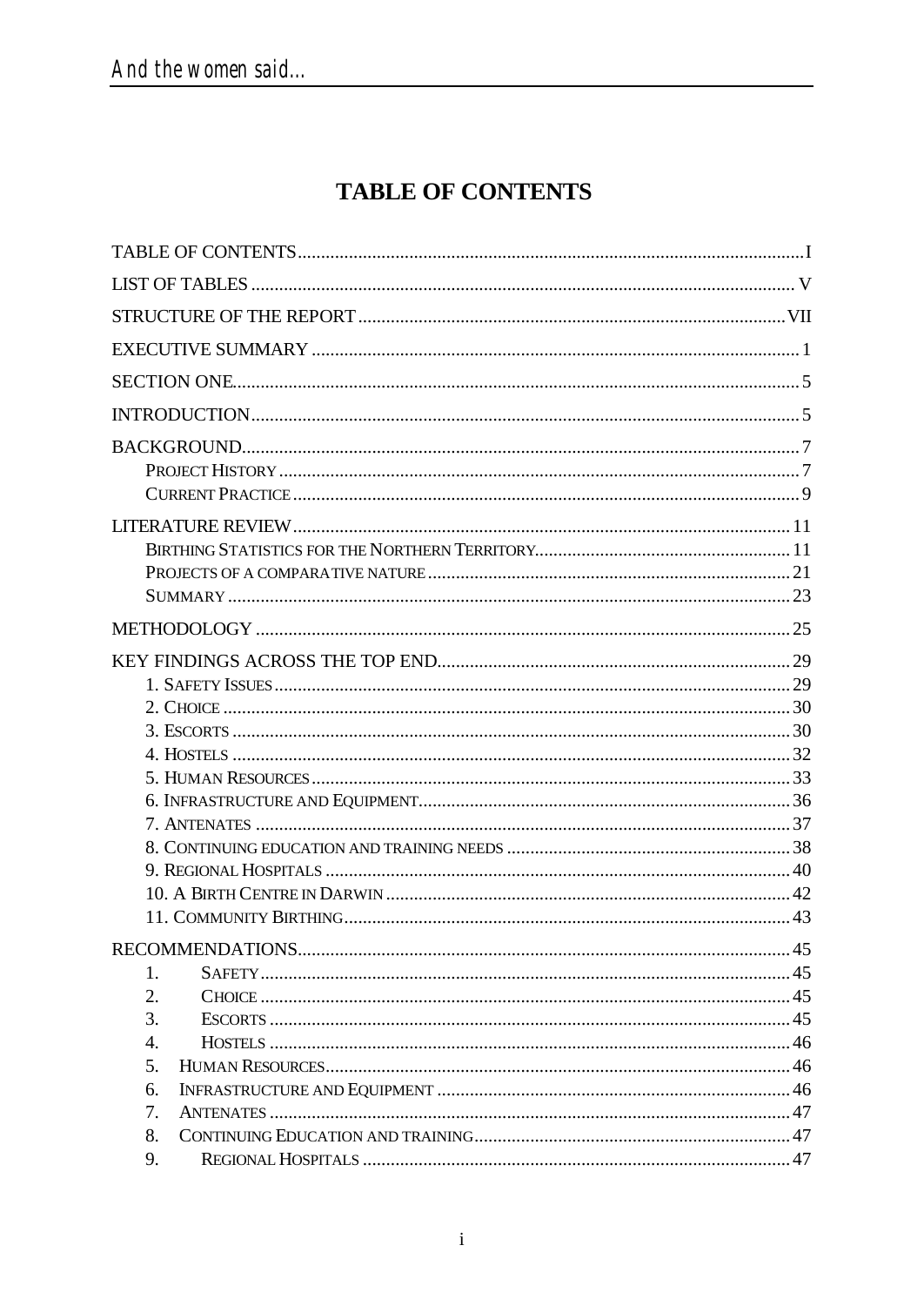# TABLE OF CONTENTS

TABLE OF CONTENTS .......... I
LIST OF TABLES .......... V
STRUCTURE OF THE REPORT .......... VII
EXECUTIVE SUMMARY .......... 1
SECTION ONE .......... 5
INTRODUCTION .......... 5
BACKGROUND .......... 7
- PROJECT HISTORY .......... 7
- CURRENT PRACTICE .......... 9

LITERATURE REVIEW .......... 11
- BIRTHING STATISTICS FOR THE NORTHERN TERRITORY .......... 11
- PROJECTS OF A COMPARATIVE NATURE .......... 21
- SUMMARY .......... 23

METHODOLOGY .......... 25
KEY FINDINGS ACROSS THE TOP END .......... 29
- 1. SAFETY ISSUES .......... 29
- 2. CHOICE .......... 30
- 3. ESCORTS .......... 30
- 4. HOSTELS .......... 32
- 5. HUMAN RESOURCES .......... 33
- 6. INFRASTRUCTURE AND EQUIPMENT .......... 36
- 7. ANTENATES .......... 37
- 8. CONTINUING EDUCATION AND TRAINING NEEDS .......... 38
- 9. REGIONAL HOSPITALS .......... 40
- 10. A BIRTH CENTRE IN DARWIN .......... 42
- 11. COMMUNITY BIRTHING .......... 43

RECOMMENDATIONS .......... 45
1. SAFETY .......... 45
2. CHOICE .......... 45
3. ESCORTS .......... 45
4. HOSTELS .......... 46
5. HUMAN RESOURCES .......... 46
6. INFRASTRUCTURE AND EQUIPMENT .......... 46
7. ANTENATES .......... 47
8. CONTINUING EDUCATION AND TRAINING .......... 47
9. REGIONAL HOSPITALS .......... 47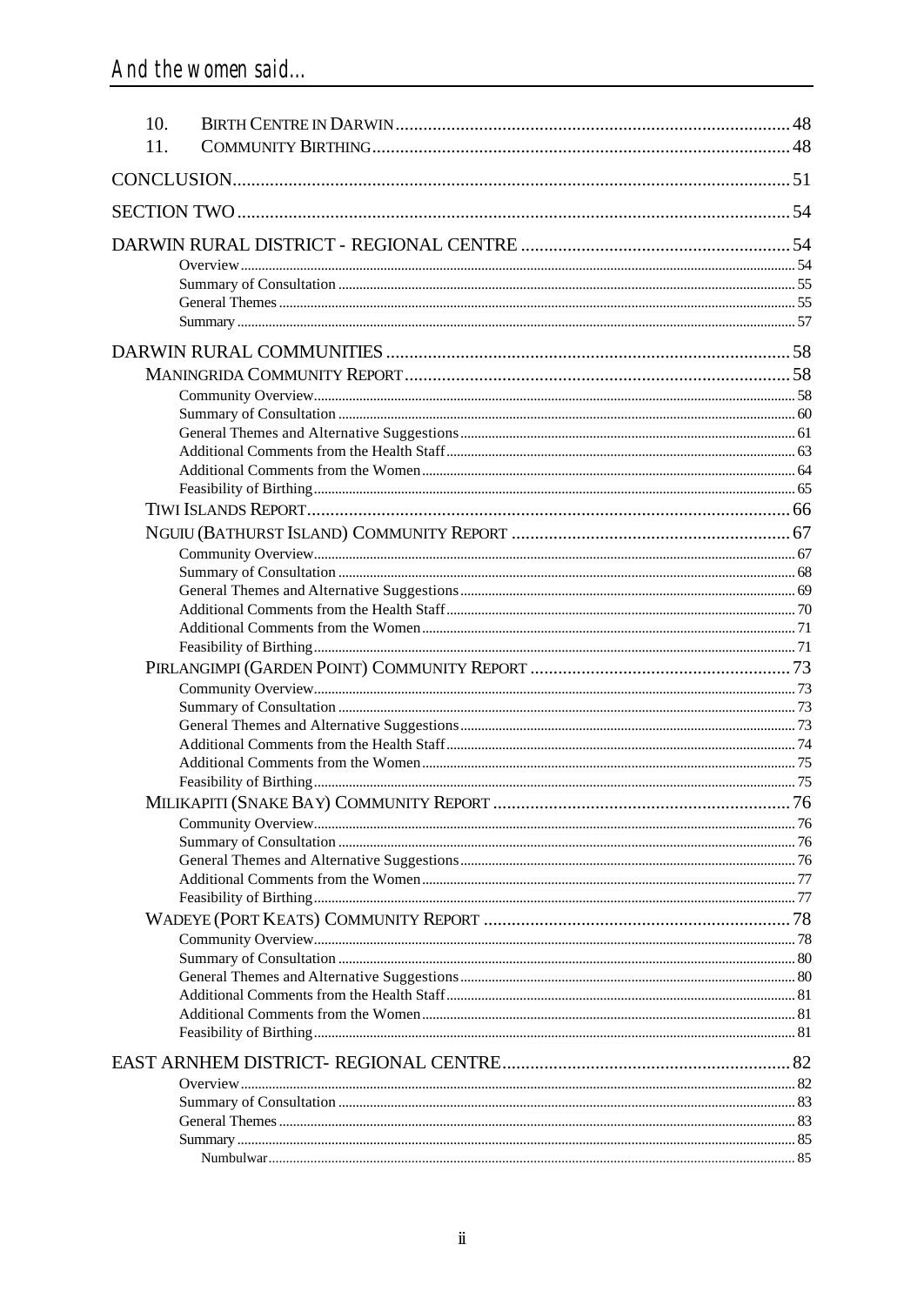10. BIRTH CENTRE IN DARWIN ........ 48
11. COMMUNITY BIRTHING ........ 48

CONCLUSION ........ 51

SECTION TWO ........ 54

DARWIN RURAL DISTRICT - REGIONAL CENTRE ........ 54
- Overview ........ 54
- Summary of Consultation ........ 55
- General Themes ........ 55
- Summary ........ 57

DARWIN RURAL COMMUNITIES ........ 58

MANINGRIDA COMMUNITY REPORT ........ 58
- Community Overview ........ 58
- Summary of Consultation ........ 60
- General Themes and Alternative Suggestions ........ 61
- Additional Comments from the Health Staff ........ 63
- Additional Comments from the Women ........ 64
- Feasibility of Birthing ........ 65

TIWI ISLANDS REPORT ........ 66

NGUIU (BATHURST ISLAND) COMMUNITY REPORT ........ 67
- Community Overview ........ 67
- Summary of Consultation ........ 68
- General Themes and Alternative Suggestions ........ 69
- Additional Comments from the Health Staff ........ 70
- Additional Comments from the Women ........ 71
- Feasibility of Birthing ........ 71

PIRLANGIMPI (GARDEN POINT) COMMUNITY REPORT ........ 73
- Community Overview ........ 73
- Summary of Consultation ........ 73
- General Themes and Alternative Suggestions ........ 73
- Additional Comments from the Health Staff ........ 74
- Additional Comments from the Women ........ 75
- Feasibility of Birthing ........ 75

MILIKAPITI (SNAKE BAY) COMMUNITY REPORT ........ 76
- Community Overview ........ 76
- Summary of Consultation ........ 76
- General Themes and Alternative Suggestions ........ 76
- Additional Comments from the Women ........ 77
- Feasibility of Birthing ........ 77

WADEYE (PORT KEATS) COMMUNITY REPORT ........ 78
- Community Overview ........ 78
- Summary of Consultation ........ 80
- General Themes and Alternative Suggestions ........ 80
- Additional Comments from the Health Staff ........ 81
- Additional Comments from the Women ........ 81
- Feasibility of Birthing ........ 81

EAST ARNHEM DISTRICT- REGIONAL CENTRE ........ 82
- Overview ........ 82
- Summary of Consultation ........ 83
- General Themes ........ 83
- Summary ........ 85
  - Numbulwar ........ 85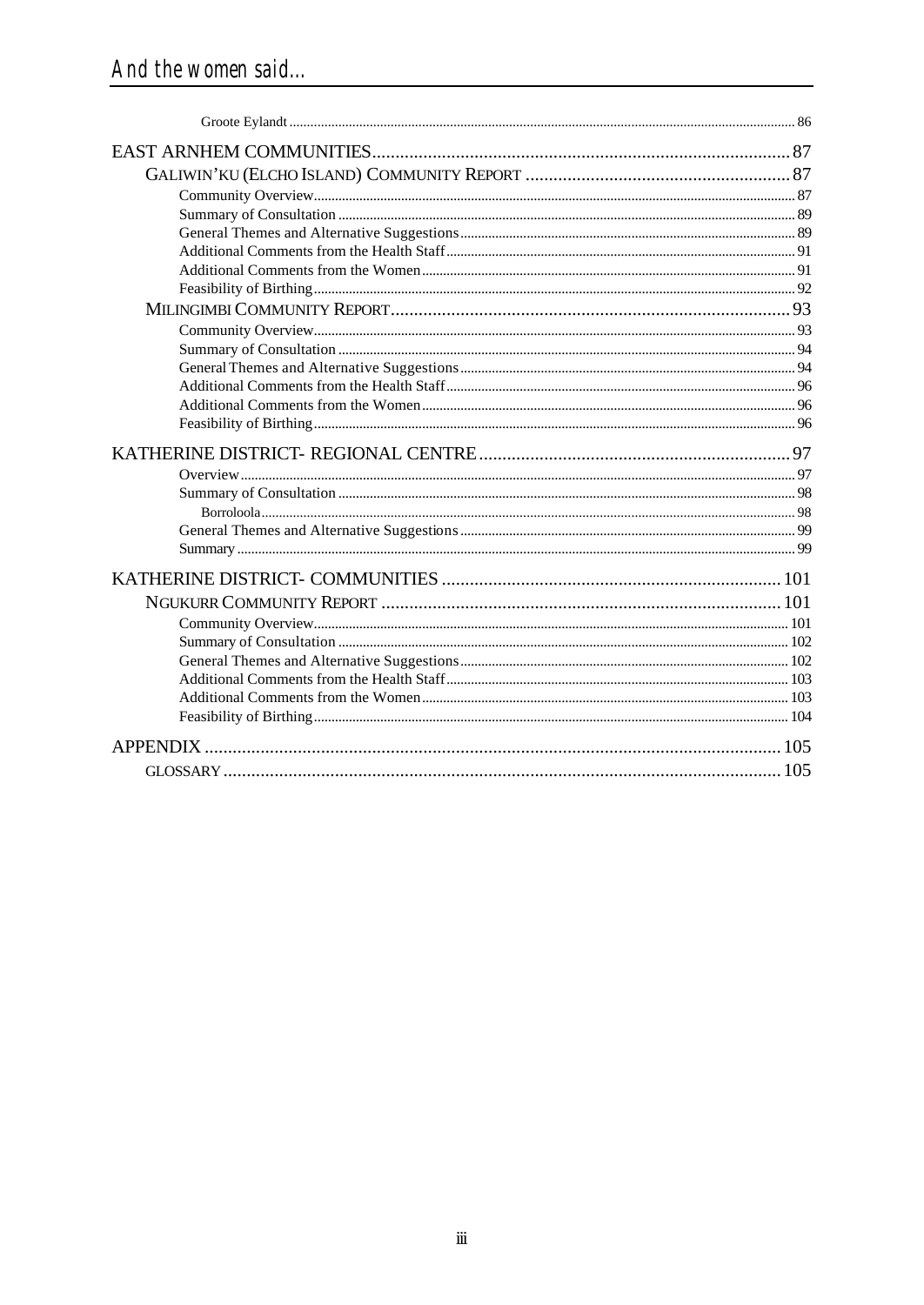Groote Eylandt ........ 86

EAST ARNHEM COMMUNITIES ........ 87

GALIWIN'KU (ELCHO ISLAND) COMMUNITY REPORT ........ 87

Community Overview ........ 87

Summary of Consultation ........ 89

General Themes and Alternative Suggestions ........ 89

Additional Comments from the Health Staff ........ 91

Additional Comments from the Women ........ 91

Feasibility of Birthing ........ 92

MILINGIMBI COMMUNITY REPORT ........ 93

Community Overview ........ 93

Summary of Consultation ........ 94

General Themes and Alternative Suggestions ........ 94

Additional Comments from the Health Staff ........ 96

Additional Comments from the Women ........ 96

Feasibility of Birthing ........ 96

KATHERINE DISTRICT- REGIONAL CENTRE ........ 97

Overview ........ 97

Summary of Consultation ........ 98

Borroloola ........ 98

General Themes and Alternative Suggestions ........ 99

Summary ........ 99

KATHERINE DISTRICT- COMMUNITIES ........ 101

NGUKURR COMMUNITY REPORT ........ 101

Community Overview ........ 101

Summary of Consultation ........ 102

General Themes and Alternative Suggestions ........ 102

Additional Comments from the Health Staff ........ 103

Additional Comments from the Women ........ 103

Feasibility of Birthing ........ 104

APPENDIX ........ 105

GLOSSARY ........ 105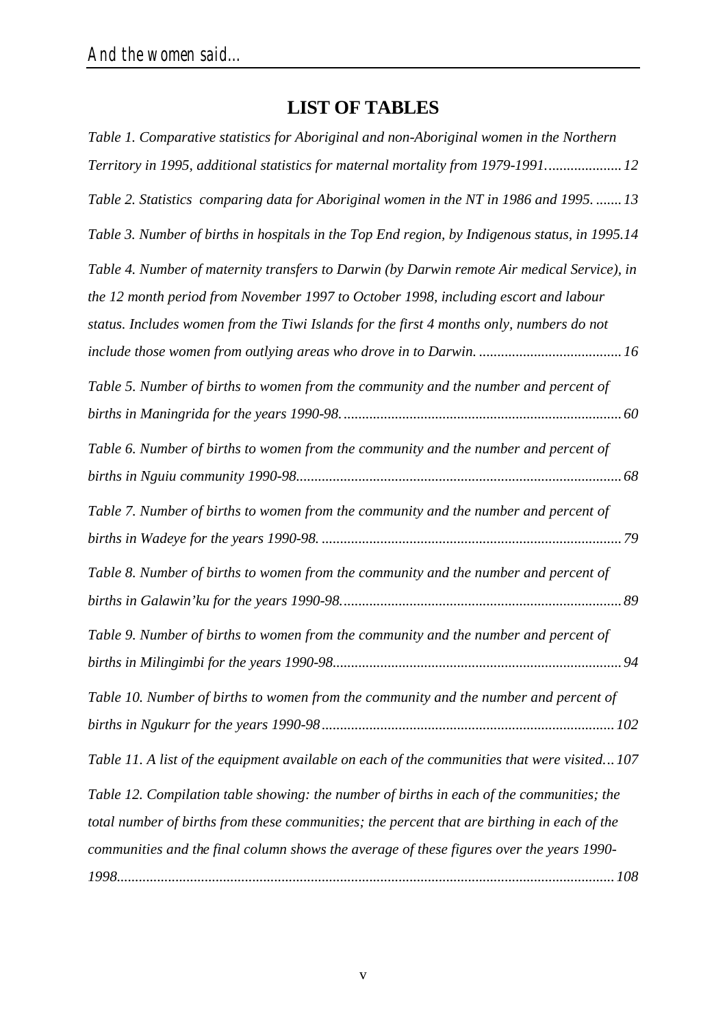# LIST OF TABLES

*Table 1. Comparative statistics for Aboriginal and non-Aboriginal women in the Northern Territory in 1995, additional statistics for maternal mortality from 1979-1991.* ..................... 12

*Table 2. Statistics comparing data for Aboriginal women in the NT in 1986 and 1995.* ....... 13

*Table 3. Number of births in hospitals in the Top End region, by Indigenous status, in 1995.* 14

*Table 4. Number of maternity transfers to Darwin (by Darwin remote Air medical Service), in the 12 month period from November 1997 to October 1998, including escort and labour status. Includes women from the Tiwi Islands for the first 4 months only, numbers do not include those women from outlying areas who drove in to Darwin.* ....................................... 16

*Table 5. Number of births to women from the community and the number and percent of births in Maningrida for the years 1990-98.* ............................................................................ 60

*Table 6. Number of births to women from the community and the number and percent of births in Nguiu community 1990-98.* ......................................................................................... 68

*Table 7. Number of births to women from the community and the number and percent of births in Wadeye for the years 1990-98.* ................................................................................. 79

*Table 8. Number of births to women from the community and the number and percent of births in Galawin'ku for the years 1990-98.* ............................................................................ 89

*Table 9. Number of births to women from the community and the number and percent of births in Milingimbi for the years 1990-98.* .............................................................................. 94

*Table 10. Number of births to women from the community and the number and percent of births in Ngukurr for the years 1990-98* ................................................................................ 102

*Table 11. A list of the equipment available on each of the communities that were visited...* 107

*Table 12. Compilation table showing: the number of births in each of the communities; the total number of births from these communities; the percent that are birthing in each of the communities and the final column shows the average of these figures over the years 1990-1998.* ...................................................................................................................... 108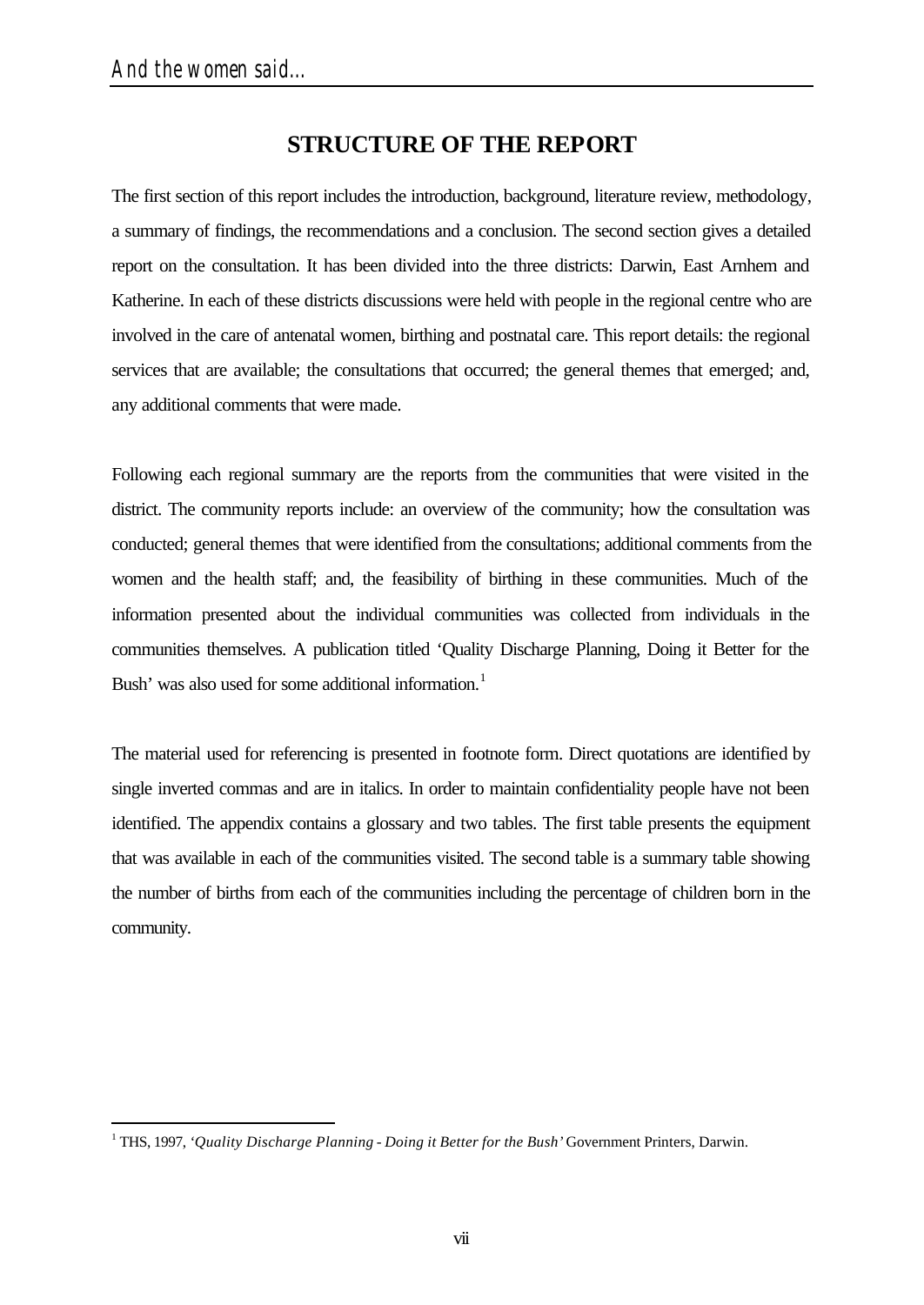## STRUCTURE OF THE REPORT

The first section of this report includes the introduction, background, literature review, methodology, a summary of findings, the recommendations and a conclusion. The second section gives a detailed report on the consultation. It has been divided into the three districts: Darwin, East Arnhem and Katherine. In each of these districts discussions were held with people in the regional centre who are involved in the care of antenatal women, birthing and postnatal care. This report details: the regional services that are available; the consultations that occurred; the general themes that emerged; and, any additional comments that were made.

Following each regional summary are the reports from the communities that were visited in the district. The community reports include: an overview of the community; how the consultation was conducted; general themes that were identified from the consultations; additional comments from the women and the health staff; and, the feasibility of birthing in these communities. Much of the information presented about the individual communities was collected from individuals in the communities themselves. A publication titled 'Quality Discharge Planning, Doing it Better for the Bush' was also used for some additional information.[1]

The material used for referencing is presented in footnote form. Direct quotations are identified by single inverted commas and are in italics. In order to maintain confidentiality people have not been identified. The appendix contains a glossary and two tables. The first table presents the equipment that was available in each of the communities visited. The second table is a summary table showing the number of births from each of the communities including the percentage of children born in the community.

---

[1] THS, 1997, *'Quality Discharge Planning - Doing it Better for the Bush'* Government Printers, Darwin.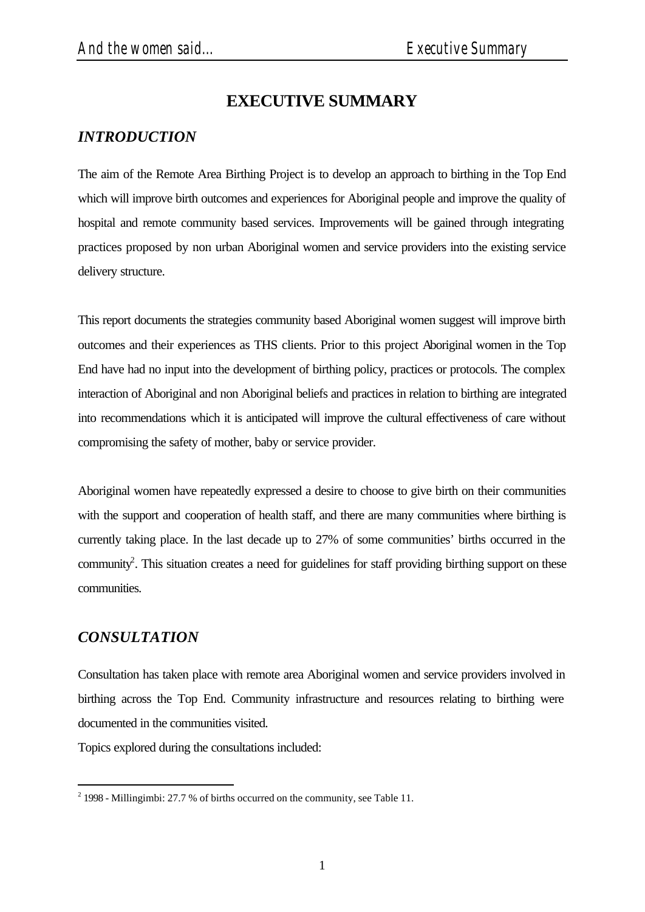# EXECUTIVE SUMMARY

## *INTRODUCTION*

The aim of the Remote Area Birthing Project is to develop an approach to birthing in the Top End which will improve birth outcomes and experiences for Aboriginal people and improve the quality of hospital and remote community based services. Improvements will be gained through integrating practices proposed by non urban Aboriginal women and service providers into the existing service delivery structure.

This report documents the strategies community based Aboriginal women suggest will improve birth outcomes and their experiences as THS clients. Prior to this project Aboriginal women in the Top End have had no input into the development of birthing policy, practices or protocols. The complex interaction of Aboriginal and non Aboriginal beliefs and practices in relation to birthing are integrated into recommendations which it is anticipated will improve the cultural effectiveness of care without compromising the safety of mother, baby or service provider.

Aboriginal women have repeatedly expressed a desire to choose to give birth on their communities with the support and cooperation of health staff, and there are many communities where birthing is currently taking place. In the last decade up to 27% of some communities' births occurred in the community[2]. This situation creates a need for guidelines for staff providing birthing support on these communities.

## *CONSULTATION*

Consultation has taken place with remote area Aboriginal women and service providers involved in birthing across the Top End. Community infrastructure and resources relating to birthing were documented in the communities visited.

Topics explored during the consultations included:

---

[2] 1998 - Millingimbi: 27.7 % of births occurred on the community, see Table 11.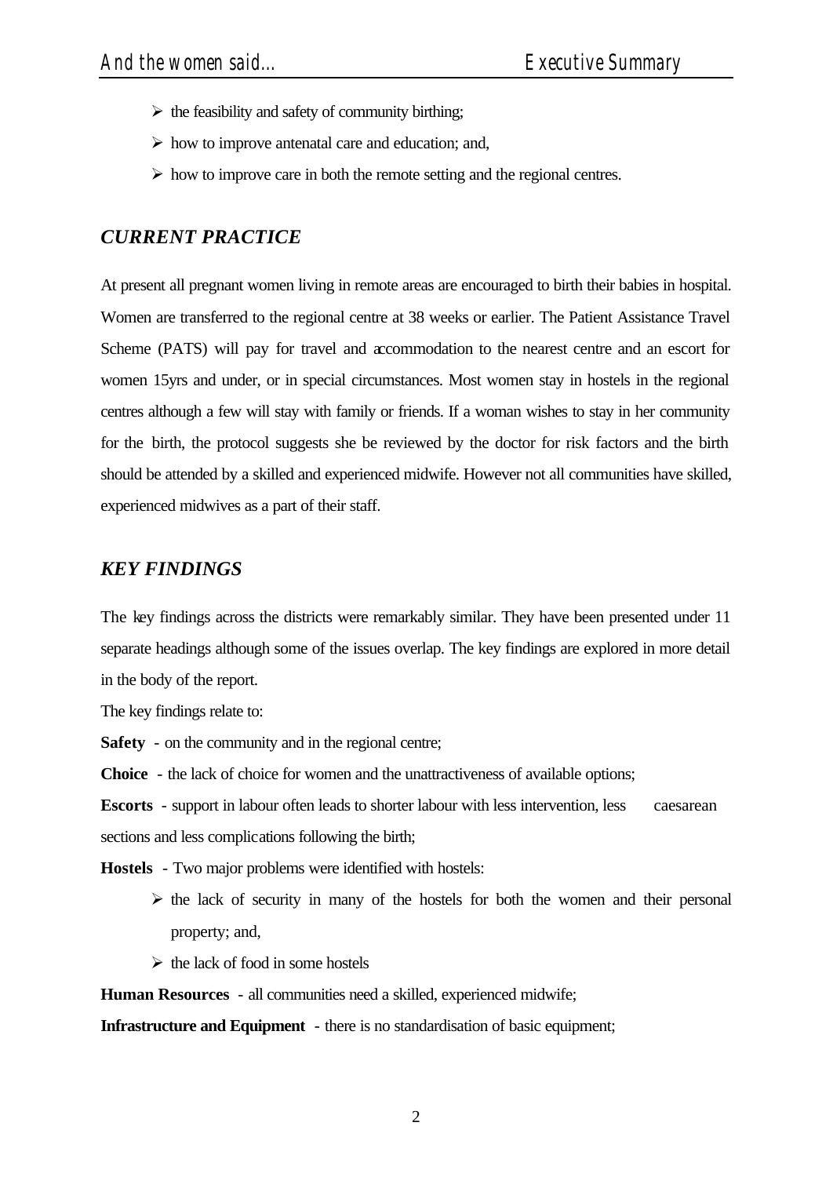- the feasibility and safety of community birthing;
- how to improve antenatal care and education; and,
- how to improve care in both the remote setting and the regional centres.

## *CURRENT PRACTICE*

At present all pregnant women living in remote areas are encouraged to birth their babies in hospital. Women are transferred to the regional centre at 38 weeks or earlier. The Patient Assistance Travel Scheme (PATS) will pay for travel and accommodation to the nearest centre and an escort for women 15yrs and under, or in special circumstances. Most women stay in hostels in the regional centres although a few will stay with family or friends. If a woman wishes to stay in her community for the birth, the protocol suggests she be reviewed by the doctor for risk factors and the birth should be attended by a skilled and experienced midwife. However not all communities have skilled, experienced midwives as a part of their staff.

## *KEY FINDINGS*

The key findings across the districts were remarkably similar. They have been presented under 11 separate headings although some of the issues overlap. The key findings are explored in more detail in the body of the report.

The key findings relate to:

**Safety** - on the community and in the regional centre;

**Choice** - the lack of choice for women and the unattractiveness of available options;

**Escorts** - support in labour often leads to shorter labour with less intervention, less caesarean sections and less complications following the birth;

**Hostels** - Two major problems were identified with hostels:

- the lack of security in many of the hostels for both the women and their personal property; and,
- the lack of food in some hostels

**Human Resources** - all communities need a skilled, experienced midwife;

**Infrastructure and Equipment** - there is no standardisation of basic equipment;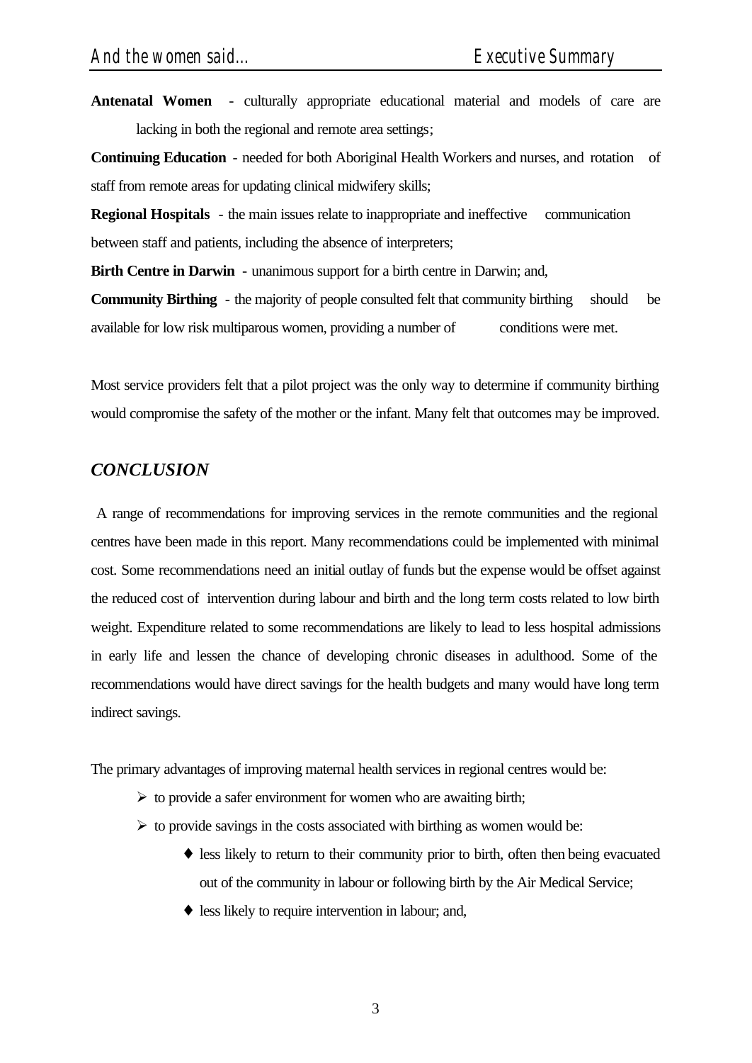**Antenatal Women** - culturally appropriate educational material and models of care are lacking in both the regional and remote area settings;

**Continuing Education** - needed for both Aboriginal Health Workers and nurses, and rotation of staff from remote areas for updating clinical midwifery skills;

**Regional Hospitals** - the main issues relate to inappropriate and ineffective communication between staff and patients, including the absence of interpreters;

**Birth Centre in Darwin** - unanimous support for a birth centre in Darwin; and,

**Community Birthing** - the majority of people consulted felt that community birthing should be available for low risk multiparous women, providing a number of conditions were met.

Most service providers felt that a pilot project was the only way to determine if community birthing would compromise the safety of the mother or the infant. Many felt that outcomes may be improved.

## *CONCLUSION*

A range of recommendations for improving services in the remote communities and the regional centres have been made in this report. Many recommendations could be implemented with minimal cost. Some recommendations need an initial outlay of funds but the expense would be offset against the reduced cost of intervention during labour and birth and the long term costs related to low birth weight. Expenditure related to some recommendations are likely to lead to less hospital admissions in early life and lessen the chance of developing chronic diseases in adulthood. Some of the recommendations would have direct savings for the health budgets and many would have long term indirect savings.

The primary advantages of improving maternal health services in regional centres would be:

- to provide a safer environment for women who are awaiting birth;
- to provide savings in the costs associated with birthing as women would be:
    - less likely to return to their community prior to birth, often then being evacuated out of the community in labour or following birth by the Air Medical Service;
    - less likely to require intervention in labour; and,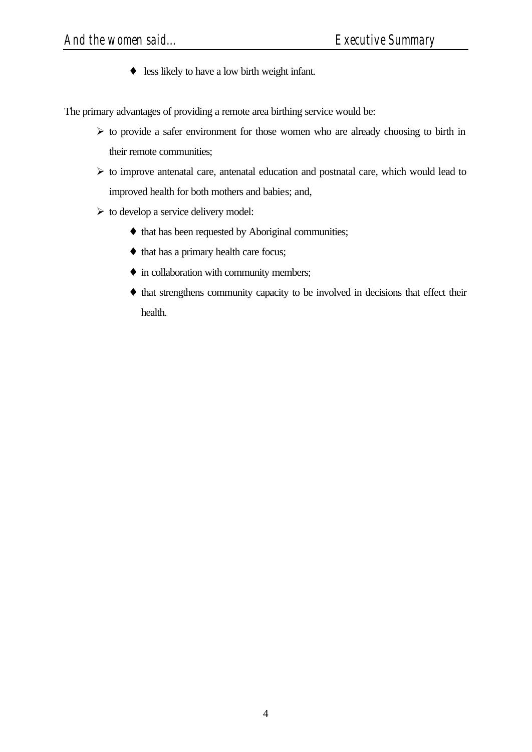- less likely to have a low birth weight infant.

The primary advantages of providing a remote area birthing service would be:

- to provide a safer environment for those women who are already choosing to birth in their remote communities;
- to improve antenatal care, antenatal education and postnatal care, which would lead to improved health for both mothers and babies; and,
- to develop a service delivery model:
  - that has been requested by Aboriginal communities;
  - that has a primary health care focus;
  - in collaboration with community members;
  - that strengthens community capacity to be involved in decisions that effect their health.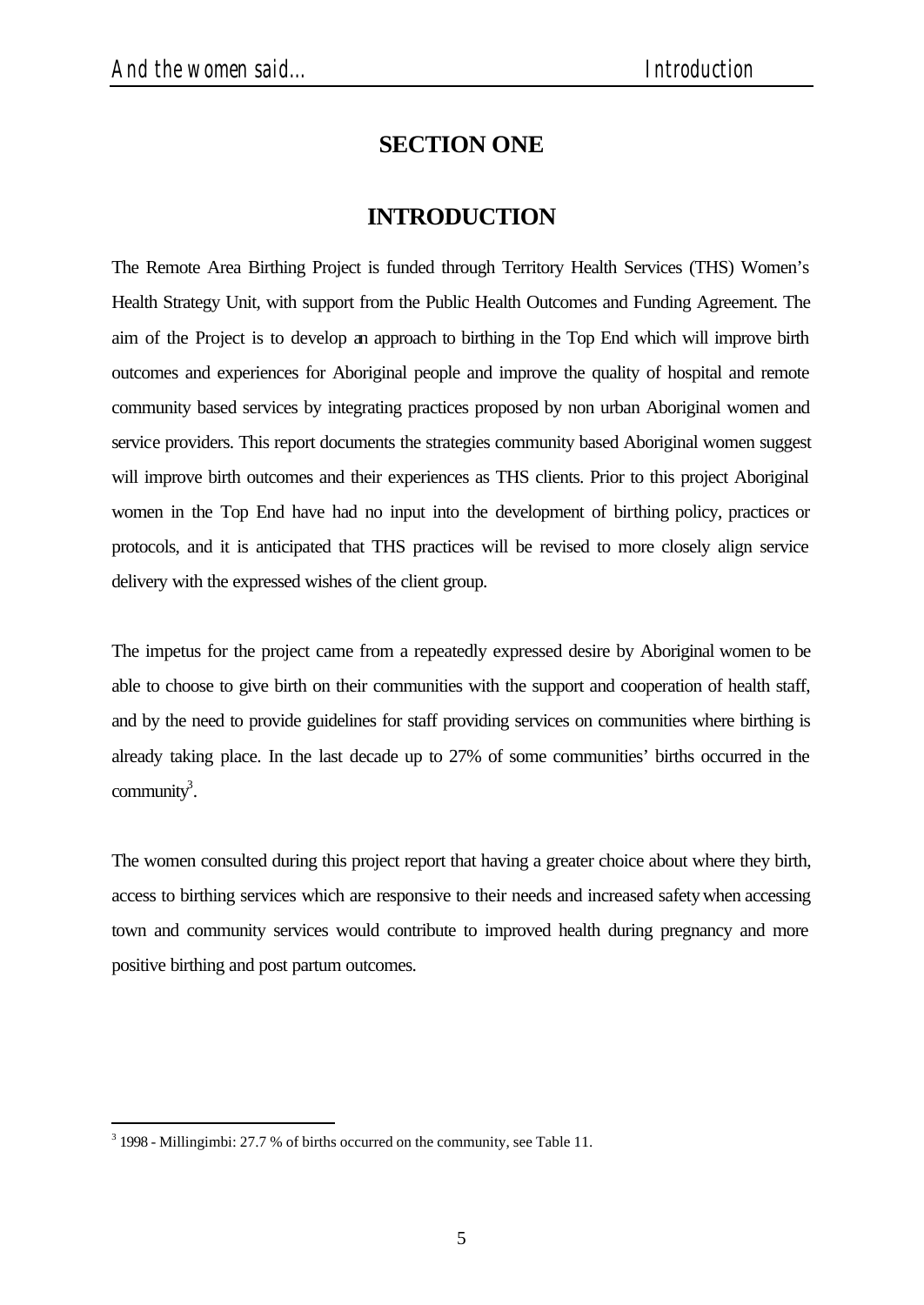# SECTION ONE

## INTRODUCTION

The Remote Area Birthing Project is funded through Territory Health Services (THS) Women's Health Strategy Unit, with support from the Public Health Outcomes and Funding Agreement. The aim of the Project is to develop an approach to birthing in the Top End which will improve birth outcomes and experiences for Aboriginal people and improve the quality of hospital and remote community based services by integrating practices proposed by non urban Aboriginal women and service providers. This report documents the strategies community based Aboriginal women suggest will improve birth outcomes and their experiences as THS clients. Prior to this project Aboriginal women in the Top End have had no input into the development of birthing policy, practices or protocols, and it is anticipated that THS practices will be revised to more closely align service delivery with the expressed wishes of the client group.

The impetus for the project came from a repeatedly expressed desire by Aboriginal women to be able to choose to give birth on their communities with the support and cooperation of health staff, and by the need to provide guidelines for staff providing services on communities where birthing is already taking place. In the last decade up to 27% of some communities' births occurred in the community[3].

The women consulted during this project report that having a greater choice about where they birth, access to birthing services which are responsive to their needs and increased safety when accessing town and community services would contribute to improved health during pregnancy and more positive birthing and post partum outcomes.

---

[3] 1998 - Millingimbi: 27.7 % of births occurred on the community, see Table 11.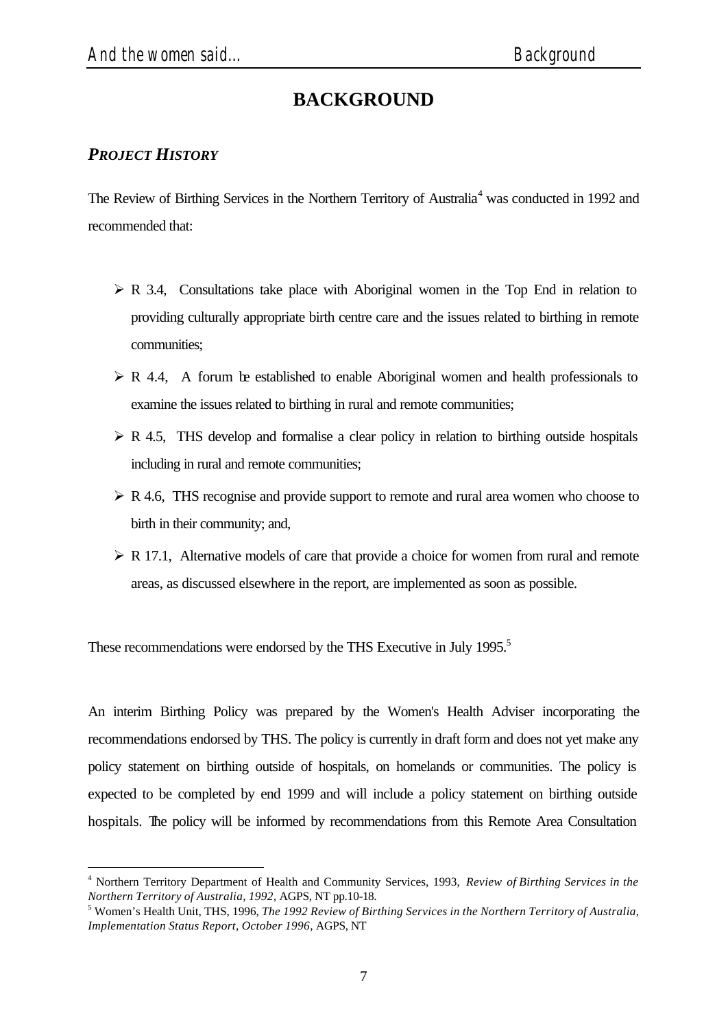# BACKGROUND

## *PROJECT HISTORY*

The Review of Birthing Services in the Northern Territory of Australia[4] was conducted in 1992 and recommended that:

- R 3.4, Consultations take place with Aboriginal women in the Top End in relation to providing culturally appropriate birth centre care and the issues related to birthing in remote communities;
- R 4.4, A forum be established to enable Aboriginal women and health professionals to examine the issues related to birthing in rural and remote communities;
- R 4.5, THS develop and formalise a clear policy in relation to birthing outside hospitals including in rural and remote communities;
- R 4.6, THS recognise and provide support to remote and rural area women who choose to birth in their community; and,
- R 17.1, Alternative models of care that provide a choice for women from rural and remote areas, as discussed elsewhere in the report, are implemented as soon as possible.

These recommendations were endorsed by the THS Executive in July 1995.[5]

An interim Birthing Policy was prepared by the Women's Health Adviser incorporating the recommendations endorsed by THS. The policy is currently in draft form and does not yet make any policy statement on birthing outside of hospitals, on homelands or communities. The policy is expected to be completed by end 1999 and will include a policy statement on birthing outside hospitals. The policy will be informed by recommendations from this Remote Area Consultation

---

[4] Northern Territory Department of Health and Community Services, 1993, *Review of Birthing Services in the Northern Territory of Australia, 1992,* AGPS, NT pp.10-18.

[5] Women's Health Unit, THS, 1996, *The 1992 Review of Birthing Services in the Northern Territory of Australia, Implementation Status Report, October 1996,* AGPS, NT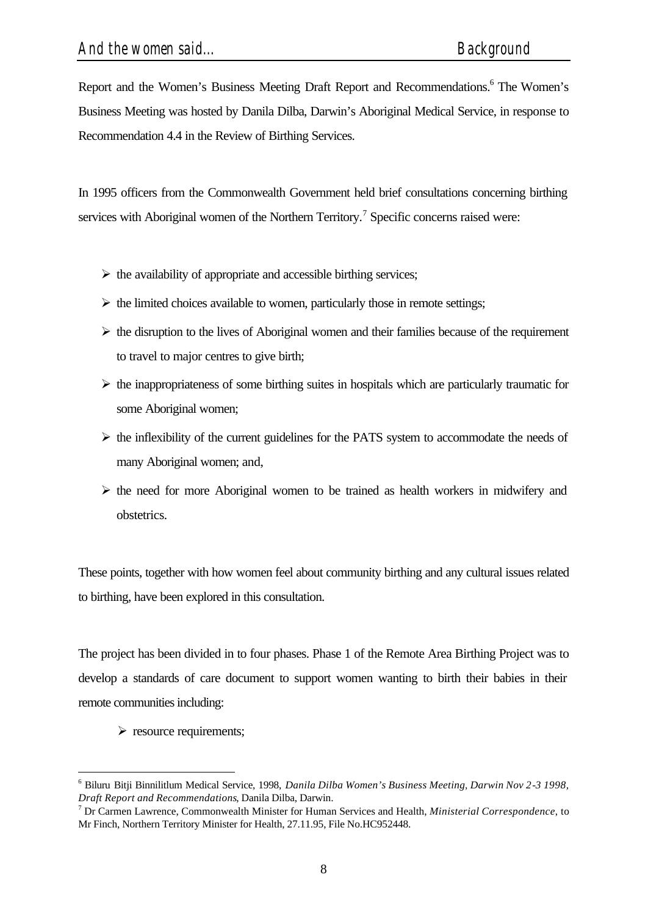Report and the Women's Business Meeting Draft Report and Recommendations.[6] The Women's Business Meeting was hosted by Danila Dilba, Darwin's Aboriginal Medical Service, in response to Recommendation 4.4 in the Review of Birthing Services.

In 1995 officers from the Commonwealth Government held brief consultations concerning birthing services with Aboriginal women of the Northern Territory.[7] Specific concerns raised were:

- the availability of appropriate and accessible birthing services;
- the limited choices available to women, particularly those in remote settings;
- the disruption to the lives of Aboriginal women and their families because of the requirement to travel to major centres to give birth;
- the inappropriateness of some birthing suites in hospitals which are particularly traumatic for some Aboriginal women;
- the inflexibility of the current guidelines for the PATS system to accommodate the needs of many Aboriginal women; and,
- the need for more Aboriginal women to be trained as health workers in midwifery and obstetrics.

These points, together with how women feel about community birthing and any cultural issues related to birthing, have been explored in this consultation.

The project has been divided in to four phases. Phase 1 of the Remote Area Birthing Project was to develop a standards of care document to support women wanting to birth their babies in their remote communities including:

- resource requirements;

---

[6] Biluru Bitji Binnilitlum Medical Service, 1998, *Danila Dilba Women's Business Meeting, Darwin Nov 2-3 1998, Draft Report and Recommendations*, Danila Dilba, Darwin.

[7] Dr Carmen Lawrence, Commonwealth Minister for Human Services and Health, *Ministerial Correspondence*, to Mr Finch, Northern Territory Minister for Health, 27.11.95, File No.HC952448.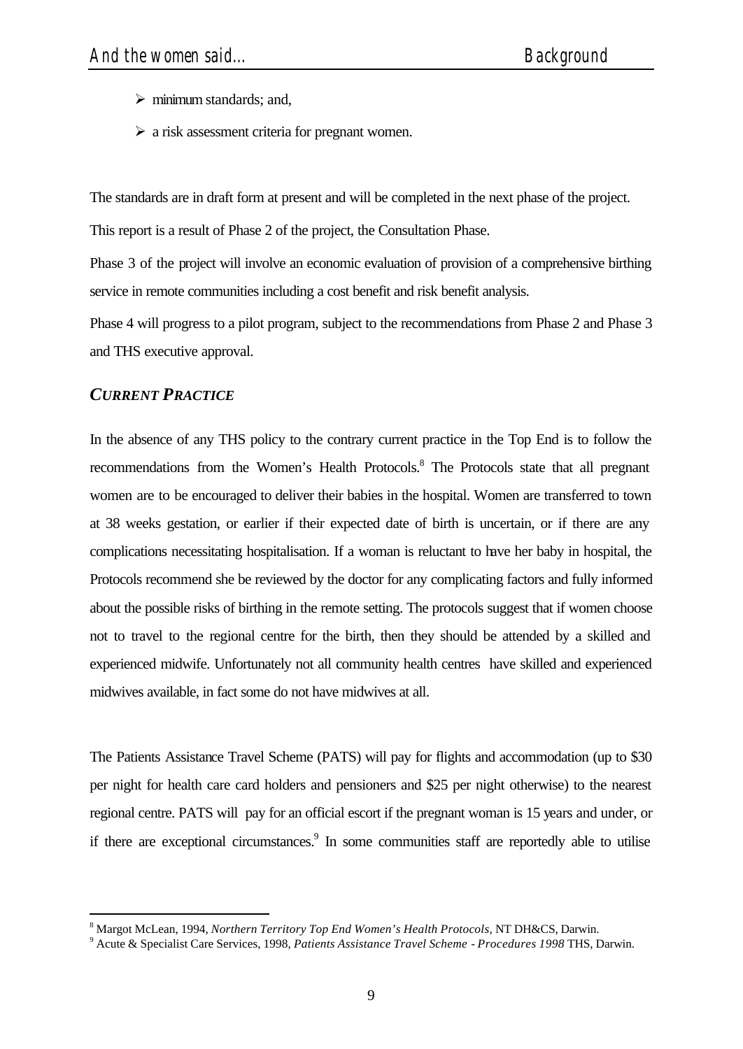- minimum standards; and,
- a risk assessment criteria for pregnant women.

The standards are in draft form at present and will be completed in the next phase of the project.

This report is a result of Phase 2 of the project, the Consultation Phase.

Phase 3 of the project will involve an economic evaluation of provision of a comprehensive birthing service in remote communities including a cost benefit and risk benefit analysis.

Phase 4 will progress to a pilot program, subject to the recommendations from Phase 2 and Phase 3 and THS executive approval.

### *CURRENT PRACTICE*

In the absence of any THS policy to the contrary current practice in the Top End is to follow the recommendations from the Women's Health Protocols.[8] The Protocols state that all pregnant women are to be encouraged to deliver their babies in the hospital. Women are transferred to town at 38 weeks gestation, or earlier if their expected date of birth is uncertain, or if there are any complications necessitating hospitalisation. If a woman is reluctant to have her baby in hospital, the Protocols recommend she be reviewed by the doctor for any complicating factors and fully informed about the possible risks of birthing in the remote setting. The protocols suggest that if women choose not to travel to the regional centre for the birth, then they should be attended by a skilled and experienced midwife. Unfortunately not all community health centres have skilled and experienced midwives available, in fact some do not have midwives at all.

The Patients Assistance Travel Scheme (PATS) will pay for flights and accommodation (up to $30 per night for health care card holders and pensioners and $25 per night otherwise) to the nearest regional centre. PATS will pay for an official escort if the pregnant woman is 15 years and under, or if there are exceptional circumstances.[9] In some communities staff are reportedly able to utilise

---

[8] Margot McLean, 1994, *Northern Territory Top End Women's Health Protocols*, NT DH&CS, Darwin.

[9] Acute & Specialist Care Services, 1998, *Patients Assistance Travel Scheme - Procedures 1998* THS, Darwin.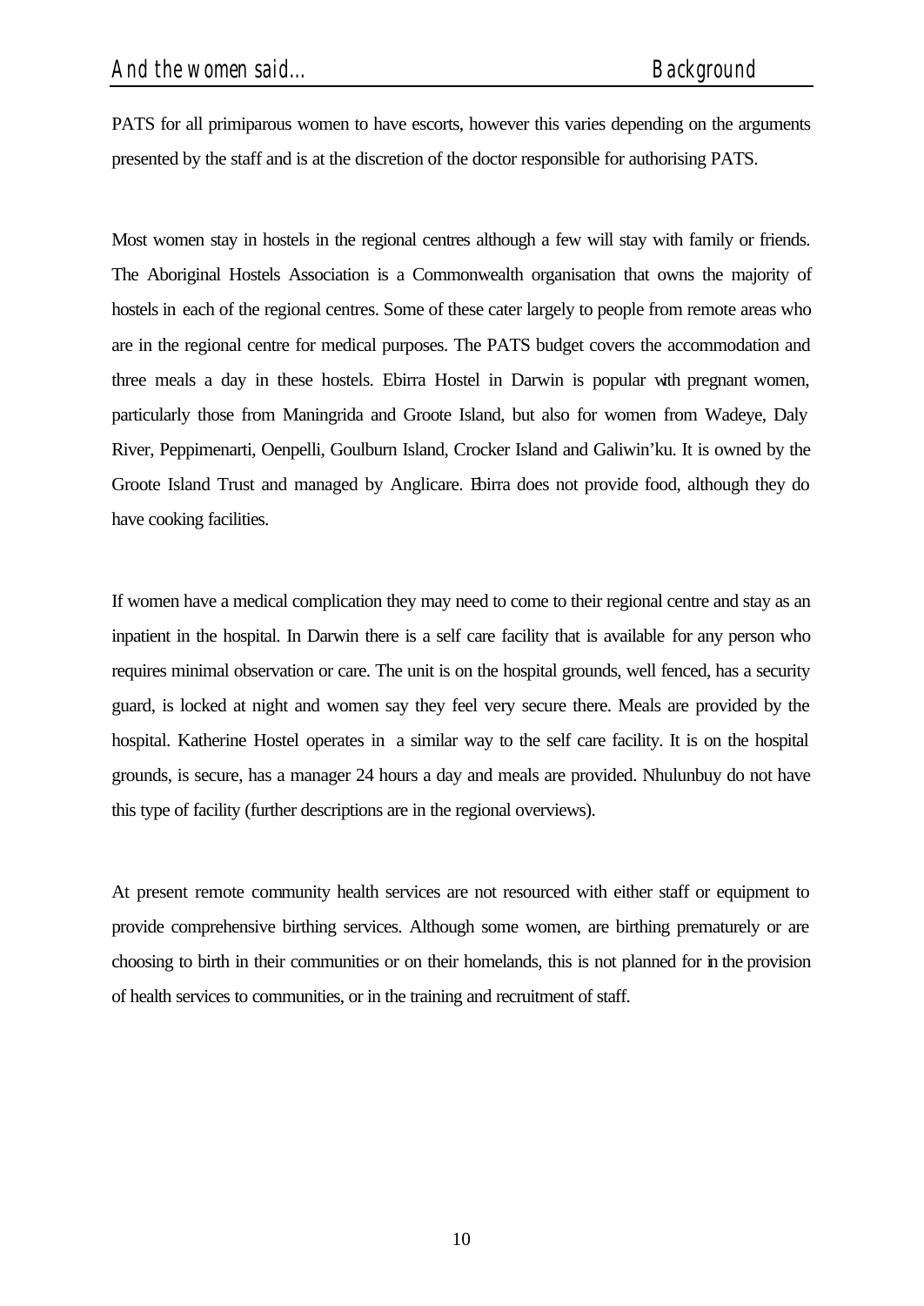PATS for all primiparous women to have escorts, however this varies depending on the arguments presented by the staff and is at the discretion of the doctor responsible for authorising PATS.

Most women stay in hostels in the regional centres although a few will stay with family or friends. The Aboriginal Hostels Association is a Commonwealth organisation that owns the majority of hostels in each of the regional centres. Some of these cater largely to people from remote areas who are in the regional centre for medical purposes. The PATS budget covers the accommodation and three meals a day in these hostels. Ebirra Hostel in Darwin is popular with pregnant women, particularly those from Maningrida and Groote Island, but also for women from Wadeye, Daly River, Peppimenarti, Oenpelli, Goulburn Island, Crocker Island and Galiwin'ku. It is owned by the Groote Island Trust and managed by Anglicare. Ebirra does not provide food, although they do have cooking facilities.

If women have a medical complication they may need to come to their regional centre and stay as an inpatient in the hospital. In Darwin there is a self care facility that is available for any person who requires minimal observation or care. The unit is on the hospital grounds, well fenced, has a security guard, is locked at night and women say they feel very secure there. Meals are provided by the hospital. Katherine Hostel operates in a similar way to the self care facility. It is on the hospital grounds, is secure, has a manager 24 hours a day and meals are provided. Nhulunbuy do not have this type of facility (further descriptions are in the regional overviews).

At present remote community health services are not resourced with either staff or equipment to provide comprehensive birthing services. Although some women, are birthing prematurely or are choosing to birth in their communities or on their homelands, this is not planned for in the provision of health services to communities, or in the training and recruitment of staff.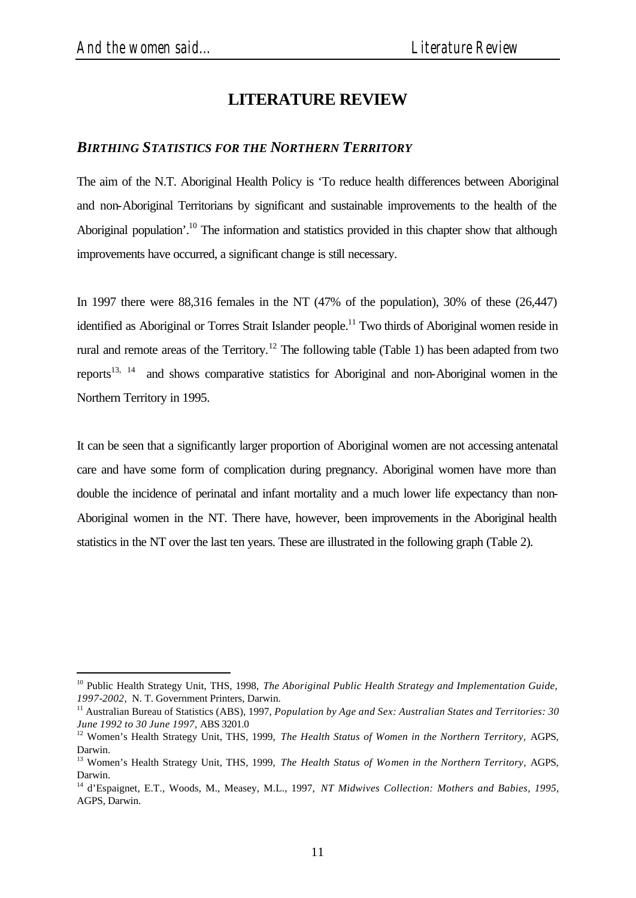# LITERATURE REVIEW

## *BIRTHING STATISTICS FOR THE NORTHERN TERRITORY*

The aim of the N.T. Aboriginal Health Policy is 'To reduce health differences between Aboriginal and non-Aboriginal Territorians by significant and sustainable improvements to the health of the Aboriginal population'.[10] The information and statistics provided in this chapter show that although improvements have occurred, a significant change is still necessary.

In 1997 there were 88,316 females in the NT (47% of the population), 30% of these (26,447) identified as Aboriginal or Torres Strait Islander people.[11] Two thirds of Aboriginal women reside in rural and remote areas of the Territory.[12] The following table (Table 1) has been adapted from two reports[13, 14] and shows comparative statistics for Aboriginal and non-Aboriginal women in the Northern Territory in 1995.

It can be seen that a significantly larger proportion of Aboriginal women are not accessing antenatal care and have some form of complication during pregnancy. Aboriginal women have more than double the incidence of perinatal and infant mortality and a much lower life expectancy than non-Aboriginal women in the NT. There have, however, been improvements in the Aboriginal health statistics in the NT over the last ten years. These are illustrated in the following graph (Table 2).

---

[10] Public Health Strategy Unit, THS, 1998, *The Aboriginal Public Health Strategy and Implementation Guide, 1997-2002*, N. T. Government Printers, Darwin.

[11] Australian Bureau of Statistics (ABS), 1997, *Population by Age and Sex: Australian States and Territories: 30 June 1992 to 30 June 1997*, ABS 3201.0

[12] Women's Health Strategy Unit, THS, 1999, *The Health Status of Women in the Northern Territory*, AGPS, Darwin.

[13] Women's Health Strategy Unit, THS, 1999, *The Health Status of Women in the Northern Territory*, AGPS, Darwin.

[14] d'Espaignet, E.T., Woods, M., Measey, M.L., 1997, *NT Midwives Collection: Mothers and Babies, 1995*, AGPS, Darwin.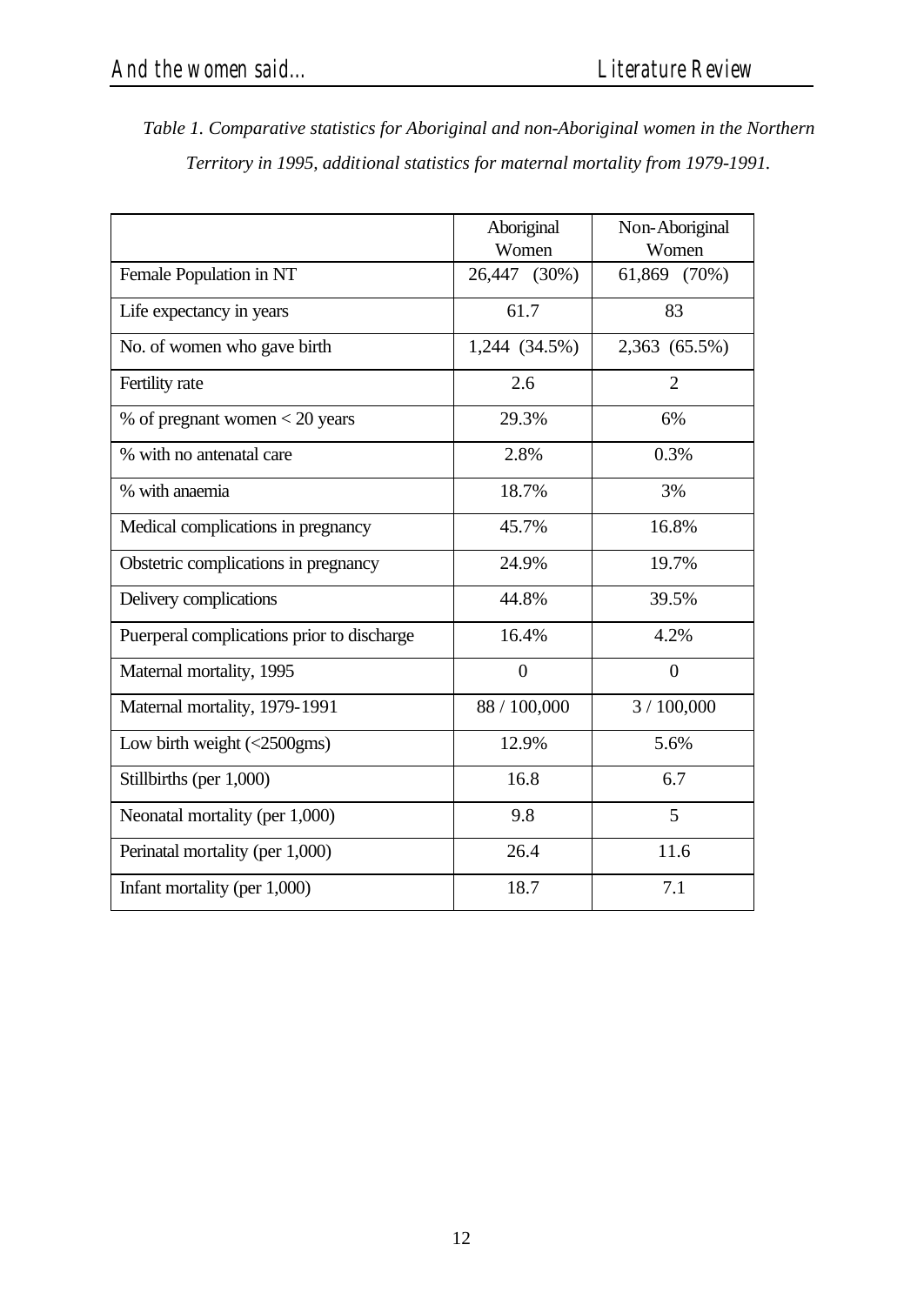*Table 1. Comparative statistics for Aboriginal and non-Aboriginal women in the Northern Territory in 1995, additional statistics for maternal mortality from 1979-1991.*

| | Aboriginal Women | Non-Aboriginal Women |
|---|---|---|
| Female Population in NT | 26,447 (30%) | 61,869 (70%) |
| Life expectancy in years | 61.7 | 83 |
| No. of women who gave birth | 1,244 (34.5%) | 2,363 (65.5%) |
| Fertility rate | 2.6 | 2 |
| % of pregnant women < 20 years | 29.3% | 6% |
| % with no antenatal care | 2.8% | 0.3% |
| % with anaemia | 18.7% | 3% |
| Medical complications in pregnancy | 45.7% | 16.8% |
| Obstetric complications in pregnancy | 24.9% | 19.7% |
| Delivery complications | 44.8% | 39.5% |
| Puerperal complications prior to discharge | 16.4% | 4.2% |
| Maternal mortality, 1995 | 0 | 0 |
| Maternal mortality, 1979-1991 | 88 / 100,000 | 3 / 100,000 |
| Low birth weight (<2500gms) | 12.9% | 5.6% |
| Stillbirths (per 1,000) | 16.8 | 6.7 |
| Neonatal mortality (per 1,000) | 9.8 | 5 |
| Perinatal mortality (per 1,000) | 26.4 | 11.6 |
| Infant mortality (per 1,000) | 18.7 | 7.1 |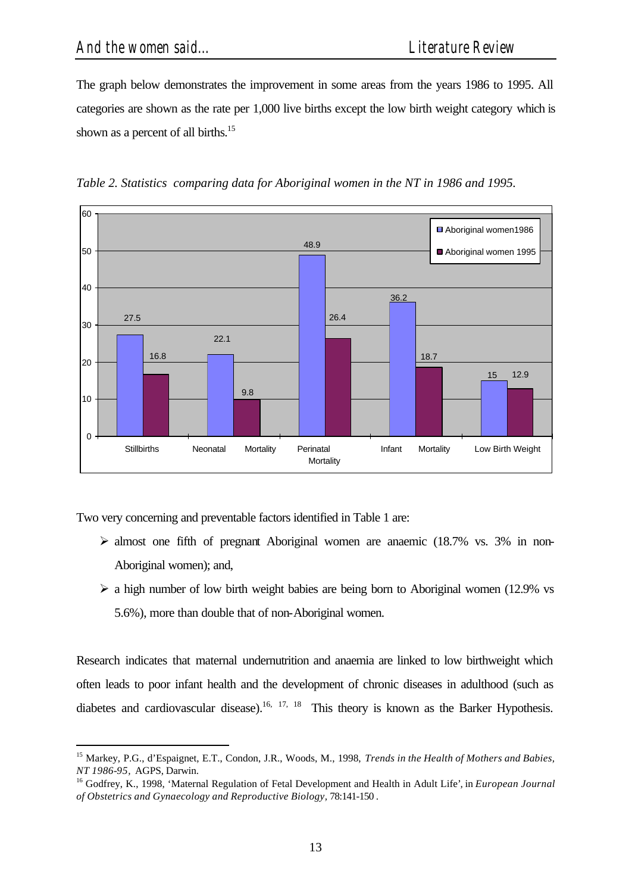The graph below demonstrates the improvement in some areas from the years 1986 to 1995. All categories are shown as the rate per 1,000 live births except the low birth weight category which is shown as a percent of all births.[15]

*Table 2. Statistics comparing data for Aboriginal women in the NT in 1986 and 1995.*

| | Aboriginal women 1986 | Aboriginal women 1995 |
|---|---|---|
| Stillbirths | 27.5 | 16.8 |
| Neonatal Mortality | 22.1 | 9.8 |
| Perinatal Mortality | 48.9 | 26.4 |
| Infant Mortality | 36.2 | 18.7 |
| Low Birth Weight | 15 | 12.9 |

Two very concerning and preventable factors identified in Table 1 are:

- almost one fifth of pregnant Aboriginal women are anaemic (18.7% vs. 3% in non-Aboriginal women); and,
- a high number of low birth weight babies are being born to Aboriginal women (12.9% vs 5.6%), more than double that of non-Aboriginal women.

Research indicates that maternal undernutrition and anaemia are linked to low birthweight which often leads to poor infant health and the development of chronic diseases in adulthood (such as diabetes and cardiovascular disease).[16, 17, 18] This theory is known as the Barker Hypothesis.

---

[15] Markey, P.G., d'Espaignet, E.T., Condon, J.R., Woods, M., 1998, *Trends in the Health of Mothers and Babies, NT 1986-95*, AGPS, Darwin.

[16] Godfrey, K., 1998, 'Maternal Regulation of Fetal Development and Health in Adult Life', in *European Journal of Obstetrics and Gynaecology and Reproductive Biology*, 78:141-150 .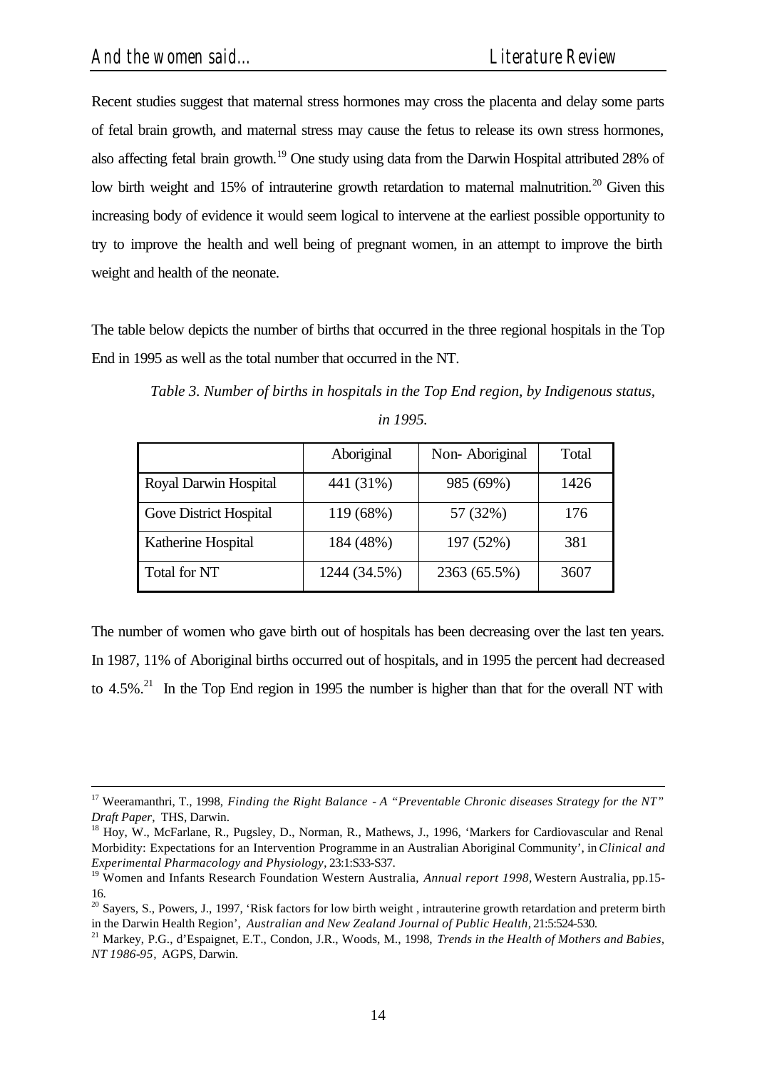Recent studies suggest that maternal stress hormones may cross the placenta and delay some parts of fetal brain growth, and maternal stress may cause the fetus to release its own stress hormones, also affecting fetal brain growth.[19] One study using data from the Darwin Hospital attributed 28% of low birth weight and 15% of intrauterine growth retardation to maternal malnutrition.[20] Given this increasing body of evidence it would seem logical to intervene at the earliest possible opportunity to try to improve the health and well being of pregnant women, in an attempt to improve the birth weight and health of the neonate.

The table below depicts the number of births that occurred in the three regional hospitals in the Top End in 1995 as well as the total number that occurred in the NT.

*Table 3. Number of births in hospitals in the Top End region, by Indigenous status, in 1995.*

| | Aboriginal | Non- Aboriginal | Total |
|---|---|---|---|
| Royal Darwin Hospital | 441 (31%) | 985 (69%) | 1426 |
| Gove District Hospital | 119 (68%) | 57 (32%) | 176 |
| Katherine Hospital | 184 (48%) | 197 (52%) | 381 |
| Total for NT | 1244 (34.5%) | 2363 (65.5%) | 3607 |

The number of women who gave birth out of hospitals has been decreasing over the last ten years. In 1987, 11% of Aboriginal births occurred out of hospitals, and in 1995 the percent had decreased to 4.5%.[21] In the Top End region in 1995 the number is higher than that for the overall NT with

---

[17] Weeramanthri, T., 1998, *Finding the Right Balance - A "Preventable Chronic diseases Strategy for the NT" Draft Paper*, THS, Darwin.

[18] Hoy, W., McFarlane, R., Pugsley, D., Norman, R., Mathews, J., 1996, 'Markers for Cardiovascular and Renal Morbidity: Expectations for an Intervention Programme in an Australian Aboriginal Community', in *Clinical and Experimental Pharmacology and Physiology*, 23:1:S33-S37.

[19] Women and Infants Research Foundation Western Australia, *Annual report 1998*, Western Australia, pp.15-16.

[20] Sayers, S., Powers, J., 1997, 'Risk factors for low birth weight , intrauterine growth retardation and preterm birth in the Darwin Health Region', *Australian and New Zealand Journal of Public Health*, 21:5:524-530.

[21] Markey, P.G., d'Espaignet, E.T., Condon, J.R., Woods, M., 1998, *Trends in the Health of Mothers and Babies, NT 1986-95*, AGPS, Darwin.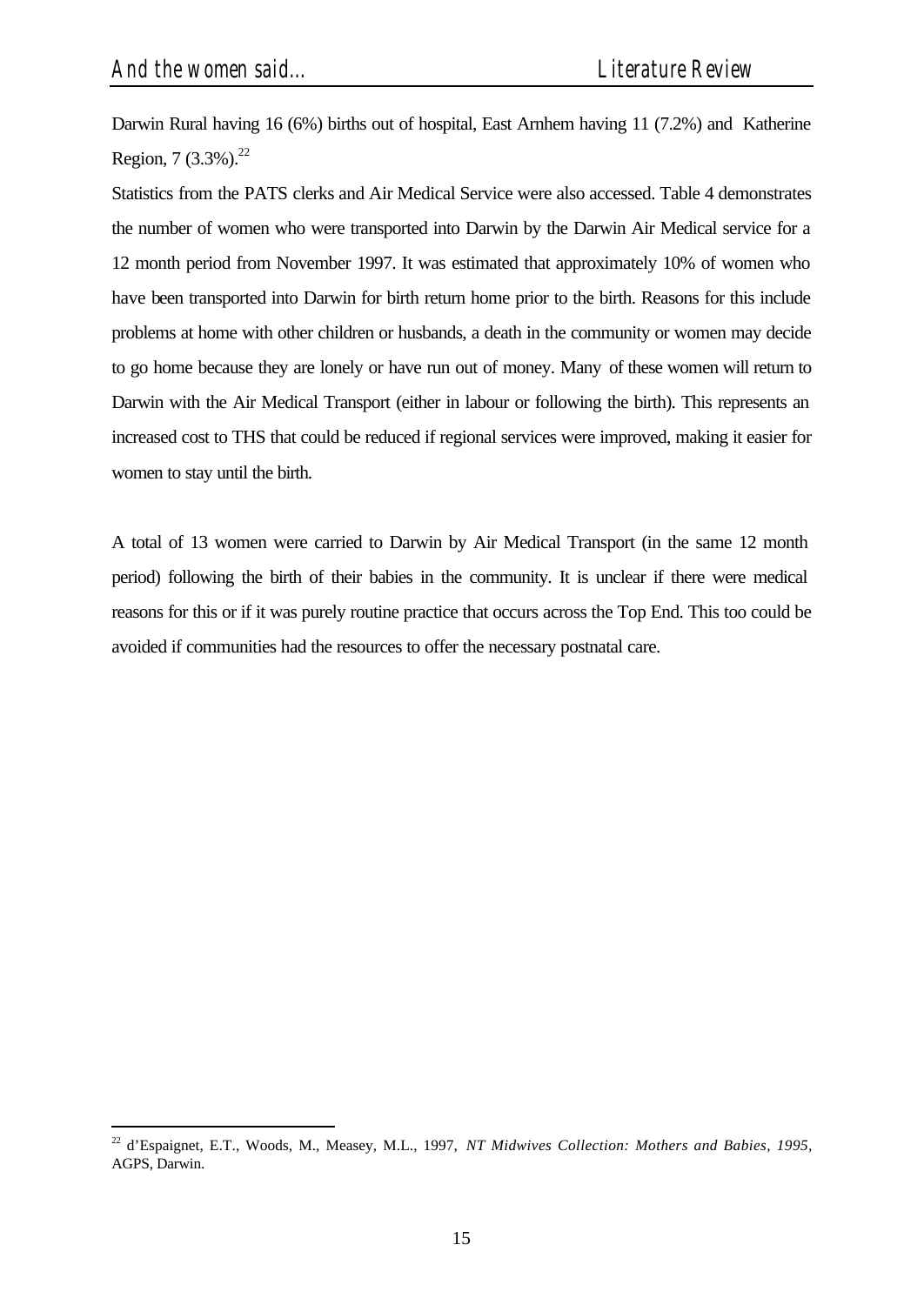Darwin Rural having 16 (6%) births out of hospital, East Arnhem having 11 (7.2%) and Katherine Region, 7 (3.3%).[22]

Statistics from the PATS clerks and Air Medical Service were also accessed. Table 4 demonstrates the number of women who were transported into Darwin by the Darwin Air Medical service for a 12 month period from November 1997. It was estimated that approximately 10% of women who have been transported into Darwin for birth return home prior to the birth. Reasons for this include problems at home with other children or husbands, a death in the community or women may decide to go home because they are lonely or have run out of money. Many of these women will return to Darwin with the Air Medical Transport (either in labour or following the birth). This represents an increased cost to THS that could be reduced if regional services were improved, making it easier for women to stay until the birth.

A total of 13 women were carried to Darwin by Air Medical Transport (in the same 12 month period) following the birth of their babies in the community. It is unclear if there were medical reasons for this or if it was purely routine practice that occurs across the Top End. This too could be avoided if communities had the resources to offer the necessary postnatal care.

---

[22] d'Espaignet, E.T., Woods, M., Measey, M.L., 1997, *NT Midwives Collection: Mothers and Babies, 1995*, AGPS, Darwin.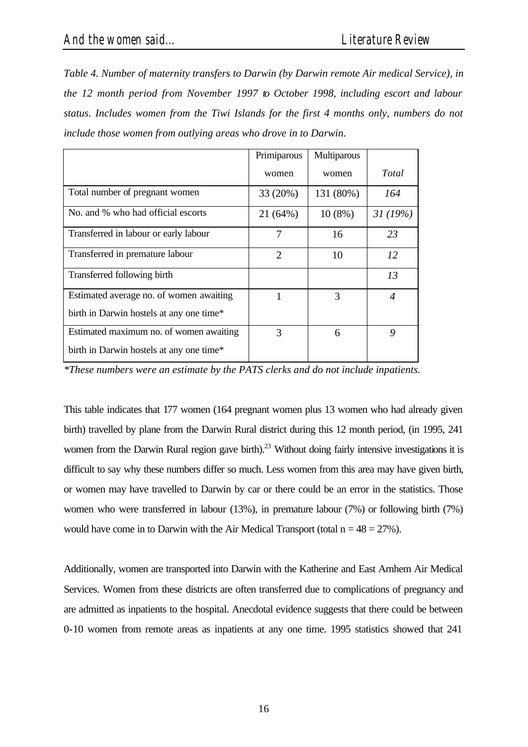*Table 4. Number of maternity transfers to Darwin (by Darwin remote Air medical Service), in the 12 month period from November 1997 to October 1998, including escort and labour status. Includes women from the Tiwi Islands for the first 4 months only, numbers do not include those women from outlying areas who drove in to Darwin.*

| | Primiparous women | Multiparous women | *Total* |
|---|---|---|---|
| Total number of pregnant women | 33 (20%) | 131 (80%) | *164* |
| No. and % who had official escorts | 21 (64%) | 10 (8%) | *31 (19%)* |
| Transferred in labour or early labour | 7 | 16 | *23* |
| Transferred in premature labour | 2 | 10 | *12* |
| Transferred following birth | | | *13* |
| Estimated average no. of women awaiting birth in Darwin hostels at any one time* | 1 | 3 | *4* |
| Estimated maximum no. of women awaiting birth in Darwin hostels at any one time* | 3 | 6 | *9* |

*\*These numbers were an estimate by the PATS clerks and do not include inpatients.*

This table indicates that 177 women (164 pregnant women plus 13 women who had already given birth) travelled by plane from the Darwin Rural district during this 12 month period, (in 1995, 241 women from the Darwin Rural region gave birth).[23] Without doing fairly intensive investigations it is difficult to say why these numbers differ so much. Less women from this area may have given birth, or women may have travelled to Darwin by car or there could be an error in the statistics. Those women who were transferred in labour (13%), in premature labour (7%) or following birth (7%) would have come in to Darwin with the Air Medical Transport (total n = 48 = 27%).

Additionally, women are transported into Darwin with the Katherine and East Arnhem Air Medical Services. Women from these districts are often transferred due to complications of pregnancy and are admitted as inpatients to the hospital. Anecdotal evidence suggests that there could be between 0-10 women from remote areas as inpatients at any one time. 1995 statistics showed that 241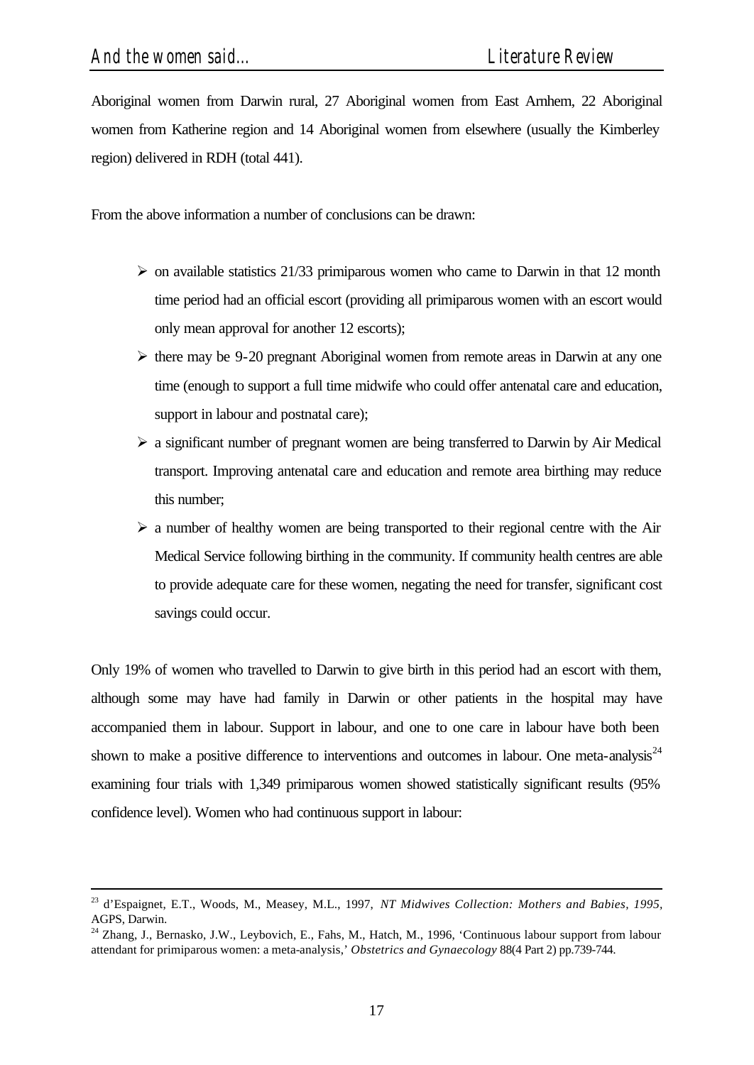Aboriginal women from Darwin rural, 27 Aboriginal women from East Arnhem, 22 Aboriginal women from Katherine region and 14 Aboriginal women from elsewhere (usually the Kimberley region) delivered in RDH (total 441).

From the above information a number of conclusions can be drawn:

- on available statistics 21/33 primiparous women who came to Darwin in that 12 month time period had an official escort (providing all primiparous women with an escort would only mean approval for another 12 escorts);
- there may be 9-20 pregnant Aboriginal women from remote areas in Darwin at any one time (enough to support a full time midwife who could offer antenatal care and education, support in labour and postnatal care);
- a significant number of pregnant women are being transferred to Darwin by Air Medical transport. Improving antenatal care and education and remote area birthing may reduce this number;
- a number of healthy women are being transported to their regional centre with the Air Medical Service following birthing in the community. If community health centres are able to provide adequate care for these women, negating the need for transfer, significant cost savings could occur.

Only 19% of women who travelled to Darwin to give birth in this period had an escort with them, although some may have had family in Darwin or other patients in the hospital may have accompanied them in labour. Support in labour, and one to one care in labour have both been shown to make a positive difference to interventions and outcomes in labour. One meta-analysis[24] examining four trials with 1,349 primiparous women showed statistically significant results (95% confidence level). Women who had continuous support in labour:

---

[23] d'Espaignet, E.T., Woods, M., Measey, M.L., 1997, *NT Midwives Collection: Mothers and Babies, 1995*, AGPS, Darwin.

[24] Zhang, J., Bernasko, J.W., Leybovich, E., Fahs, M., Hatch, M., 1996, 'Continuous labour support from labour attendant for primiparous women: a meta-analysis,' *Obstetrics and Gynaecology* 88(4 Part 2) pp.739-744.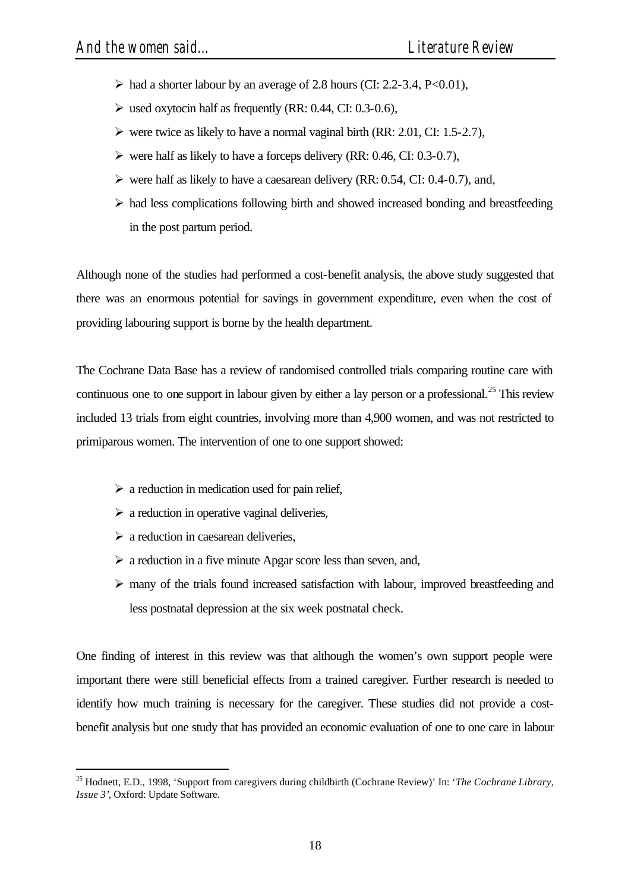- had a shorter labour by an average of 2.8 hours (CI: 2.2-3.4, $P<0.01$),
- used oxytocin half as frequently (RR: 0.44, CI: 0.3-0.6),
- were twice as likely to have a normal vaginal birth (RR: 2.01, CI: 1.5-2.7),
- were half as likely to have a forceps delivery (RR: 0.46, CI: 0.3-0.7),
- were half as likely to have a caesarean delivery (RR: 0.54, CI: 0.4-0.7), and,
- had less complications following birth and showed increased bonding and breastfeeding in the post partum period.

Although none of the studies had performed a cost-benefit analysis, the above study suggested that there was an enormous potential for savings in government expenditure, even when the cost of providing labouring support is borne by the health department.

The Cochrane Data Base has a review of randomised controlled trials comparing routine care with continuous one to one support in labour given by either a lay person or a professional.[25] This review included 13 trials from eight countries, involving more than 4,900 women, and was not restricted to primiparous women. The intervention of one to one support showed:

- a reduction in medication used for pain relief,
- a reduction in operative vaginal deliveries,
- a reduction in caesarean deliveries,
- a reduction in a five minute Apgar score less than seven, and,
- many of the trials found increased satisfaction with labour, improved breastfeeding and less postnatal depression at the six week postnatal check.

One finding of interest in this review was that although the women's own support people were important there were still beneficial effects from a trained caregiver. Further research is needed to identify how much training is necessary for the caregiver. These studies did not provide a cost-benefit analysis but one study that has provided an economic evaluation of one to one care in labour

---

[25] Hodnett, E.D., 1998, 'Support from caregivers during childbirth (Cochrane Review)' In: '*The Cochrane Library, Issue 3'*, Oxford: Update Software.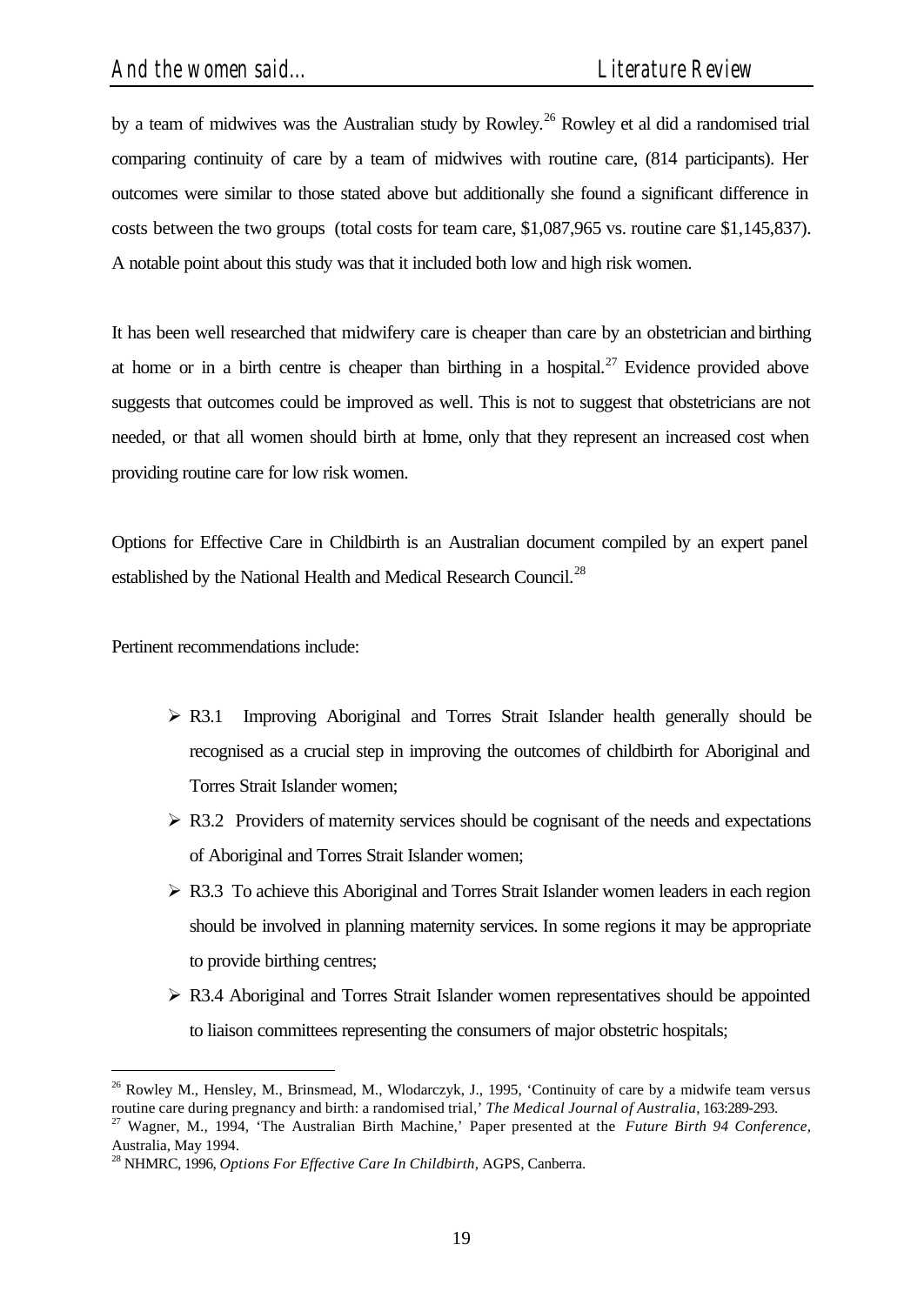by a team of midwives was the Australian study by Rowley.[26] Rowley et al did a randomised trial comparing continuity of care by a team of midwives with routine care, (814 participants). Her outcomes were similar to those stated above but additionally she found a significant difference in costs between the two groups (total costs for team care, $1,087,965 vs. routine care $1,145,837). A notable point about this study was that it included both low and high risk women.

It has been well researched that midwifery care is cheaper than care by an obstetrician and birthing at home or in a birth centre is cheaper than birthing in a hospital.[27] Evidence provided above suggests that outcomes could be improved as well. This is not to suggest that obstetricians are not needed, or that all women should birth at home, only that they represent an increased cost when providing routine care for low risk women.

Options for Effective Care in Childbirth is an Australian document compiled by an expert panel established by the National Health and Medical Research Council.[28]

Pertinent recommendations include:

- R3.1 Improving Aboriginal and Torres Strait Islander health generally should be recognised as a crucial step in improving the outcomes of childbirth for Aboriginal and Torres Strait Islander women;
- R3.2 Providers of maternity services should be cognisant of the needs and expectations of Aboriginal and Torres Strait Islander women;
- R3.3 To achieve this Aboriginal and Torres Strait Islander women leaders in each region should be involved in planning maternity services. In some regions it may be appropriate to provide birthing centres;
- R3.4 Aboriginal and Torres Strait Islander women representatives should be appointed to liaison committees representing the consumers of major obstetric hospitals;

---

[26] Rowley M., Hensley, M., Brinsmead, M., Wlodarczyk, J., 1995, 'Continuity of care by a midwife team versus routine care during pregnancy and birth: a randomised trial,' *The Medical Journal of Australia*, 163:289-293.

[27] Wagner, M., 1994, 'The Australian Birth Machine,' Paper presented at the *Future Birth 94 Conference*, Australia, May 1994.

[28] NHMRC, 1996, *Options For Effective Care In Childbirth*, AGPS, Canberra.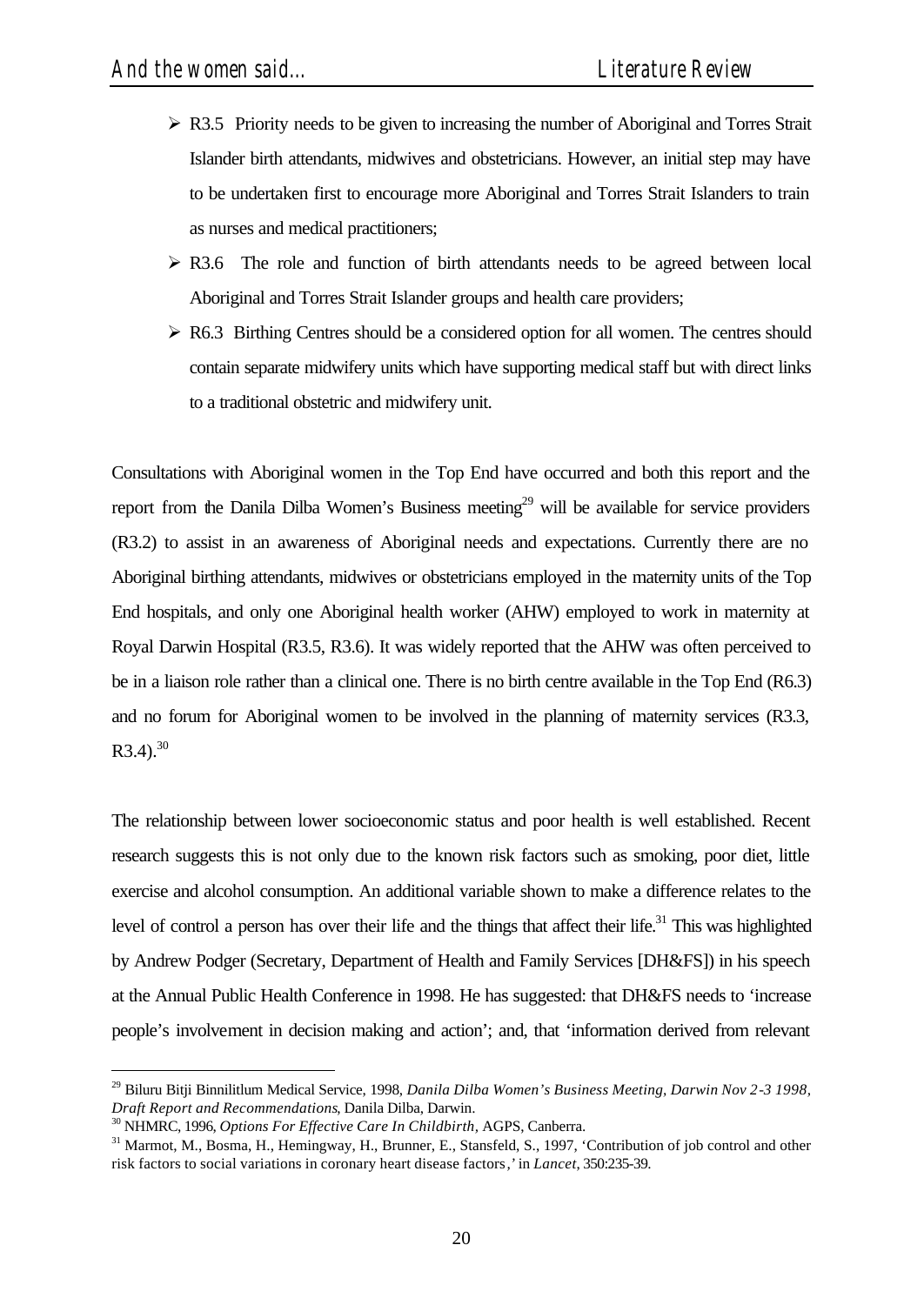- R3.5 Priority needs to be given to increasing the number of Aboriginal and Torres Strait Islander birth attendants, midwives and obstetricians. However, an initial step may have to be undertaken first to encourage more Aboriginal and Torres Strait Islanders to train as nurses and medical practitioners;
- R3.6 The role and function of birth attendants needs to be agreed between local Aboriginal and Torres Strait Islander groups and health care providers;
- R6.3 Birthing Centres should be a considered option for all women. The centres should contain separate midwifery units which have supporting medical staff but with direct links to a traditional obstetric and midwifery unit.

Consultations with Aboriginal women in the Top End have occurred and both this report and the report from the Danila Dilba Women's Business meeting[29] will be available for service providers (R3.2) to assist in an awareness of Aboriginal needs and expectations. Currently there are no Aboriginal birthing attendants, midwives or obstetricians employed in the maternity units of the Top End hospitals, and only one Aboriginal health worker (AHW) employed to work in maternity at Royal Darwin Hospital (R3.5, R3.6). It was widely reported that the AHW was often perceived to be in a liaison role rather than a clinical one. There is no birth centre available in the Top End (R6.3) and no forum for Aboriginal women to be involved in the planning of maternity services (R3.3, R3.4).[30]

The relationship between lower socioeconomic status and poor health is well established. Recent research suggests this is not only due to the known risk factors such as smoking, poor diet, little exercise and alcohol consumption. An additional variable shown to make a difference relates to the level of control a person has over their life and the things that affect their life.[31] This was highlighted by Andrew Podger (Secretary, Department of Health and Family Services [DH&FS]) in his speech at the Annual Public Health Conference in 1998. He has suggested: that DH&FS needs to 'increase people's involvement in decision making and action'; and, that 'information derived from relevant

---

[29] Biluru Bitji Binnilitlum Medical Service, 1998, *Danila Dilba Women's Business Meeting, Darwin Nov 2-3 1998, Draft Report and Recommendations*, Danila Dilba, Darwin.

[30] NHMRC, 1996, *Options For Effective Care In Childbirth*, AGPS, Canberra.

[31] Marmot, M., Bosma, H., Hemingway, H., Brunner, E., Stansfeld, S., 1997, 'Contribution of job control and other risk factors to social variations in coronary heart disease factors,' in *Lancet*, 350:235-39.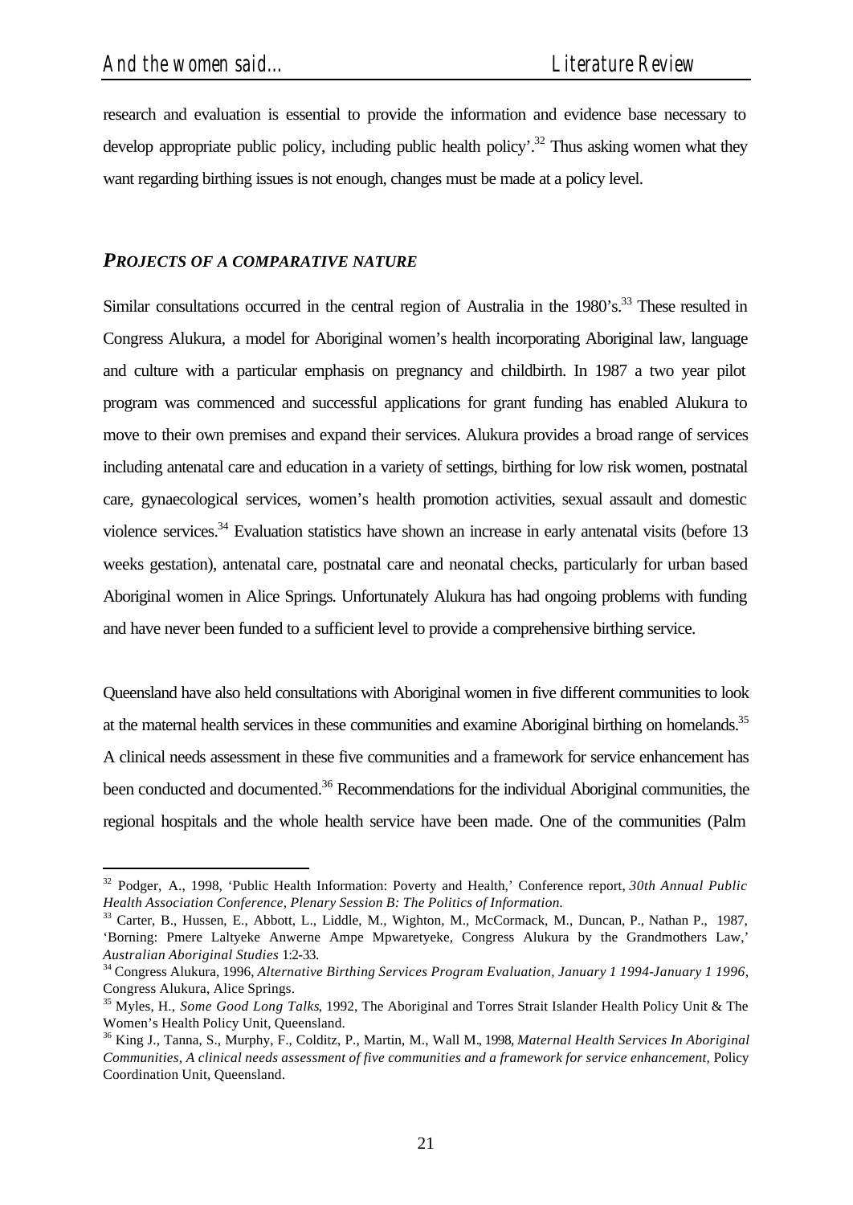research and evaluation is essential to provide the information and evidence base necessary to develop appropriate public policy, including public health policy'.[32] Thus asking women what they want regarding birthing issues is not enough, changes must be made at a policy level.

### *PROJECTS OF A COMPARATIVE NATURE*

Similar consultations occurred in the central region of Australia in the 1980's.[33] These resulted in Congress Alukura, a model for Aboriginal women's health incorporating Aboriginal law, language and culture with a particular emphasis on pregnancy and childbirth. In 1987 a two year pilot program was commenced and successful applications for grant funding has enabled Alukura to move to their own premises and expand their services. Alukura provides a broad range of services including antenatal care and education in a variety of settings, birthing for low risk women, postnatal care, gynaecological services, women's health promotion activities, sexual assault and domestic violence services.[34] Evaluation statistics have shown an increase in early antenatal visits (before 13 weeks gestation), antenatal care, postnatal care and neonatal checks, particularly for urban based Aboriginal women in Alice Springs. Unfortunately Alukura has had ongoing problems with funding and have never been funded to a sufficient level to provide a comprehensive birthing service.

Queensland have also held consultations with Aboriginal women in five different communities to look at the maternal health services in these communities and examine Aboriginal birthing on homelands.[35] A clinical needs assessment in these five communities and a framework for service enhancement has been conducted and documented.[36] Recommendations for the individual Aboriginal communities, the regional hospitals and the whole health service have been made. One of the communities (Palm

---

[32] Podger, A., 1998, 'Public Health Information: Poverty and Health,' Conference report, *30th Annual Public Health Association Conference, Plenary Session B: The Politics of Information.*

[33] Carter, B., Hussen, E., Abbott, L., Liddle, M., Wighton, M., McCormack, M., Duncan, P., Nathan P., 1987, 'Borning: Pmere Laltyeke Anwerne Ampe Mpwaretyeke, Congress Alukura by the Grandmothers Law,' *Australian Aboriginal Studies* 1:2-33.

[34] Congress Alukura, 1996, *Alternative Birthing Services Program Evaluation, January 1 1994-January 1 1996*, Congress Alukura, Alice Springs.

[35] Myles, H., *Some Good Long Talks*, 1992, The Aboriginal and Torres Strait Islander Health Policy Unit & The Women's Health Policy Unit, Queensland.

[36] King J., Tanna, S., Murphy, F., Colditz, P., Martin, M., Wall M., 1998, *Maternal Health Services In Aboriginal Communities, A clinical needs assessment of five communities and a framework for service enhancement,* Policy Coordination Unit, Queensland.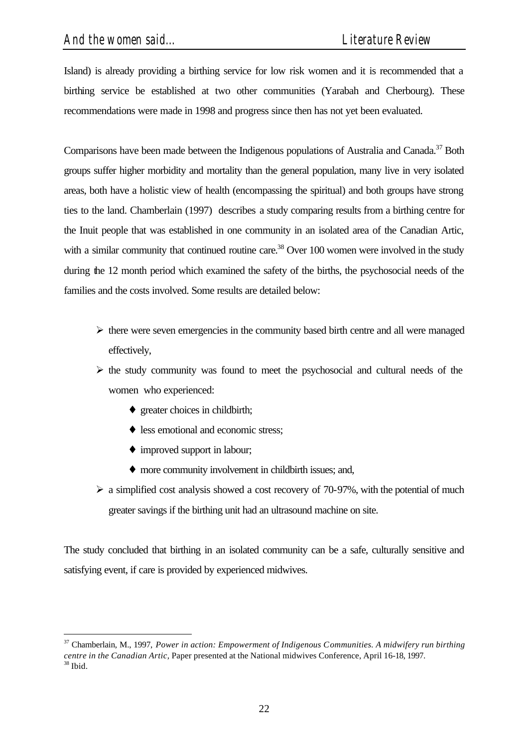Island) is already providing a birthing service for low risk women and it is recommended that a birthing service be established at two other communities (Yarabah and Cherbourg). These recommendations were made in 1998 and progress since then has not yet been evaluated.

Comparisons have been made between the Indigenous populations of Australia and Canada.[37] Both groups suffer higher morbidity and mortality than the general population, many live in very isolated areas, both have a holistic view of health (encompassing the spiritual) and both groups have strong ties to the land. Chamberlain (1997) describes a study comparing results from a birthing centre for the Inuit people that was established in one community in an isolated area of the Canadian Artic, with a similar community that continued routine care.[38] Over 100 women were involved in the study during the 12 month period which examined the safety of the births, the psychosocial needs of the families and the costs involved. Some results are detailed below:

- there were seven emergencies in the community based birth centre and all were managed effectively,
- the study community was found to meet the psychosocial and cultural needs of the women who experienced:
  - greater choices in childbirth;
  - less emotional and economic stress;
  - improved support in labour;
  - more community involvement in childbirth issues; and,
- a simplified cost analysis showed a cost recovery of 70-97%, with the potential of much greater savings if the birthing unit had an ultrasound machine on site.

The study concluded that birthing in an isolated community can be a safe, culturally sensitive and satisfying event, if care is provided by experienced midwives.

---

[37] Chamberlain, M., 1997, *Power in action: Empowerment of Indigenous Communities. A midwifery run birthing centre in the Canadian Artic,* Paper presented at the National midwives Conference, April 16-18, 1997.
[38] Ibid.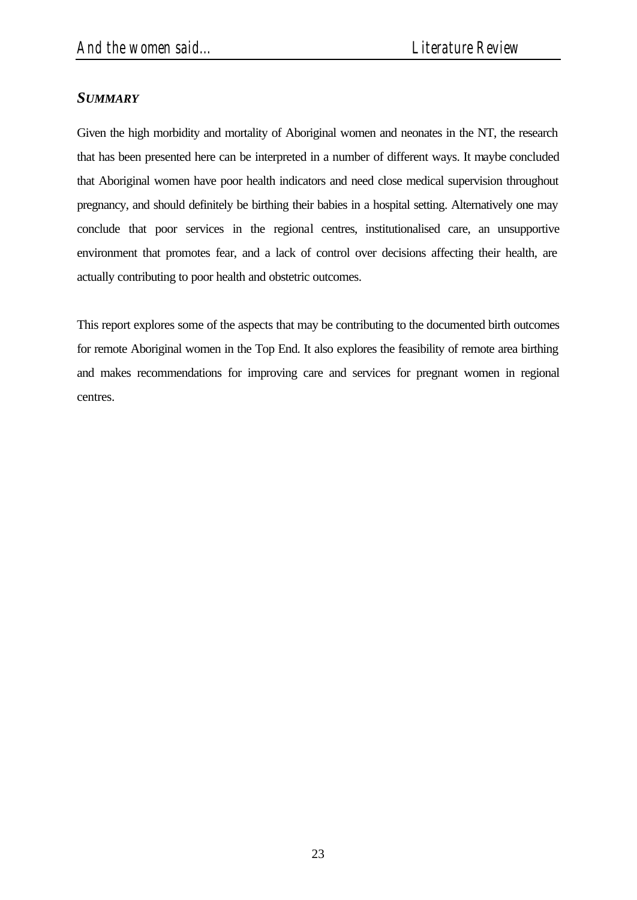### *SUMMARY*

Given the high morbidity and mortality of Aboriginal women and neonates in the NT, the research that has been presented here can be interpreted in a number of different ways. It maybe concluded that Aboriginal women have poor health indicators and need close medical supervision throughout pregnancy, and should definitely be birthing their babies in a hospital setting. Alternatively one may conclude that poor services in the regional centres, institutionalised care, an unsupportive environment that promotes fear, and a lack of control over decisions affecting their health, are actually contributing to poor health and obstetric outcomes.

This report explores some of the aspects that may be contributing to the documented birth outcomes for remote Aboriginal women in the Top End. It also explores the feasibility of remote area birthing and makes recommendations for improving care and services for pregnant women in regional centres.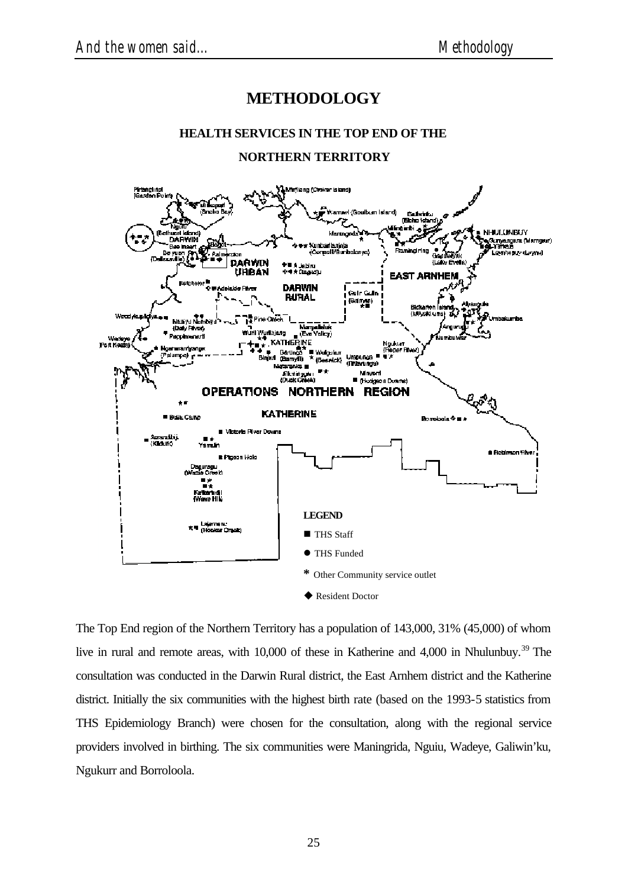# METHODOLOGY

## HEALTH SERVICES IN THE TOP END OF THE NORTHERN TERRITORY

**LEGEND**

- ■ THS Staff
- ● THS Funded
- * Other Community service outlet
- ◆ Resident Doctor

The Top End region of the Northern Territory has a population of 143,000, 31% (45,000) of whom live in rural and remote areas, with 10,000 of these in Katherine and 4,000 in Nhulunbuy.[39] The consultation was conducted in the Darwin Rural district, the East Arnhem district and the Katherine district. Initially the six communities with the highest birth rate (based on the 1993-5 statistics from THS Epidemiology Branch) were chosen for the consultation, along with the regional service providers involved in birthing. The six communities were Maningrida, Nguiu, Wadeye, Galiwin'ku, Ngukurr and Borroloola.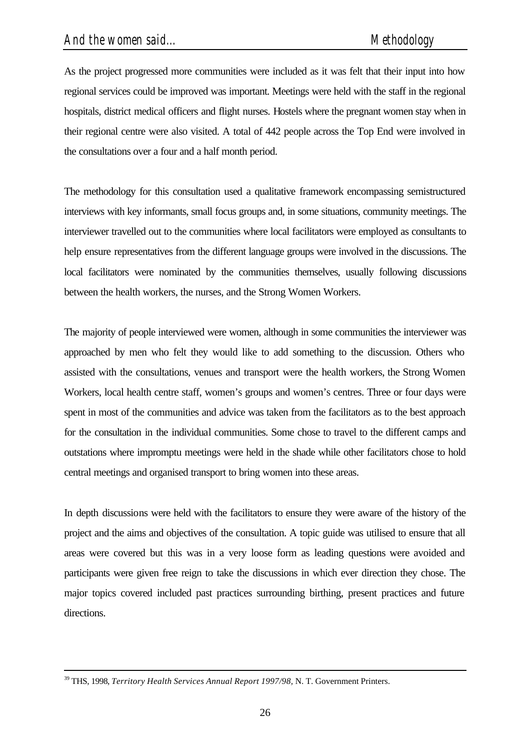As the project progressed more communities were included as it was felt that their input into how regional services could be improved was important. Meetings were held with the staff in the regional hospitals, district medical officers and flight nurses. Hostels where the pregnant women stay when in their regional centre were also visited. A total of 442 people across the Top End were involved in the consultations over a four and a half month period.

The methodology for this consultation used a qualitative framework encompassing semistructured interviews with key informants, small focus groups and, in some situations, community meetings. The interviewer travelled out to the communities where local facilitators were employed as consultants to help ensure representatives from the different language groups were involved in the discussions. The local facilitators were nominated by the communities themselves, usually following discussions between the health workers, the nurses, and the Strong Women Workers.

The majority of people interviewed were women, although in some communities the interviewer was approached by men who felt they would like to add something to the discussion. Others who assisted with the consultations, venues and transport were the health workers, the Strong Women Workers, local health centre staff, women's groups and women's centres. Three or four days were spent in most of the communities and advice was taken from the facilitators as to the best approach for the consultation in the individual communities. Some chose to travel to the different camps and outstations where impromptu meetings were held in the shade while other facilitators chose to hold central meetings and organised transport to bring women into these areas.

In depth discussions were held with the facilitators to ensure they were aware of the history of the project and the aims and objectives of the consultation. A topic guide was utilised to ensure that all areas were covered but this was in a very loose form as leading questions were avoided and participants were given free reign to take the discussions in which ever direction they chose. The major topics covered included past practices surrounding birthing, present practices and future directions.

---

[39] THS, 1998, *Territory Health Services Annual Report 1997/98,* N. T. Government Printers.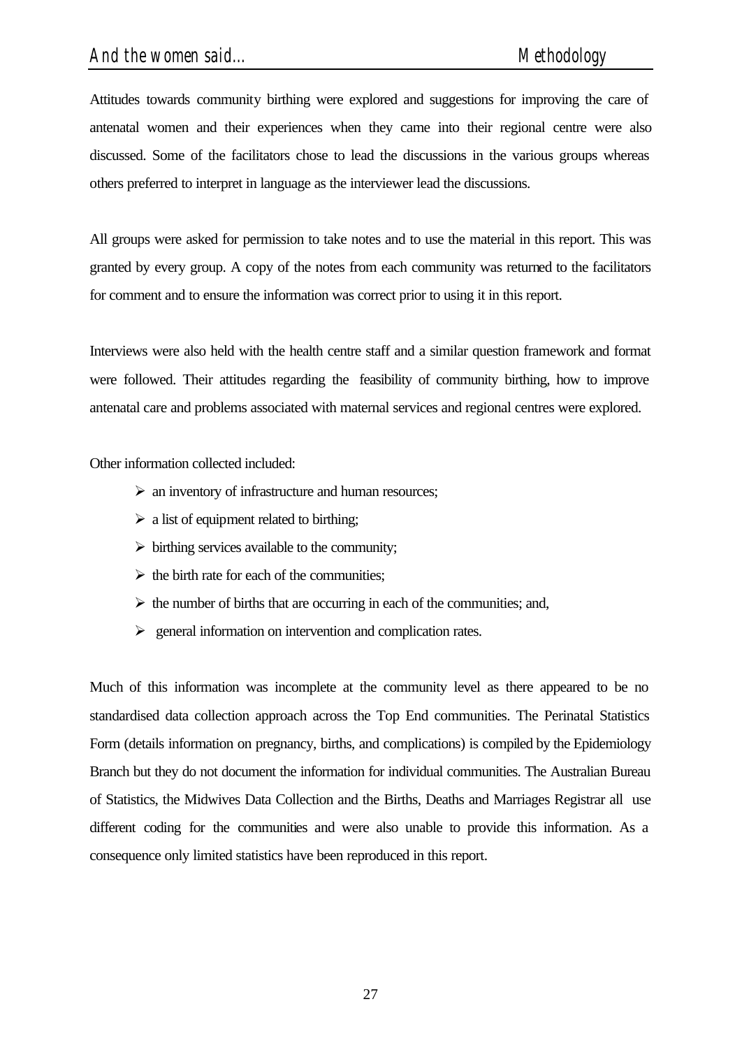Attitudes towards community birthing were explored and suggestions for improving the care of antenatal women and their experiences when they came into their regional centre were also discussed. Some of the facilitators chose to lead the discussions in the various groups whereas others preferred to interpret in language as the interviewer lead the discussions.

All groups were asked for permission to take notes and to use the material in this report. This was granted by every group. A copy of the notes from each community was returned to the facilitators for comment and to ensure the information was correct prior to using it in this report.

Interviews were also held with the health centre staff and a similar question framework and format were followed. Their attitudes regarding the feasibility of community birthing, how to improve antenatal care and problems associated with maternal services and regional centres were explored.

Other information collected included:

- an inventory of infrastructure and human resources;
- a list of equipment related to birthing;
- birthing services available to the community;
- the birth rate for each of the communities;
- the number of births that are occurring in each of the communities; and,
- general information on intervention and complication rates.

Much of this information was incomplete at the community level as there appeared to be no standardised data collection approach across the Top End communities. The Perinatal Statistics Form (details information on pregnancy, births, and complications) is compiled by the Epidemiology Branch but they do not document the information for individual communities. The Australian Bureau of Statistics, the Midwives Data Collection and the Births, Deaths and Marriages Registrar all use different coding for the communities and were also unable to provide this information. As a consequence only limited statistics have been reproduced in this report.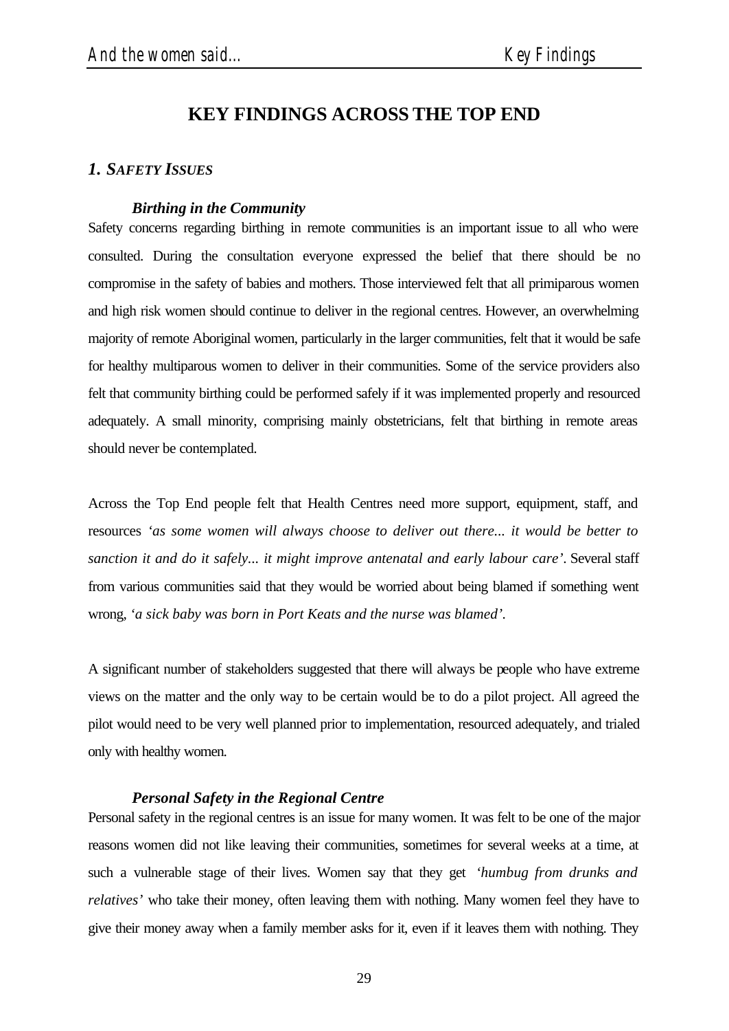# KEY FINDINGS ACROSS THE TOP END

## *1. SAFETY ISSUES*

### *Birthing in the Community*

Safety concerns regarding birthing in remote communities is an important issue to all who were consulted. During the consultation everyone expressed the belief that there should be no compromise in the safety of babies and mothers. Those interviewed felt that all primiparous women and high risk women should continue to deliver in the regional centres. However, an overwhelming majority of remote Aboriginal women, particularly in the larger communities, felt that it would be safe for healthy multiparous women to deliver in their communities. Some of the service providers also felt that community birthing could be performed safely if it was implemented properly and resourced adequately. A small minority, comprising mainly obstetricians, felt that birthing in remote areas should never be contemplated.

Across the Top End people felt that Health Centres need more support, equipment, staff, and resources *'as some women will always choose to deliver out there... it would be better to sanction it and do it safely... it might improve antenatal and early labour care'*. Several staff from various communities said that they would be worried about being blamed if something went wrong, *'a sick baby was born in Port Keats and the nurse was blamed'*.

A significant number of stakeholders suggested that there will always be people who have extreme views on the matter and the only way to be certain would be to do a pilot project. All agreed the pilot would need to be very well planned prior to implementation, resourced adequately, and trialed only with healthy women.

### *Personal Safety in the Regional Centre*

Personal safety in the regional centres is an issue for many women. It was felt to be one of the major reasons women did not like leaving their communities, sometimes for several weeks at a time, at such a vulnerable stage of their lives. Women say that they get *'humbug from drunks and relatives'* who take their money, often leaving them with nothing. Many women feel they have to give their money away when a family member asks for it, even if it leaves them with nothing. They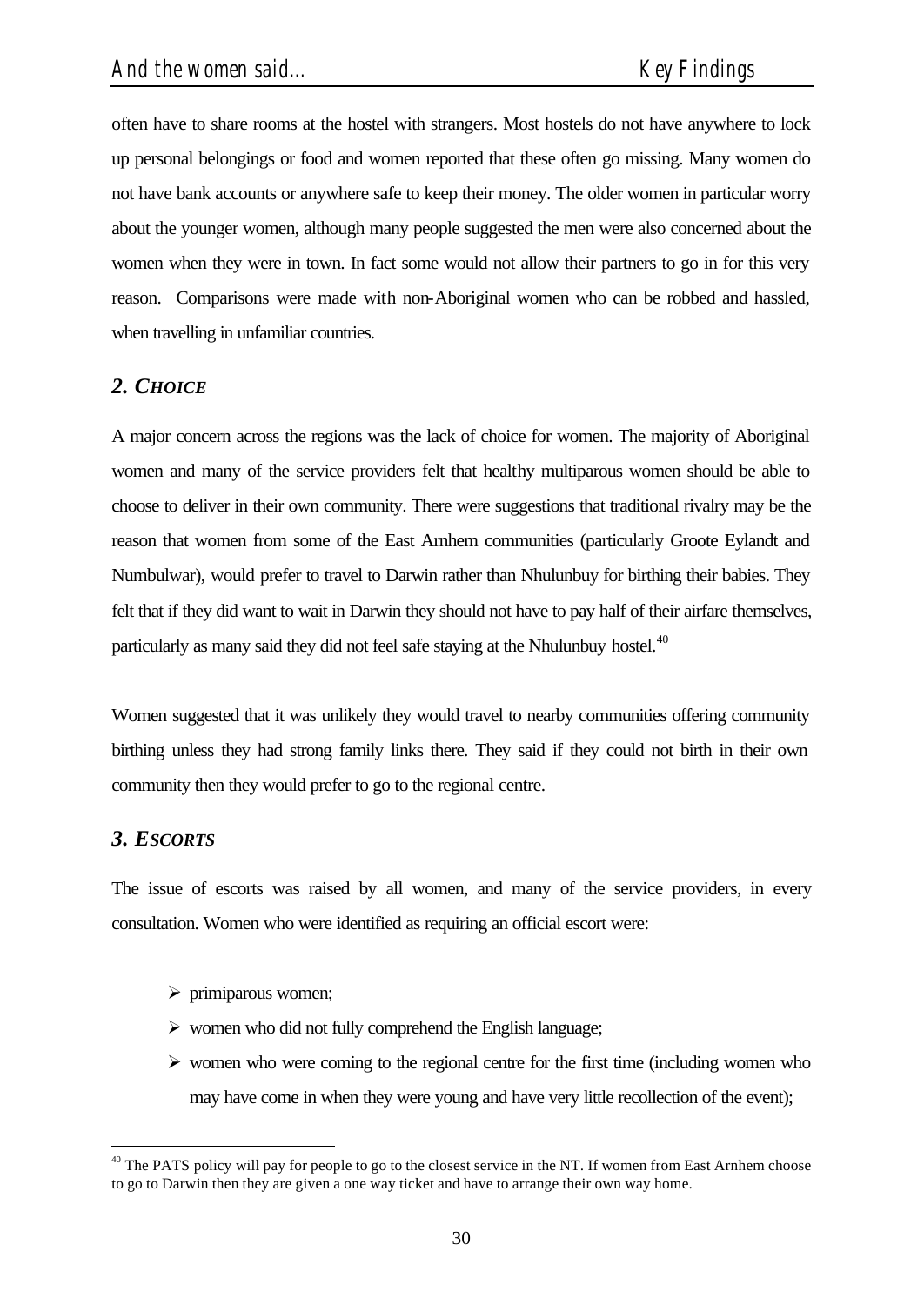often have to share rooms at the hostel with strangers. Most hostels do not have anywhere to lock up personal belongings or food and women reported that these often go missing. Many women do not have bank accounts or anywhere safe to keep their money. The older women in particular worry about the younger women, although many people suggested the men were also concerned about the women when they were in town. In fact some would not allow their partners to go in for this very reason. Comparisons were made with non-Aboriginal women who can be robbed and hassled, when travelling in unfamiliar countries.

## *2. CHOICE*

A major concern across the regions was the lack of choice for women. The majority of Aboriginal women and many of the service providers felt that healthy multiparous women should be able to choose to deliver in their own community. There were suggestions that traditional rivalry may be the reason that women from some of the East Arnhem communities (particularly Groote Eylandt and Numbulwar), would prefer to travel to Darwin rather than Nhulunbuy for birthing their babies. They felt that if they did want to wait in Darwin they should not have to pay half of their airfare themselves, particularly as many said they did not feel safe staying at the Nhulunbuy hostel.[40]

Women suggested that it was unlikely they would travel to nearby communities offering community birthing unless they had strong family links there. They said if they could not birth in their own community then they would prefer to go to the regional centre.

## *3. ESCORTS*

The issue of escorts was raised by all women, and many of the service providers, in every consultation. Women who were identified as requiring an official escort were:

- primiparous women;
- women who did not fully comprehend the English language;
- women who were coming to the regional centre for the first time (including women who may have come in when they were young and have very little recollection of the event);

[40] The PATS policy will pay for people to go to the closest service in the NT. If women from East Arnhem choose to go to Darwin then they are given a one way ticket and have to arrange their own way home.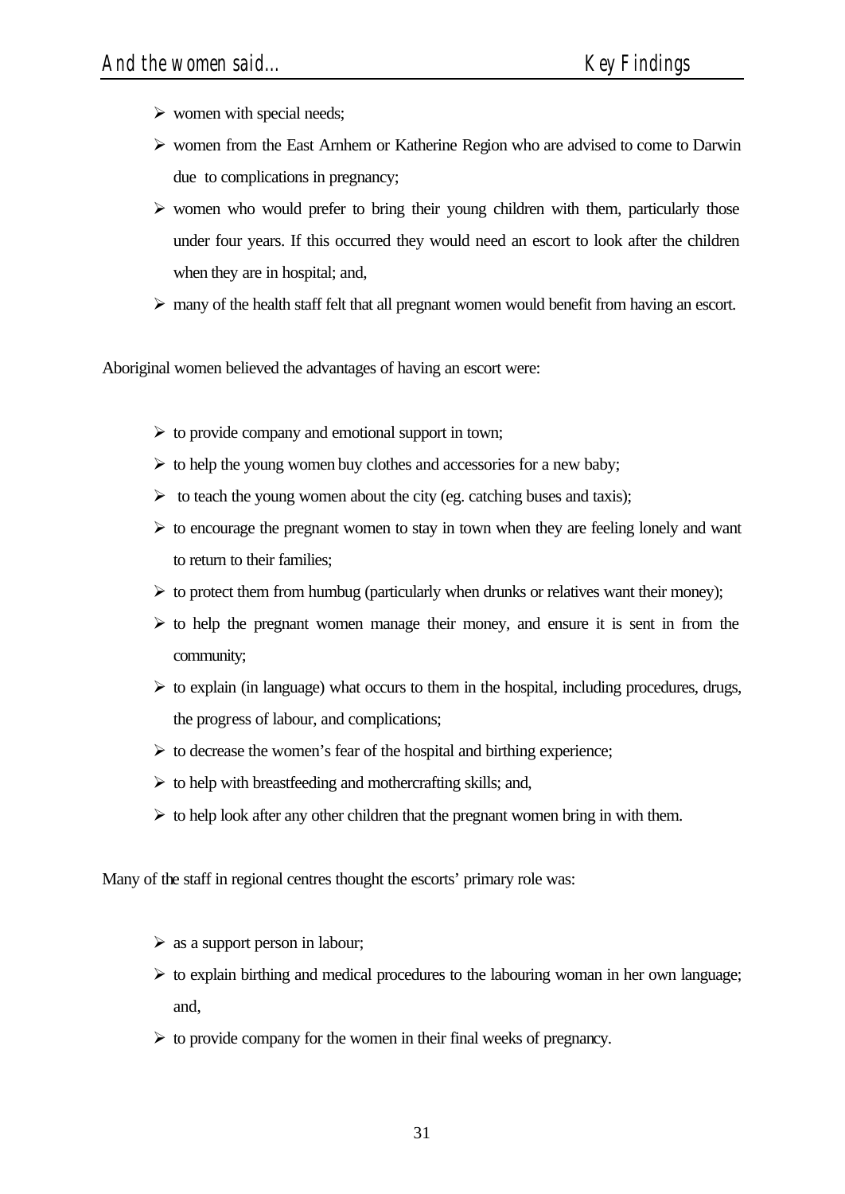- women with special needs;
- women from the East Arnhem or Katherine Region who are advised to come to Darwin due to complications in pregnancy;
- women who would prefer to bring their young children with them, particularly those under four years. If this occurred they would need an escort to look after the children when they are in hospital; and,
- many of the health staff felt that all pregnant women would benefit from having an escort.

Aboriginal women believed the advantages of having an escort were:

- to provide company and emotional support in town;
- to help the young women buy clothes and accessories for a new baby;
- to teach the young women about the city (eg. catching buses and taxis);
- to encourage the pregnant women to stay in town when they are feeling lonely and want to return to their families;
- to protect them from humbug (particularly when drunks or relatives want their money);
- to help the pregnant women manage their money, and ensure it is sent in from the community;
- to explain (in language) what occurs to them in the hospital, including procedures, drugs, the progress of labour, and complications;
- to decrease the women's fear of the hospital and birthing experience;
- to help with breastfeeding and mothercrafting skills; and,
- to help look after any other children that the pregnant women bring in with them.

Many of the staff in regional centres thought the escorts' primary role was:

- as a support person in labour;
- to explain birthing and medical procedures to the labouring woman in her own language; and,
- to provide company for the women in their final weeks of pregnancy.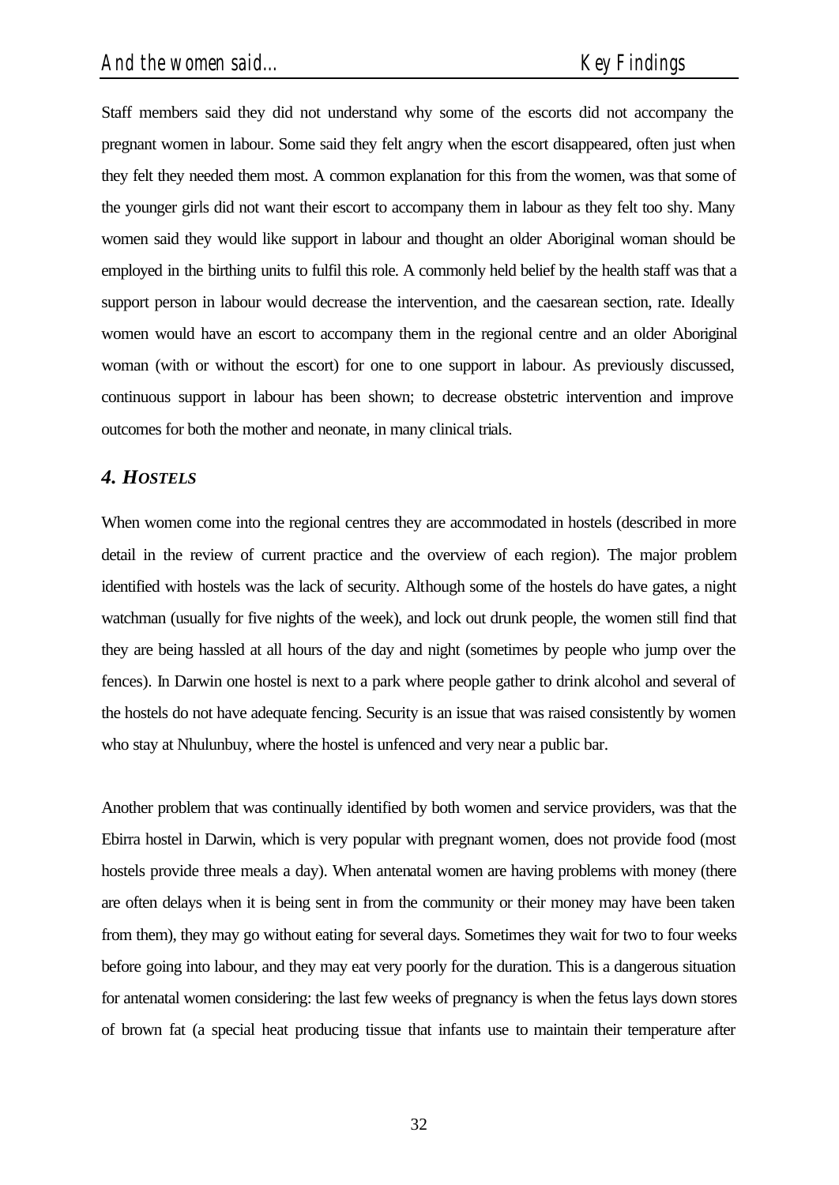Staff members said they did not understand why some of the escorts did not accompany the pregnant women in labour. Some said they felt angry when the escort disappeared, often just when they felt they needed them most. A common explanation for this from the women, was that some of the younger girls did not want their escort to accompany them in labour as they felt too shy. Many women said they would like support in labour and thought an older Aboriginal woman should be employed in the birthing units to fulfil this role. A commonly held belief by the health staff was that a support person in labour would decrease the intervention, and the caesarean section, rate. Ideally women would have an escort to accompany them in the regional centre and an older Aboriginal woman (with or without the escort) for one to one support in labour. As previously discussed, continuous support in labour has been shown; to decrease obstetric intervention and improve outcomes for both the mother and neonate, in many clinical trials.

### *4. HOSTELS*

When women come into the regional centres they are accommodated in hostels (described in more detail in the review of current practice and the overview of each region). The major problem identified with hostels was the lack of security. Although some of the hostels do have gates, a night watchman (usually for five nights of the week), and lock out drunk people, the women still find that they are being hassled at all hours of the day and night (sometimes by people who jump over the fences). In Darwin one hostel is next to a park where people gather to drink alcohol and several of the hostels do not have adequate fencing. Security is an issue that was raised consistently by women who stay at Nhulunbuy, where the hostel is unfenced and very near a public bar.

Another problem that was continually identified by both women and service providers, was that the Ebirra hostel in Darwin, which is very popular with pregnant women, does not provide food (most hostels provide three meals a day). When antenatal women are having problems with money (there are often delays when it is being sent in from the community or their money may have been taken from them), they may go without eating for several days. Sometimes they wait for two to four weeks before going into labour, and they may eat very poorly for the duration. This is a dangerous situation for antenatal women considering: the last few weeks of pregnancy is when the fetus lays down stores of brown fat (a special heat producing tissue that infants use to maintain their temperature after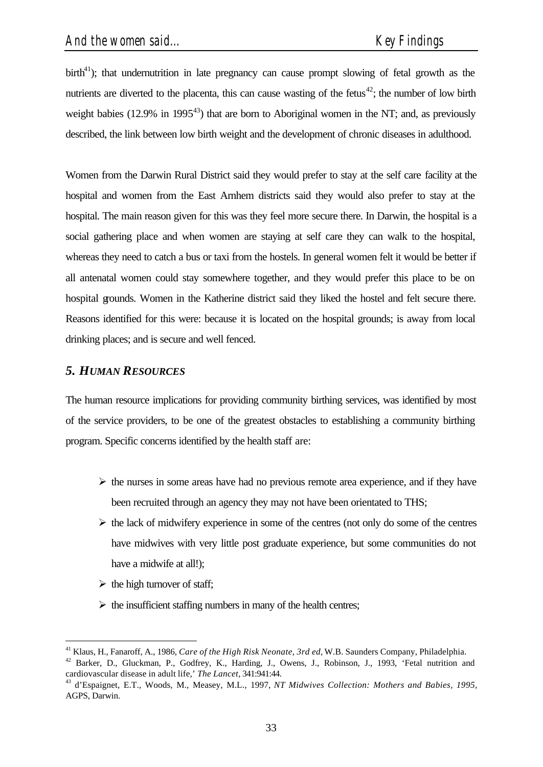birth[41]); that undernutrition in late pregnancy can cause prompt slowing of fetal growth as the nutrients are diverted to the placenta, this can cause wasting of the fetus[42]; the number of low birth weight babies (12.9% in 1995[43]) that are born to Aboriginal women in the NT; and, as previously described, the link between low birth weight and the development of chronic diseases in adulthood.

Women from the Darwin Rural District said they would prefer to stay at the self care facility at the hospital and women from the East Arnhem districts said they would also prefer to stay at the hospital. The main reason given for this was they feel more secure there. In Darwin, the hospital is a social gathering place and when women are staying at self care they can walk to the hospital, whereas they need to catch a bus or taxi from the hostels. In general women felt it would be better if all antenatal women could stay somewhere together, and they would prefer this place to be on hospital grounds. Women in the Katherine district said they liked the hostel and felt secure there. Reasons identified for this were: because it is located on the hospital grounds; is away from local drinking places; and is secure and well fenced.

## *5. HUMAN RESOURCES*

The human resource implications for providing community birthing services, was identified by most of the service providers, to be one of the greatest obstacles to establishing a community birthing program. Specific concerns identified by the health staff are:

- the nurses in some areas have had no previous remote area experience, and if they have been recruited through an agency they may not have been orientated to THS;
- the lack of midwifery experience in some of the centres (not only do some of the centres have midwives with very little post graduate experience, but some communities do not have a midwife at all!);
- the high turnover of staff;
- the insufficient staffing numbers in many of the health centres;

---

[41] Klaus, H., Fanaroff, A., 1986, *Care of the High Risk Neonate, 3rd ed,* W.B. Saunders Company, Philadelphia.

[42] Barker, D., Gluckman, P., Godfrey, K., Harding, J., Owens, J., Robinson, J., 1993, 'Fetal nutrition and cardiovascular disease in adult life,' *The Lancet*, 341:941:44.

[43] d'Espaignet, E.T., Woods, M., Measey, M.L., 1997, *NT Midwives Collection: Mothers and Babies, 1995,* AGPS, Darwin.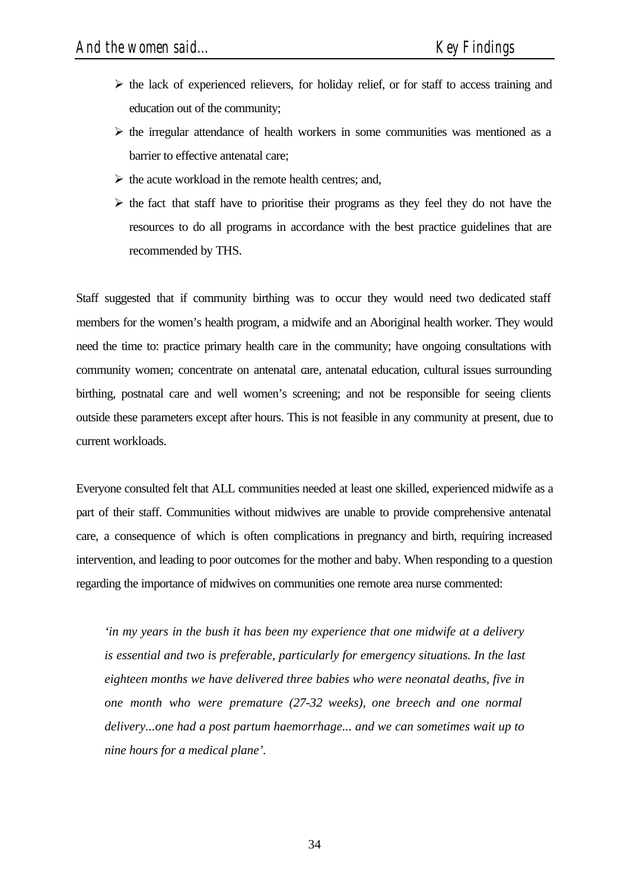- the lack of experienced relievers, for holiday relief, or for staff to access training and education out of the community;
- the irregular attendance of health workers in some communities was mentioned as a barrier to effective antenatal care;
- the acute workload in the remote health centres; and,
- the fact that staff have to prioritise their programs as they feel they do not have the resources to do all programs in accordance with the best practice guidelines that are recommended by THS.

Staff suggested that if community birthing was to occur they would need two dedicated staff members for the women's health program, a midwife and an Aboriginal health worker. They would need the time to: practice primary health care in the community; have ongoing consultations with community women; concentrate on antenatal care, antenatal education, cultural issues surrounding birthing, postnatal care and well women's screening; and not be responsible for seeing clients outside these parameters except after hours. This is not feasible in any community at present, due to current workloads.

Everyone consulted felt that ALL communities needed at least one skilled, experienced midwife as a part of their staff. Communities without midwives are unable to provide comprehensive antenatal care, a consequence of which is often complications in pregnancy and birth, requiring increased intervention, and leading to poor outcomes for the mother and baby. When responding to a question regarding the importance of midwives on communities one remote area nurse commented:

> *'in my years in the bush it has been my experience that one midwife at a delivery is essential and two is preferable, particularly for emergency situations. In the last eighteen months we have delivered three babies who were neonatal deaths, five in one month who were premature (27-32 weeks), one breech and one normal delivery...one had a post partum haemorrhage... and we can sometimes wait up to nine hours for a medical plane'.*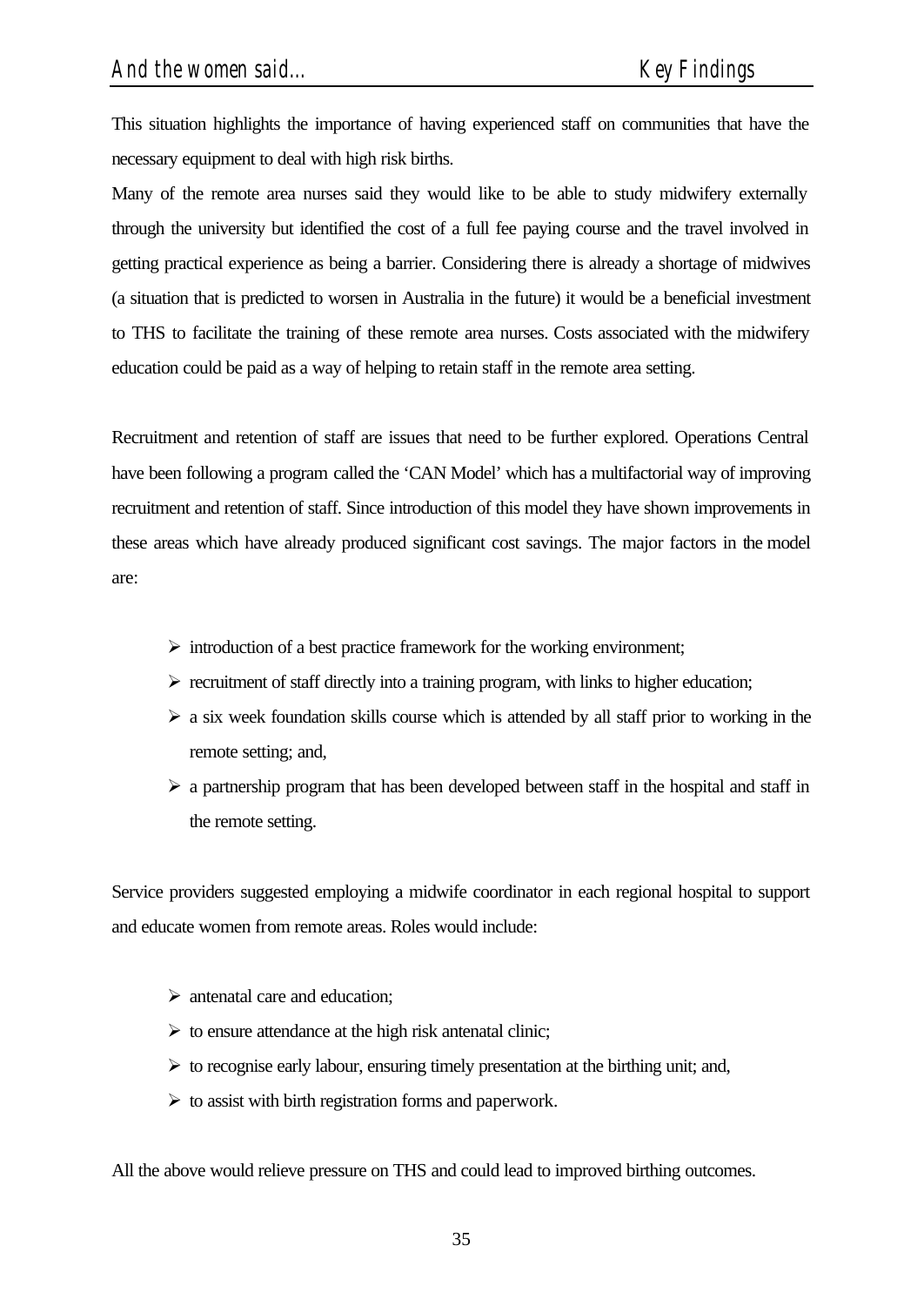This situation highlights the importance of having experienced staff on communities that have the necessary equipment to deal with high risk births.

Many of the remote area nurses said they would like to be able to study midwifery externally through the university but identified the cost of a full fee paying course and the travel involved in getting practical experience as being a barrier. Considering there is already a shortage of midwives (a situation that is predicted to worsen in Australia in the future) it would be a beneficial investment to THS to facilitate the training of these remote area nurses. Costs associated with the midwifery education could be paid as a way of helping to retain staff in the remote area setting.

Recruitment and retention of staff are issues that need to be further explored. Operations Central have been following a program called the 'CAN Model' which has a multifactorial way of improving recruitment and retention of staff. Since introduction of this model they have shown improvements in these areas which have already produced significant cost savings. The major factors in the model are:

- introduction of a best practice framework for the working environment;
- recruitment of staff directly into a training program, with links to higher education;
- a six week foundation skills course which is attended by all staff prior to working in the remote setting; and,
- a partnership program that has been developed between staff in the hospital and staff in the remote setting.

Service providers suggested employing a midwife coordinator in each regional hospital to support and educate women from remote areas. Roles would include:

- antenatal care and education;
- to ensure attendance at the high risk antenatal clinic;
- to recognise early labour, ensuring timely presentation at the birthing unit; and,
- to assist with birth registration forms and paperwork.

All the above would relieve pressure on THS and could lead to improved birthing outcomes.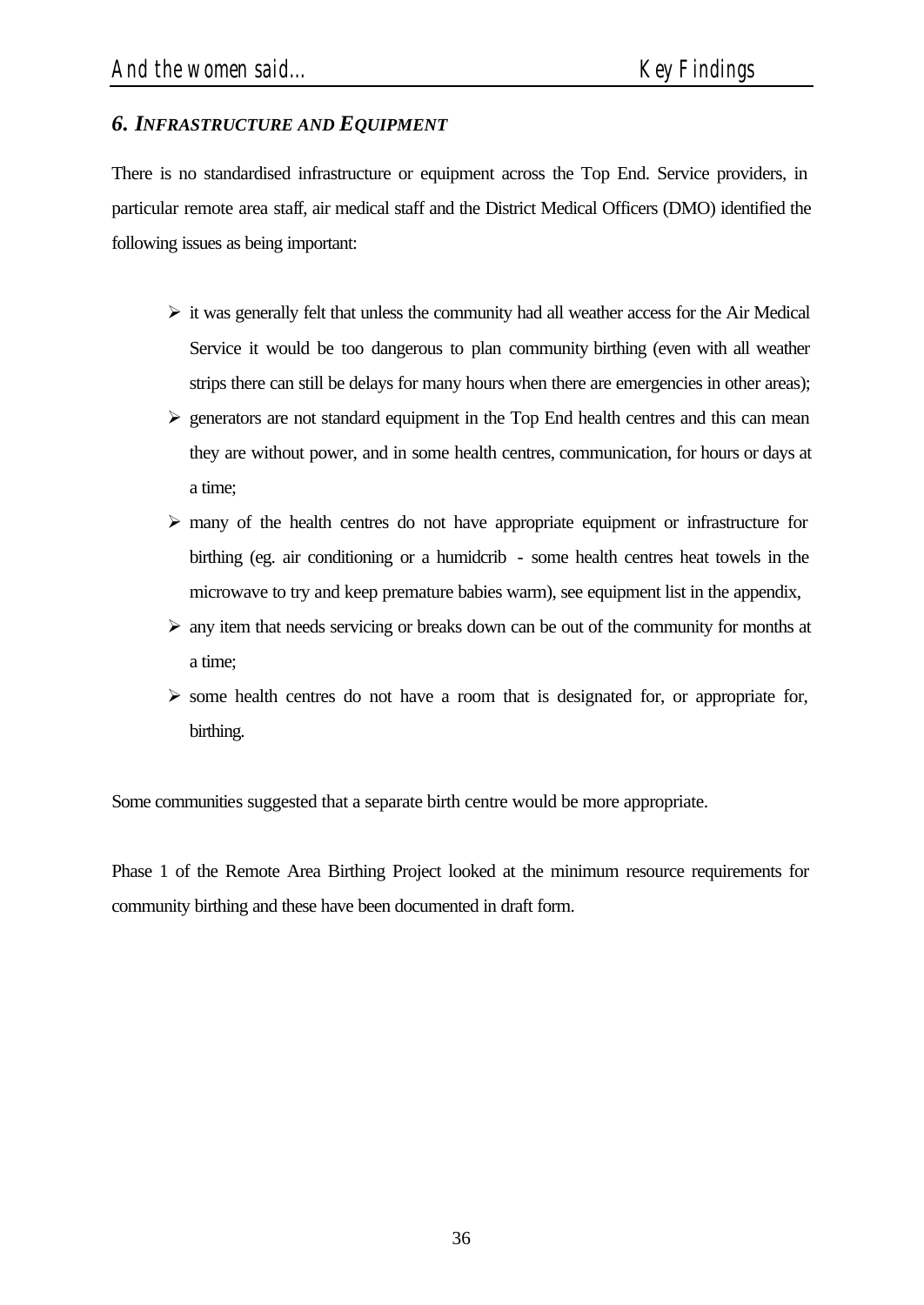### *6. Infrastructure and Equipment*

There is no standardised infrastructure or equipment across the Top End. Service providers, in particular remote area staff, air medical staff and the District Medical Officers (DMO) identified the following issues as being important:

- it was generally felt that unless the community had all weather access for the Air Medical Service it would be too dangerous to plan community birthing (even with all weather strips there can still be delays for many hours when there are emergencies in other areas);
- generators are not standard equipment in the Top End health centres and this can mean they are without power, and in some health centres, communication, for hours or days at a time;
- many of the health centres do not have appropriate equipment or infrastructure for birthing (eg. air conditioning or a humidcrib - some health centres heat towels in the microwave to try and keep premature babies warm), see equipment list in the appendix,
- any item that needs servicing or breaks down can be out of the community for months at a time;
- some health centres do not have a room that is designated for, or appropriate for, birthing.

Some communities suggested that a separate birth centre would be more appropriate.

Phase 1 of the Remote Area Birthing Project looked at the minimum resource requirements for community birthing and these have been documented in draft form.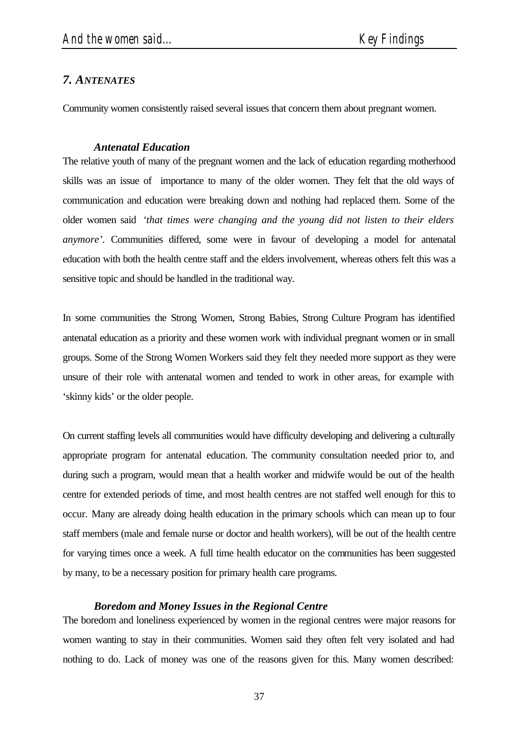## 7. ANTENATES

Community women consistently raised several issues that concern them about pregnant women.

### Antenatal Education

The relative youth of many of the pregnant women and the lack of education regarding motherhood skills was an issue of importance to many of the older women. They felt that the old ways of communication and education were breaking down and nothing had replaced them. Some of the older women said *'that times were changing and the young did not listen to their elders anymore'*. Communities differed, some were in favour of developing a model for antenatal education with both the health centre staff and the elders involvement, whereas others felt this was a sensitive topic and should be handled in the traditional way.

In some communities the Strong Women, Strong Babies, Strong Culture Program has identified antenatal education as a priority and these women work with individual pregnant women or in small groups. Some of the Strong Women Workers said they felt they needed more support as they were unsure of their role with antenatal women and tended to work in other areas, for example with 'skinny kids' or the older people.

On current staffing levels all communities would have difficulty developing and delivering a culturally appropriate program for antenatal education. The community consultation needed prior to, and during such a program, would mean that a health worker and midwife would be out of the health centre for extended periods of time, and most health centres are not staffed well enough for this to occur. Many are already doing health education in the primary schools which can mean up to four staff members (male and female nurse or doctor and health workers), will be out of the health centre for varying times once a week. A full time health educator on the communities has been suggested by many, to be a necessary position for primary health care programs.

### Boredom and Money Issues in the Regional Centre

The boredom and loneliness experienced by women in the regional centres were major reasons for women wanting to stay in their communities. Women said they often felt very isolated and had nothing to do. Lack of money was one of the reasons given for this. Many women described: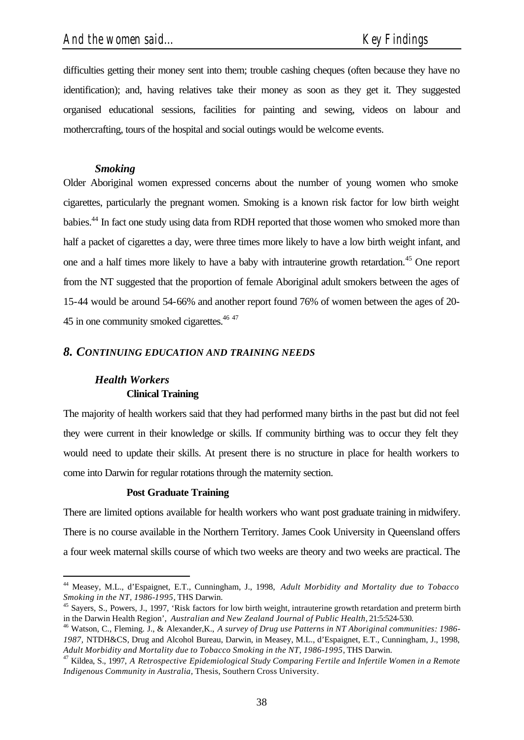difficulties getting their money sent into them; trouble cashing cheques (often because they have no identification); and, having relatives take their money as soon as they get it. They suggested organised educational sessions, facilities for painting and sewing, videos on labour and mothercrafting, tours of the hospital and social outings would be welcome events.

### *Smoking*

Older Aboriginal women expressed concerns about the number of young women who smoke cigarettes, particularly the pregnant women. Smoking is a known risk factor for low birth weight babies.[44] In fact one study using data from RDH reported that those women who smoked more than half a packet of cigarettes a day, were three times more likely to have a low birth weight infant, and one and a half times more likely to have a baby with intrauterine growth retardation.[45] One report from the NT suggested that the proportion of female Aboriginal adult smokers between the ages of 15-44 would be around 54-66% and another report found 76% of women between the ages of 20-45 in one community smoked cigarettes.[46] [47]

## *8. CONTINUING EDUCATION AND TRAINING NEEDS*

### *Health Workers*

#### **Clinical Training**

The majority of health workers said that they had performed many births in the past but did not feel they were current in their knowledge or skills. If community birthing was to occur they felt they would need to update their skills. At present there is no structure in place for health workers to come into Darwin for regular rotations through the maternity section.

#### **Post Graduate Training**

There are limited options available for health workers who want post graduate training in midwifery. There is no course available in the Northern Territory. James Cook University in Queensland offers a four week maternal skills course of which two weeks are theory and two weeks are practical. The

---

[44] Measey, M.L., d'Espaignet, E.T., Cunningham, J., 1998, *Adult Morbidity and Mortality due to Tobacco Smoking in the NT, 1986-1995*, THS Darwin.

[45] Sayers, S., Powers, J., 1997, 'Risk factors for low birth weight, intrauterine growth retardation and preterm birth in the Darwin Health Region', *Australian and New Zealand Journal of Public Health*, 21:5:524-530.

[46] Watson, C., Fleming. J., & Alexander,K., *A survey of Drug use Patterns in NT Aboriginal communities: 1986-1987*, NTDH&CS, Drug and Alcohol Bureau, Darwin, in Measey, M.L., d'Espaignet, E.T., Cunningham, J., 1998, *Adult Morbidity and Mortality due to Tobacco Smoking in the NT, 1986-1995*, THS Darwin.

[47] Kildea, S., 1997, *A Retrospective Epidemiological Study Comparing Fertile and Infertile Women in a Remote Indigenous Community in Australia*, Thesis, Southern Cross University.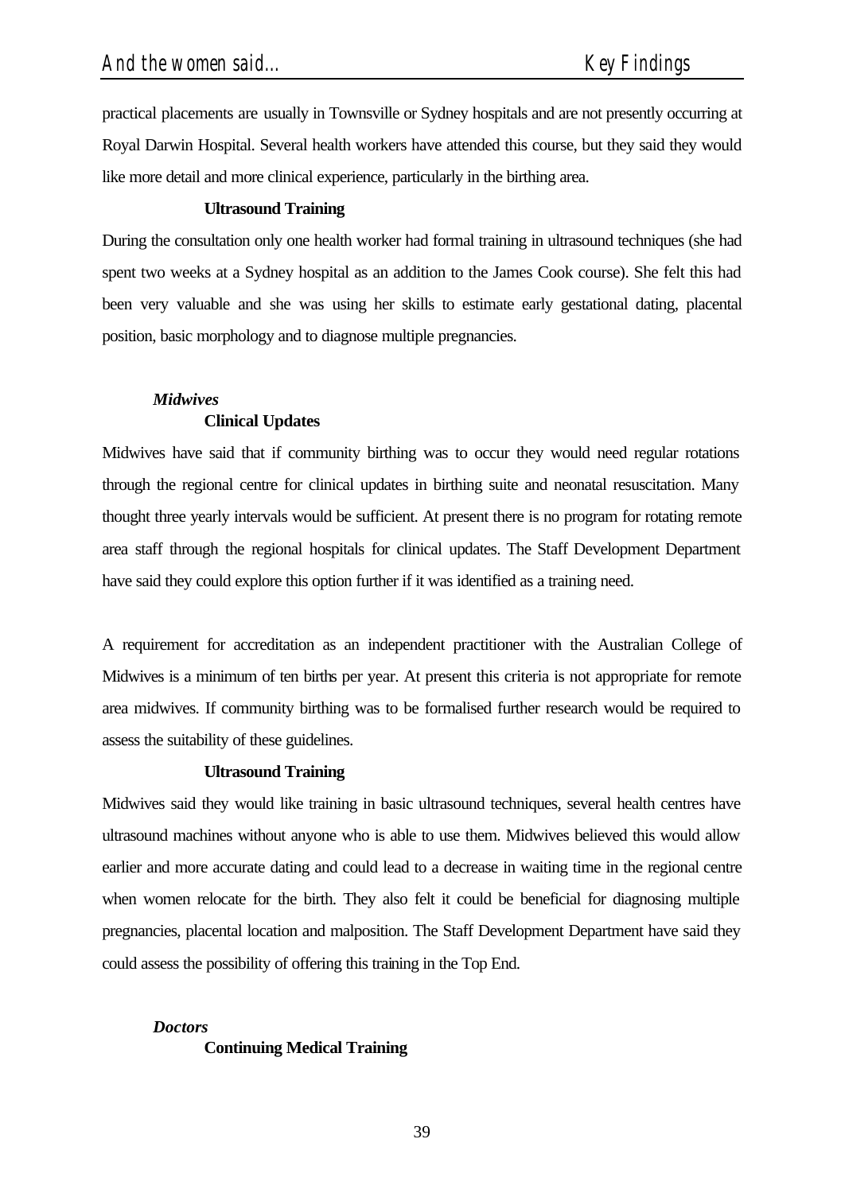practical placements are usually in Townsville or Sydney hospitals and are not presently occurring at Royal Darwin Hospital. Several health workers have attended this course, but they said they would like more detail and more clinical experience, particularly in the birthing area.

**Ultrasound Training**

During the consultation only one health worker had formal training in ultrasound techniques (she had spent two weeks at a Sydney hospital as an addition to the James Cook course). She felt this had been very valuable and she was using her skills to estimate early gestational dating, placental position, basic morphology and to diagnose multiple pregnancies.

***Midwives***

**Clinical Updates**

Midwives have said that if community birthing was to occur they would need regular rotations through the regional centre for clinical updates in birthing suite and neonatal resuscitation. Many thought three yearly intervals would be sufficient. At present there is no program for rotating remote area staff through the regional hospitals for clinical updates. The Staff Development Department have said they could explore this option further if it was identified as a training need.

A requirement for accreditation as an independent practitioner with the Australian College of Midwives is a minimum of ten births per year. At present this criteria is not appropriate for remote area midwives. If community birthing was to be formalised further research would be required to assess the suitability of these guidelines.

**Ultrasound Training**

Midwives said they would like training in basic ultrasound techniques, several health centres have ultrasound machines without anyone who is able to use them. Midwives believed this would allow earlier and more accurate dating and could lead to a decrease in waiting time in the regional centre when women relocate for the birth. They also felt it could be beneficial for diagnosing multiple pregnancies, placental location and malposition. The Staff Development Department have said they could assess the possibility of offering this training in the Top End.

***Doctors***

**Continuing Medical Training**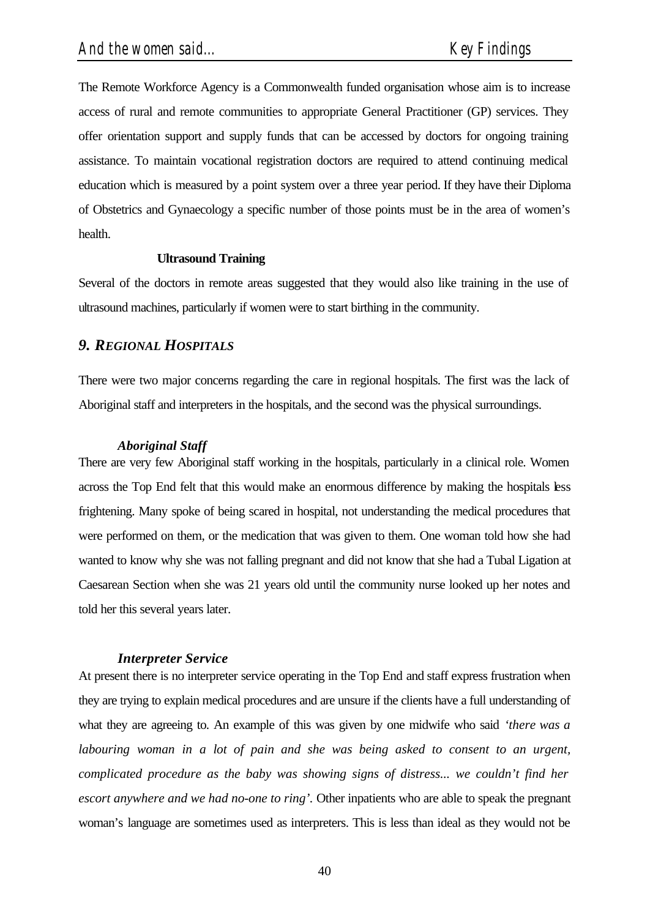The Remote Workforce Agency is a Commonwealth funded organisation whose aim is to increase access of rural and remote communities to appropriate General Practitioner (GP) services. They offer orientation support and supply funds that can be accessed by doctors for ongoing training assistance. To maintain vocational registration doctors are required to attend continuing medical education which is measured by a point system over a three year period. If they have their Diploma of Obstetrics and Gynaecology a specific number of those points must be in the area of women's health.

**Ultrasound Training**

Several of the doctors in remote areas suggested that they would also like training in the use of ultrasound machines, particularly if women were to start birthing in the community.

## *9. REGIONAL HOSPITALS*

There were two major concerns regarding the care in regional hospitals. The first was the lack of Aboriginal staff and interpreters in the hospitals, and the second was the physical surroundings.

### *Aboriginal Staff*

There are very few Aboriginal staff working in the hospitals, particularly in a clinical role. Women across the Top End felt that this would make an enormous difference by making the hospitals less frightening. Many spoke of being scared in hospital, not understanding the medical procedures that were performed on them, or the medication that was given to them. One woman told how she had wanted to know why she was not falling pregnant and did not know that she had a Tubal Ligation at Caesarean Section when she was 21 years old until the community nurse looked up her notes and told her this several years later.

### *Interpreter Service*

At present there is no interpreter service operating in the Top End and staff express frustration when they are trying to explain medical procedures and are unsure if the clients have a full understanding of what they are agreeing to. An example of this was given by one midwife who said *'there was a labouring woman in a lot of pain and she was being asked to consent to an urgent, complicated procedure as the baby was showing signs of distress... we couldn't find her escort anywhere and we had no-one to ring'.* Other inpatients who are able to speak the pregnant woman's language are sometimes used as interpreters. This is less than ideal as they would not be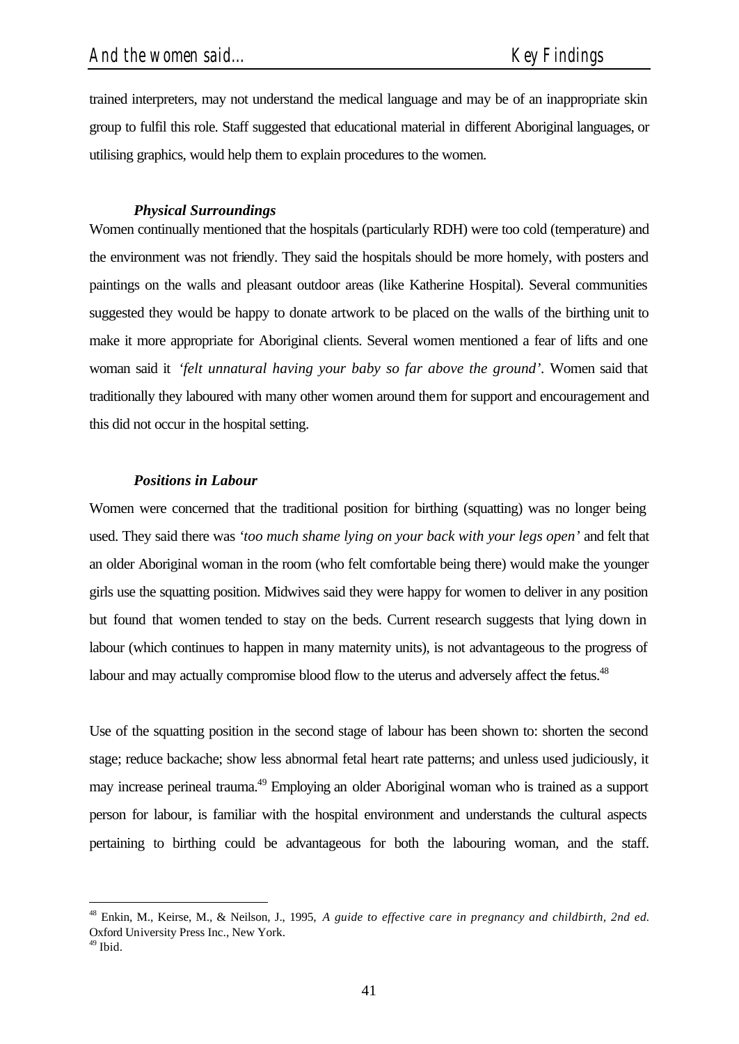trained interpreters, may not understand the medical language and may be of an inappropriate skin group to fulfil this role. Staff suggested that educational material in different Aboriginal languages, or utilising graphics, would help them to explain procedures to the women.

### *Physical Surroundings*

Women continually mentioned that the hospitals (particularly RDH) were too cold (temperature) and the environment was not friendly. They said the hospitals should be more homely, with posters and paintings on the walls and pleasant outdoor areas (like Katherine Hospital). Several communities suggested they would be happy to donate artwork to be placed on the walls of the birthing unit to make it more appropriate for Aboriginal clients. Several women mentioned a fear of lifts and one woman said it *'felt unnatural having your baby so far above the ground'*. Women said that traditionally they laboured with many other women around them for support and encouragement and this did not occur in the hospital setting.

### *Positions in Labour*

Women were concerned that the traditional position for birthing (squatting) was no longer being used. They said there was *'too much shame lying on your back with your legs open'* and felt that an older Aboriginal woman in the room (who felt comfortable being there) would make the younger girls use the squatting position. Midwives said they were happy for women to deliver in any position but found that women tended to stay on the beds. Current research suggests that lying down in labour (which continues to happen in many maternity units), is not advantageous to the progress of labour and may actually compromise blood flow to the uterus and adversely affect the fetus.[48]

Use of the squatting position in the second stage of labour has been shown to: shorten the second stage; reduce backache; show less abnormal fetal heart rate patterns; and unless used judiciously, it may increase perineal trauma.[49] Employing an older Aboriginal woman who is trained as a support person for labour, is familiar with the hospital environment and understands the cultural aspects pertaining to birthing could be advantageous for both the labouring woman, and the staff.

---

[48] Enkin, M., Keirse, M., & Neilson, J., 1995, *A guide to effective care in pregnancy and childbirth, 2nd ed.* Oxford University Press Inc., New York.

[49] Ibid.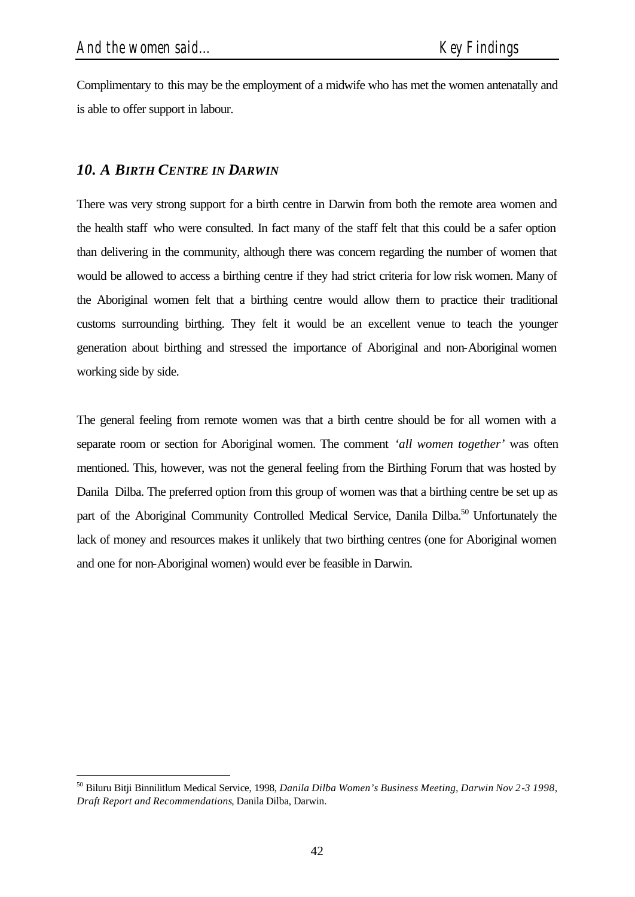Complimentary to this may be the employment of a midwife who has met the women antenatally and is able to offer support in labour.

## *10. A BIRTH CENTRE IN DARWIN*

There was very strong support for a birth centre in Darwin from both the remote area women and the health staff who were consulted. In fact many of the staff felt that this could be a safer option than delivering in the community, although there was concern regarding the number of women that would be allowed to access a birthing centre if they had strict criteria for low risk women. Many of the Aboriginal women felt that a birthing centre would allow them to practice their traditional customs surrounding birthing. They felt it would be an excellent venue to teach the younger generation about birthing and stressed the importance of Aboriginal and non-Aboriginal women working side by side.

The general feeling from remote women was that a birth centre should be for all women with a separate room or section for Aboriginal women. The comment *'all women together'* was often mentioned. This, however, was not the general feeling from the Birthing Forum that was hosted by Danila Dilba. The preferred option from this group of women was that a birthing centre be set up as part of the Aboriginal Community Controlled Medical Service, Danila Dilba.[50] Unfortunately the lack of money and resources makes it unlikely that two birthing centres (one for Aboriginal women and one for non-Aboriginal women) would ever be feasible in Darwin.

---

[50] Biluru Bitji Binnilitlum Medical Service, 1998, *Danila Dilba Women's Business Meeting, Darwin Nov 2-3 1998, Draft Report and Recommendations*, Danila Dilba, Darwin.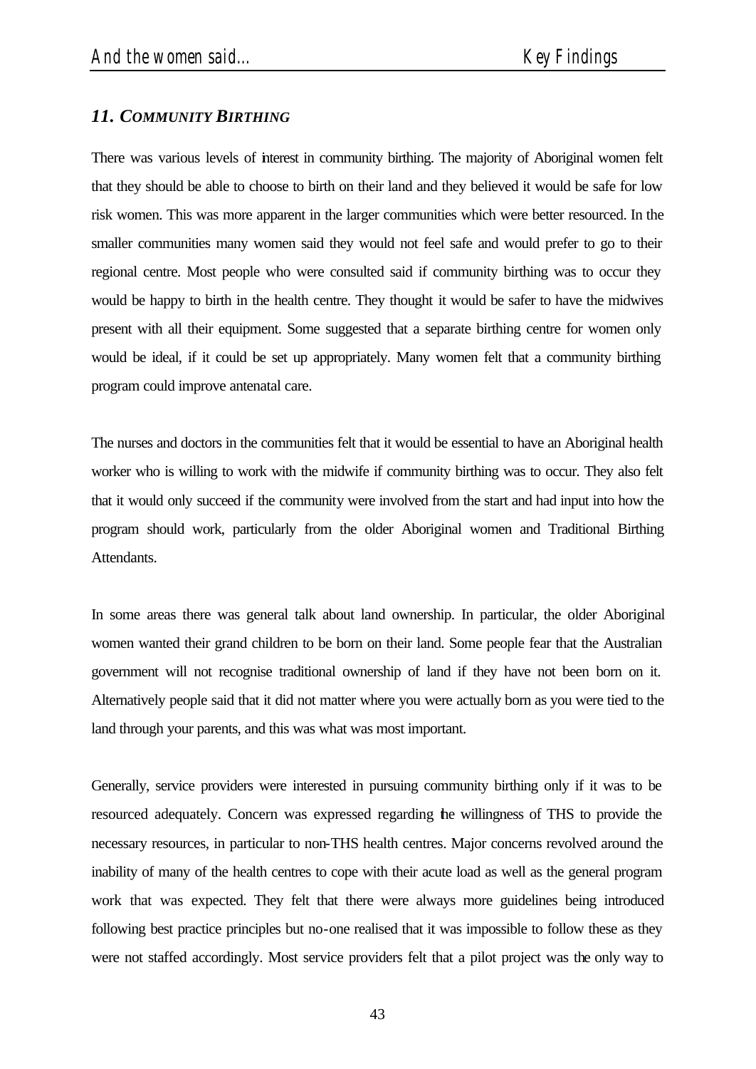## *11. COMMUNITY BIRTHING*

There was various levels of interest in community birthing. The majority of Aboriginal women felt that they should be able to choose to birth on their land and they believed it would be safe for low risk women. This was more apparent in the larger communities which were better resourced. In the smaller communities many women said they would not feel safe and would prefer to go to their regional centre. Most people who were consulted said if community birthing was to occur they would be happy to birth in the health centre. They thought it would be safer to have the midwives present with all their equipment. Some suggested that a separate birthing centre for women only would be ideal, if it could be set up appropriately. Many women felt that a community birthing program could improve antenatal care.

The nurses and doctors in the communities felt that it would be essential to have an Aboriginal health worker who is willing to work with the midwife if community birthing was to occur. They also felt that it would only succeed if the community were involved from the start and had input into how the program should work, particularly from the older Aboriginal women and Traditional Birthing Attendants.

In some areas there was general talk about land ownership. In particular, the older Aboriginal women wanted their grand children to be born on their land. Some people fear that the Australian government will not recognise traditional ownership of land if they have not been born on it. Alternatively people said that it did not matter where you were actually born as you were tied to the land through your parents, and this was what was most important.

Generally, service providers were interested in pursuing community birthing only if it was to be resourced adequately. Concern was expressed regarding the willingness of THS to provide the necessary resources, in particular to non-THS health centres. Major concerns revolved around the inability of many of the health centres to cope with their acute load as well as the general program work that was expected. They felt that there were always more guidelines being introduced following best practice principles but no-one realised that it was impossible to follow these as they were not staffed accordingly. Most service providers felt that a pilot project was the only way to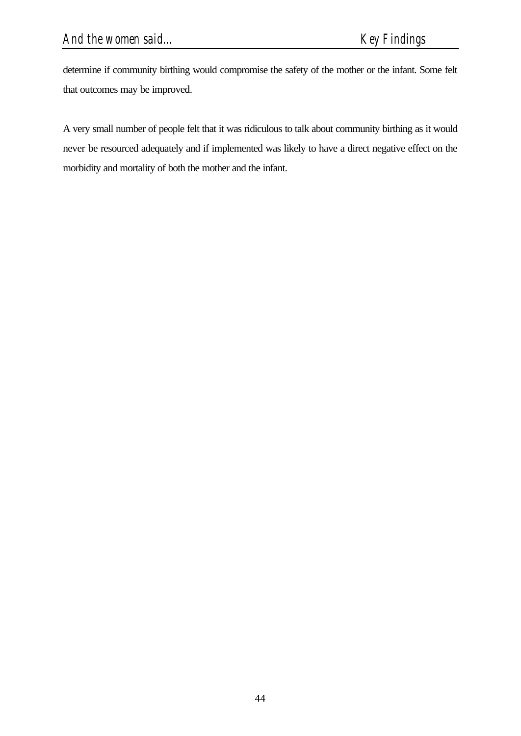determine if community birthing would compromise the safety of the mother or the infant. Some felt that outcomes may be improved.

A very small number of people felt that it was ridiculous to talk about community birthing as it would never be resourced adequately and if implemented was likely to have a direct negative effect on the morbidity and mortality of both the mother and the infant.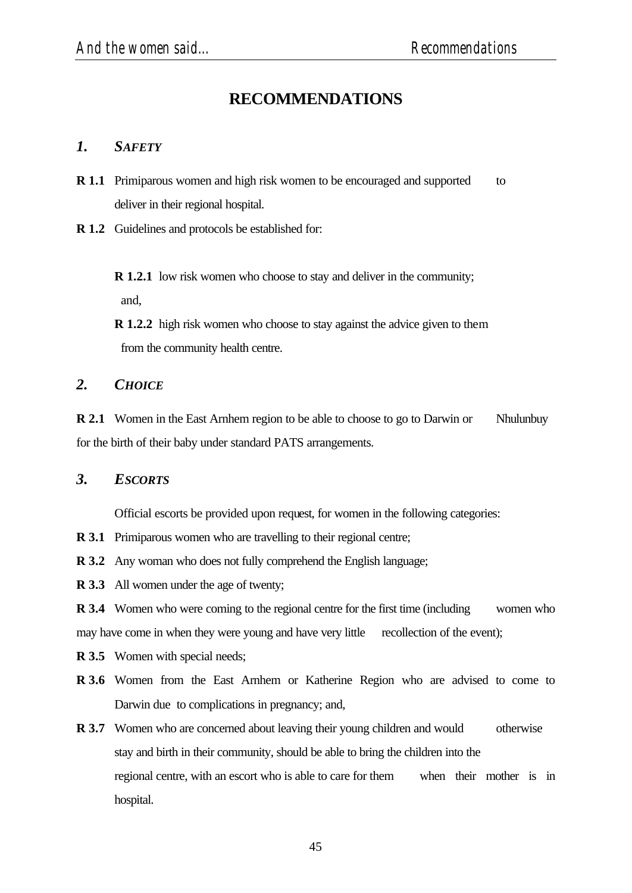# RECOMMENDATIONS

## *1. SAFETY*

**R 1.1** Primiparous women and high risk women to be encouraged and supported to deliver in their regional hospital.

**R 1.2** Guidelines and protocols be established for:

> **R 1.2.1** low risk women who choose to stay and deliver in the community; and,
>
> **R 1.2.2** high risk women who choose to stay against the advice given to them from the community health centre.

## *2. CHOICE*

**R 2.1** Women in the East Arnhem region to be able to choose to go to Darwin or Nhulunbuy for the birth of their baby under standard PATS arrangements.

## *3. ESCORTS*

Official escorts be provided upon request, for women in the following categories:

**R 3.1** Primiparous women who are travelling to their regional centre;

**R 3.2** Any woman who does not fully comprehend the English language;

**R 3.3** All women under the age of twenty;

**R 3.4** Women who were coming to the regional centre for the first time (including women who may have come in when they were young and have very little recollection of the event);

**R 3.5** Women with special needs;

**R 3.6** Women from the East Arnhem or Katherine Region who are advised to come to Darwin due to complications in pregnancy; and,

**R 3.7** Women who are concerned about leaving their young children and would otherwise stay and birth in their community, should be able to bring the children into the regional centre, with an escort who is able to care for them when their mother is in hospital.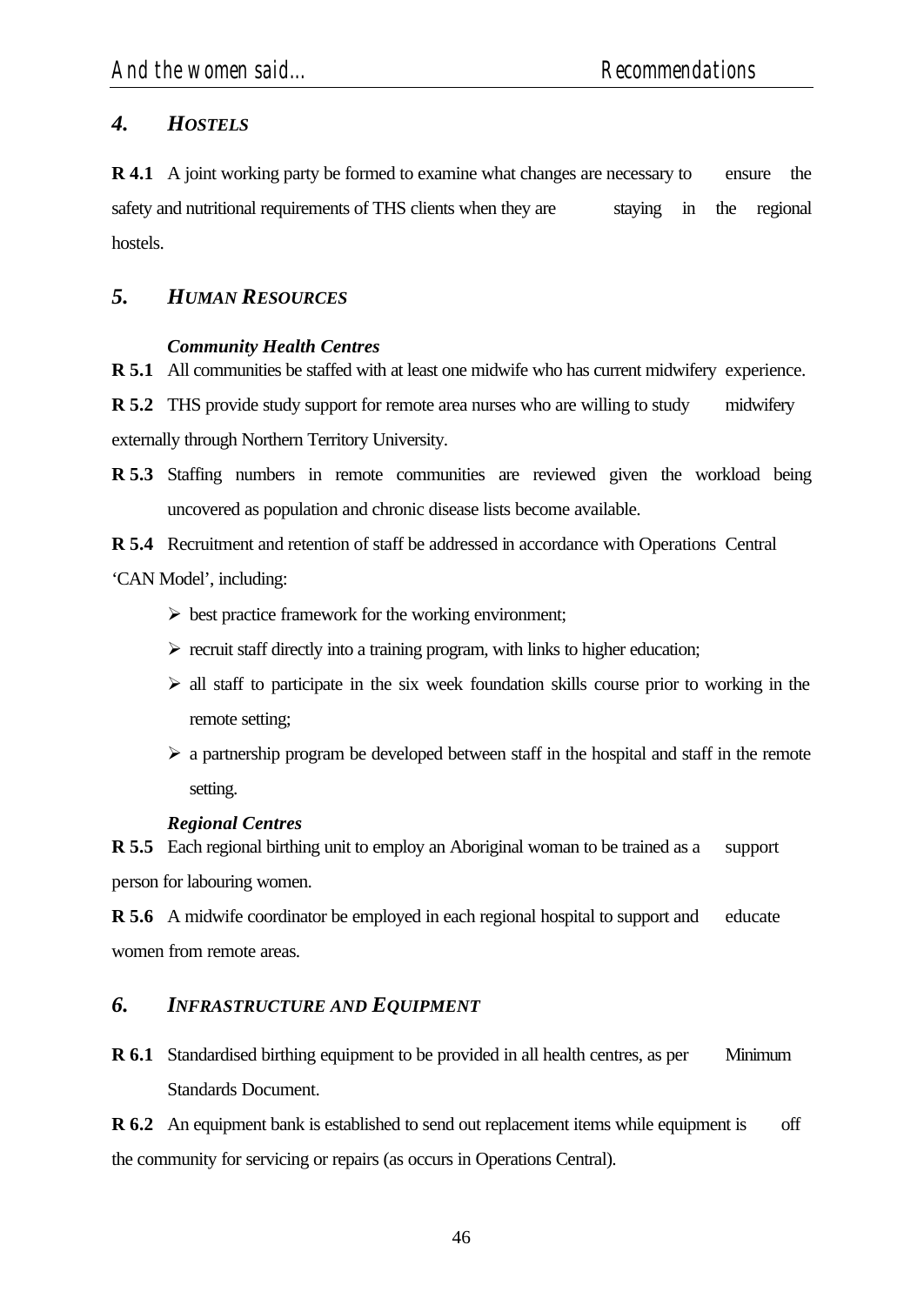## *4. HOSTELS*

**R 4.1** A joint working party be formed to examine what changes are necessary to ensure the safety and nutritional requirements of THS clients when they are staying in the regional hostels.

## *5. HUMAN RESOURCES*

### *Community Health Centres*

**R 5.1** All communities be staffed with at least one midwife who has current midwifery experience.

**R 5.2** THS provide study support for remote area nurses who are willing to study midwifery externally through Northern Territory University.

**R 5.3** Staffing numbers in remote communities are reviewed given the workload being uncovered as population and chronic disease lists become available.

**R 5.4** Recruitment and retention of staff be addressed in accordance with Operations Central 'CAN Model', including:

- best practice framework for the working environment;
- recruit staff directly into a training program, with links to higher education;
- all staff to participate in the six week foundation skills course prior to working in the remote setting;
- a partnership program be developed between staff in the hospital and staff in the remote setting.

### *Regional Centres*

**R 5.5** Each regional birthing unit to employ an Aboriginal woman to be trained as a support person for labouring women.

**R 5.6** A midwife coordinator be employed in each regional hospital to support and educate women from remote areas.

## *6. INFRASTRUCTURE AND EQUIPMENT*

**R 6.1** Standardised birthing equipment to be provided in all health centres, as per Minimum Standards Document.

**R 6.2** An equipment bank is established to send out replacement items while equipment is off the community for servicing or repairs (as occurs in Operations Central).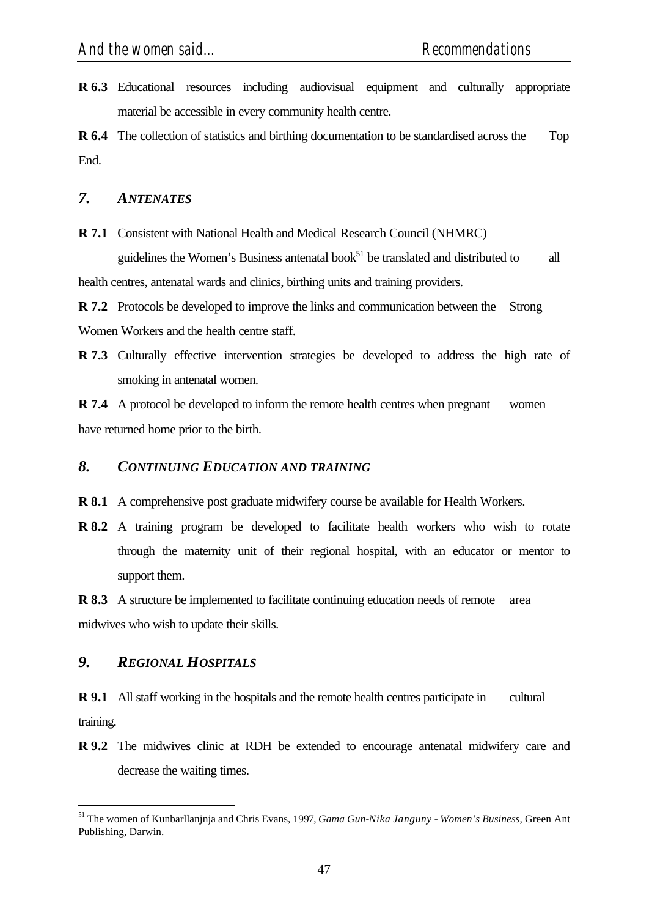**R 6.3** Educational resources including audiovisual equipment and culturally appropriate material be accessible in every community health centre.

**R 6.4** The collection of statistics and birthing documentation to be standardised across the Top End.

## *7. ANTENATES*

**R 7.1** Consistent with National Health and Medical Research Council (NHMRC) guidelines the Women's Business antenatal book[51] be translated and distributed to all health centres, antenatal wards and clinics, birthing units and training providers.

**R 7.2** Protocols be developed to improve the links and communication between the Strong Women Workers and the health centre staff.

**R 7.3** Culturally effective intervention strategies be developed to address the high rate of smoking in antenatal women.

**R 7.4** A protocol be developed to inform the remote health centres when pregnant women have returned home prior to the birth.

## *8. CONTINUING EDUCATION AND TRAINING*

**R 8.1** A comprehensive post graduate midwifery course be available for Health Workers.

**R 8.2** A training program be developed to facilitate health workers who wish to rotate through the maternity unit of their regional hospital, with an educator or mentor to support them.

**R 8.3** A structure be implemented to facilitate continuing education needs of remote area midwives who wish to update their skills.

## *9. REGIONAL HOSPITALS*

**R 9.1** All staff working in the hospitals and the remote health centres participate in cultural training.

**R 9.2** The midwives clinic at RDH be extended to encourage antenatal midwifery care and decrease the waiting times.

---

[51] The women of Kunbarllanjnja and Chris Evans, 1997, *Gama Gun-Nika Janguny - Women's Business,* Green Ant Publishing, Darwin.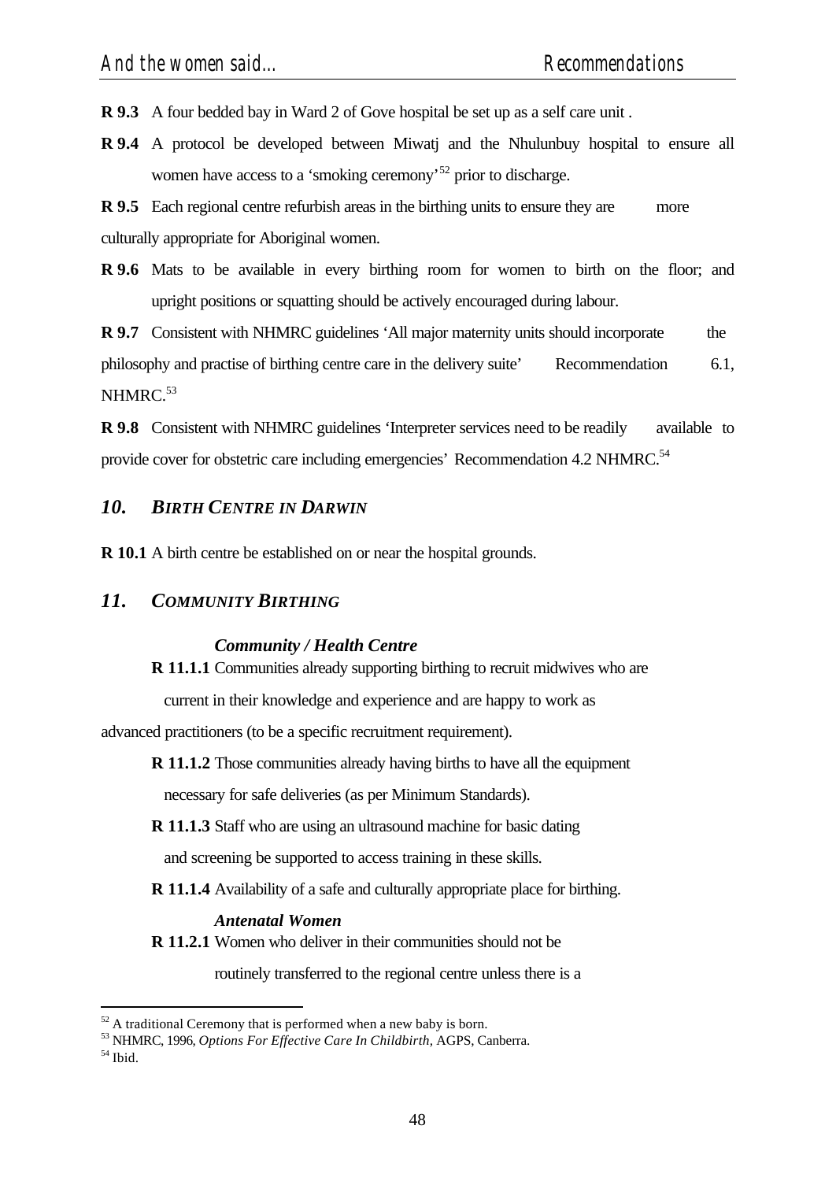**R 9.3** A four bedded bay in Ward 2 of Gove hospital be set up as a self care unit .

**R 9.4** A protocol be developed between Miwatj and the Nhulunbuy hospital to ensure all women have access to a 'smoking ceremony'[52] prior to discharge.

**R 9.5** Each regional centre refurbish areas in the birthing units to ensure they are more culturally appropriate for Aboriginal women.

**R 9.6** Mats to be available in every birthing room for women to birth on the floor; and upright positions or squatting should be actively encouraged during labour.

**R 9.7** Consistent with NHMRC guidelines 'All major maternity units should incorporate the philosophy and practise of birthing centre care in the delivery suite' Recommendation 6.1, NHMRC.[53]

**R 9.8** Consistent with NHMRC guidelines 'Interpreter services need to be readily available to provide cover for obstetric care including emergencies' Recommendation 4.2 NHMRC.[54]

## *10. BIRTH CENTRE IN DARWIN*

**R 10.1** A birth centre be established on or near the hospital grounds.

## *11. COMMUNITY BIRTHING*

### *Community / Health Centre*

**R 11.1.1** Communities already supporting birthing to recruit midwives who are current in their knowledge and experience and are happy to work as advanced practitioners (to be a specific recruitment requirement).

**R 11.1.2** Those communities already having births to have all the equipment necessary for safe deliveries (as per Minimum Standards).

**R 11.1.3** Staff who are using an ultrasound machine for basic dating and screening be supported to access training in these skills.

**R 11.1.4** Availability of a safe and culturally appropriate place for birthing.

### *Antenatal Women*

**R 11.2.1** Women who deliver in their communities should not be routinely transferred to the regional centre unless there is a

---

[52] A traditional Ceremony that is performed when a new baby is born.

[53] NHMRC, 1996, *Options For Effective Care In Childbirth,* AGPS, Canberra.

[54] Ibid.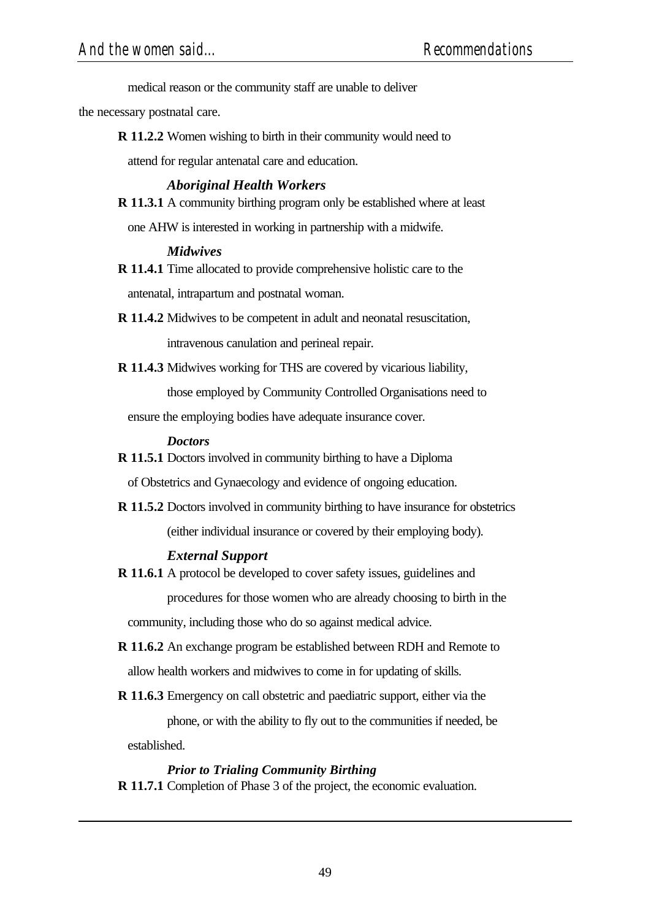medical reason or the community staff are unable to deliver the necessary postnatal care.

**R 11.2.2** Women wishing to birth in their community would need to attend for regular antenatal care and education.

### *Aboriginal Health Workers*

**R 11.3.1** A community birthing program only be established where at least one AHW is interested in working in partnership with a midwife.

### *Midwives*

**R 11.4.1** Time allocated to provide comprehensive holistic care to the antenatal, intrapartum and postnatal woman.

**R 11.4.2** Midwives to be competent in adult and neonatal resuscitation, intravenous canulation and perineal repair.

**R 11.4.3** Midwives working for THS are covered by vicarious liability, those employed by Community Controlled Organisations need to ensure the employing bodies have adequate insurance cover.

### *Doctors*

**R 11.5.1** Doctors involved in community birthing to have a Diploma of Obstetrics and Gynaecology and evidence of ongoing education.

**R 11.5.2** Doctors involved in community birthing to have insurance for obstetrics (either individual insurance or covered by their employing body).

### *External Support*

**R 11.6.1** A protocol be developed to cover safety issues, guidelines and procedures for those women who are already choosing to birth in the community, including those who do so against medical advice.

**R 11.6.2** An exchange program be established between RDH and Remote to allow health workers and midwives to come in for updating of skills.

**R 11.6.3** Emergency on call obstetric and paediatric support, either via the phone, or with the ability to fly out to the communities if needed, be established.

### *Prior to Trialing Community Birthing*

**R 11.7.1** Completion of Phase 3 of the project, the economic evaluation.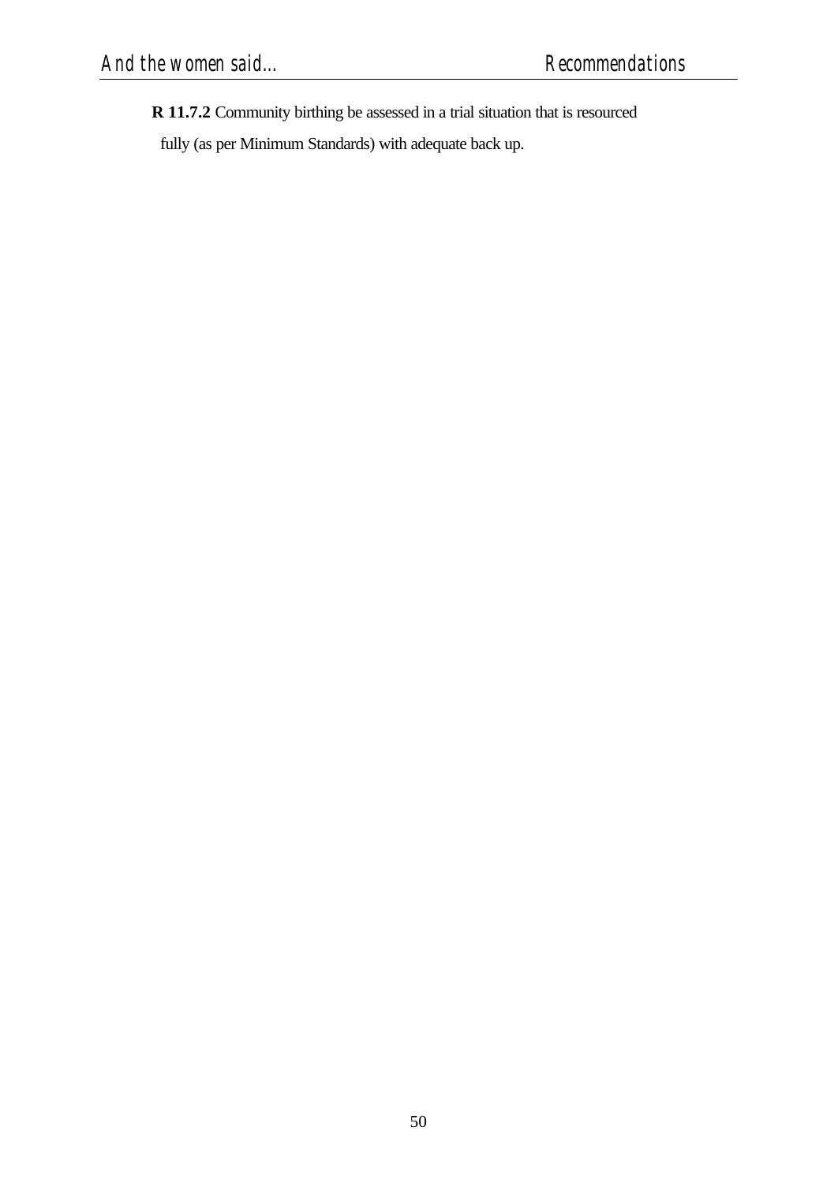**R 11.7.2** Community birthing be assessed in a trial situation that is resourced fully (as per Minimum Standards) with adequate back up.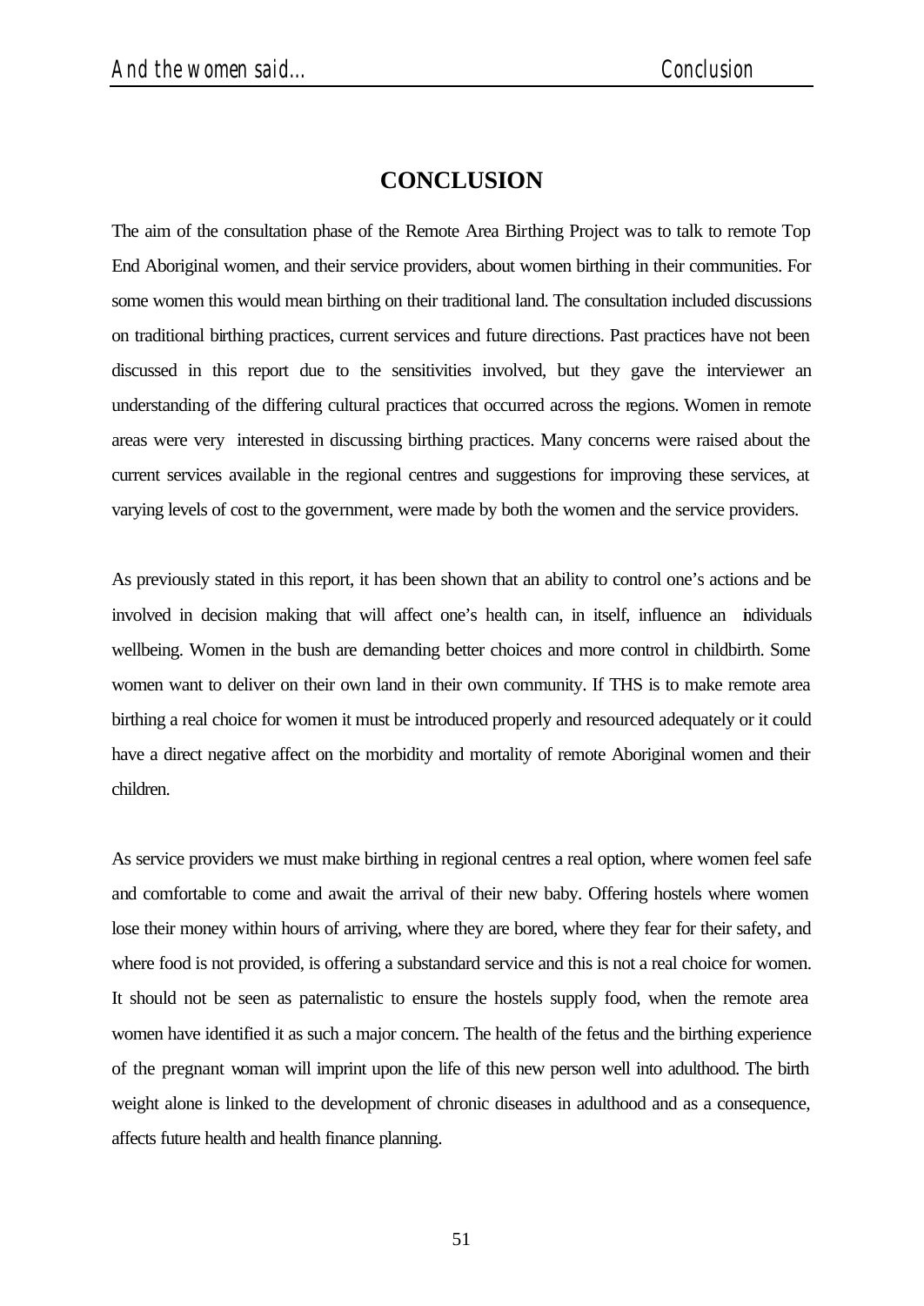# CONCLUSION

The aim of the consultation phase of the Remote Area Birthing Project was to talk to remote Top End Aboriginal women, and their service providers, about women birthing in their communities. For some women this would mean birthing on their traditional land. The consultation included discussions on traditional birthing practices, current services and future directions. Past practices have not been discussed in this report due to the sensitivities involved, but they gave the interviewer an understanding of the differing cultural practices that occurred across the regions. Women in remote areas were very interested in discussing birthing practices. Many concerns were raised about the current services available in the regional centres and suggestions for improving these services, at varying levels of cost to the government, were made by both the women and the service providers.

As previously stated in this report, it has been shown that an ability to control one's actions and be involved in decision making that will affect one's health can, in itself, influence an individuals wellbeing. Women in the bush are demanding better choices and more control in childbirth. Some women want to deliver on their own land in their own community. If THS is to make remote area birthing a real choice for women it must be introduced properly and resourced adequately or it could have a direct negative affect on the morbidity and mortality of remote Aboriginal women and their children.

As service providers we must make birthing in regional centres a real option, where women feel safe and comfortable to come and await the arrival of their new baby. Offering hostels where women lose their money within hours of arriving, where they are bored, where they fear for their safety, and where food is not provided, is offering a substandard service and this is not a real choice for women. It should not be seen as paternalistic to ensure the hostels supply food, when the remote area women have identified it as such a major concern. The health of the fetus and the birthing experience of the pregnant woman will imprint upon the life of this new person well into adulthood. The birth weight alone is linked to the development of chronic diseases in adulthood and as a consequence, affects future health and health finance planning.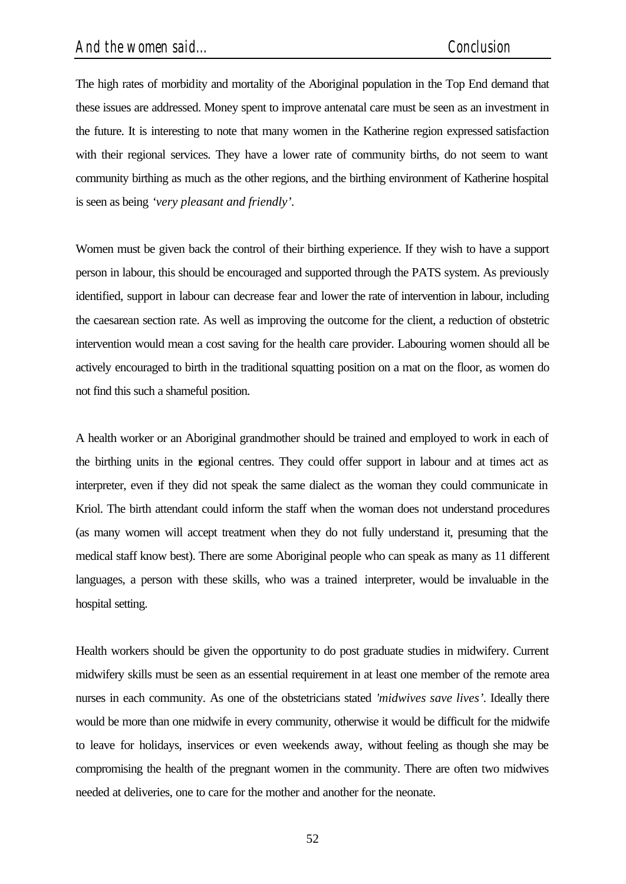The high rates of morbidity and mortality of the Aboriginal population in the Top End demand that these issues are addressed. Money spent to improve antenatal care must be seen as an investment in the future. It is interesting to note that many women in the Katherine region expressed satisfaction with their regional services. They have a lower rate of community births, do not seem to want community birthing as much as the other regions, and the birthing environment of Katherine hospital is seen as being *'very pleasant and friendly'*.

Women must be given back the control of their birthing experience. If they wish to have a support person in labour, this should be encouraged and supported through the PATS system. As previously identified, support in labour can decrease fear and lower the rate of intervention in labour, including the caesarean section rate. As well as improving the outcome for the client, a reduction of obstetric intervention would mean a cost saving for the health care provider. Labouring women should all be actively encouraged to birth in the traditional squatting position on a mat on the floor, as women do not find this such a shameful position.

A health worker or an Aboriginal grandmother should be trained and employed to work in each of the birthing units in the regional centres. They could offer support in labour and at times act as interpreter, even if they did not speak the same dialect as the woman they could communicate in Kriol. The birth attendant could inform the staff when the woman does not understand procedures (as many women will accept treatment when they do not fully understand it, presuming that the medical staff know best). There are some Aboriginal people who can speak as many as 11 different languages, a person with these skills, who was a trained interpreter, would be invaluable in the hospital setting.

Health workers should be given the opportunity to do post graduate studies in midwifery. Current midwifery skills must be seen as an essential requirement in at least one member of the remote area nurses in each community. As one of the obstetricians stated *'midwives save lives'*. Ideally there would be more than one midwife in every community, otherwise it would be difficult for the midwife to leave for holidays, inservices or even weekends away, without feeling as though she may be compromising the health of the pregnant women in the community. There are often two midwives needed at deliveries, one to care for the mother and another for the neonate.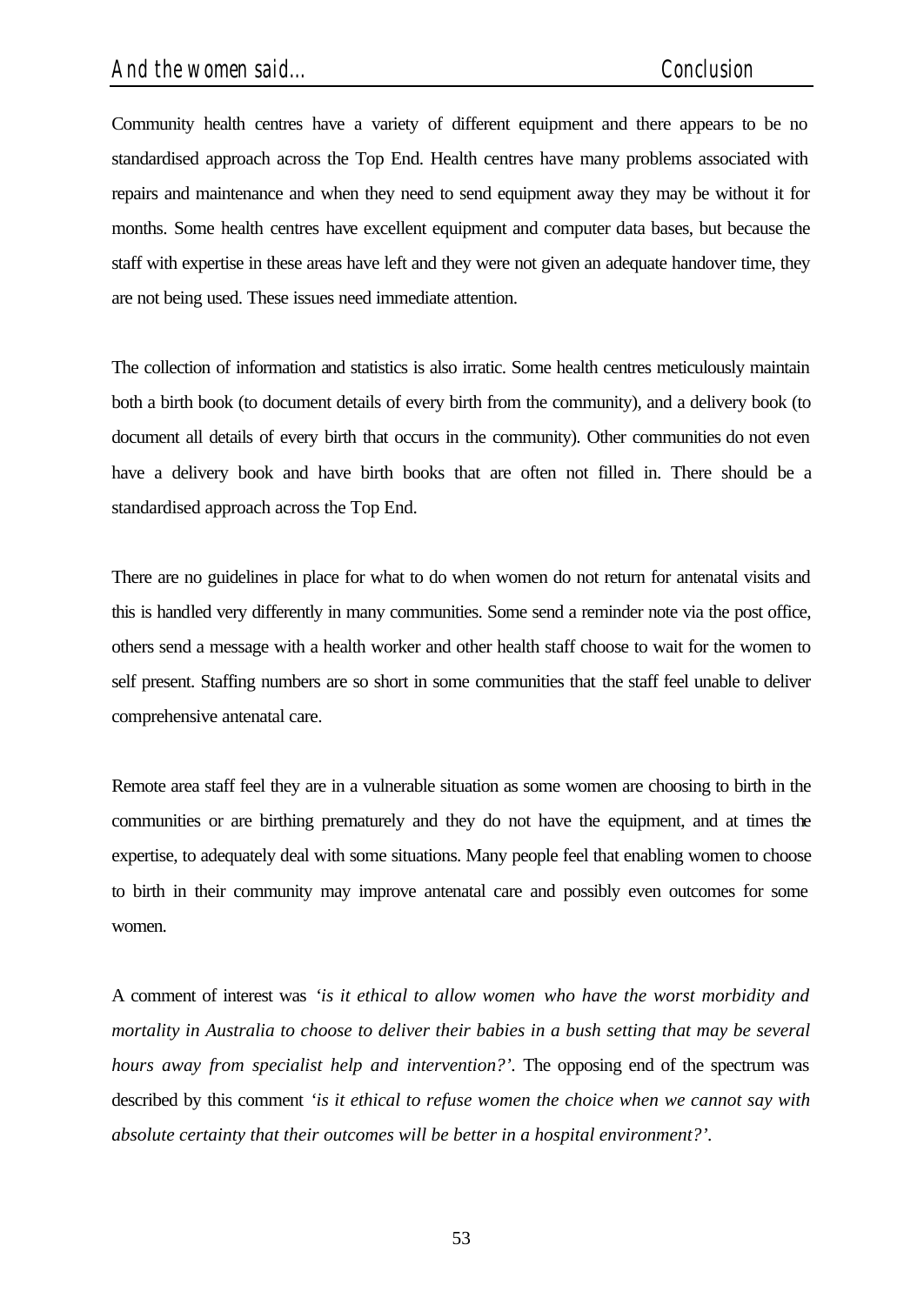Community health centres have a variety of different equipment and there appears to be no standardised approach across the Top End. Health centres have many problems associated with repairs and maintenance and when they need to send equipment away they may be without it for months. Some health centres have excellent equipment and computer data bases, but because the staff with expertise in these areas have left and they were not given an adequate handover time, they are not being used. These issues need immediate attention.

The collection of information and statistics is also irratic. Some health centres meticulously maintain both a birth book (to document details of every birth from the community), and a delivery book (to document all details of every birth that occurs in the community). Other communities do not even have a delivery book and have birth books that are often not filled in. There should be a standardised approach across the Top End.

There are no guidelines in place for what to do when women do not return for antenatal visits and this is handled very differently in many communities. Some send a reminder note via the post office, others send a message with a health worker and other health staff choose to wait for the women to self present. Staffing numbers are so short in some communities that the staff feel unable to deliver comprehensive antenatal care.

Remote area staff feel they are in a vulnerable situation as some women are choosing to birth in the communities or are birthing prematurely and they do not have the equipment, and at times the expertise, to adequately deal with some situations. Many people feel that enabling women to choose to birth in their community may improve antenatal care and possibly even outcomes for some women.

A comment of interest was *'is it ethical to allow women who have the worst morbidity and mortality in Australia to choose to deliver their babies in a bush setting that may be several hours away from specialist help and intervention?'*. The opposing end of the spectrum was described by this comment *'is it ethical to refuse women the choice when we cannot say with absolute certainty that their outcomes will be better in a hospital environment?'*.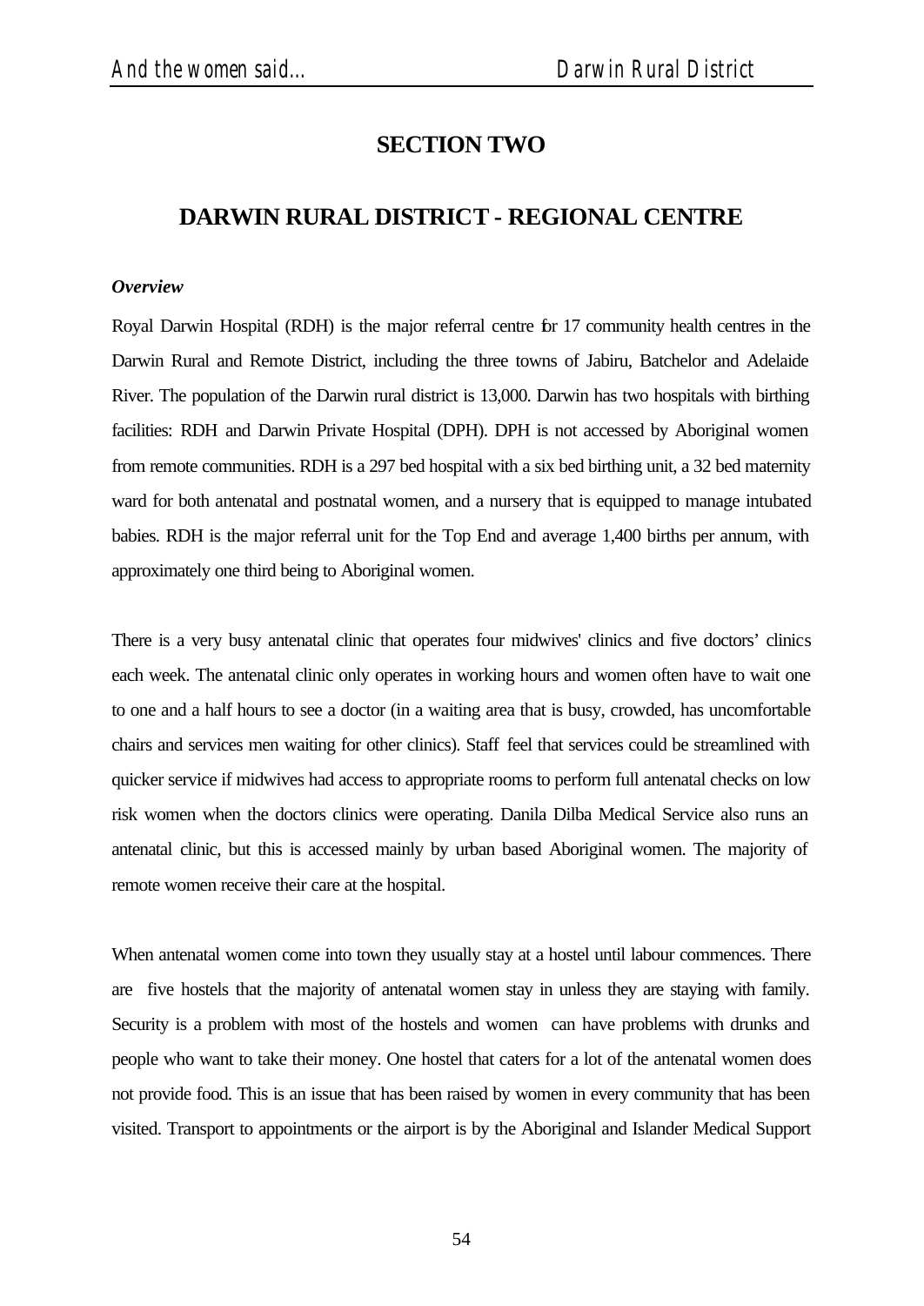# SECTION TWO

## DARWIN RURAL DISTRICT - REGIONAL CENTRE

### *Overview*

Royal Darwin Hospital (RDH) is the major referral centre for 17 community health centres in the Darwin Rural and Remote District, including the three towns of Jabiru, Batchelor and Adelaide River. The population of the Darwin rural district is 13,000. Darwin has two hospitals with birthing facilities: RDH and Darwin Private Hospital (DPH). DPH is not accessed by Aboriginal women from remote communities. RDH is a 297 bed hospital with a six bed birthing unit, a 32 bed maternity ward for both antenatal and postnatal women, and a nursery that is equipped to manage intubated babies. RDH is the major referral unit for the Top End and average 1,400 births per annum, with approximately one third being to Aboriginal women.

There is a very busy antenatal clinic that operates four midwives' clinics and five doctors' clinics each week. The antenatal clinic only operates in working hours and women often have to wait one to one and a half hours to see a doctor (in a waiting area that is busy, crowded, has uncomfortable chairs and services men waiting for other clinics). Staff feel that services could be streamlined with quicker service if midwives had access to appropriate rooms to perform full antenatal checks on low risk women when the doctors clinics were operating. Danila Dilba Medical Service also runs an antenatal clinic, but this is accessed mainly by urban based Aboriginal women. The majority of remote women receive their care at the hospital.

When antenatal women come into town they usually stay at a hostel until labour commences. There are five hostels that the majority of antenatal women stay in unless they are staying with family. Security is a problem with most of the hostels and women can have problems with drunks and people who want to take their money. One hostel that caters for a lot of the antenatal women does not provide food. This is an issue that has been raised by women in every community that has been visited. Transport to appointments or the airport is by the Aboriginal and Islander Medical Support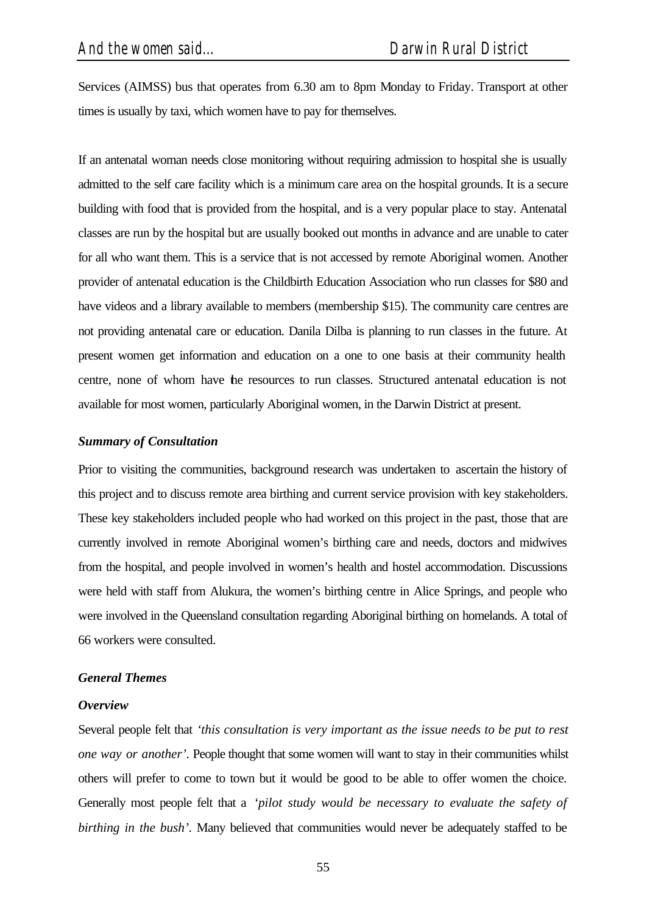Services (AIMSS) bus that operates from 6.30 am to 8pm Monday to Friday. Transport at other times is usually by taxi, which women have to pay for themselves.

If an antenatal woman needs close monitoring without requiring admission to hospital she is usually admitted to the self care facility which is a minimum care area on the hospital grounds. It is a secure building with food that is provided from the hospital, and is a very popular place to stay. Antenatal classes are run by the hospital but are usually booked out months in advance and are unable to cater for all who want them. This is a service that is not accessed by remote Aboriginal women. Another provider of antenatal education is the Childbirth Education Association who run classes for $80 and have videos and a library available to members (membership $15). The community care centres are not providing antenatal care or education. Danila Dilba is planning to run classes in the future. At present women get information and education on a one to one basis at their community health centre, none of whom have the resources to run classes. Structured antenatal education is not available for most women, particularly Aboriginal women, in the Darwin District at present.

### *Summary of Consultation*

Prior to visiting the communities, background research was undertaken to ascertain the history of this project and to discuss remote area birthing and current service provision with key stakeholders. These key stakeholders included people who had worked on this project in the past, those that are currently involved in remote Aboriginal women's birthing care and needs, doctors and midwives from the hospital, and people involved in women's health and hostel accommodation. Discussions were held with staff from Alukura, the women's birthing centre in Alice Springs, and people who were involved in the Queensland consultation regarding Aboriginal birthing on homelands. A total of 66 workers were consulted.

### *General Themes*

#### *Overview*

Several people felt that *'this consultation is very important as the issue needs to be put to rest one way or another'*. People thought that some women will want to stay in their communities whilst others will prefer to come to town but it would be good to be able to offer women the choice. Generally most people felt that a *'pilot study would be necessary to evaluate the safety of birthing in the bush'*. Many believed that communities would never be adequately staffed to be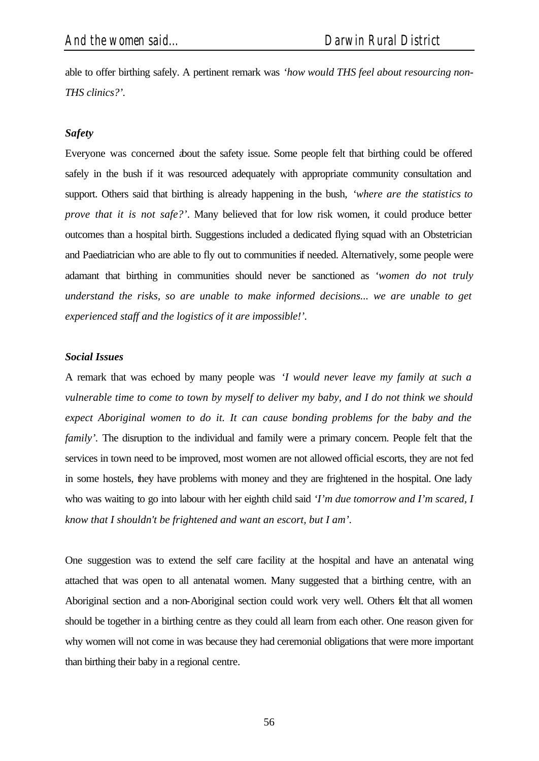able to offer birthing safely. A pertinent remark was *'how would THS feel about resourcing non-THS clinics?'*.

***Safety***

Everyone was concerned about the safety issue. Some people felt that birthing could be offered safely in the bush if it was resourced adequately with appropriate community consultation and support. Others said that birthing is already happening in the bush, *'where are the statistics to prove that it is not safe?'*. Many believed that for low risk women, it could produce better outcomes than a hospital birth. Suggestions included a dedicated flying squad with an Obstetrician and Paediatrician who are able to fly out to communities if needed. Alternatively, some people were adamant that birthing in communities should never be sanctioned as *'women do not truly understand the risks, so are unable to make informed decisions... we are unable to get experienced staff and the logistics of it are impossible!'*.

***Social Issues***

A remark that was echoed by many people was *'I would never leave my family at such a vulnerable time to come to town by myself to deliver my baby, and I do not think we should expect Aboriginal women to do it. It can cause bonding problems for the baby and the family'*. The disruption to the individual and family were a primary concern. People felt that the services in town need to be improved, most women are not allowed official escorts, they are not fed in some hostels, they have problems with money and they are frightened in the hospital. One lady who was waiting to go into labour with her eighth child said *'I'm due tomorrow and I'm scared, I know that I shouldn't be frightened and want an escort, but I am'*.

One suggestion was to extend the self care facility at the hospital and have an antenatal wing attached that was open to all antenatal women. Many suggested that a birthing centre, with an Aboriginal section and a non-Aboriginal section could work very well. Others felt that all women should be together in a birthing centre as they could all learn from each other. One reason given for why women will not come in was because they had ceremonial obligations that were more important than birthing their baby in a regional centre.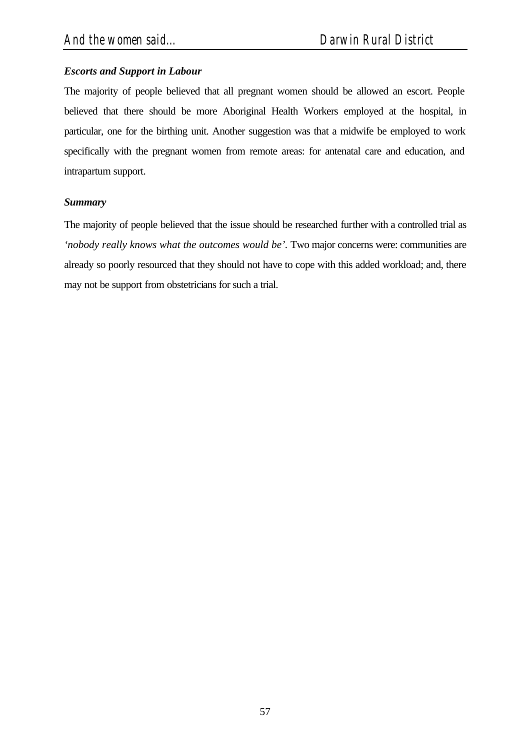### *Escorts and Support in Labour*

The majority of people believed that all pregnant women should be allowed an escort. People believed that there should be more Aboriginal Health Workers employed at the hospital, in particular, one for the birthing unit. Another suggestion was that a midwife be employed to work specifically with the pregnant women from remote areas: for antenatal care and education, and intrapartum support.

### *Summary*

The majority of people believed that the issue should be researched further with a controlled trial as *'nobody really knows what the outcomes would be'*. Two major concerns were: communities are already so poorly resourced that they should not have to cope with this added workload; and, there may not be support from obstetricians for such a trial.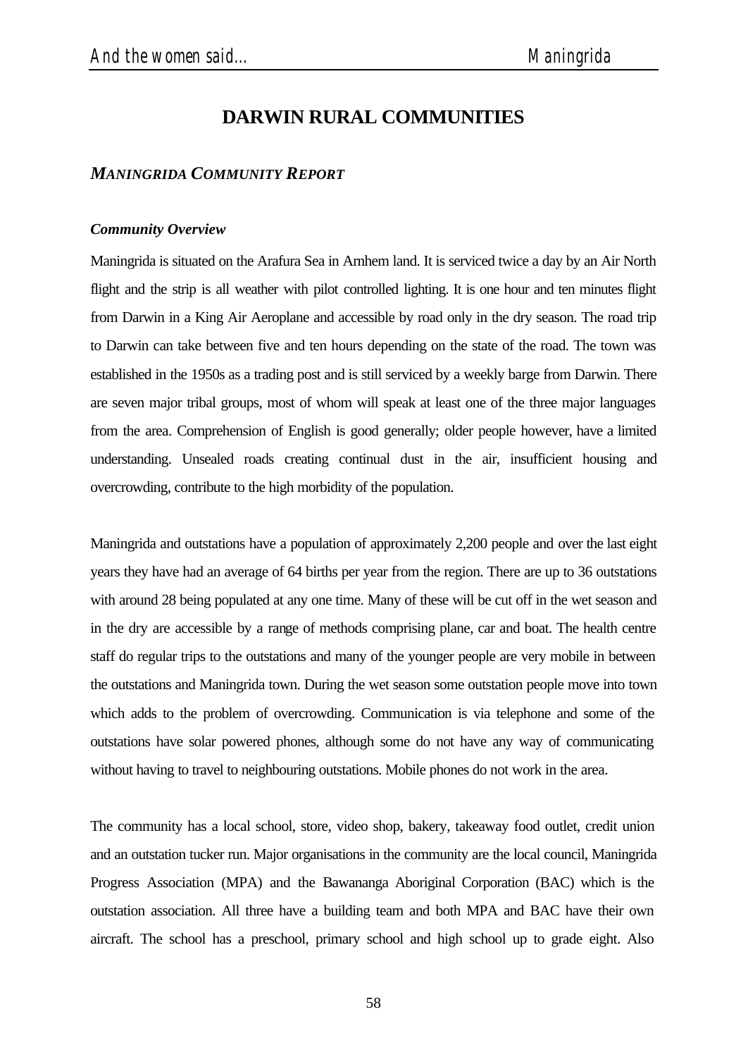# DARWIN RURAL COMMUNITIES

## *MANINGRIDA COMMUNITY REPORT*

### *Community Overview*

Maningrida is situated on the Arafura Sea in Arnhem land. It is serviced twice a day by an Air North flight and the strip is all weather with pilot controlled lighting. It is one hour and ten minutes flight from Darwin in a King Air Aeroplane and accessible by road only in the dry season. The road trip to Darwin can take between five and ten hours depending on the state of the road. The town was established in the 1950s as a trading post and is still serviced by a weekly barge from Darwin. There are seven major tribal groups, most of whom will speak at least one of the three major languages from the area. Comprehension of English is good generally; older people however, have a limited understanding. Unsealed roads creating continual dust in the air, insufficient housing and overcrowding, contribute to the high morbidity of the population.

Maningrida and outstations have a population of approximately 2,200 people and over the last eight years they have had an average of 64 births per year from the region. There are up to 36 outstations with around 28 being populated at any one time. Many of these will be cut off in the wet season and in the dry are accessible by a range of methods comprising plane, car and boat. The health centre staff do regular trips to the outstations and many of the younger people are very mobile in between the outstations and Maningrida town. During the wet season some outstation people move into town which adds to the problem of overcrowding. Communication is via telephone and some of the outstations have solar powered phones, although some do not have any way of communicating without having to travel to neighbouring outstations. Mobile phones do not work in the area.

The community has a local school, store, video shop, bakery, takeaway food outlet, credit union and an outstation tucker run. Major organisations in the community are the local council, Maningrida Progress Association (MPA) and the Bawananga Aboriginal Corporation (BAC) which is the outstation association. All three have a building team and both MPA and BAC have their own aircraft. The school has a preschool, primary school and high school up to grade eight. Also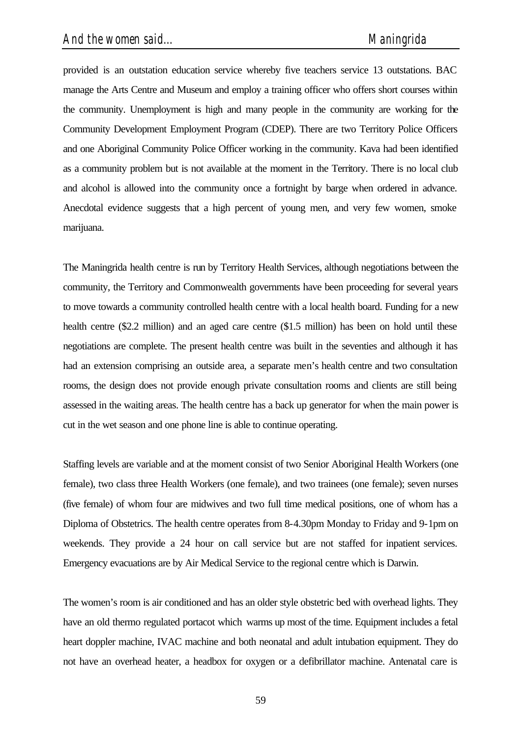provided is an outstation education service whereby five teachers service 13 outstations. BAC manage the Arts Centre and Museum and employ a training officer who offers short courses within the community. Unemployment is high and many people in the community are working for the Community Development Employment Program (CDEP). There are two Territory Police Officers and one Aboriginal Community Police Officer working in the community. Kava had been identified as a community problem but is not available at the moment in the Territory. There is no local club and alcohol is allowed into the community once a fortnight by barge when ordered in advance. Anecdotal evidence suggests that a high percent of young men, and very few women, smoke marijuana.

The Maningrida health centre is run by Territory Health Services, although negotiations between the community, the Territory and Commonwealth governments have been proceeding for several years to move towards a community controlled health centre with a local health board. Funding for a new health centre ($2.2 million) and an aged care centre ($1.5 million) has been on hold until these negotiations are complete. The present health centre was built in the seventies and although it has had an extension comprising an outside area, a separate men's health centre and two consultation rooms, the design does not provide enough private consultation rooms and clients are still being assessed in the waiting areas. The health centre has a back up generator for when the main power is cut in the wet season and one phone line is able to continue operating.

Staffing levels are variable and at the moment consist of two Senior Aboriginal Health Workers (one female), two class three Health Workers (one female), and two trainees (one female); seven nurses (five female) of whom four are midwives and two full time medical positions, one of whom has a Diploma of Obstetrics. The health centre operates from 8-4.30pm Monday to Friday and 9-1pm on weekends. They provide a 24 hour on call service but are not staffed for inpatient services. Emergency evacuations are by Air Medical Service to the regional centre which is Darwin.

The women's room is air conditioned and has an older style obstetric bed with overhead lights. They have an old thermo regulated portacot which warms up most of the time. Equipment includes a fetal heart doppler machine, IVAC machine and both neonatal and adult intubation equipment. They do not have an overhead heater, a headbox for oxygen or a defibrillator machine. Antenatal care is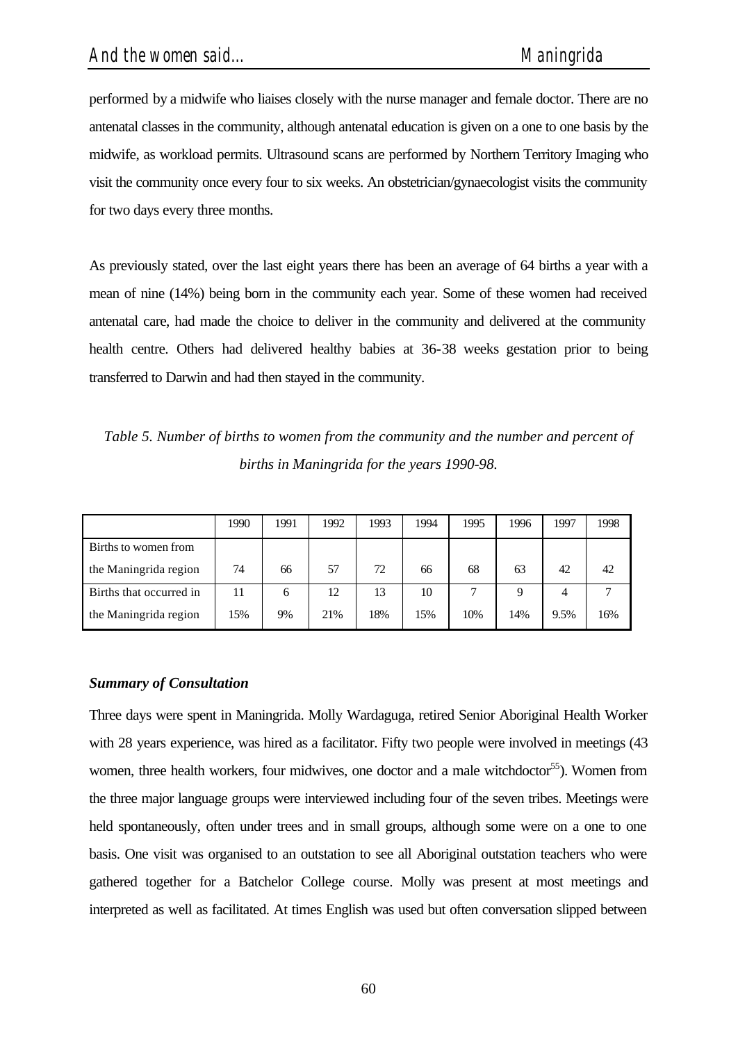performed by a midwife who liaises closely with the nurse manager and female doctor. There are no antenatal classes in the community, although antenatal education is given on a one to one basis by the midwife, as workload permits. Ultrasound scans are performed by Northern Territory Imaging who visit the community once every four to six weeks. An obstetrician/gynaecologist visits the community for two days every three months.

As previously stated, over the last eight years there has been an average of 64 births a year with a mean of nine (14%) being born in the community each year. Some of these women had received antenatal care, had made the choice to deliver in the community and delivered at the community health centre. Others had delivered healthy babies at 36-38 weeks gestation prior to being transferred to Darwin and had then stayed in the community.

*Table 5. Number of births to women from the community and the number and percent of births in Maningrida for the years 1990-98.*

| | 1990 | 1991 | 1992 | 1993 | 1994 | 1995 | 1996 | 1997 | 1998 |
|---|---|---|---|---|---|---|---|---|---|
| Births to women from the Maningrida region | 74 | 66 | 57 | 72 | 66 | 68 | 63 | 42 | 42 |
| Births that occurred in the Maningrida region | 11<br>15% | 6<br>9% | 12<br>21% | 13<br>18% | 10<br>15% | 7<br>10% | 9<br>14% | 4<br>9.5% | 7<br>16% |

### *Summary of Consultation*

Three days were spent in Maningrida. Molly Wardaguga, retired Senior Aboriginal Health Worker with 28 years experience, was hired as a facilitator. Fifty two people were involved in meetings (43 women, three health workers, four midwives, one doctor and a male witchdoctor[55]). Women from the three major language groups were interviewed including four of the seven tribes. Meetings were held spontaneously, often under trees and in small groups, although some were on a one to one basis. One visit was organised to an outstation to see all Aboriginal outstation teachers who were gathered together for a Batchelor College course. Molly was present at most meetings and interpreted as well as facilitated. At times English was used but often conversation slipped between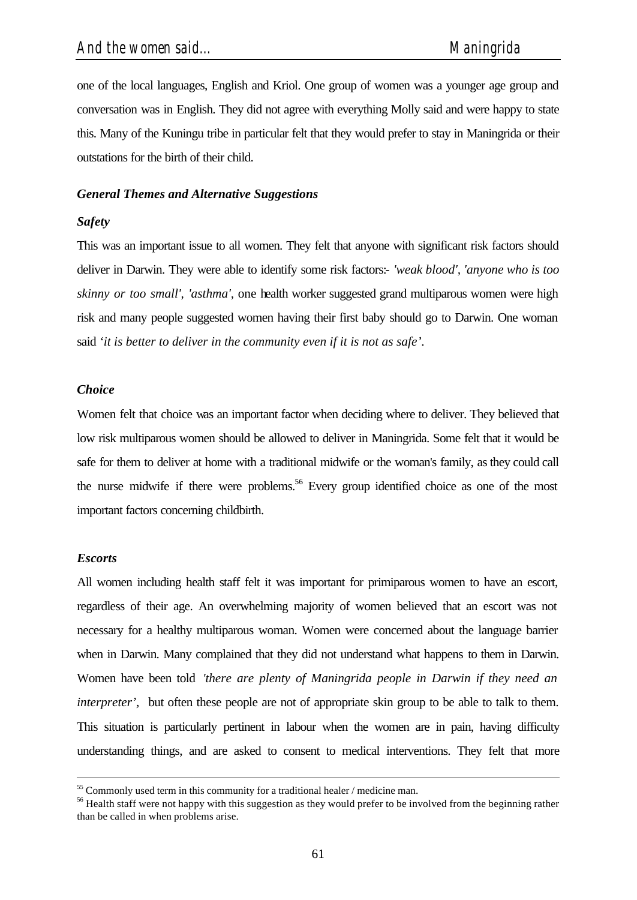one of the local languages, English and Kriol. One group of women was a younger age group and conversation was in English. They did not agree with everything Molly said and were happy to state this. Many of the Kuningu tribe in particular felt that they would prefer to stay in Maningrida or their outstations for the birth of their child.

### *General Themes and Alternative Suggestions*

#### *Safety*

This was an important issue to all women. They felt that anyone with significant risk factors should deliver in Darwin. They were able to identify some risk factors:- *'weak blood', 'anyone who is too skinny or too small', 'asthma',* one health worker suggested grand multiparous women were high risk and many people suggested women having their first baby should go to Darwin. One woman said *'it is better to deliver in the community even if it is not as safe'.*

#### *Choice*

Women felt that choice was an important factor when deciding where to deliver. They believed that low risk multiparous women should be allowed to deliver in Maningrida. Some felt that it would be safe for them to deliver at home with a traditional midwife or the woman's family, as they could call the nurse midwife if there were problems.[56] Every group identified choice as one of the most important factors concerning childbirth.

#### *Escorts*

All women including health staff felt it was important for primiparous women to have an escort, regardless of their age. An overwhelming majority of women believed that an escort was not necessary for a healthy multiparous woman. Women were concerned about the language barrier when in Darwin. Many complained that they did not understand what happens to them in Darwin. Women have been told *'there are plenty of Maningrida people in Darwin if they need an interpreter',* but often these people are not of appropriate skin group to be able to talk to them. This situation is particularly pertinent in labour when the women are in pain, having difficulty understanding things, and are asked to consent to medical interventions. They felt that more

---

[55] Commonly used term in this community for a traditional healer / medicine man.

[56] Health staff were not happy with this suggestion as they would prefer to be involved from the beginning rather than be called in when problems arise.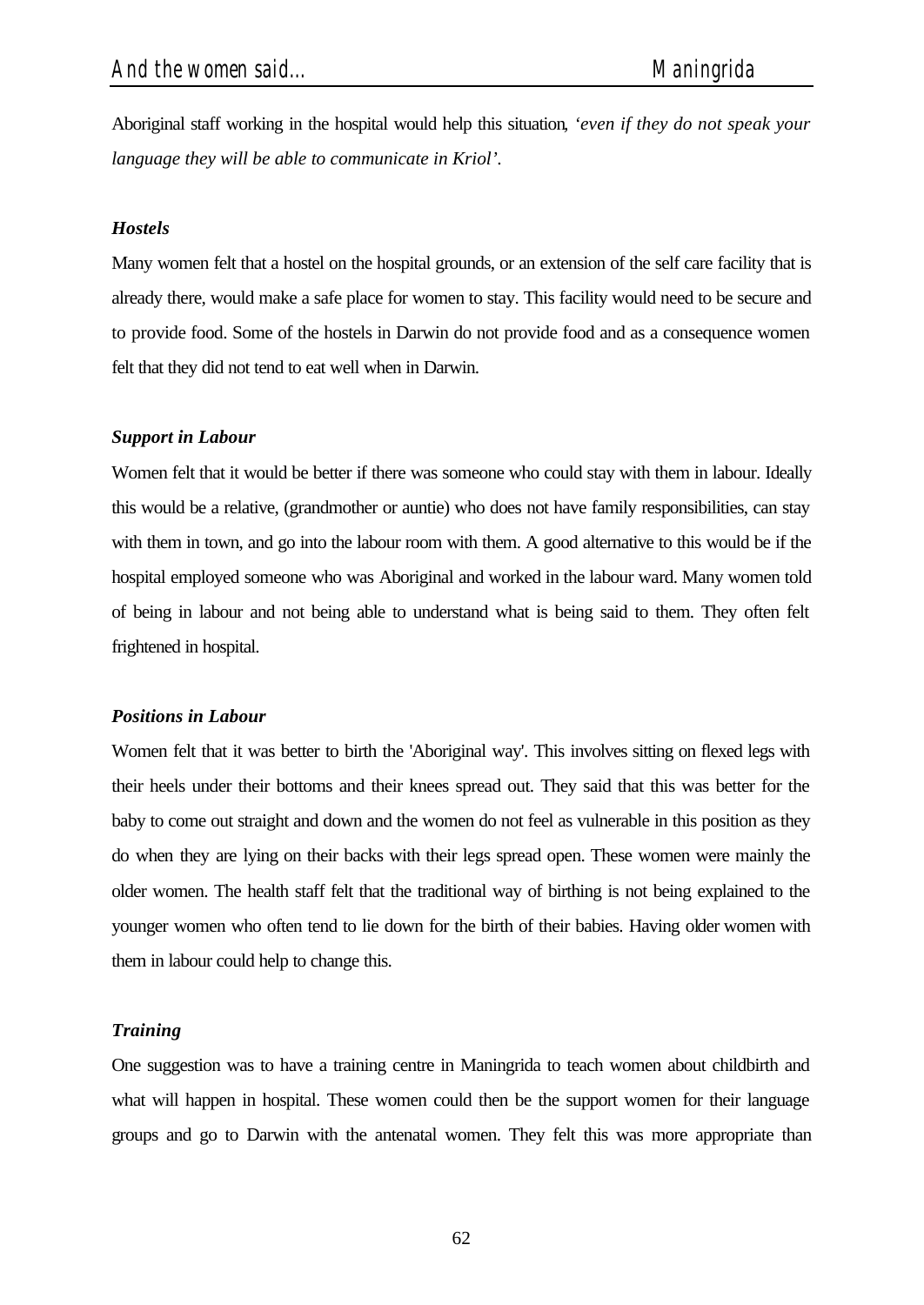Aboriginal staff working in the hospital would help this situation, *'even if they do not speak your language they will be able to communicate in Kriol'.*

***Hostels***

Many women felt that a hostel on the hospital grounds, or an extension of the self care facility that is already there, would make a safe place for women to stay. This facility would need to be secure and to provide food. Some of the hostels in Darwin do not provide food and as a consequence women felt that they did not tend to eat well when in Darwin.

***Support in Labour***

Women felt that it would be better if there was someone who could stay with them in labour. Ideally this would be a relative, (grandmother or auntie) who does not have family responsibilities, can stay with them in town, and go into the labour room with them. A good alternative to this would be if the hospital employed someone who was Aboriginal and worked in the labour ward. Many women told of being in labour and not being able to understand what is being said to them. They often felt frightened in hospital.

***Positions in Labour***

Women felt that it was better to birth the 'Aboriginal way'. This involves sitting on flexed legs with their heels under their bottoms and their knees spread out. They said that this was better for the baby to come out straight and down and the women do not feel as vulnerable in this position as they do when they are lying on their backs with their legs spread open. These women were mainly the older women. The health staff felt that the traditional way of birthing is not being explained to the younger women who often tend to lie down for the birth of their babies. Having older women with them in labour could help to change this.

***Training***

One suggestion was to have a training centre in Maningrida to teach women about childbirth and what will happen in hospital. These women could then be the support women for their language groups and go to Darwin with the antenatal women. They felt this was more appropriate than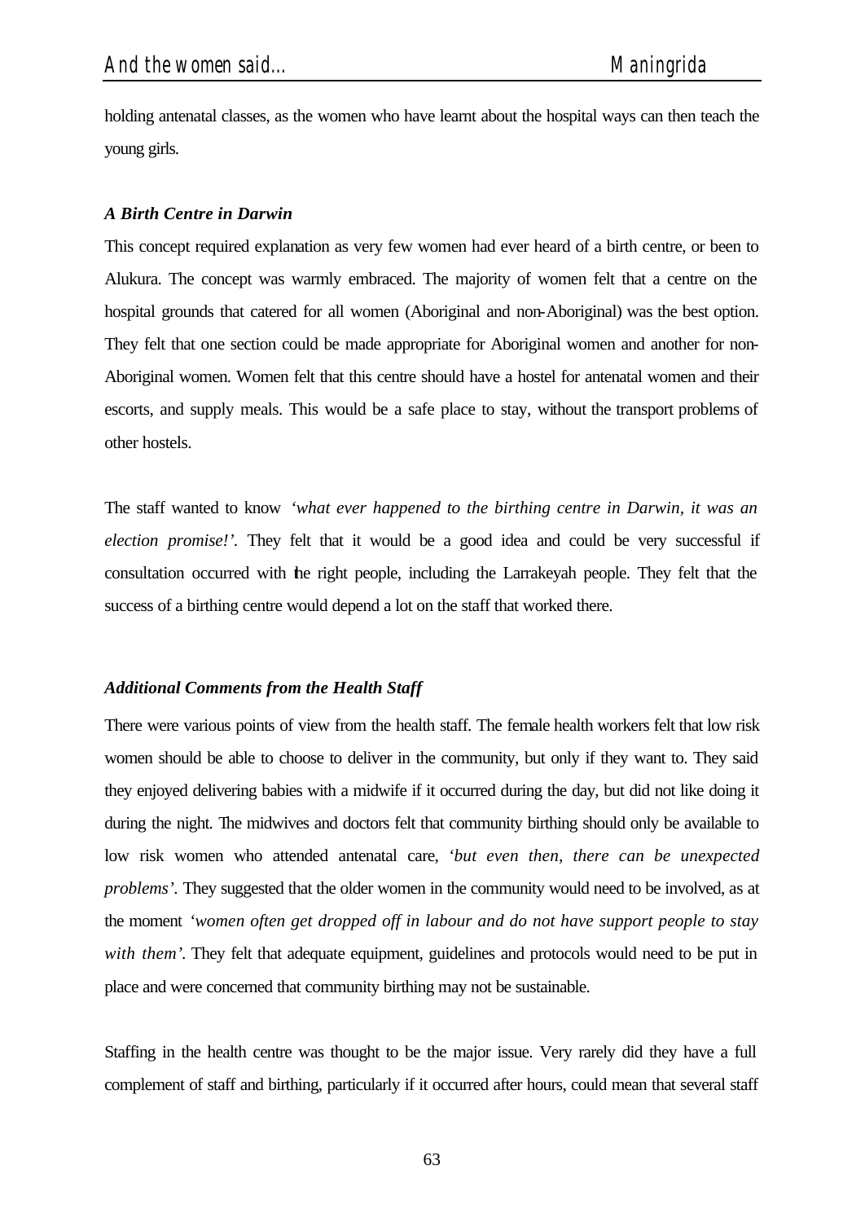holding antenatal classes, as the women who have learnt about the hospital ways can then teach the young girls.

### *A Birth Centre in Darwin*

This concept required explanation as very few women had ever heard of a birth centre, or been to Alukura. The concept was warmly embraced. The majority of women felt that a centre on the hospital grounds that catered for all women (Aboriginal and non-Aboriginal) was the best option. They felt that one section could be made appropriate for Aboriginal women and another for non-Aboriginal women. Women felt that this centre should have a hostel for antenatal women and their escorts, and supply meals. This would be a safe place to stay, without the transport problems of other hostels.

The staff wanted to know *'what ever happened to the birthing centre in Darwin, it was an election promise!'*. They felt that it would be a good idea and could be very successful if consultation occurred with the right people, including the Larrakeyah people. They felt that the success of a birthing centre would depend a lot on the staff that worked there.

### *Additional Comments from the Health Staff*

There were various points of view from the health staff. The female health workers felt that low risk women should be able to choose to deliver in the community, but only if they want to. They said they enjoyed delivering babies with a midwife if it occurred during the day, but did not like doing it during the night. The midwives and doctors felt that community birthing should only be available to low risk women who attended antenatal care, *'but even then, there can be unexpected problems'*. They suggested that the older women in the community would need to be involved, as at the moment *'women often get dropped off in labour and do not have support people to stay with them'*. They felt that adequate equipment, guidelines and protocols would need to be put in place and were concerned that community birthing may not be sustainable.

Staffing in the health centre was thought to be the major issue. Very rarely did they have a full complement of staff and birthing, particularly if it occurred after hours, could mean that several staff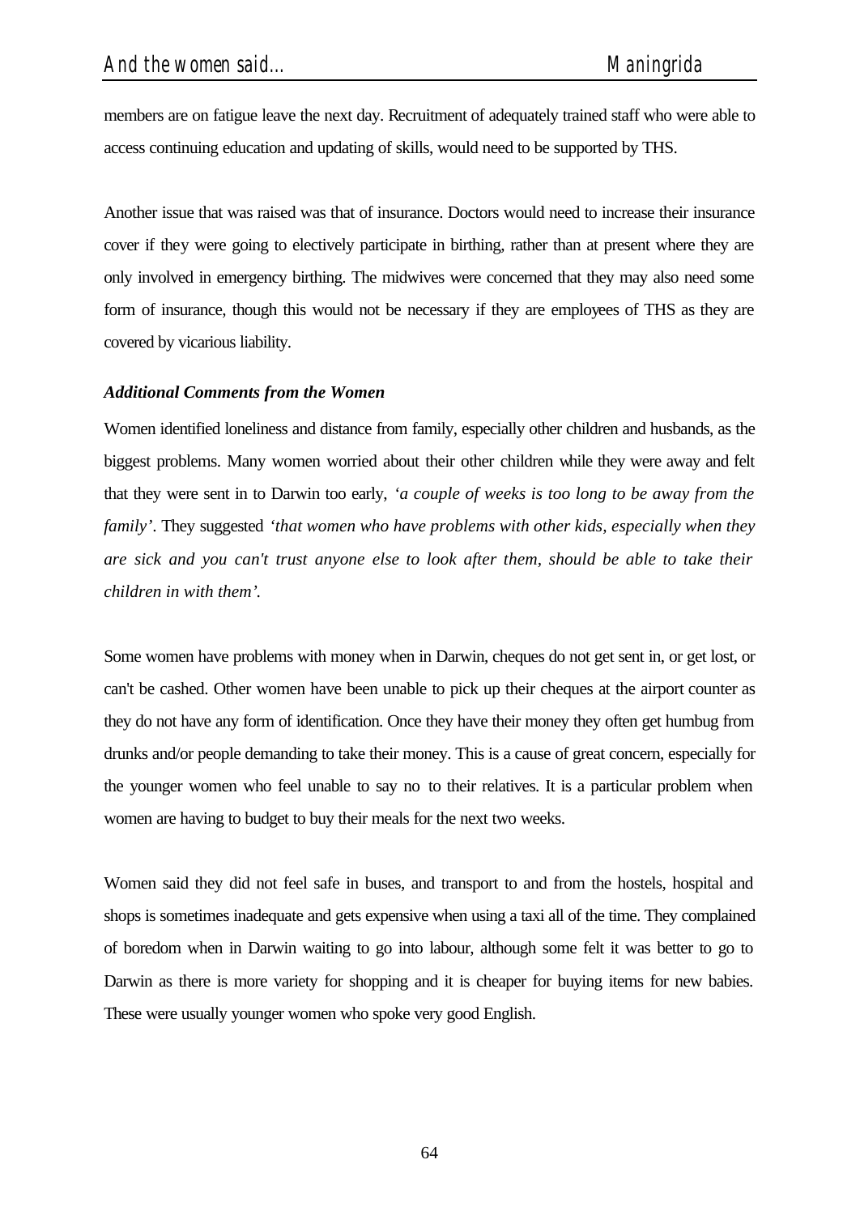members are on fatigue leave the next day. Recruitment of adequately trained staff who were able to access continuing education and updating of skills, would need to be supported by THS.

Another issue that was raised was that of insurance. Doctors would need to increase their insurance cover if they were going to electively participate in birthing, rather than at present where they are only involved in emergency birthing. The midwives were concerned that they may also need some form of insurance, though this would not be necessary if they are employees of THS as they are covered by vicarious liability.

***Additional Comments from the Women***

Women identified loneliness and distance from family, especially other children and husbands, as the biggest problems. Many women worried about their other children while they were away and felt that they were sent in to Darwin too early, *'a couple of weeks is too long to be away from the family'*. They suggested *'that women who have problems with other kids, especially when they are sick and you can't trust anyone else to look after them, should be able to take their children in with them'*.

Some women have problems with money when in Darwin, cheques do not get sent in, or get lost, or can't be cashed. Other women have been unable to pick up their cheques at the airport counter as they do not have any form of identification. Once they have their money they often get humbug from drunks and/or people demanding to take their money. This is a cause of great concern, especially for the younger women who feel unable to say no to their relatives. It is a particular problem when women are having to budget to buy their meals for the next two weeks.

Women said they did not feel safe in buses, and transport to and from the hostels, hospital and shops is sometimes inadequate and gets expensive when using a taxi all of the time. They complained of boredom when in Darwin waiting to go into labour, although some felt it was better to go to Darwin as there is more variety for shopping and it is cheaper for buying items for new babies. These were usually younger women who spoke very good English.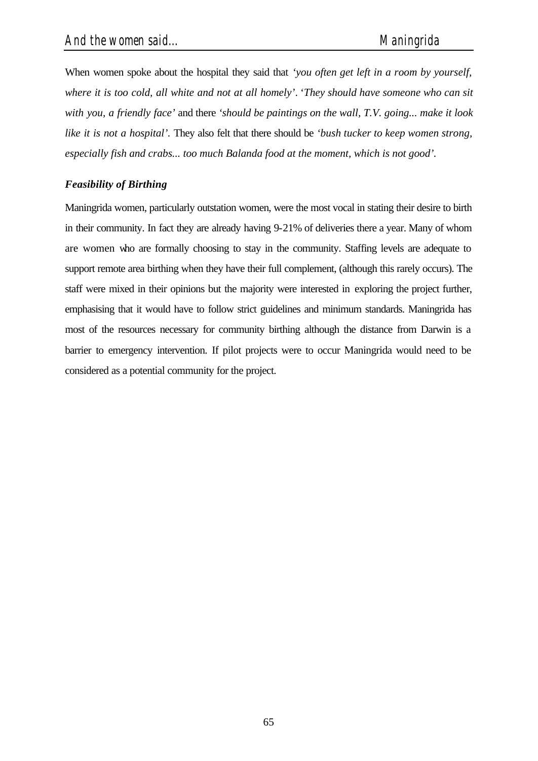When women spoke about the hospital they said that *'you often get left in a room by yourself, where it is too cold, all white and not at all homely'*. *'They should have someone who can sit with you, a friendly face'* and there *'should be paintings on the wall, T.V. going... make it look like it is not a hospital'*. They also felt that there should be *'bush tucker to keep women strong, especially fish and crabs... too much Balanda food at the moment, which is not good'*.

### *Feasibility of Birthing*

Maningrida women, particularly outstation women, were the most vocal in stating their desire to birth in their community. In fact they are already having 9-21% of deliveries there a year. Many of whom are women who are formally choosing to stay in the community. Staffing levels are adequate to support remote area birthing when they have their full complement, (although this rarely occurs). The staff were mixed in their opinions but the majority were interested in exploring the project further, emphasising that it would have to follow strict guidelines and minimum standards. Maningrida has most of the resources necessary for community birthing although the distance from Darwin is a barrier to emergency intervention. If pilot projects were to occur Maningrida would need to be considered as a potential community for the project.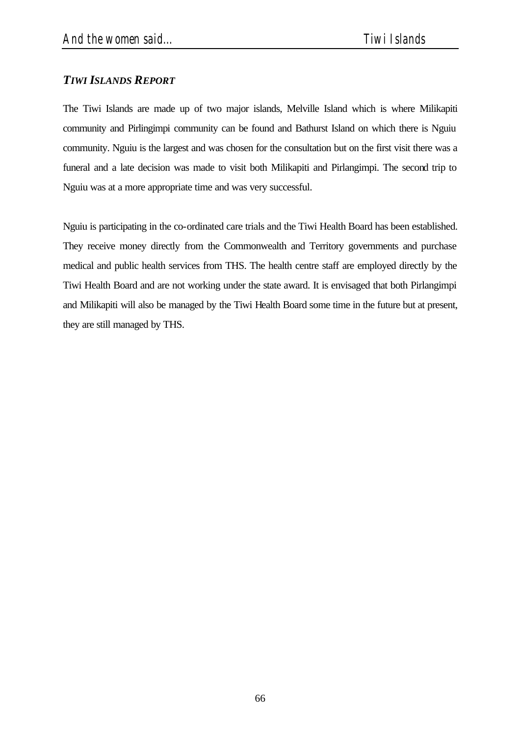## *TIWI ISLANDS REPORT*

The Tiwi Islands are made up of two major islands, Melville Island which is where Milikapiti community and Pirlingimpi community can be found and Bathurst Island on which there is Nguiu community. Nguiu is the largest and was chosen for the consultation but on the first visit there was a funeral and a late decision was made to visit both Milikapiti and Pirlangimpi. The second trip to Nguiu was at a more appropriate time and was very successful.

Nguiu is participating in the co-ordinated care trials and the Tiwi Health Board has been established. They receive money directly from the Commonwealth and Territory governments and purchase medical and public health services from THS. The health centre staff are employed directly by the Tiwi Health Board and are not working under the state award. It is envisaged that both Pirlangimpi and Milikapiti will also be managed by the Tiwi Health Board some time in the future but at present, they are still managed by THS.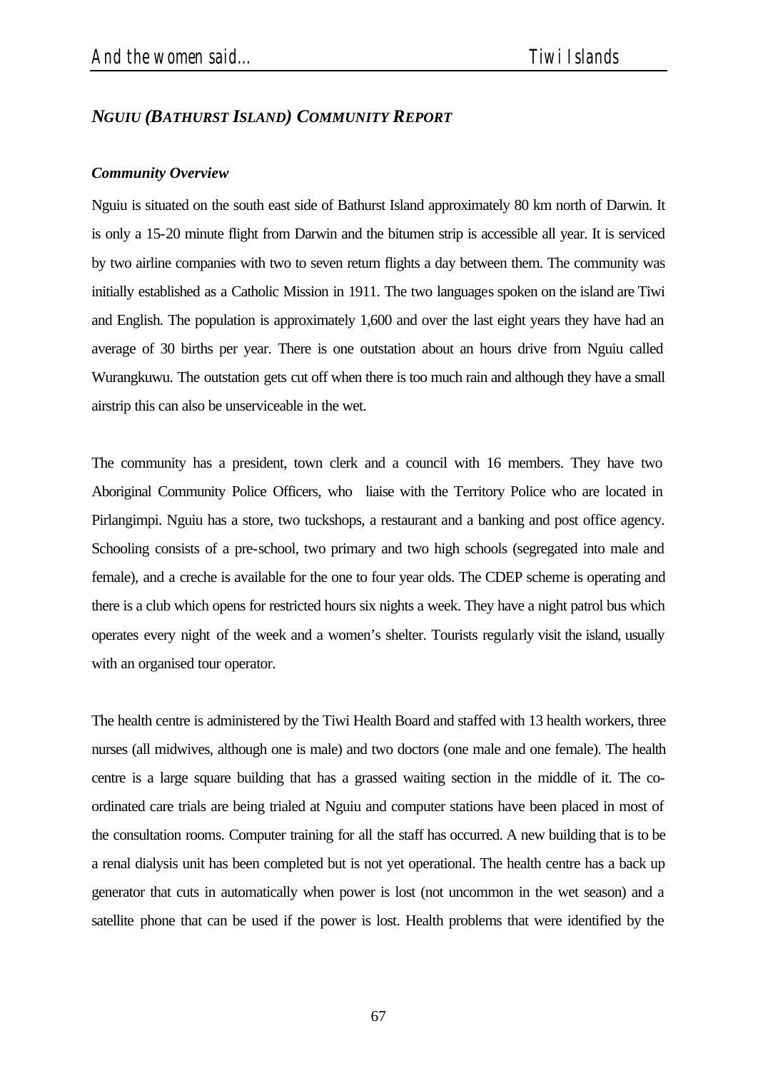## *NGUIU (BATHURST ISLAND) COMMUNITY REPORT*

### *Community Overview*

Nguiu is situated on the south east side of Bathurst Island approximately 80 km north of Darwin. It is only a 15-20 minute flight from Darwin and the bitumen strip is accessible all year. It is serviced by two airline companies with two to seven return flights a day between them. The community was initially established as a Catholic Mission in 1911. The two languages spoken on the island are Tiwi and English. The population is approximately 1,600 and over the last eight years they have had an average of 30 births per year. There is one outstation about an hours drive from Nguiu called Wurangkuwu. The outstation gets cut off when there is too much rain and although they have a small airstrip this can also be unserviceable in the wet.

The community has a president, town clerk and a council with 16 members. They have two Aboriginal Community Police Officers, who liaise with the Territory Police who are located in Pirlangimpi. Nguiu has a store, two tuckshops, a restaurant and a banking and post office agency. Schooling consists of a pre-school, two primary and two high schools (segregated into male and female), and a creche is available for the one to four year olds. The CDEP scheme is operating and there is a club which opens for restricted hours six nights a week. They have a night patrol bus which operates every night of the week and a women's shelter. Tourists regularly visit the island, usually with an organised tour operator.

The health centre is administered by the Tiwi Health Board and staffed with 13 health workers, three nurses (all midwives, although one is male) and two doctors (one male and one female). The health centre is a large square building that has a grassed waiting section in the middle of it. The co-ordinated care trials are being trialed at Nguiu and computer stations have been placed in most of the consultation rooms. Computer training for all the staff has occurred. A new building that is to be a renal dialysis unit has been completed but is not yet operational. The health centre has a back up generator that cuts in automatically when power is lost (not uncommon in the wet season) and a satellite phone that can be used if the power is lost. Health problems that were identified by the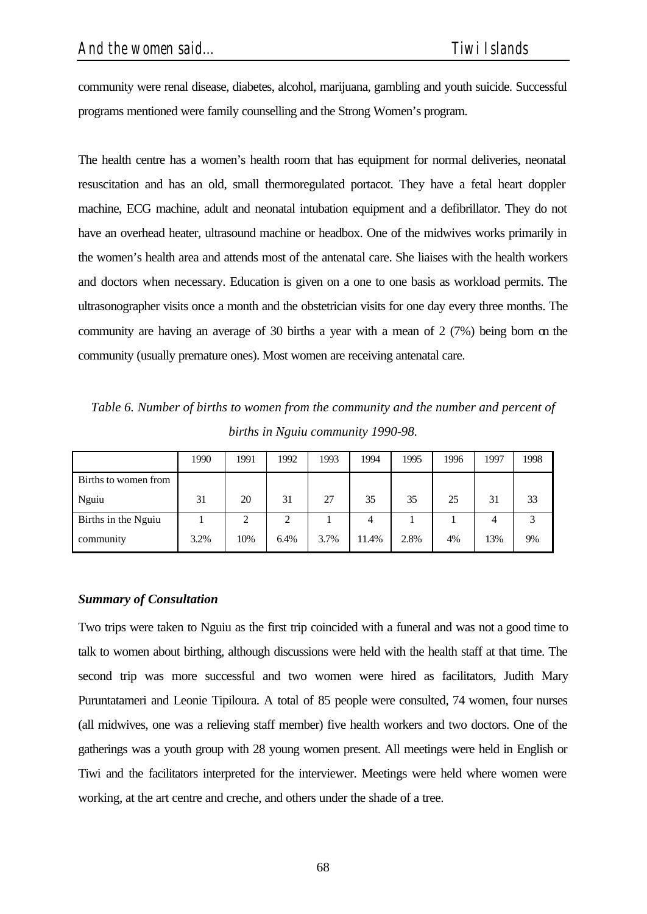community were renal disease, diabetes, alcohol, marijuana, gambling and youth suicide. Successful programs mentioned were family counselling and the Strong Women's program.

The health centre has a women's health room that has equipment for normal deliveries, neonatal resuscitation and has an old, small thermoregulated portacot. They have a fetal heart doppler machine, ECG machine, adult and neonatal intubation equipment and a defibrillator. They do not have an overhead heater, ultrasound machine or headbox. One of the midwives works primarily in the women's health area and attends most of the antenatal care. She liaises with the health workers and doctors when necessary. Education is given on a one to one basis as workload permits. The ultrasonographer visits once a month and the obstetrician visits for one day every three months. The community are having an average of 30 births a year with a mean of 2 (7%) being born on the community (usually premature ones). Most women are receiving antenatal care.

*Table 6. Number of births to women from the community and the number and percent of births in Nguiu community 1990-98.*

| | 1990 | 1991 | 1992 | 1993 | 1994 | 1995 | 1996 | 1997 | 1998 |
|---|---|---|---|---|---|---|---|---|---|
| Births to women from Nguiu | 31 | 20 | 31 | 27 | 35 | 35 | 25 | 31 | 33 |
| Births in the Nguiu community | 1<br>3.2% | 2<br>10% | 2<br>6.4% | 1<br>3.7% | 4<br>11.4% | 1<br>2.8% | 1<br>4% | 4<br>13% | 3<br>9% |

### *Summary of Consultation*

Two trips were taken to Nguiu as the first trip coincided with a funeral and was not a good time to talk to women about birthing, although discussions were held with the health staff at that time. The second trip was more successful and two women were hired as facilitators, Judith Mary Puruntatameri and Leonie Tipiloura. A total of 85 people were consulted, 74 women, four nurses (all midwives, one was a relieving staff member) five health workers and two doctors. One of the gatherings was a youth group with 28 young women present. All meetings were held in English or Tiwi and the facilitators interpreted for the interviewer. Meetings were held where women were working, at the art centre and creche, and others under the shade of a tree.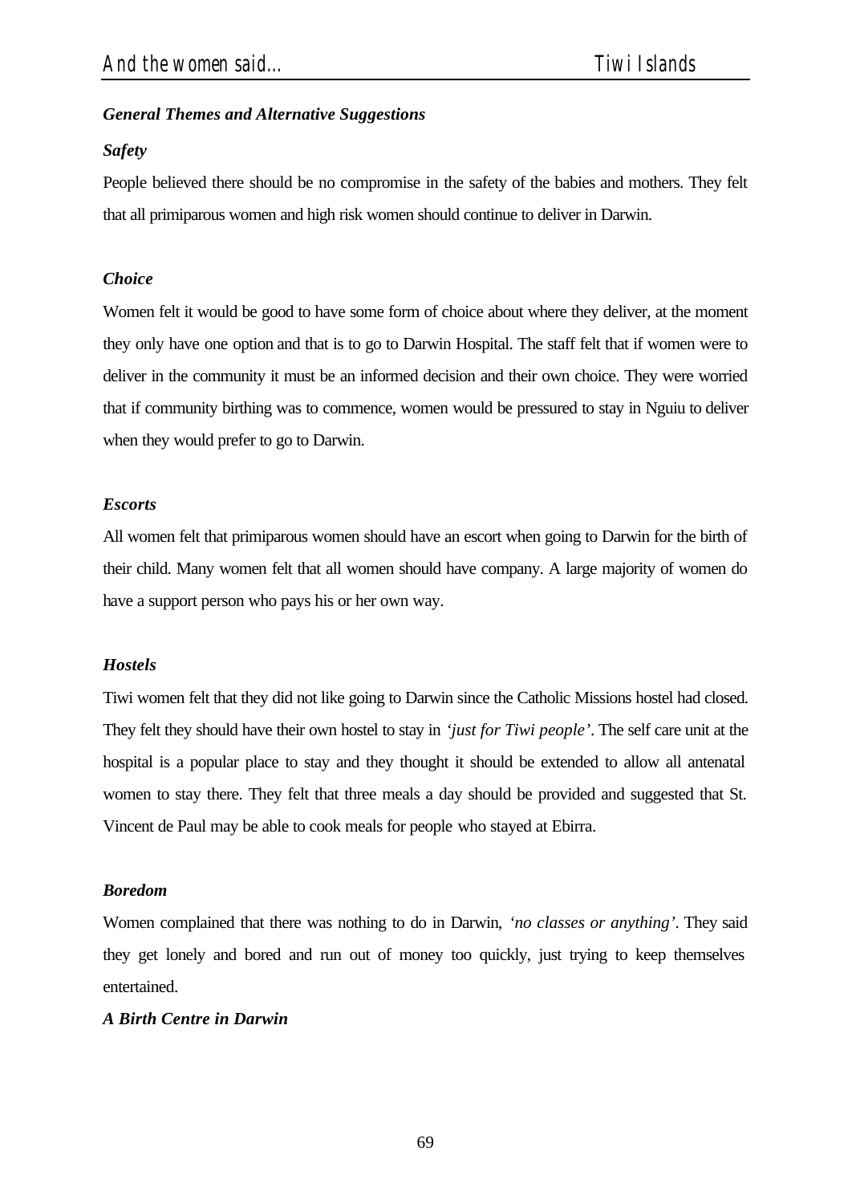### *General Themes and Alternative Suggestions*

#### *Safety*

People believed there should be no compromise in the safety of the babies and mothers. They felt that all primiparous women and high risk women should continue to deliver in Darwin.

#### *Choice*

Women felt it would be good to have some form of choice about where they deliver, at the moment they only have one option and that is to go to Darwin Hospital. The staff felt that if women were to deliver in the community it must be an informed decision and their own choice. They were worried that if community birthing was to commence, women would be pressured to stay in Nguiu to deliver when they would prefer to go to Darwin.

#### *Escorts*

All women felt that primiparous women should have an escort when going to Darwin for the birth of their child. Many women felt that all women should have company. A large majority of women do have a support person who pays his or her own way.

#### *Hostels*

Tiwi women felt that they did not like going to Darwin since the Catholic Missions hostel had closed. They felt they should have their own hostel to stay in *'just for Tiwi people'*. The self care unit at the hospital is a popular place to stay and they thought it should be extended to allow all antenatal women to stay there. They felt that three meals a day should be provided and suggested that St. Vincent de Paul may be able to cook meals for people who stayed at Ebirra.

#### *Boredom*

Women complained that there was nothing to do in Darwin, *'no classes or anything'*. They said they get lonely and bored and run out of money too quickly, just trying to keep themselves entertained.

#### *A Birth Centre in Darwin*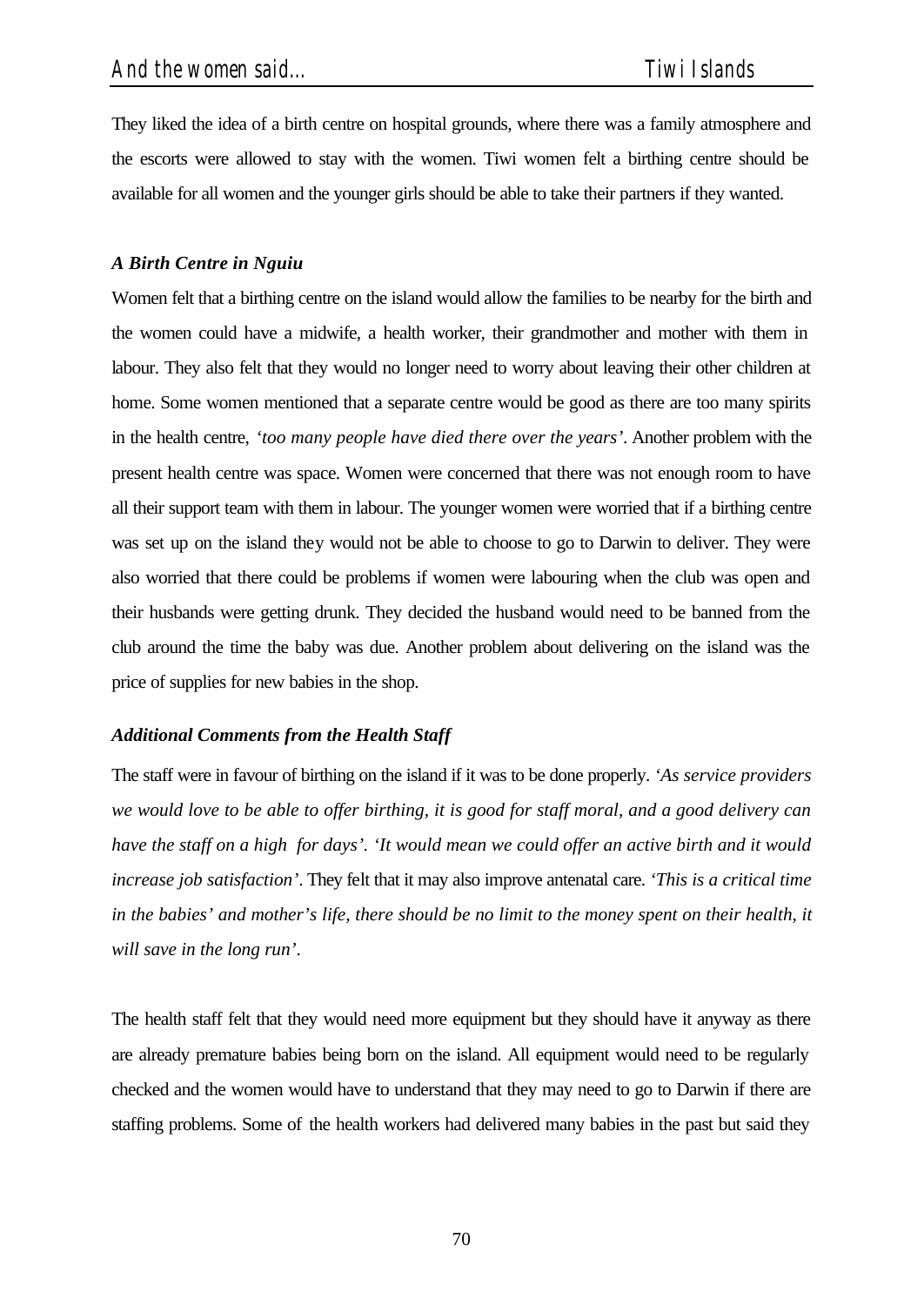They liked the idea of a birth centre on hospital grounds, where there was a family atmosphere and the escorts were allowed to stay with the women. Tiwi women felt a birthing centre should be available for all women and the younger girls should be able to take their partners if they wanted.

### *A Birth Centre in Nguiu*

Women felt that a birthing centre on the island would allow the families to be nearby for the birth and the women could have a midwife, a health worker, their grandmother and mother with them in labour. They also felt that they would no longer need to worry about leaving their other children at home. Some women mentioned that a separate centre would be good as there are too many spirits in the health centre, *'too many people have died there over the years'*. Another problem with the present health centre was space. Women were concerned that there was not enough room to have all their support team with them in labour. The younger women were worried that if a birthing centre was set up on the island they would not be able to choose to go to Darwin to deliver. They were also worried that there could be problems if women were labouring when the club was open and their husbands were getting drunk. They decided the husband would need to be banned from the club around the time the baby was due. Another problem about delivering on the island was the price of supplies for new babies in the shop.

### *Additional Comments from the Health Staff*

The staff were in favour of birthing on the island if it was to be done properly. *'As service providers we would love to be able to offer birthing, it is good for staff moral, and a good delivery can have the staff on a high for days'. 'It would mean we could offer an active birth and it would increase job satisfaction'*. They felt that it may also improve antenatal care. *'This is a critical time in the babies' and mother's life, there should be no limit to the money spent on their health, it will save in the long run'*.

The health staff felt that they would need more equipment but they should have it anyway as there are already premature babies being born on the island. All equipment would need to be regularly checked and the women would have to understand that they may need to go to Darwin if there are staffing problems. Some of the health workers had delivered many babies in the past but said they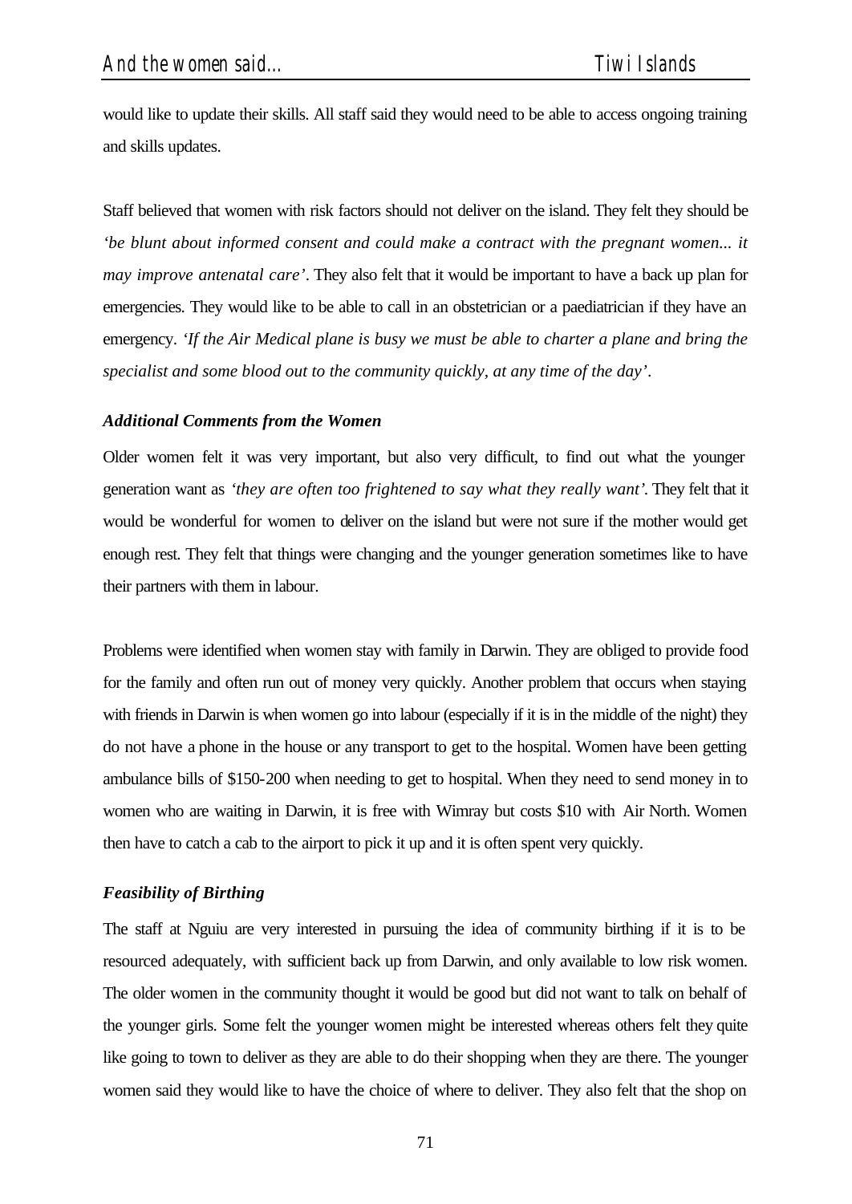would like to update their skills. All staff said they would need to be able to access ongoing training and skills updates.

Staff believed that women with risk factors should not deliver on the island. They felt they should be *'be blunt about informed consent and could make a contract with the pregnant women... it may improve antenatal care'*. They also felt that it would be important to have a back up plan for emergencies. They would like to be able to call in an obstetrician or a paediatrician if they have an emergency. *'If the Air Medical plane is busy we must be able to charter a plane and bring the specialist and some blood out to the community quickly, at any time of the day'*.

### *Additional Comments from the Women*

Older women felt it was very important, but also very difficult, to find out what the younger generation want as *'they are often too frightened to say what they really want'*. They felt that it would be wonderful for women to deliver on the island but were not sure if the mother would get enough rest. They felt that things were changing and the younger generation sometimes like to have their partners with them in labour.

Problems were identified when women stay with family in Darwin. They are obliged to provide food for the family and often run out of money very quickly. Another problem that occurs when staying with friends in Darwin is when women go into labour (especially if it is in the middle of the night) they do not have a phone in the house or any transport to get to the hospital. Women have been getting ambulance bills of $150-200 when needing to get to hospital. When they need to send money in to women who are waiting in Darwin, it is free with Wimray but costs $10 with Air North. Women then have to catch a cab to the airport to pick it up and it is often spent very quickly.

### *Feasibility of Birthing*

The staff at Nguiu are very interested in pursuing the idea of community birthing if it is to be resourced adequately, with sufficient back up from Darwin, and only available to low risk women. The older women in the community thought it would be good but did not want to talk on behalf of the younger girls. Some felt the younger women might be interested whereas others felt they quite like going to town to deliver as they are able to do their shopping when they are there. The younger women said they would like to have the choice of where to deliver. They also felt that the shop on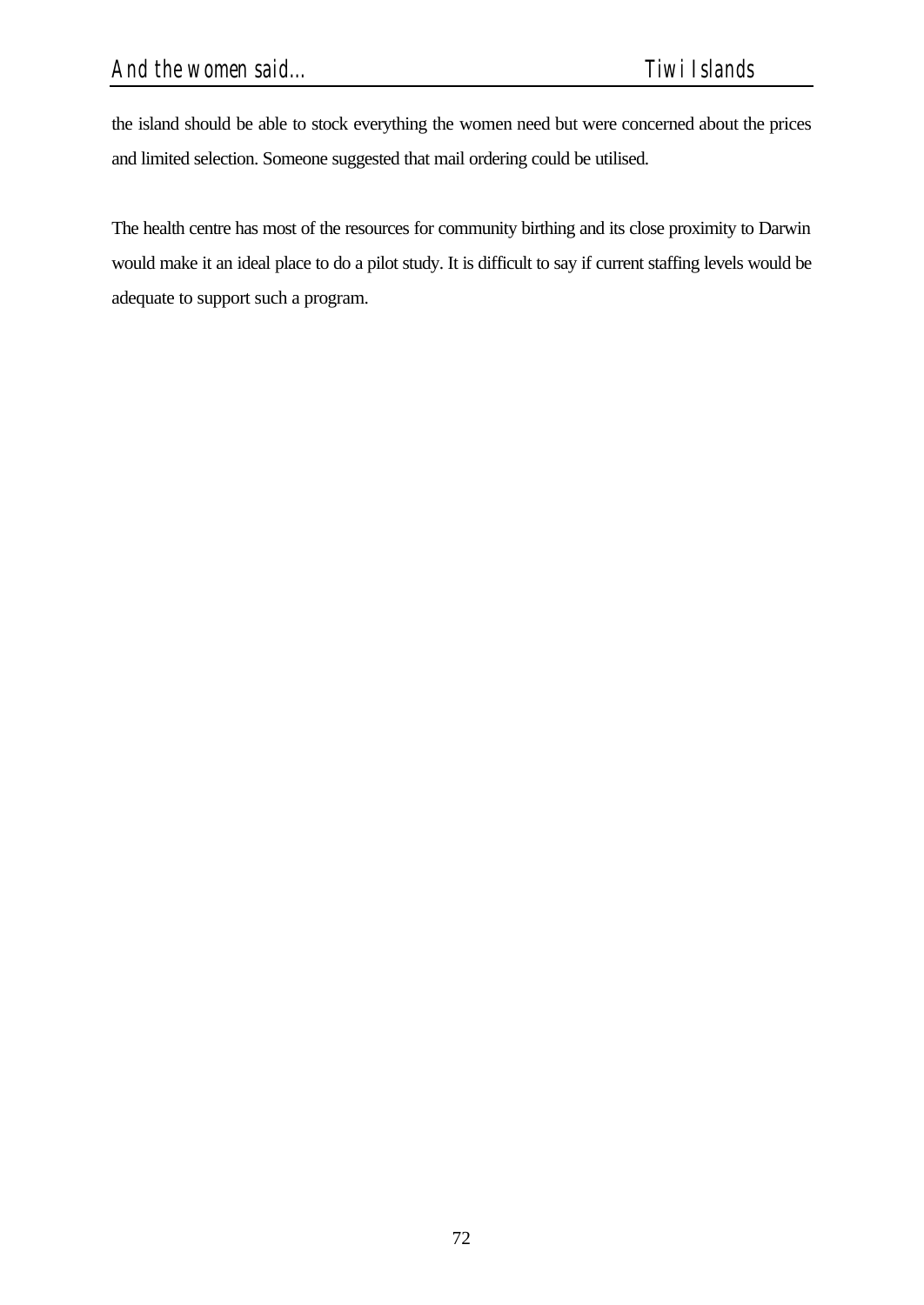the island should be able to stock everything the women need but were concerned about the prices and limited selection. Someone suggested that mail ordering could be utilised.

The health centre has most of the resources for community birthing and its close proximity to Darwin would make it an ideal place to do a pilot study. It is difficult to say if current staffing levels would be adequate to support such a program.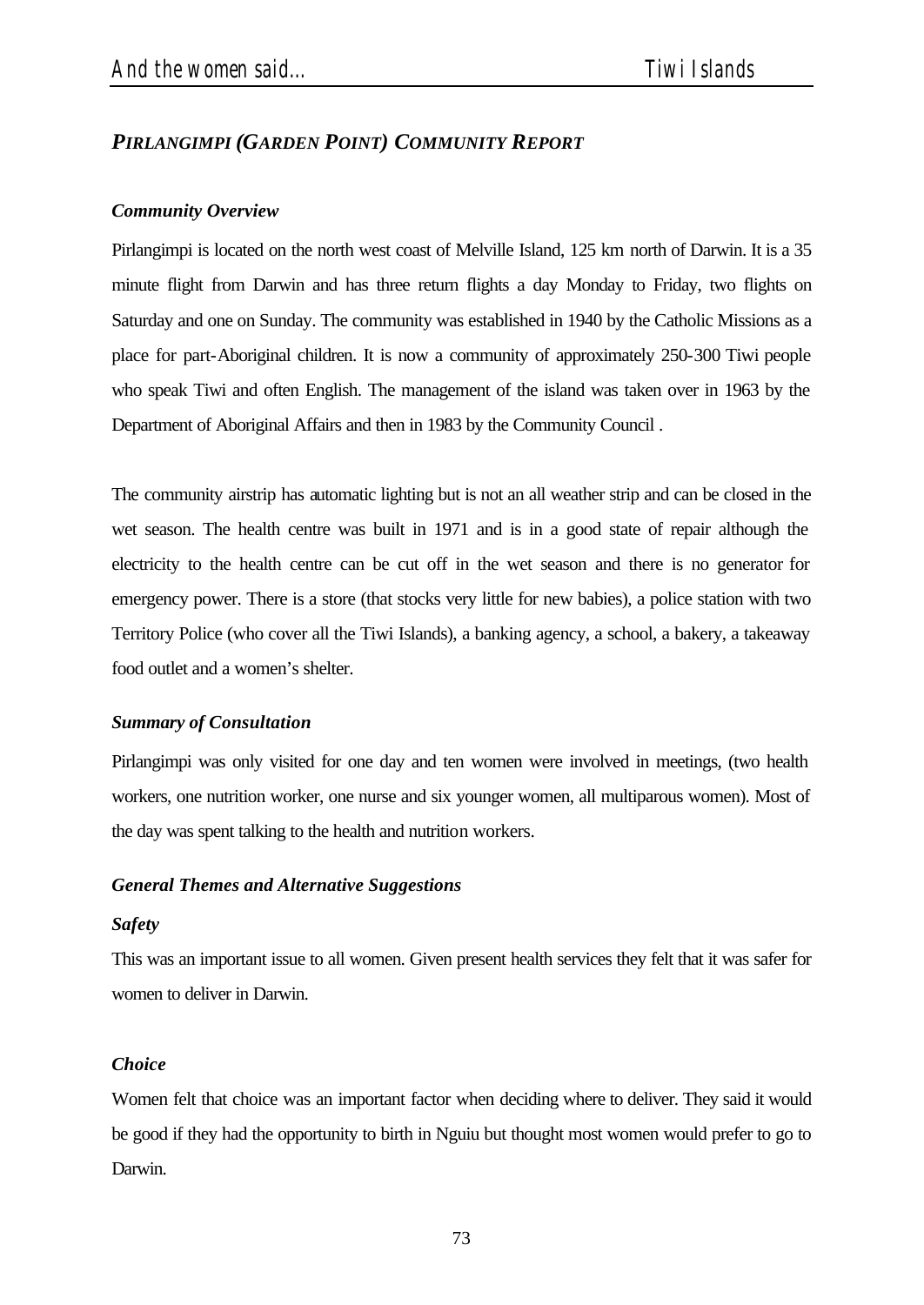## *PIRLANGIMPI (GARDEN POINT) COMMUNITY REPORT*

### *Community Overview*

Pirlangimpi is located on the north west coast of Melville Island, 125 km north of Darwin. It is a 35 minute flight from Darwin and has three return flights a day Monday to Friday, two flights on Saturday and one on Sunday. The community was established in 1940 by the Catholic Missions as a place for part-Aboriginal children. It is now a community of approximately 250-300 Tiwi people who speak Tiwi and often English. The management of the island was taken over in 1963 by the Department of Aboriginal Affairs and then in 1983 by the Community Council .

The community airstrip has automatic lighting but is not an all weather strip and can be closed in the wet season. The health centre was built in 1971 and is in a good state of repair although the electricity to the health centre can be cut off in the wet season and there is no generator for emergency power. There is a store (that stocks very little for new babies), a police station with two Territory Police (who cover all the Tiwi Islands), a banking agency, a school, a bakery, a takeaway food outlet and a women's shelter.

### *Summary of Consultation*

Pirlangimpi was only visited for one day and ten women were involved in meetings, (two health workers, one nutrition worker, one nurse and six younger women, all multiparous women). Most of the day was spent talking to the health and nutrition workers.

### *General Themes and Alternative Suggestions*

#### *Safety*

This was an important issue to all women. Given present health services they felt that it was safer for women to deliver in Darwin.

#### *Choice*

Women felt that choice was an important factor when deciding where to deliver. They said it would be good if they had the opportunity to birth in Nguiu but thought most women would prefer to go to Darwin.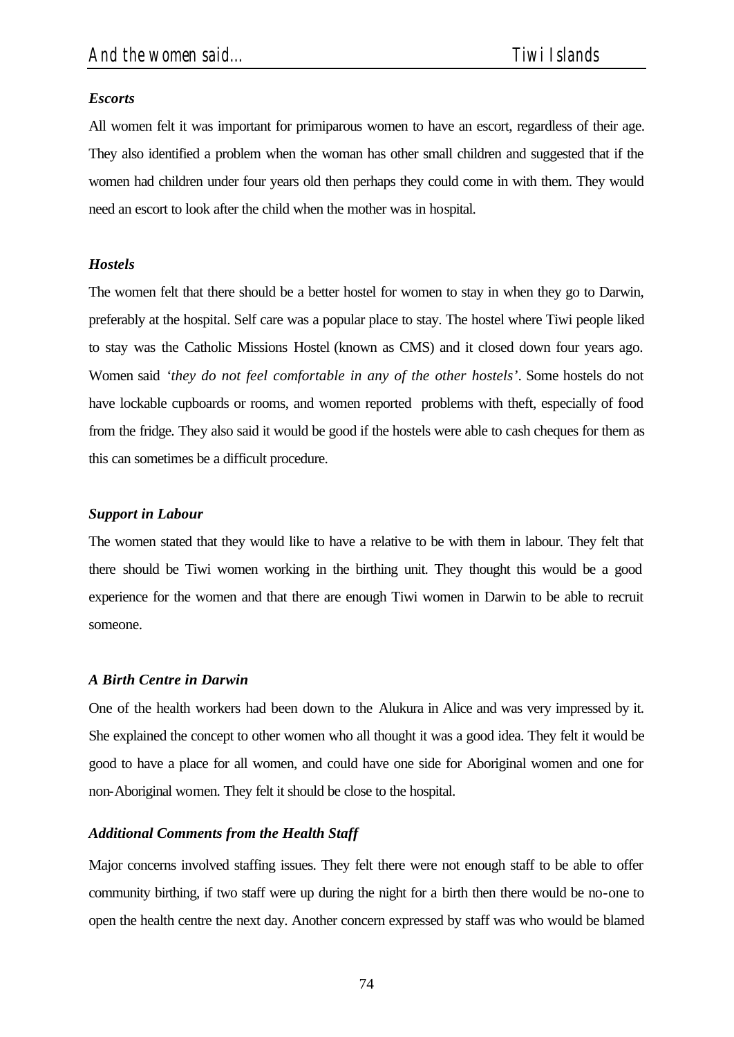### *Escorts*

All women felt it was important for primiparous women to have an escort, regardless of their age. They also identified a problem when the woman has other small children and suggested that if the women had children under four years old then perhaps they could come in with them. They would need an escort to look after the child when the mother was in hospital.

### *Hostels*

The women felt that there should be a better hostel for women to stay in when they go to Darwin, preferably at the hospital. Self care was a popular place to stay. The hostel where Tiwi people liked to stay was the Catholic Missions Hostel (known as CMS) and it closed down four years ago. Women said *'they do not feel comfortable in any of the other hostels'*. Some hostels do not have lockable cupboards or rooms, and women reported problems with theft, especially of food from the fridge. They also said it would be good if the hostels were able to cash cheques for them as this can sometimes be a difficult procedure.

### *Support in Labour*

The women stated that they would like to have a relative to be with them in labour. They felt that there should be Tiwi women working in the birthing unit. They thought this would be a good experience for the women and that there are enough Tiwi women in Darwin to be able to recruit someone.

### *A Birth Centre in Darwin*

One of the health workers had been down to the Alukura in Alice and was very impressed by it. She explained the concept to other women who all thought it was a good idea. They felt it would be good to have a place for all women, and could have one side for Aboriginal women and one for non-Aboriginal women. They felt it should be close to the hospital.

### *Additional Comments from the Health Staff*

Major concerns involved staffing issues. They felt there were not enough staff to be able to offer community birthing, if two staff were up during the night for a birth then there would be no-one to open the health centre the next day. Another concern expressed by staff was who would be blamed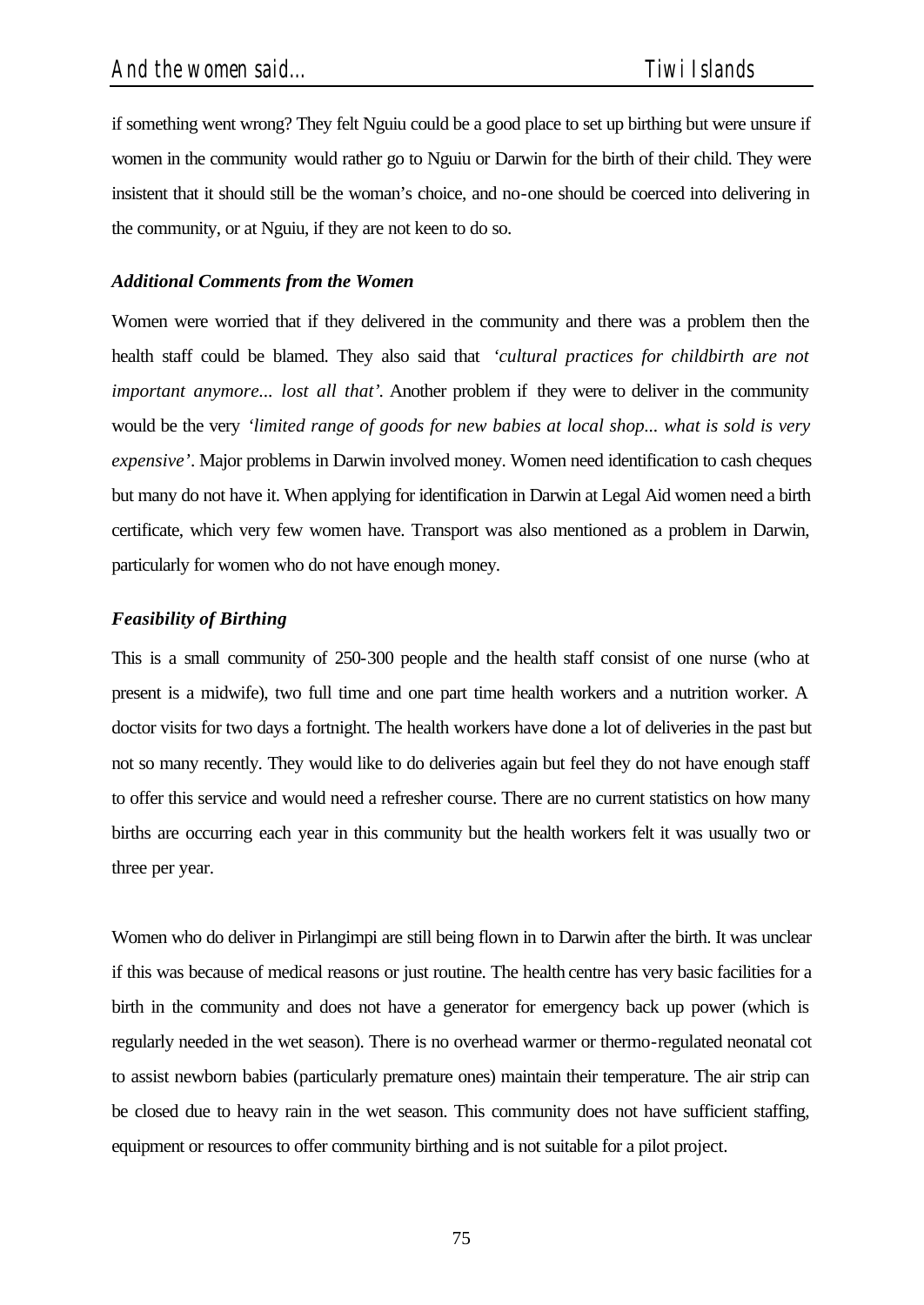if something went wrong? They felt Nguiu could be a good place to set up birthing but were unsure if women in the community would rather go to Nguiu or Darwin for the birth of their child. They were insistent that it should still be the woman's choice, and no-one should be coerced into delivering in the community, or at Nguiu, if they are not keen to do so.

### *Additional Comments from the Women*

Women were worried that if they delivered in the community and there was a problem then the health staff could be blamed. They also said that *'cultural practices for childbirth are not important anymore... lost all that'*. Another problem if they were to deliver in the community would be the very *'limited range of goods for new babies at local shop... what is sold is very expensive'*. Major problems in Darwin involved money. Women need identification to cash cheques but many do not have it. When applying for identification in Darwin at Legal Aid women need a birth certificate, which very few women have. Transport was also mentioned as a problem in Darwin, particularly for women who do not have enough money.

### *Feasibility of Birthing*

This is a small community of 250-300 people and the health staff consist of one nurse (who at present is a midwife), two full time and one part time health workers and a nutrition worker. A doctor visits for two days a fortnight. The health workers have done a lot of deliveries in the past but not so many recently. They would like to do deliveries again but feel they do not have enough staff to offer this service and would need a refresher course. There are no current statistics on how many births are occurring each year in this community but the health workers felt it was usually two or three per year.

Women who do deliver in Pirlangimpi are still being flown in to Darwin after the birth. It was unclear if this was because of medical reasons or just routine. The health centre has very basic facilities for a birth in the community and does not have a generator for emergency back up power (which is regularly needed in the wet season). There is no overhead warmer or thermo-regulated neonatal cot to assist newborn babies (particularly premature ones) maintain their temperature. The air strip can be closed due to heavy rain in the wet season. This community does not have sufficient staffing, equipment or resources to offer community birthing and is not suitable for a pilot project.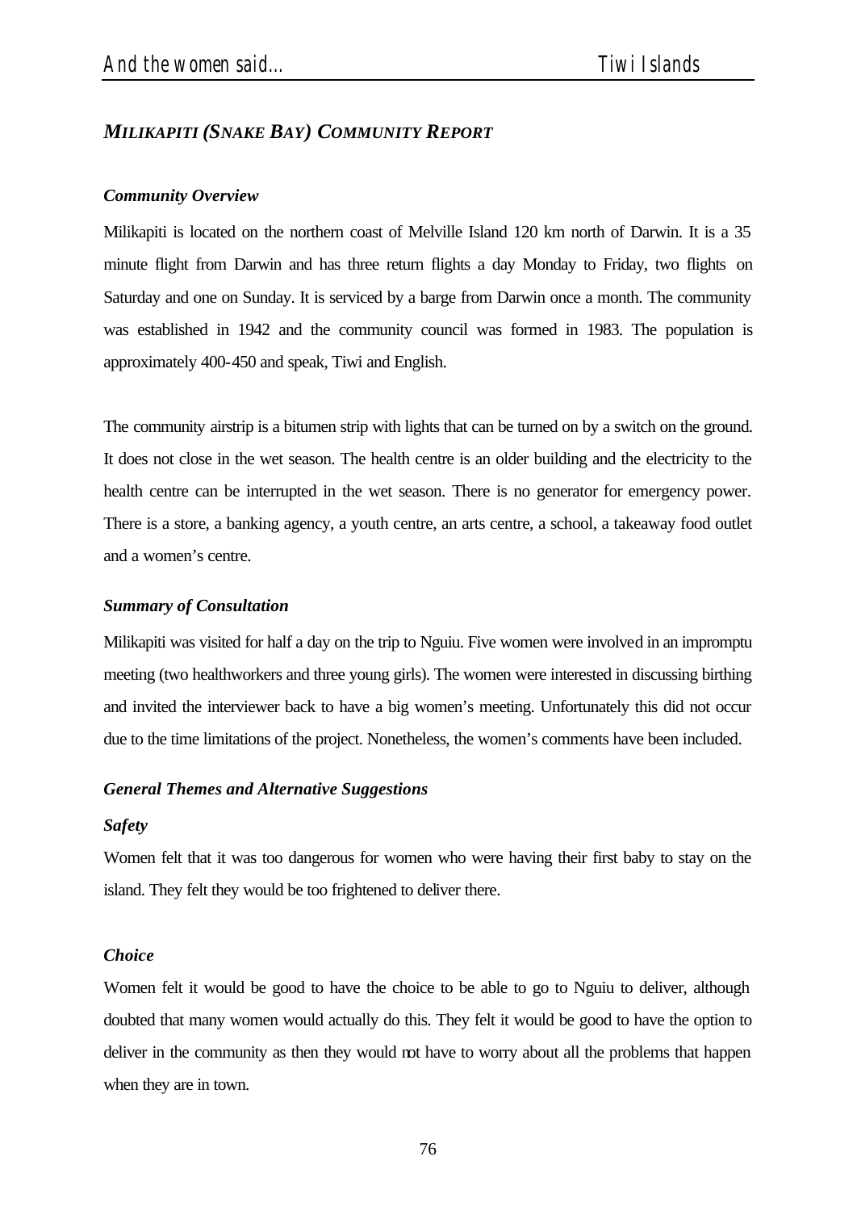## *MILIKAPITI (SNAKE BAY) COMMUNITY REPORT*

### *Community Overview*

Milikapiti is located on the northern coast of Melville Island 120 km north of Darwin. It is a 35 minute flight from Darwin and has three return flights a day Monday to Friday, two flights on Saturday and one on Sunday. It is serviced by a barge from Darwin once a month. The community was established in 1942 and the community council was formed in 1983. The population is approximately 400-450 and speak, Tiwi and English.

The community airstrip is a bitumen strip with lights that can be turned on by a switch on the ground. It does not close in the wet season. The health centre is an older building and the electricity to the health centre can be interrupted in the wet season. There is no generator for emergency power. There is a store, a banking agency, a youth centre, an arts centre, a school, a takeaway food outlet and a women's centre.

### *Summary of Consultation*

Milikapiti was visited for half a day on the trip to Nguiu. Five women were involved in an impromptu meeting (two healthworkers and three young girls). The women were interested in discussing birthing and invited the interviewer back to have a big women's meeting. Unfortunately this did not occur due to the time limitations of the project. Nonetheless, the women's comments have been included.

### *General Themes and Alternative Suggestions*

#### *Safety*

Women felt that it was too dangerous for women who were having their first baby to stay on the island. They felt they would be too frightened to deliver there.

#### *Choice*

Women felt it would be good to have the choice to be able to go to Nguiu to deliver, although doubted that many women would actually do this. They felt it would be good to have the option to deliver in the community as then they would not have to worry about all the problems that happen when they are in town.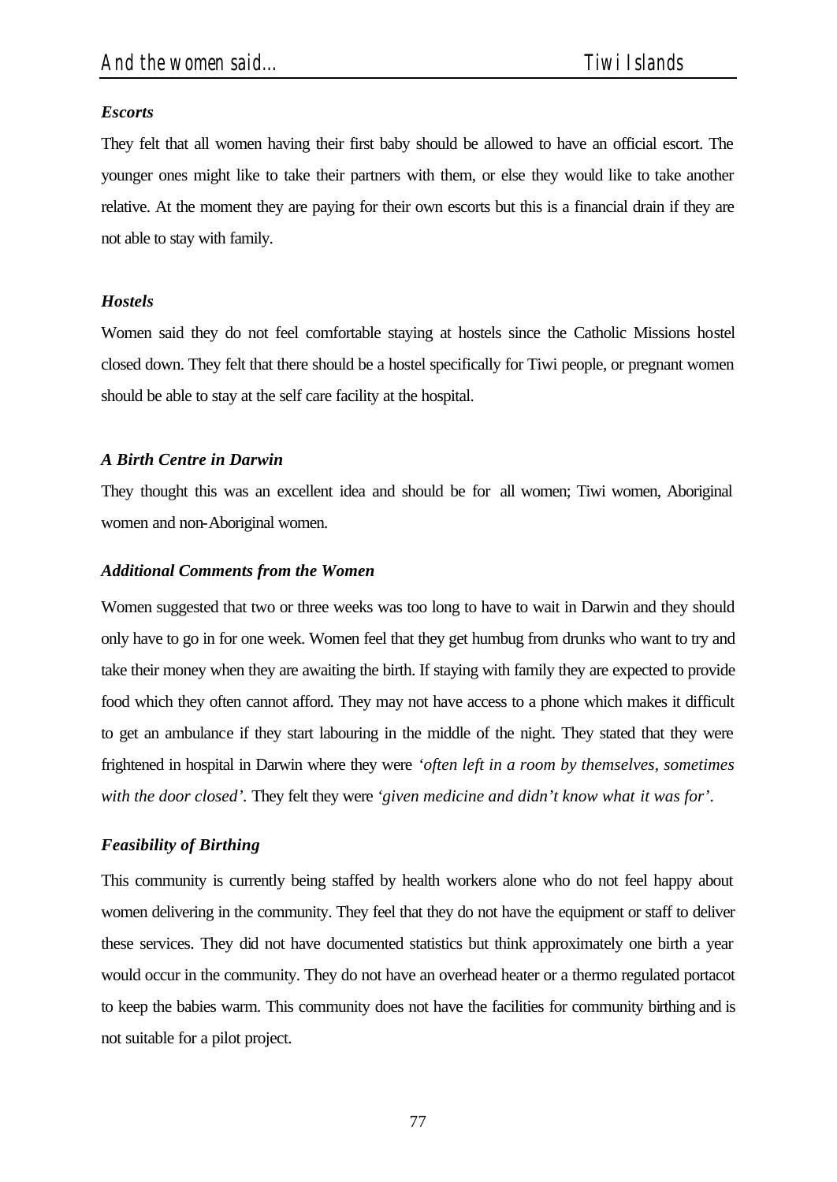### *Escorts*

They felt that all women having their first baby should be allowed to have an official escort. The younger ones might like to take their partners with them, or else they would like to take another relative. At the moment they are paying for their own escorts but this is a financial drain if they are not able to stay with family.

### *Hostels*

Women said they do not feel comfortable staying at hostels since the Catholic Missions hostel closed down. They felt that there should be a hostel specifically for Tiwi people, or pregnant women should be able to stay at the self care facility at the hospital.

### *A Birth Centre in Darwin*

They thought this was an excellent idea and should be for all women; Tiwi women, Aboriginal women and non-Aboriginal women.

### *Additional Comments from the Women*

Women suggested that two or three weeks was too long to have to wait in Darwin and they should only have to go in for one week. Women feel that they get humbug from drunks who want to try and take their money when they are awaiting the birth. If staying with family they are expected to provide food which they often cannot afford. They may not have access to a phone which makes it difficult to get an ambulance if they start labouring in the middle of the night. They stated that they were frightened in hospital in Darwin where they were *'often left in a room by themselves, sometimes with the door closed'*. They felt they were *'given medicine and didn't know what it was for'*.

### *Feasibility of Birthing*

This community is currently being staffed by health workers alone who do not feel happy about women delivering in the community. They feel that they do not have the equipment or staff to deliver these services. They did not have documented statistics but think approximately one birth a year would occur in the community. They do not have an overhead heater or a thermo regulated portacot to keep the babies warm. This community does not have the facilities for community birthing and is not suitable for a pilot project.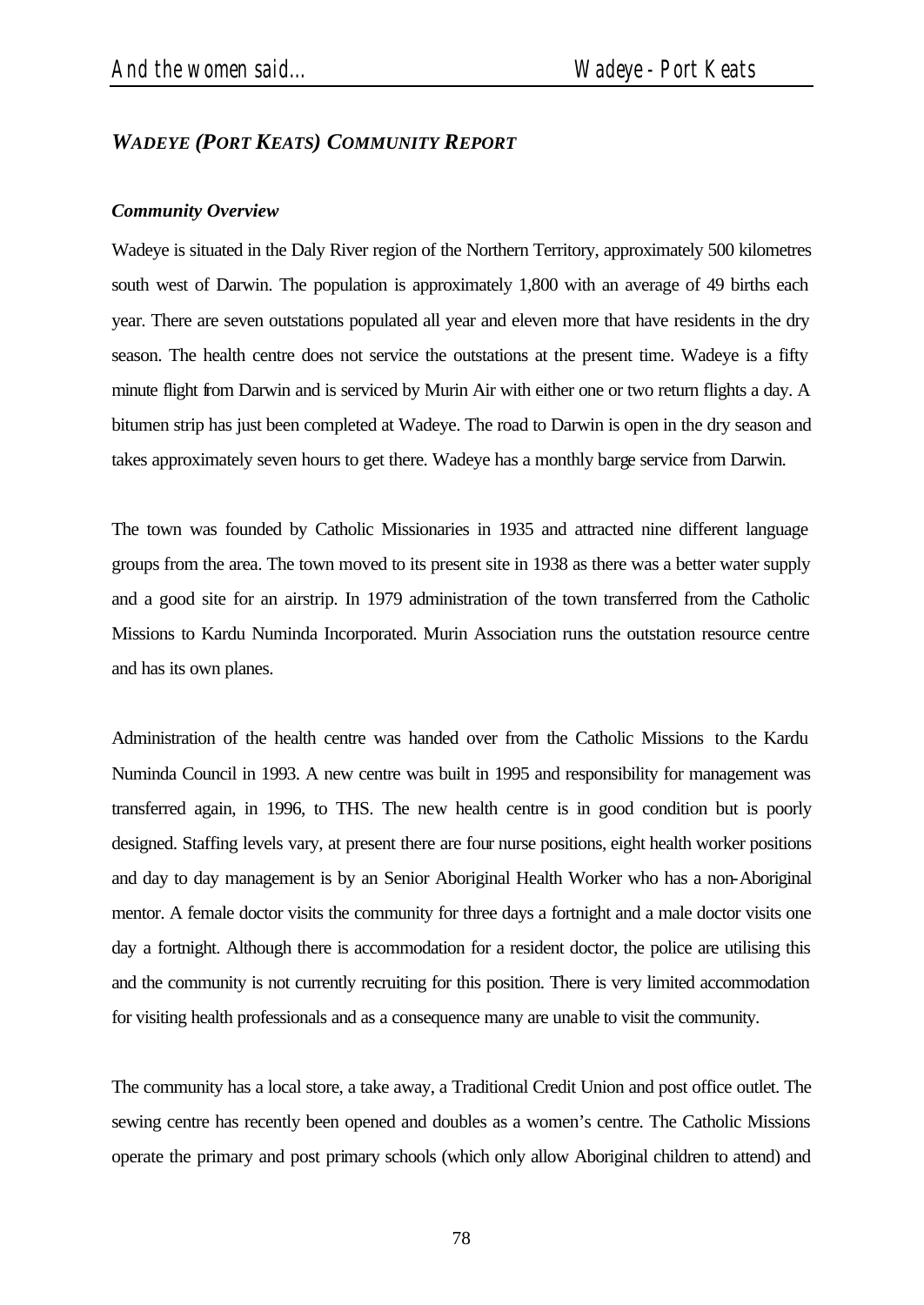## *WADEYE (PORT KEATS) COMMUNITY REPORT*

### *Community Overview*

Wadeye is situated in the Daly River region of the Northern Territory, approximately 500 kilometres south west of Darwin. The population is approximately 1,800 with an average of 49 births each year. There are seven outstations populated all year and eleven more that have residents in the dry season. The health centre does not service the outstations at the present time. Wadeye is a fifty minute flight from Darwin and is serviced by Murin Air with either one or two return flights a day. A bitumen strip has just been completed at Wadeye. The road to Darwin is open in the dry season and takes approximately seven hours to get there. Wadeye has a monthly barge service from Darwin.

The town was founded by Catholic Missionaries in 1935 and attracted nine different language groups from the area. The town moved to its present site in 1938 as there was a better water supply and a good site for an airstrip. In 1979 administration of the town transferred from the Catholic Missions to Kardu Numinda Incorporated. Murin Association runs the outstation resource centre and has its own planes.

Administration of the health centre was handed over from the Catholic Missions to the Kardu Numinda Council in 1993. A new centre was built in 1995 and responsibility for management was transferred again, in 1996, to THS. The new health centre is in good condition but is poorly designed. Staffing levels vary, at present there are four nurse positions, eight health worker positions and day to day management is by an Senior Aboriginal Health Worker who has a non-Aboriginal mentor. A female doctor visits the community for three days a fortnight and a male doctor visits one day a fortnight. Although there is accommodation for a resident doctor, the police are utilising this and the community is not currently recruiting for this position. There is very limited accommodation for visiting health professionals and as a consequence many are unable to visit the community.

The community has a local store, a take away, a Traditional Credit Union and post office outlet. The sewing centre has recently been opened and doubles as a women's centre. The Catholic Missions operate the primary and post primary schools (which only allow Aboriginal children to attend) and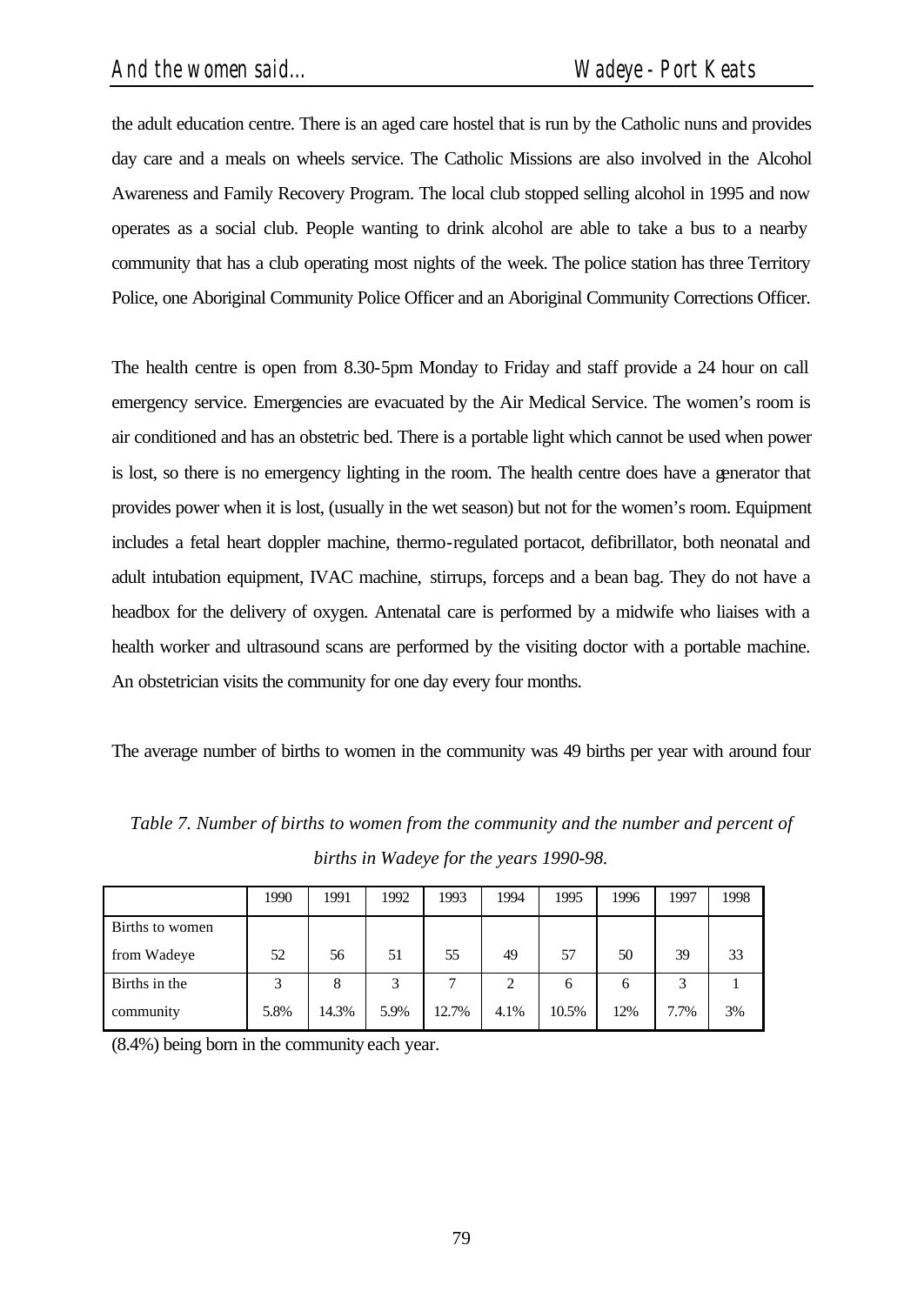the adult education centre. There is an aged care hostel that is run by the Catholic nuns and provides day care and a meals on wheels service. The Catholic Missions are also involved in the Alcohol Awareness and Family Recovery Program. The local club stopped selling alcohol in 1995 and now operates as a social club. People wanting to drink alcohol are able to take a bus to a nearby community that has a club operating most nights of the week. The police station has three Territory Police, one Aboriginal Community Police Officer and an Aboriginal Community Corrections Officer.

The health centre is open from 8.30-5pm Monday to Friday and staff provide a 24 hour on call emergency service. Emergencies are evacuated by the Air Medical Service. The women's room is air conditioned and has an obstetric bed. There is a portable light which cannot be used when power is lost, so there is no emergency lighting in the room. The health centre does have a generator that provides power when it is lost, (usually in the wet season) but not for the women's room. Equipment includes a fetal heart doppler machine, thermo-regulated portacot, defibrillator, both neonatal and adult intubation equipment, IVAC machine, stirrups, forceps and a bean bag. They do not have a headbox for the delivery of oxygen. Antenatal care is performed by a midwife who liaises with a health worker and ultrasound scans are performed by the visiting doctor with a portable machine. An obstetrician visits the community for one day every four months.

The average number of births to women in the community was 49 births per year with around four (8.4%) being born in the community each year.

*Table 7. Number of births to women from the community and the number and percent of births in Wadeye for the years 1990-98.*

| | 1990 | 1991 | 1992 | 1993 | 1994 | 1995 | 1996 | 1997 | 1998 |
|---|---|---|---|---|---|---|---|---|---|
| Births to women from Wadeye | 52 | 56 | 51 | 55 | 49 | 57 | 50 | 39 | 33 |
| Births in the community | 3<br>5.8% | 8<br>14.3% | 3<br>5.9% | 7<br>12.7% | 2<br>4.1% | 6<br>10.5% | 6<br>12% | 3<br>7.7% | 1<br>3% |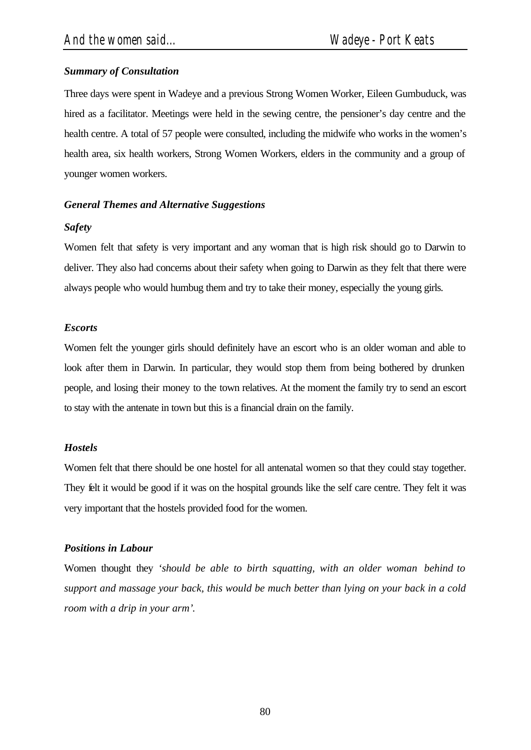### *Summary of Consultation*

Three days were spent in Wadeye and a previous Strong Women Worker, Eileen Gumbuduck, was hired as a facilitator. Meetings were held in the sewing centre, the pensioner's day centre and the health centre. A total of 57 people were consulted, including the midwife who works in the women's health area, six health workers, Strong Women Workers, elders in the community and a group of younger women workers.

### *General Themes and Alternative Suggestions*

#### *Safety*

Women felt that safety is very important and any woman that is high risk should go to Darwin to deliver. They also had concerns about their safety when going to Darwin as they felt that there were always people who would humbug them and try to take their money, especially the young girls.

#### *Escorts*

Women felt the younger girls should definitely have an escort who is an older woman and able to look after them in Darwin. In particular, they would stop them from being bothered by drunken people, and losing their money to the town relatives. At the moment the family try to send an escort to stay with the antenate in town but this is a financial drain on the family.

#### *Hostels*

Women felt that there should be one hostel for all antenatal women so that they could stay together. They felt it would be good if it was on the hospital grounds like the self care centre. They felt it was very important that the hostels provided food for the women.

#### *Positions in Labour*

Women thought they *'should be able to birth squatting, with an older woman behind to support and massage your back, this would be much better than lying on your back in a cold room with a drip in your arm'.*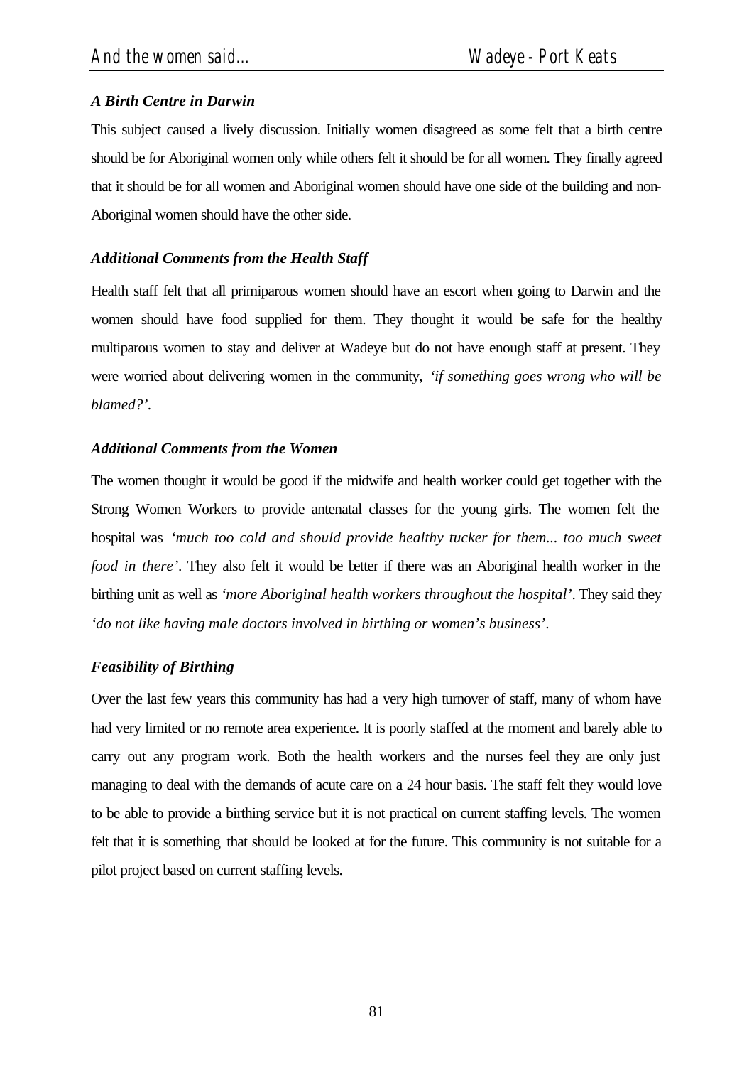### *A Birth Centre in Darwin*

This subject caused a lively discussion. Initially women disagreed as some felt that a birth centre should be for Aboriginal women only while others felt it should be for all women. They finally agreed that it should be for all women and Aboriginal women should have one side of the building and non-Aboriginal women should have the other side.

### *Additional Comments from the Health Staff*

Health staff felt that all primiparous women should have an escort when going to Darwin and the women should have food supplied for them. They thought it would be safe for the healthy multiparous women to stay and deliver at Wadeye but do not have enough staff at present. They were worried about delivering women in the community, *'if something goes wrong who will be blamed?'*.

### *Additional Comments from the Women*

The women thought it would be good if the midwife and health worker could get together with the Strong Women Workers to provide antenatal classes for the young girls. The women felt the hospital was *'much too cold and should provide healthy tucker for them... too much sweet food in there'*. They also felt it would be better if there was an Aboriginal health worker in the birthing unit as well as *'more Aboriginal health workers throughout the hospital'*. They said they *'do not like having male doctors involved in birthing or women's business'*.

### *Feasibility of Birthing*

Over the last few years this community has had a very high turnover of staff, many of whom have had very limited or no remote area experience. It is poorly staffed at the moment and barely able to carry out any program work. Both the health workers and the nurses feel they are only just managing to deal with the demands of acute care on a 24 hour basis. The staff felt they would love to be able to provide a birthing service but it is not practical on current staffing levels. The women felt that it is something that should be looked at for the future. This community is not suitable for a pilot project based on current staffing levels.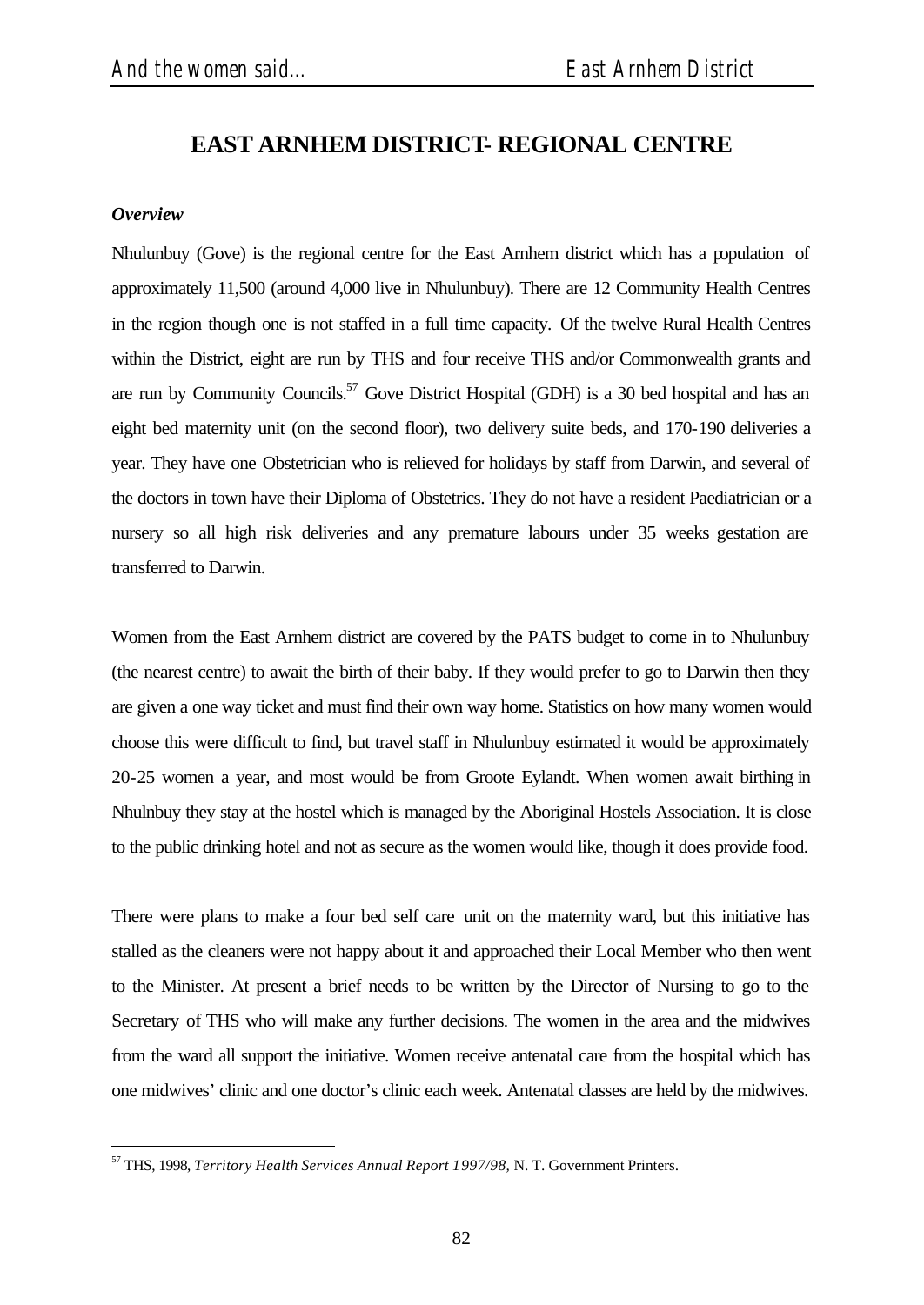# EAST ARNHEM DISTRICT- REGIONAL CENTRE

***Overview***

Nhulunbuy (Gove) is the regional centre for the East Arnhem district which has a population of approximately 11,500 (around 4,000 live in Nhulunbuy). There are 12 Community Health Centres in the region though one is not staffed in a full time capacity. Of the twelve Rural Health Centres within the District, eight are run by THS and four receive THS and/or Commonwealth grants and are run by Community Councils.[57] Gove District Hospital (GDH) is a 30 bed hospital and has an eight bed maternity unit (on the second floor), two delivery suite beds, and 170-190 deliveries a year. They have one Obstetrician who is relieved for holidays by staff from Darwin, and several of the doctors in town have their Diploma of Obstetrics. They do not have a resident Paediatrician or a nursery so all high risk deliveries and any premature labours under 35 weeks gestation are transferred to Darwin.

Women from the East Arnhem district are covered by the PATS budget to come in to Nhulunbuy (the nearest centre) to await the birth of their baby. If they would prefer to go to Darwin then they are given a one way ticket and must find their own way home. Statistics on how many women would choose this were difficult to find, but travel staff in Nhulunbuy estimated it would be approximately 20-25 women a year, and most would be from Groote Eylandt. When women await birthing in Nhulnbuy they stay at the hostel which is managed by the Aboriginal Hostels Association. It is close to the public drinking hotel and not as secure as the women would like, though it does provide food.

There were plans to make a four bed self care unit on the maternity ward, but this initiative has stalled as the cleaners were not happy about it and approached their Local Member who then went to the Minister. At present a brief needs to be written by the Director of Nursing to go to the Secretary of THS who will make any further decisions. The women in the area and the midwives from the ward all support the initiative. Women receive antenatal care from the hospital which has one midwives' clinic and one doctor's clinic each week. Antenatal classes are held by the midwives.

---

[57] THS, 1998, *Territory Health Services Annual Report 1997/98,* N. T. Government Printers.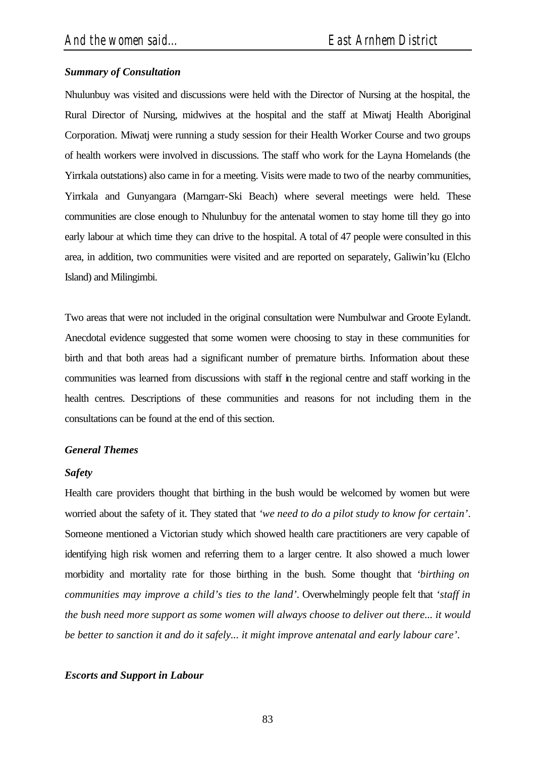### *Summary of Consultation*

Nhulunbuy was visited and discussions were held with the Director of Nursing at the hospital, the Rural Director of Nursing, midwives at the hospital and the staff at Miwatj Health Aboriginal Corporation. Miwatj were running a study session for their Health Worker Course and two groups of health workers were involved in discussions. The staff who work for the Layna Homelands (the Yirrkala outstations) also came in for a meeting. Visits were made to two of the nearby communities, Yirrkala and Gunyangara (Marngarr-Ski Beach) where several meetings were held. These communities are close enough to Nhulunbuy for the antenatal women to stay home till they go into early labour at which time they can drive to the hospital. A total of 47 people were consulted in this area, in addition, two communities were visited and are reported on separately, Galiwin'ku (Elcho Island) and Milingimbi.

Two areas that were not included in the original consultation were Numbulwar and Groote Eylandt. Anecdotal evidence suggested that some women were choosing to stay in these communities for birth and that both areas had a significant number of premature births. Information about these communities was learned from discussions with staff in the regional centre and staff working in the health centres. Descriptions of these communities and reasons for not including them in the consultations can be found at the end of this section.

### *General Themes*

#### *Safety*

Health care providers thought that birthing in the bush would be welcomed by women but were worried about the safety of it. They stated that *'we need to do a pilot study to know for certain'*. Someone mentioned a Victorian study which showed health care practitioners are very capable of identifying high risk women and referring them to a larger centre. It also showed a much lower morbidity and mortality rate for those birthing in the bush. Some thought that *'birthing on communities may improve a child's ties to the land'*. Overwhelmingly people felt that *'staff in the bush need more support as some women will always choose to deliver out there... it would be better to sanction it and do it safely... it might improve antenatal and early labour care'*.

#### *Escorts and Support in Labour*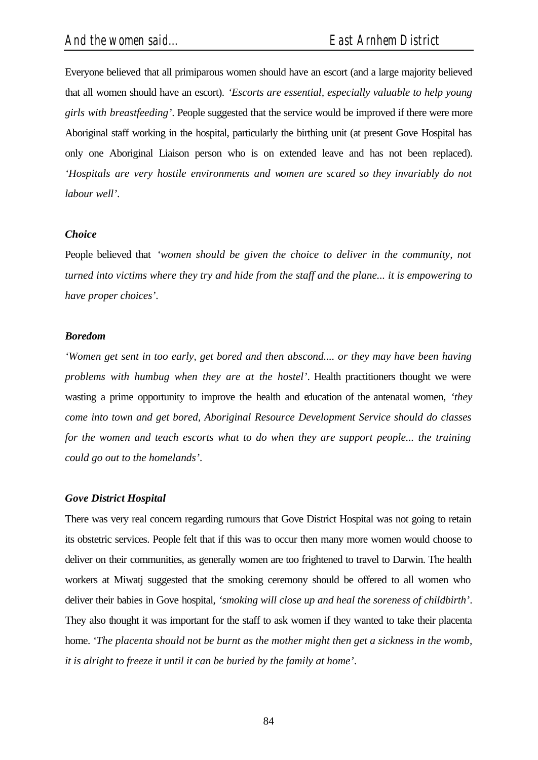Everyone believed that all primiparous women should have an escort (and a large majority believed that all women should have an escort). *'Escorts are essential, especially valuable to help young girls with breastfeeding'*. People suggested that the service would be improved if there were more Aboriginal staff working in the hospital, particularly the birthing unit (at present Gove Hospital has only one Aboriginal Liaison person who is on extended leave and has not been replaced). *'Hospitals are very hostile environments and women are scared so they invariably do not labour well'*.

***Choice***

People believed that *'women should be given the choice to deliver in the community, not turned into victims where they try and hide from the staff and the plane... it is empowering to have proper choices'*.

***Boredom***

*'Women get sent in too early, get bored and then abscond.... or they may have been having problems with humbug when they are at the hostel'*. Health practitioners thought we were wasting a prime opportunity to improve the health and education of the antenatal women, *'they come into town and get bored, Aboriginal Resource Development Service should do classes for the women and teach escorts what to do when they are support people... the training could go out to the homelands'*.

***Gove District Hospital***

There was very real concern regarding rumours that Gove District Hospital was not going to retain its obstetric services. People felt that if this was to occur then many more women would choose to deliver on their communities, as generally women are too frightened to travel to Darwin. The health workers at Miwatj suggested that the smoking ceremony should be offered to all women who deliver their babies in Gove hospital, *'smoking will close up and heal the soreness of childbirth'*. They also thought it was important for the staff to ask women if they wanted to take their placenta home. *'The placenta should not be burnt as the mother might then get a sickness in the womb, it is alright to freeze it until it can be buried by the family at home'*.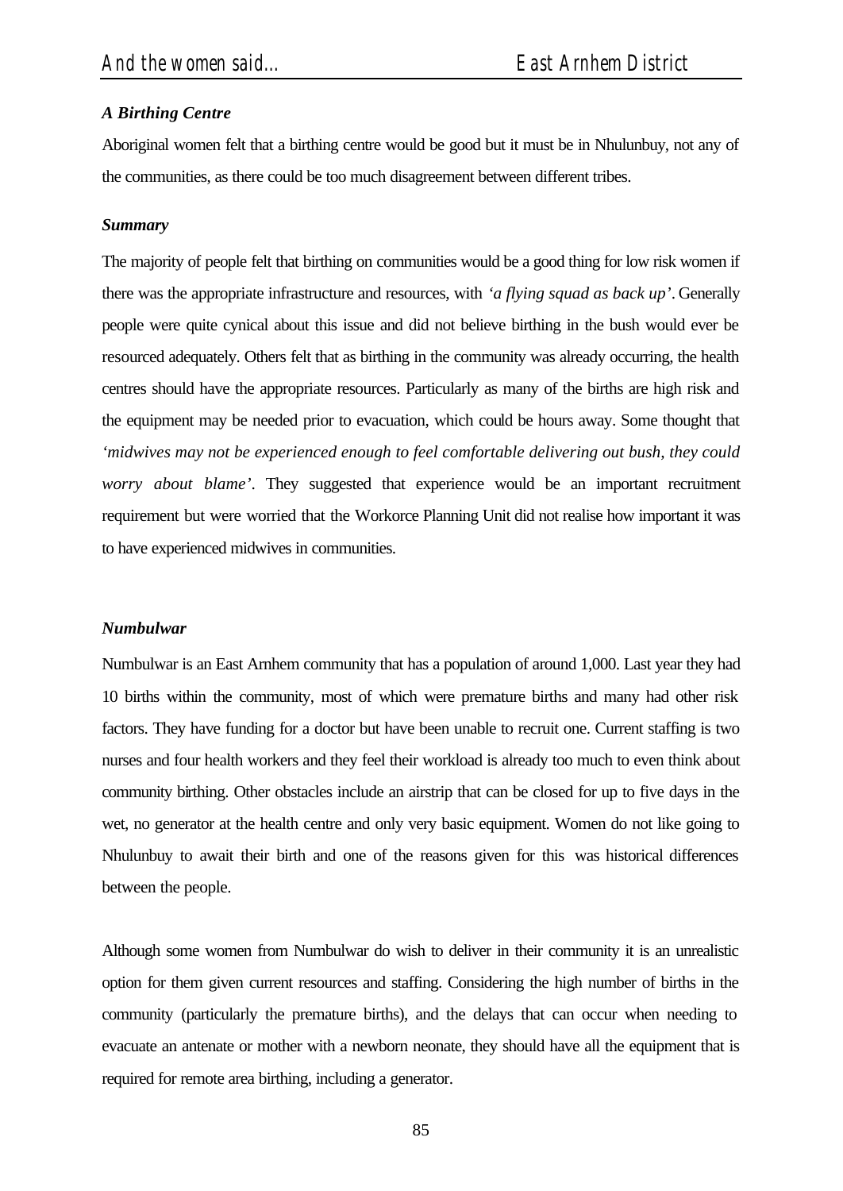### *A Birthing Centre*

Aboriginal women felt that a birthing centre would be good but it must be in Nhulunbuy, not any of the communities, as there could be too much disagreement between different tribes.

### *Summary*

The majority of people felt that birthing on communities would be a good thing for low risk women if there was the appropriate infrastructure and resources, with *'a flying squad as back up'*. Generally people were quite cynical about this issue and did not believe birthing in the bush would ever be resourced adequately. Others felt that as birthing in the community was already occurring, the health centres should have the appropriate resources. Particularly as many of the births are high risk and the equipment may be needed prior to evacuation, which could be hours away. Some thought that *'midwives may not be experienced enough to feel comfortable delivering out bush, they could worry about blame'*. They suggested that experience would be an important recruitment requirement but were worried that the Workorce Planning Unit did not realise how important it was to have experienced midwives in communities.

### *Numbulwar*

Numbulwar is an East Arnhem community that has a population of around 1,000. Last year they had 10 births within the community, most of which were premature births and many had other risk factors. They have funding for a doctor but have been unable to recruit one. Current staffing is two nurses and four health workers and they feel their workload is already too much to even think about community birthing. Other obstacles include an airstrip that can be closed for up to five days in the wet, no generator at the health centre and only very basic equipment. Women do not like going to Nhulunbuy to await their birth and one of the reasons given for this was historical differences between the people.

Although some women from Numbulwar do wish to deliver in their community it is an unrealistic option for them given current resources and staffing. Considering the high number of births in the community (particularly the premature births), and the delays that can occur when needing to evacuate an antenate or mother with a newborn neonate, they should have all the equipment that is required for remote area birthing, including a generator.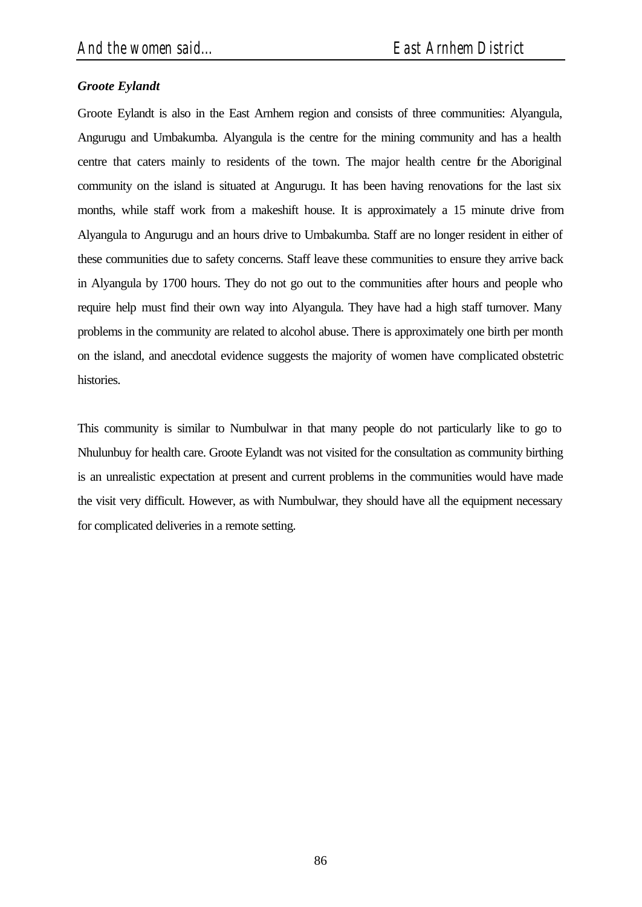***Groote Eylandt***

Groote Eylandt is also in the East Arnhem region and consists of three communities: Alyangula, Angurugu and Umbakumba. Alyangula is the centre for the mining community and has a health centre that caters mainly to residents of the town. The major health centre for the Aboriginal community on the island is situated at Angurugu. It has been having renovations for the last six months, while staff work from a makeshift house. It is approximately a 15 minute drive from Alyangula to Angurugu and an hours drive to Umbakumba. Staff are no longer resident in either of these communities due to safety concerns. Staff leave these communities to ensure they arrive back in Alyangula by 1700 hours. They do not go out to the communities after hours and people who require help must find their own way into Alyangula. They have had a high staff turnover. Many problems in the community are related to alcohol abuse. There is approximately one birth per month on the island, and anecdotal evidence suggests the majority of women have complicated obstetric histories.

This community is similar to Numbulwar in that many people do not particularly like to go to Nhulunbuy for health care. Groote Eylandt was not visited for the consultation as community birthing is an unrealistic expectation at present and current problems in the communities would have made the visit very difficult. However, as with Numbulwar, they should have all the equipment necessary for complicated deliveries in a remote setting.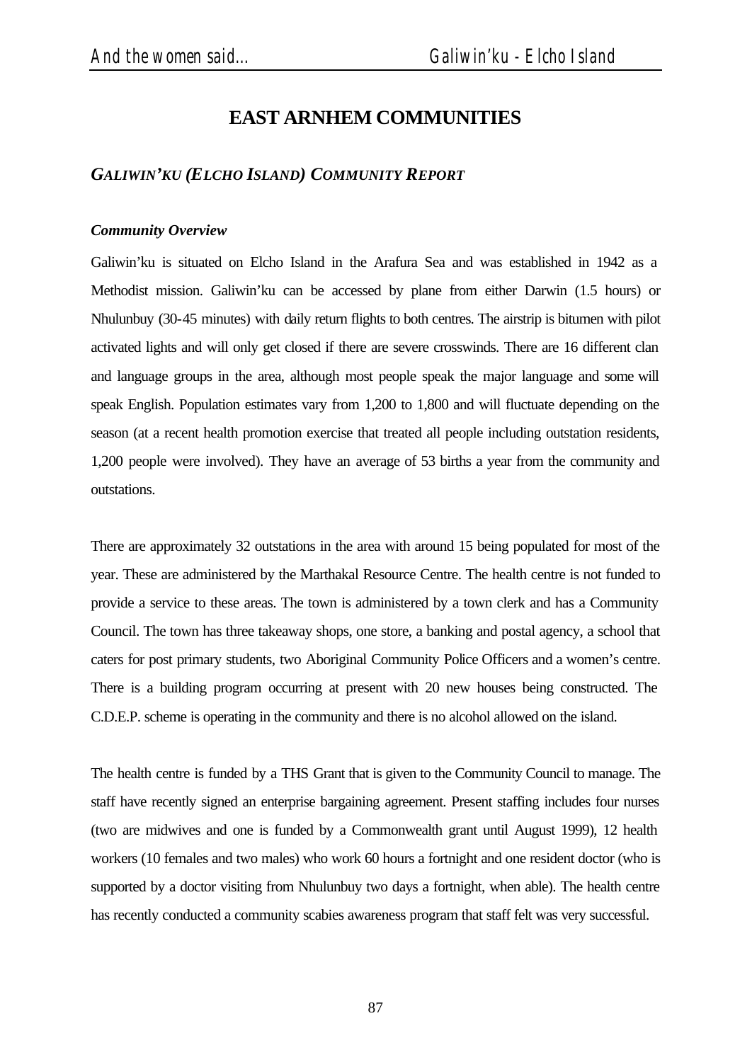# EAST ARNHEM COMMUNITIES

## *GALIWIN'KU (ELCHO ISLAND) COMMUNITY REPORT*

### *Community Overview*

Galiwin'ku is situated on Elcho Island in the Arafura Sea and was established in 1942 as a Methodist mission. Galiwin'ku can be accessed by plane from either Darwin (1.5 hours) or Nhulunbuy (30-45 minutes) with daily return flights to both centres. The airstrip is bitumen with pilot activated lights and will only get closed if there are severe crosswinds. There are 16 different clan and language groups in the area, although most people speak the major language and some will speak English. Population estimates vary from 1,200 to 1,800 and will fluctuate depending on the season (at a recent health promotion exercise that treated all people including outstation residents, 1,200 people were involved). They have an average of 53 births a year from the community and outstations.

There are approximately 32 outstations in the area with around 15 being populated for most of the year. These are administered by the Marthakal Resource Centre. The health centre is not funded to provide a service to these areas. The town is administered by a town clerk and has a Community Council. The town has three takeaway shops, one store, a banking and postal agency, a school that caters for post primary students, two Aboriginal Community Police Officers and a women's centre. There is a building program occurring at present with 20 new houses being constructed. The C.D.E.P. scheme is operating in the community and there is no alcohol allowed on the island.

The health centre is funded by a THS Grant that is given to the Community Council to manage. The staff have recently signed an enterprise bargaining agreement. Present staffing includes four nurses (two are midwives and one is funded by a Commonwealth grant until August 1999), 12 health workers (10 females and two males) who work 60 hours a fortnight and one resident doctor (who is supported by a doctor visiting from Nhulunbuy two days a fortnight, when able). The health centre has recently conducted a community scabies awareness program that staff felt was very successful.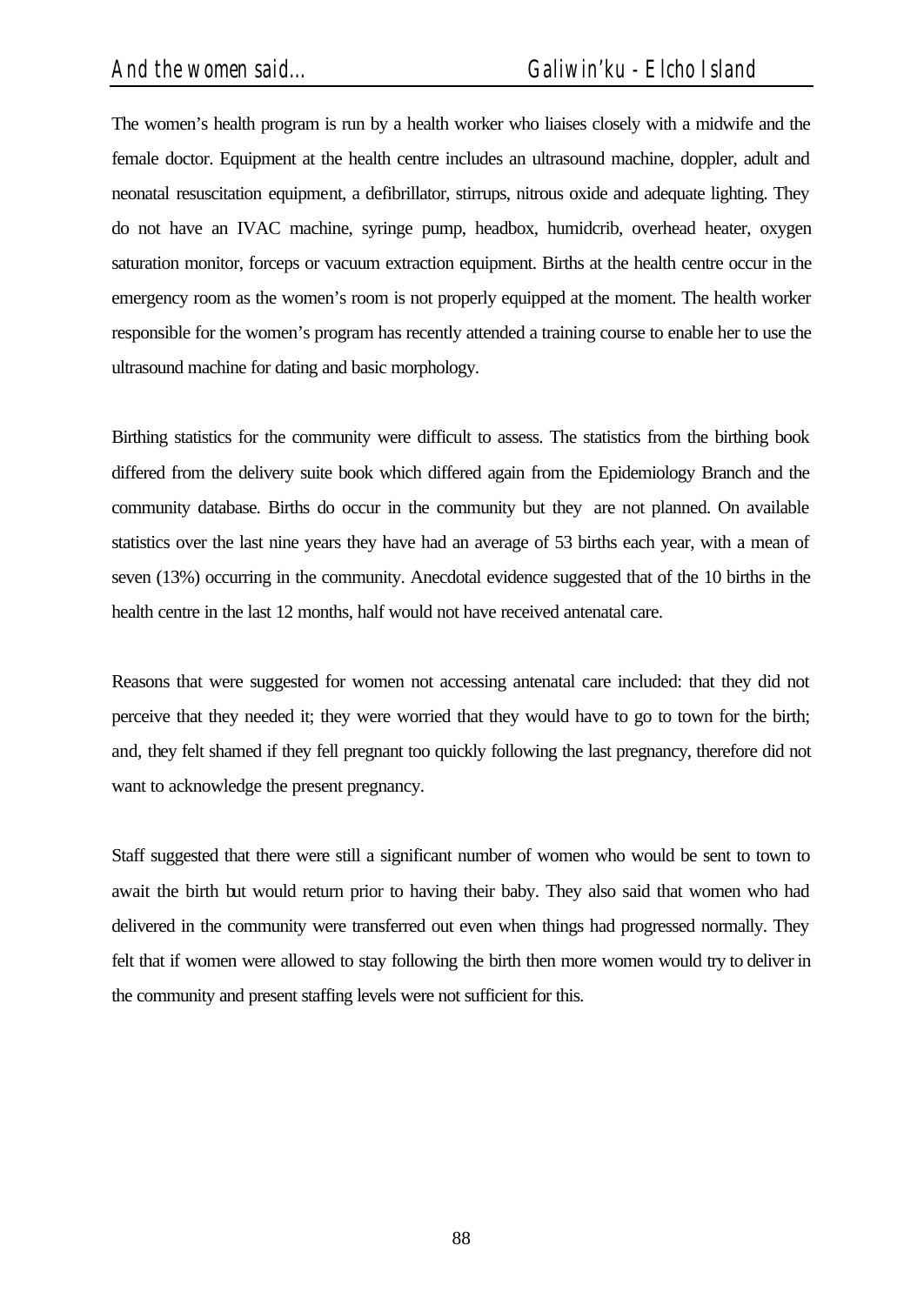The women's health program is run by a health worker who liaises closely with a midwife and the female doctor. Equipment at the health centre includes an ultrasound machine, doppler, adult and neonatal resuscitation equipment, a defibrillator, stirrups, nitrous oxide and adequate lighting. They do not have an IVAC machine, syringe pump, headbox, humidcrib, overhead heater, oxygen saturation monitor, forceps or vacuum extraction equipment. Births at the health centre occur in the emergency room as the women's room is not properly equipped at the moment. The health worker responsible for the women's program has recently attended a training course to enable her to use the ultrasound machine for dating and basic morphology.

Birthing statistics for the community were difficult to assess. The statistics from the birthing book differed from the delivery suite book which differed again from the Epidemiology Branch and the community database. Births do occur in the community but they are not planned. On available statistics over the last nine years they have had an average of 53 births each year, with a mean of seven (13%) occurring in the community. Anecdotal evidence suggested that of the 10 births in the health centre in the last 12 months, half would not have received antenatal care.

Reasons that were suggested for women not accessing antenatal care included: that they did not perceive that they needed it; they were worried that they would have to go to town for the birth; and, they felt shamed if they fell pregnant too quickly following the last pregnancy, therefore did not want to acknowledge the present pregnancy.

Staff suggested that there were still a significant number of women who would be sent to town to await the birth but would return prior to having their baby. They also said that women who had delivered in the community were transferred out even when things had progressed normally. They felt that if women were allowed to stay following the birth then more women would try to deliver in the community and present staffing levels were not sufficient for this.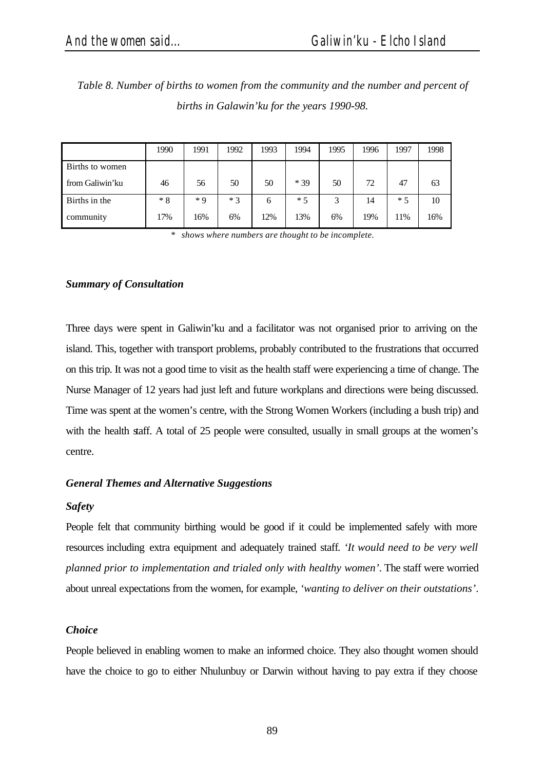*Table 8. Number of births to women from the community and the number and percent of births in Galawin'ku for the years 1990-98.*

| | 1990 | 1991 | 1992 | 1993 | 1994 | 1995 | 1996 | 1997 | 1998 |
|---|---|---|---|---|---|---|---|---|---|
| Births to women from Galiwin'ku | 46 | 56 | 50 | 50 | * 39 | 50 | 72 | 47 | 63 |
| Births in the community | * 8<br>17% | * 9<br>16% | * 3<br>6% | 6<br>12% | * 5<br>13% | 3<br>6% | 14<br>19% | * 5<br>11% | 10<br>16% |

\* *shows where numbers are thought to be incomplete.*

### *Summary of Consultation*

Three days were spent in Galiwin'ku and a facilitator was not organised prior to arriving on the island. This, together with transport problems, probably contributed to the frustrations that occurred on this trip. It was not a good time to visit as the health staff were experiencing a time of change. The Nurse Manager of 12 years had just left and future workplans and directions were being discussed. Time was spent at the women's centre, with the Strong Women Workers (including a bush trip) and with the health staff. A total of 25 people were consulted, usually in small groups at the women's centre.

### *General Themes and Alternative Suggestions*

#### *Safety*

People felt that community birthing would be good if it could be implemented safely with more resources including extra equipment and adequately trained staff. '*It would need to be very well planned prior to implementation and trialed only with healthy women*'. The staff were worried about unreal expectations from the women, for example, '*wanting to deliver on their outstations*'.

#### *Choice*

People believed in enabling women to make an informed choice. They also thought women should have the choice to go to either Nhulunbuy or Darwin without having to pay extra if they choose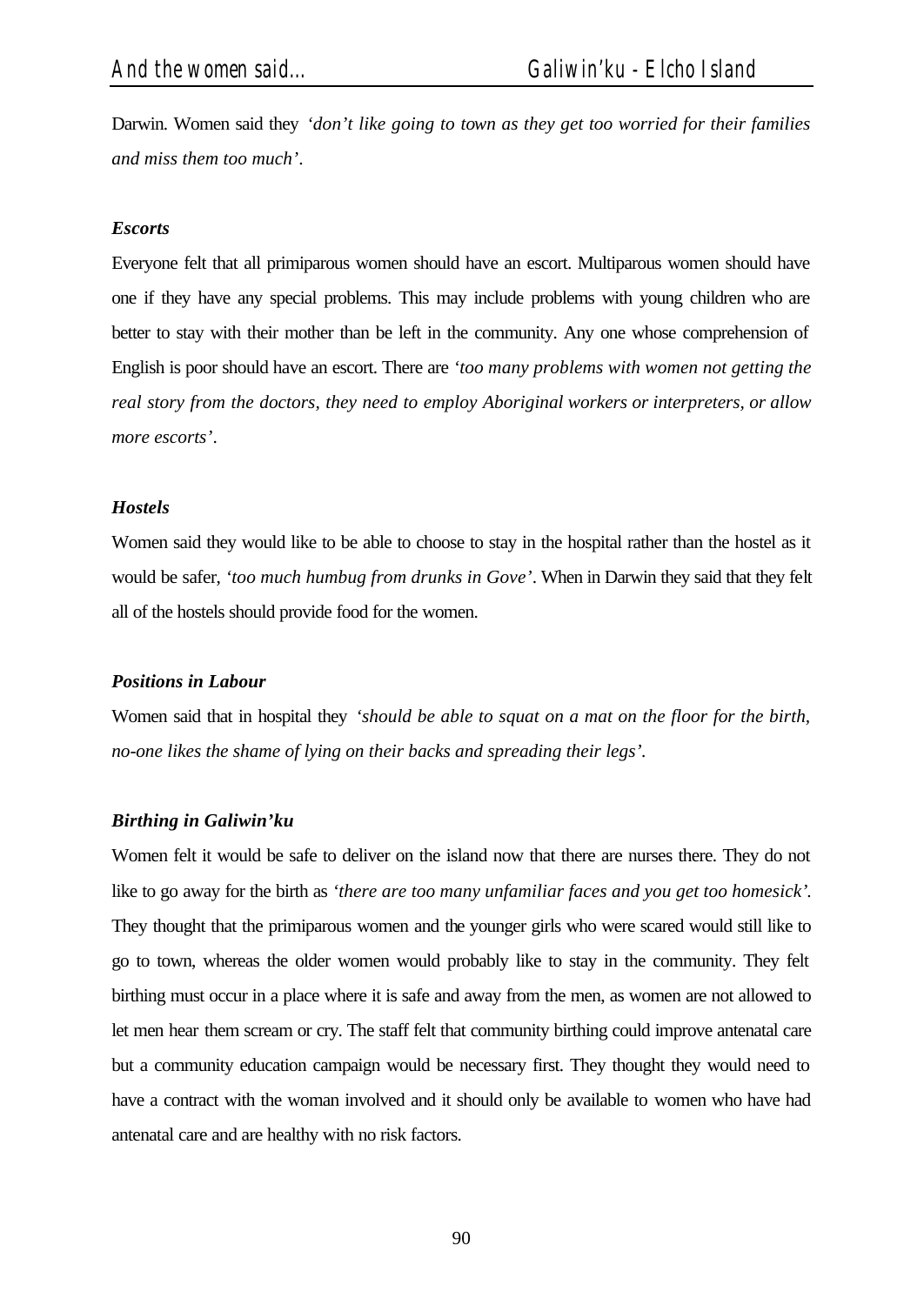Darwin. Women said they *'don't like going to town as they get too worried for their families and miss them too much'*.

***Escorts***

Everyone felt that all primiparous women should have an escort. Multiparous women should have one if they have any special problems. This may include problems with young children who are better to stay with their mother than be left in the community. Any one whose comprehension of English is poor should have an escort. There are *'too many problems with women not getting the real story from the doctors, they need to employ Aboriginal workers or interpreters, or allow more escorts'*.

***Hostels***

Women said they would like to be able to choose to stay in the hospital rather than the hostel as it would be safer, *'too much humbug from drunks in Gove'*. When in Darwin they said that they felt all of the hostels should provide food for the women.

***Positions in Labour***

Women said that in hospital they *'should be able to squat on a mat on the floor for the birth, no-one likes the shame of lying on their backs and spreading their legs'*.

***Birthing in Galiwin'ku***

Women felt it would be safe to deliver on the island now that there are nurses there. They do not like to go away for the birth as *'there are too many unfamiliar faces and you get too homesick'*. They thought that the primiparous women and the younger girls who were scared would still like to go to town, whereas the older women would probably like to stay in the community. They felt birthing must occur in a place where it is safe and away from the men, as women are not allowed to let men hear them scream or cry. The staff felt that community birthing could improve antenatal care but a community education campaign would be necessary first. They thought they would need to have a contract with the woman involved and it should only be available to women who have had antenatal care and are healthy with no risk factors.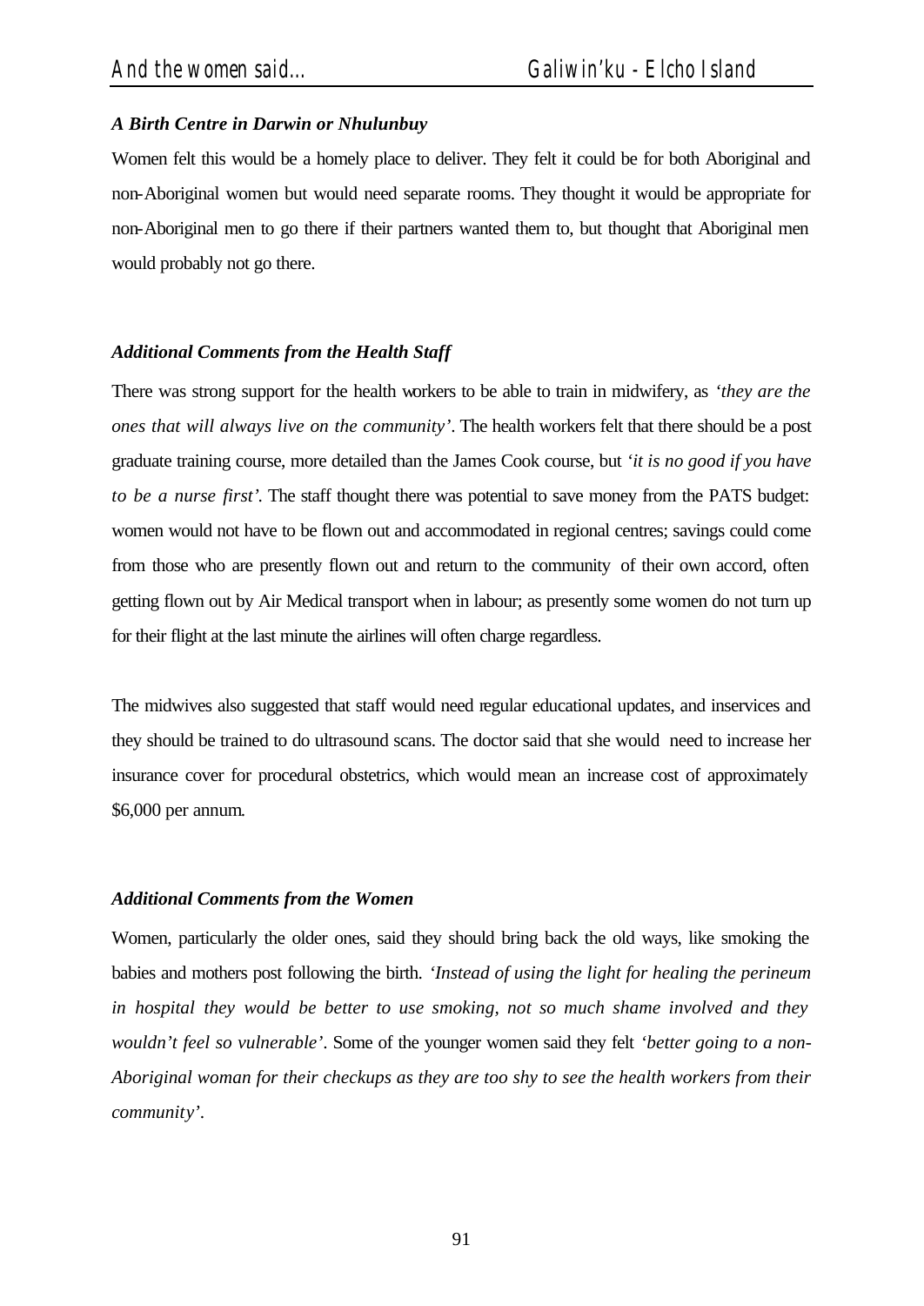### *A Birth Centre in Darwin or Nhulunbuy*

Women felt this would be a homely place to deliver. They felt it could be for both Aboriginal and non-Aboriginal women but would need separate rooms. They thought it would be appropriate for non-Aboriginal men to go there if their partners wanted them to, but thought that Aboriginal men would probably not go there.

### *Additional Comments from the Health Staff*

There was strong support for the health workers to be able to train in midwifery, as *'they are the ones that will always live on the community'*. The health workers felt that there should be a post graduate training course, more detailed than the James Cook course, but *'it is no good if you have to be a nurse first'*. The staff thought there was potential to save money from the PATS budget: women would not have to be flown out and accommodated in regional centres; savings could come from those who are presently flown out and return to the community of their own accord, often getting flown out by Air Medical transport when in labour; as presently some women do not turn up for their flight at the last minute the airlines will often charge regardless.

The midwives also suggested that staff would need regular educational updates, and inservices and they should be trained to do ultrasound scans. The doctor said that she would need to increase her insurance cover for procedural obstetrics, which would mean an increase cost of approximately $6,000 per annum.

### *Additional Comments from the Women*

Women, particularly the older ones, said they should bring back the old ways, like smoking the babies and mothers post following the birth. *'Instead of using the light for healing the perineum in hospital they would be better to use smoking, not so much shame involved and they wouldn't feel so vulnerable'*. Some of the younger women said they felt *'better going to a non-Aboriginal woman for their checkups as they are too shy to see the health workers from their community'*.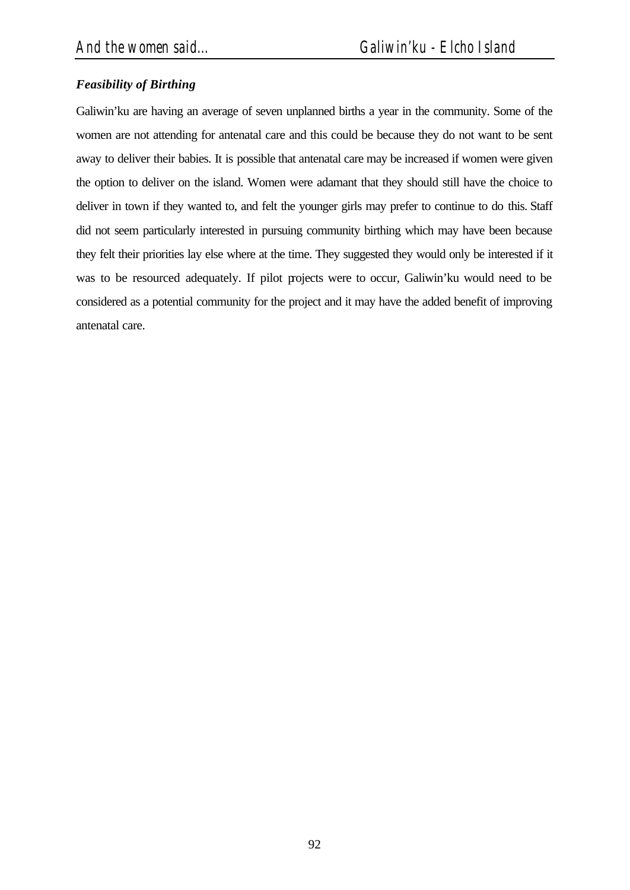### *Feasibility of Birthing*

Galiwin'ku are having an average of seven unplanned births a year in the community. Some of the women are not attending for antenatal care and this could be because they do not want to be sent away to deliver their babies. It is possible that antenatal care may be increased if women were given the option to deliver on the island. Women were adamant that they should still have the choice to deliver in town if they wanted to, and felt the younger girls may prefer to continue to do this. Staff did not seem particularly interested in pursuing community birthing which may have been because they felt their priorities lay else where at the time. They suggested they would only be interested if it was to be resourced adequately. If pilot projects were to occur, Galiwin'ku would need to be considered as a potential community for the project and it may have the added benefit of improving antenatal care.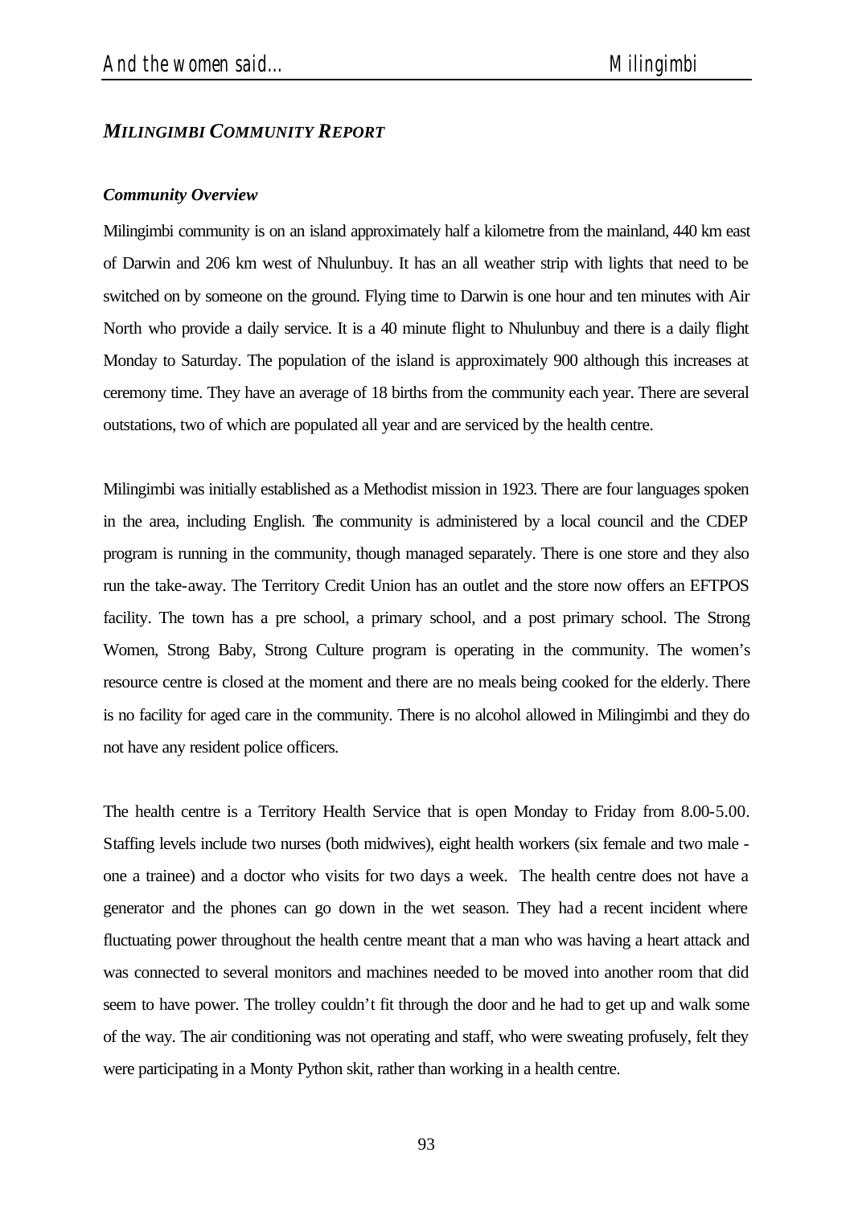## *MILINGIMBI COMMUNITY REPORT*

### *Community Overview*

Milingimbi community is on an island approximately half a kilometre from the mainland, 440 km east of Darwin and 206 km west of Nhulunbuy. It has an all weather strip with lights that need to be switched on by someone on the ground. Flying time to Darwin is one hour and ten minutes with Air North who provide a daily service. It is a 40 minute flight to Nhulunbuy and there is a daily flight Monday to Saturday. The population of the island is approximately 900 although this increases at ceremony time. They have an average of 18 births from the community each year. There are several outstations, two of which are populated all year and are serviced by the health centre.

Milingimbi was initially established as a Methodist mission in 1923. There are four languages spoken in the area, including English. The community is administered by a local council and the CDEP program is running in the community, though managed separately. There is one store and they also run the take-away. The Territory Credit Union has an outlet and the store now offers an EFTPOS facility. The town has a pre school, a primary school, and a post primary school. The Strong Women, Strong Baby, Strong Culture program is operating in the community. The women's resource centre is closed at the moment and there are no meals being cooked for the elderly. There is no facility for aged care in the community. There is no alcohol allowed in Milingimbi and they do not have any resident police officers.

The health centre is a Territory Health Service that is open Monday to Friday from 8.00-5.00. Staffing levels include two nurses (both midwives), eight health workers (six female and two male - one a trainee) and a doctor who visits for two days a week. The health centre does not have a generator and the phones can go down in the wet season. They had a recent incident where fluctuating power throughout the health centre meant that a man who was having a heart attack and was connected to several monitors and machines needed to be moved into another room that did seem to have power. The trolley couldn't fit through the door and he had to get up and walk some of the way. The air conditioning was not operating and staff, who were sweating profusely, felt they were participating in a Monty Python skit, rather than working in a health centre.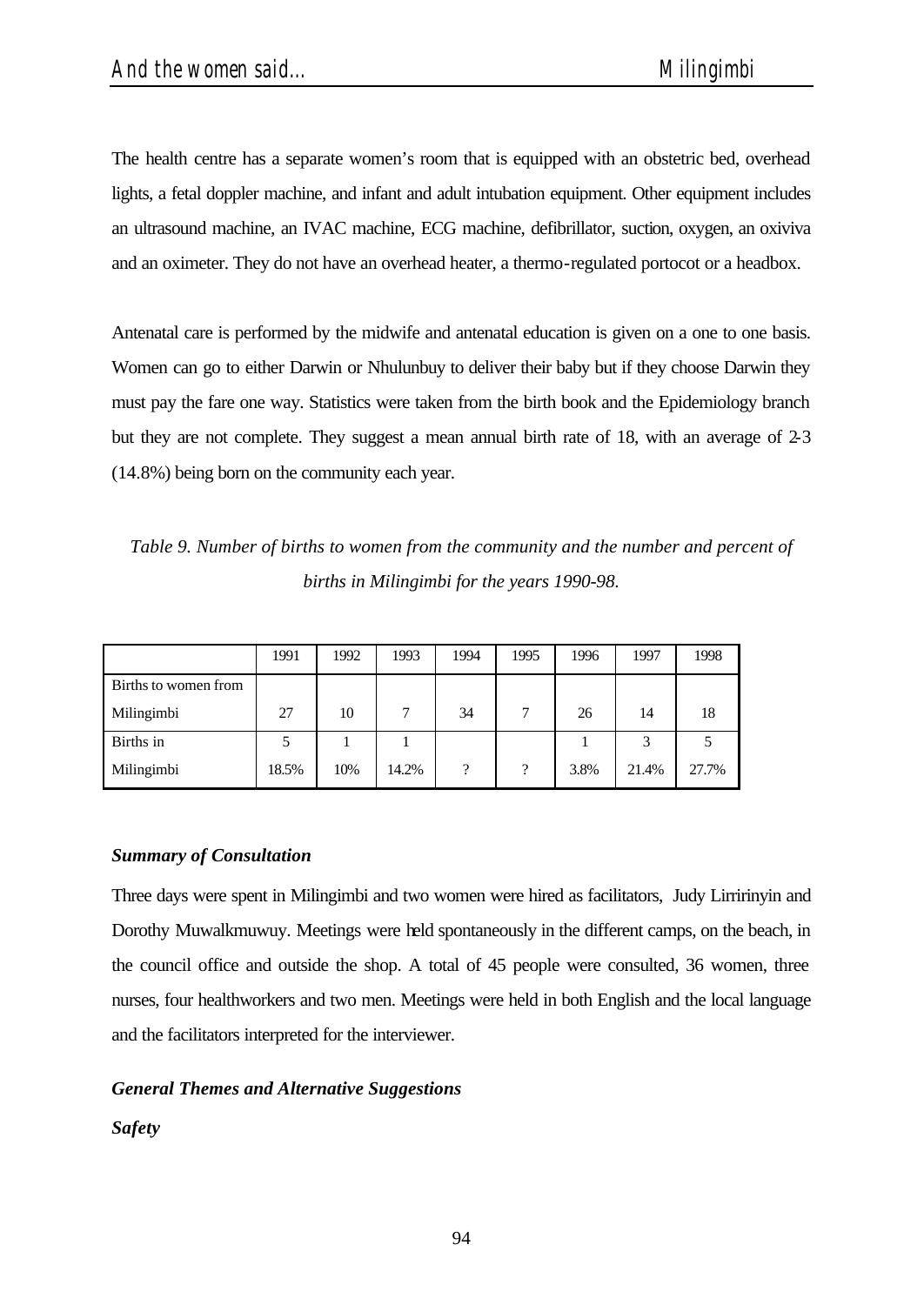The health centre has a separate women's room that is equipped with an obstetric bed, overhead lights, a fetal doppler machine, and infant and adult intubation equipment. Other equipment includes an ultrasound machine, an IVAC machine, ECG machine, defibrillator, suction, oxygen, an oxiviva and an oximeter. They do not have an overhead heater, a thermo-regulated portocot or a headbox.

Antenatal care is performed by the midwife and antenatal education is given on a one to one basis. Women can go to either Darwin or Nhulunbuy to deliver their baby but if they choose Darwin they must pay the fare one way. Statistics were taken from the birth book and the Epidemiology branch but they are not complete. They suggest a mean annual birth rate of 18, with an average of 2-3 (14.8%) being born on the community each year.

*Table 9. Number of births to women from the community and the number and percent of births in Milingimbi for the years 1990-98.*

| | 1991 | 1992 | 1993 | 1994 | 1995 | 1996 | 1997 | 1998 |
|---|---|---|---|---|---|---|---|---|
| Births to women from Milingimbi | 27 | 10 | 7 | 34 | 7 | 26 | 14 | 18 |
| Births in Milingimbi | 5<br>18.5% | 1<br>10% | 1<br>14.2% | ? | ? | 1<br>3.8% | 3<br>21.4% | 5<br>27.7% |

***Summary of Consultation***

Three days were spent in Milingimbi and two women were hired as facilitators, Judy Lirririnyin and Dorothy Muwalkmuwuy. Meetings were held spontaneously in the different camps, on the beach, in the council office and outside the shop. A total of 45 people were consulted, 36 women, three nurses, four healthworkers and two men. Meetings were held in both English and the local language and the facilitators interpreted for the interviewer.

***General Themes and Alternative Suggestions***

***Safety***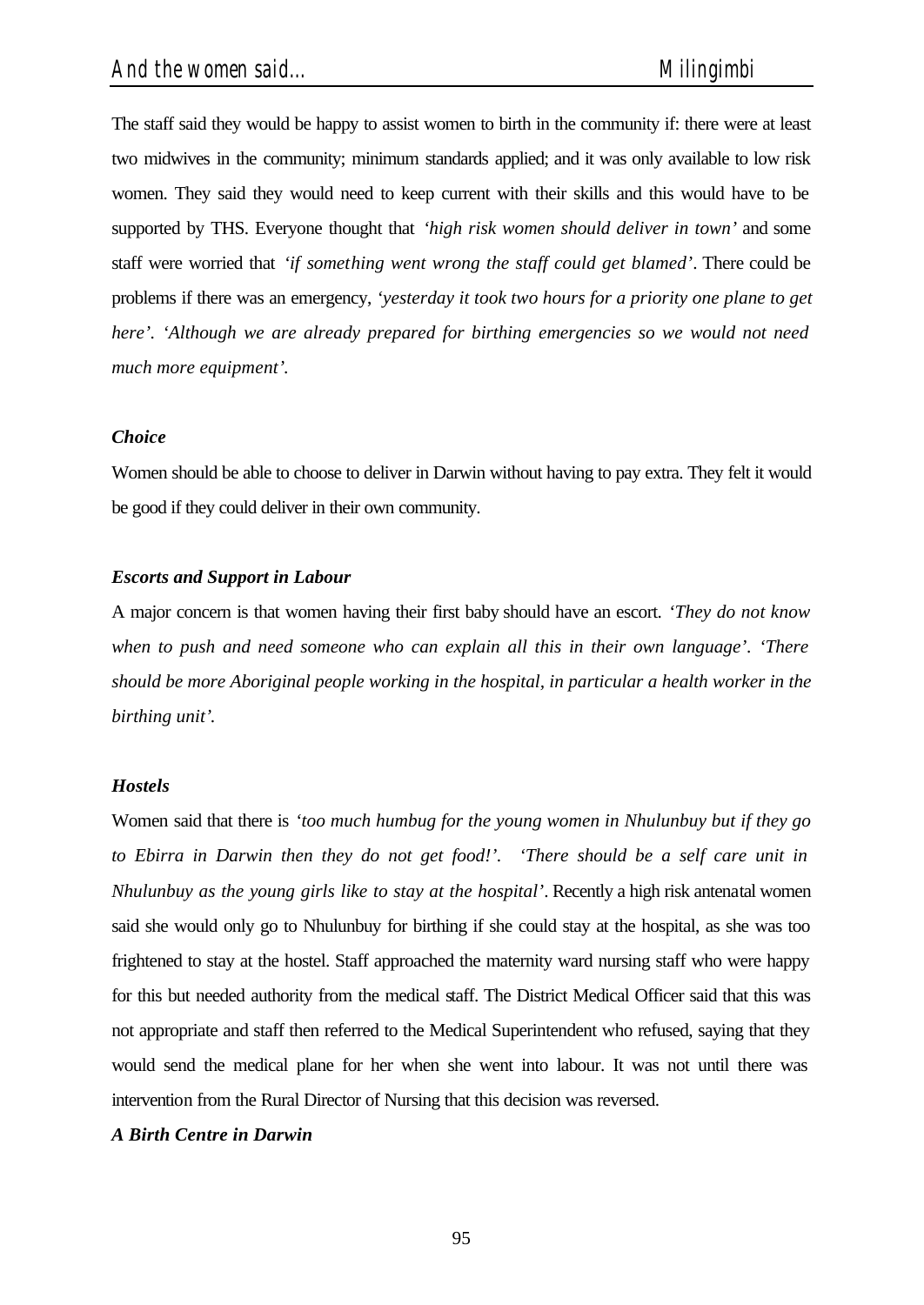The staff said they would be happy to assist women to birth in the community if: there were at least two midwives in the community; minimum standards applied; and it was only available to low risk women. They said they would need to keep current with their skills and this would have to be supported by THS. Everyone thought that *'high risk women should deliver in town'* and some staff were worried that *'if something went wrong the staff could get blamed'*. There could be problems if there was an emergency, *'yesterday it took two hours for a priority one plane to get here'. 'Although we are already prepared for birthing emergencies so we would not need much more equipment'.*

***Choice***

Women should be able to choose to deliver in Darwin without having to pay extra. They felt it would be good if they could deliver in their own community.

***Escorts and Support in Labour***

A major concern is that women having their first baby should have an escort. *'They do not know when to push and need someone who can explain all this in their own language'. 'There should be more Aboriginal people working in the hospital, in particular a health worker in the birthing unit'.*

***Hostels***

Women said that there is *'too much humbug for the young women in Nhulunbuy but if they go to Ebirra in Darwin then they do not get food!'. 'There should be a self care unit in Nhulunbuy as the young girls like to stay at the hospital'*. Recently a high risk antenatal women said she would only go to Nhulunbuy for birthing if she could stay at the hospital, as she was too frightened to stay at the hostel. Staff approached the maternity ward nursing staff who were happy for this but needed authority from the medical staff. The District Medical Officer said that this was not appropriate and staff then referred to the Medical Superintendent who refused, saying that they would send the medical plane for her when she went into labour. It was not until there was intervention from the Rural Director of Nursing that this decision was reversed.

***A Birth Centre in Darwin***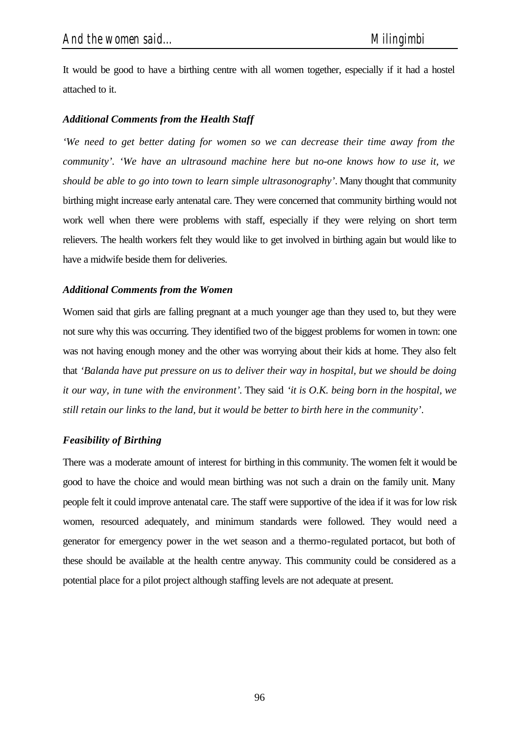It would be good to have a birthing centre with all women together, especially if it had a hostel attached to it.

### *Additional Comments from the Health Staff*

*'We need to get better dating for women so we can decrease their time away from the community'. 'We have an ultrasound machine here but no-one knows how to use it, we should be able to go into town to learn simple ultrasonography'.* Many thought that community birthing might increase early antenatal care. They were concerned that community birthing would not work well when there were problems with staff, especially if they were relying on short term relievers. The health workers felt they would like to get involved in birthing again but would like to have a midwife beside them for deliveries.

### *Additional Comments from the Women*

Women said that girls are falling pregnant at a much younger age than they used to, but they were not sure why this was occurring. They identified two of the biggest problems for women in town: one was not having enough money and the other was worrying about their kids at home. They also felt that *'Balanda have put pressure on us to deliver their way in hospital, but we should be doing it our way, in tune with the environment'.* They said *'it is O.K. being born in the hospital, we still retain our links to the land, but it would be better to birth here in the community'.*

### *Feasibility of Birthing*

There was a moderate amount of interest for birthing in this community. The women felt it would be good to have the choice and would mean birthing was not such a drain on the family unit. Many people felt it could improve antenatal care. The staff were supportive of the idea if it was for low risk women, resourced adequately, and minimum standards were followed. They would need a generator for emergency power in the wet season and a thermo-regulated portacot, but both of these should be available at the health centre anyway. This community could be considered as a potential place for a pilot project although staffing levels are not adequate at present.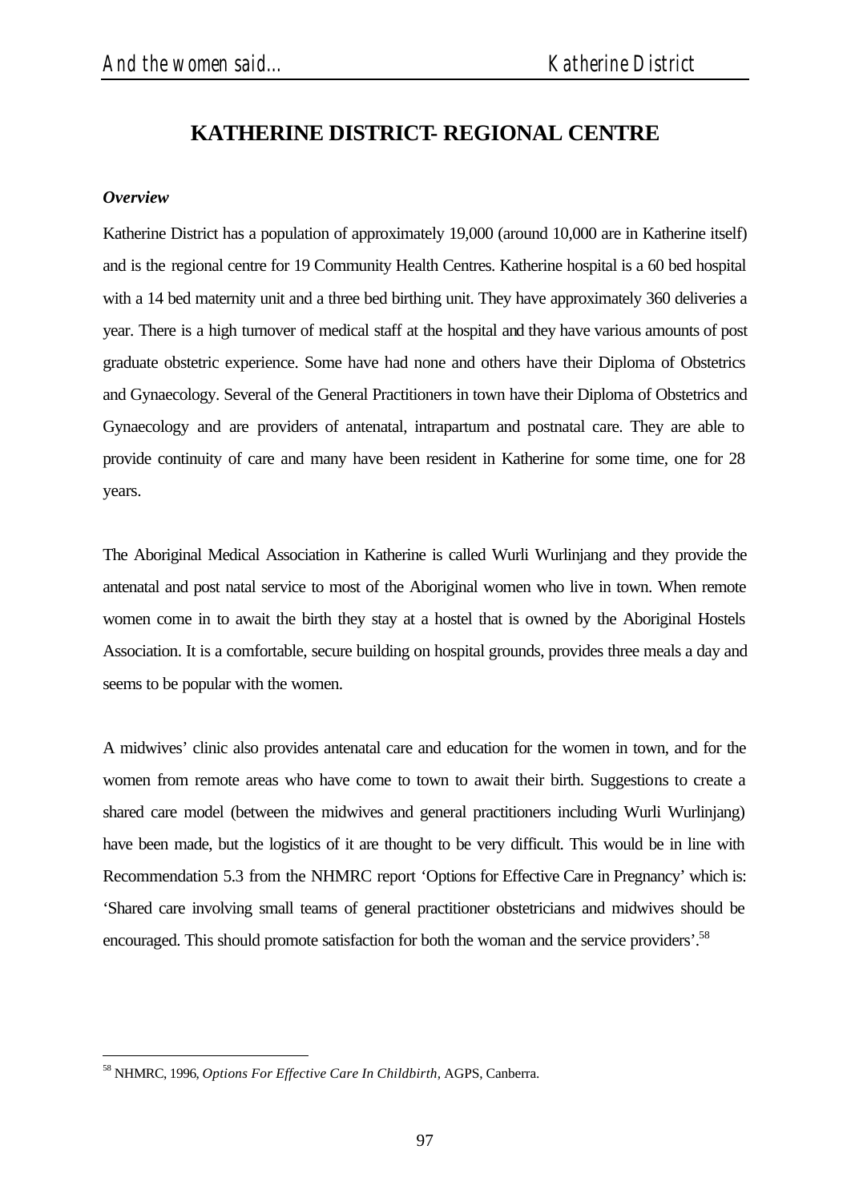# KATHERINE DISTRICT- REGIONAL CENTRE

***Overview***

Katherine District has a population of approximately 19,000 (around 10,000 are in Katherine itself) and is the regional centre for 19 Community Health Centres. Katherine hospital is a 60 bed hospital with a 14 bed maternity unit and a three bed birthing unit. They have approximately 360 deliveries a year. There is a high turnover of medical staff at the hospital and they have various amounts of post graduate obstetric experience. Some have had none and others have their Diploma of Obstetrics and Gynaecology. Several of the General Practitioners in town have their Diploma of Obstetrics and Gynaecology and are providers of antenatal, intrapartum and postnatal care. They are able to provide continuity of care and many have been resident in Katherine for some time, one for 28 years.

The Aboriginal Medical Association in Katherine is called Wurli Wurlinjang and they provide the antenatal and post natal service to most of the Aboriginal women who live in town. When remote women come in to await the birth they stay at a hostel that is owned by the Aboriginal Hostels Association. It is a comfortable, secure building on hospital grounds, provides three meals a day and seems to be popular with the women.

A midwives' clinic also provides antenatal care and education for the women in town, and for the women from remote areas who have come to town to await their birth. Suggestions to create a shared care model (between the midwives and general practitioners including Wurli Wurlinjang) have been made, but the logistics of it are thought to be very difficult. This would be in line with Recommendation 5.3 from the NHMRC report 'Options for Effective Care in Pregnancy' which is: 'Shared care involving small teams of general practitioner obstetricians and midwives should be encouraged. This should promote satisfaction for both the woman and the service providers'.[58]

---

[58] NHMRC, 1996, *Options For Effective Care In Childbirth,* AGPS, Canberra.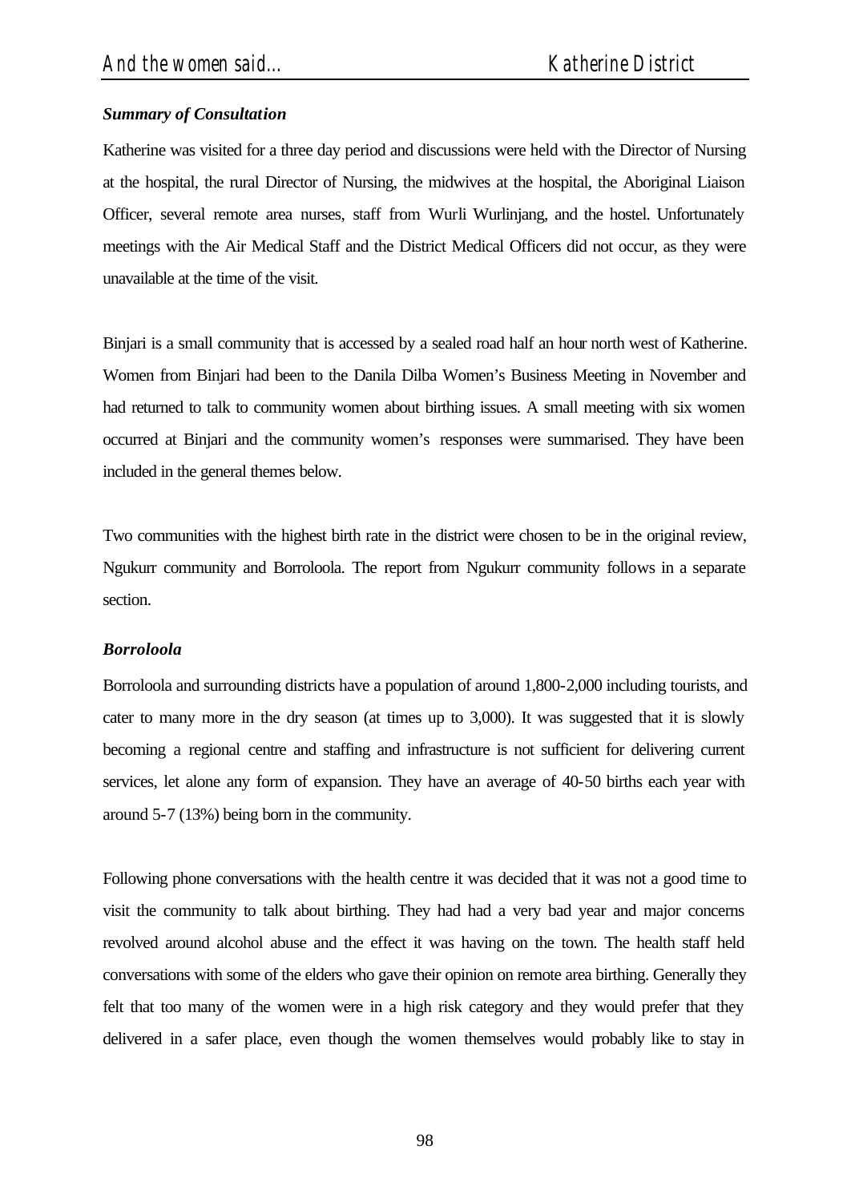### *Summary of Consultation*

Katherine was visited for a three day period and discussions were held with the Director of Nursing at the hospital, the rural Director of Nursing, the midwives at the hospital, the Aboriginal Liaison Officer, several remote area nurses, staff from Wurli Wurlinjang, and the hostel. Unfortunately meetings with the Air Medical Staff and the District Medical Officers did not occur, as they were unavailable at the time of the visit.

Binjari is a small community that is accessed by a sealed road half an hour north west of Katherine. Women from Binjari had been to the Danila Dilba Women's Business Meeting in November and had returned to talk to community women about birthing issues. A small meeting with six women occurred at Binjari and the community women's responses were summarised. They have been included in the general themes below.

Two communities with the highest birth rate in the district were chosen to be in the original review, Ngukurr community and Borroloola. The report from Ngukurr community follows in a separate section.

### *Borroloola*

Borroloola and surrounding districts have a population of around 1,800-2,000 including tourists, and cater to many more in the dry season (at times up to 3,000). It was suggested that it is slowly becoming a regional centre and staffing and infrastructure is not sufficient for delivering current services, let alone any form of expansion. They have an average of 40-50 births each year with around 5-7 (13%) being born in the community.

Following phone conversations with the health centre it was decided that it was not a good time to visit the community to talk about birthing. They had had a very bad year and major concerns revolved around alcohol abuse and the effect it was having on the town. The health staff held conversations with some of the elders who gave their opinion on remote area birthing. Generally they felt that too many of the women were in a high risk category and they would prefer that they delivered in a safer place, even though the women themselves would probably like to stay in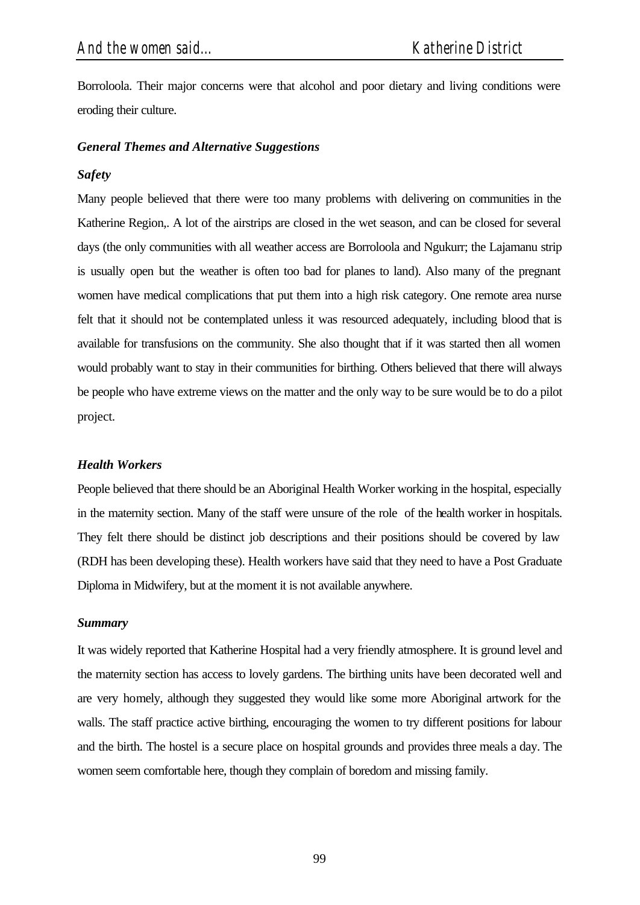Borroloola. Their major concerns were that alcohol and poor dietary and living conditions were eroding their culture.

### *General Themes and Alternative Suggestions*

#### *Safety*

Many people believed that there were too many problems with delivering on communities in the Katherine Region,. A lot of the airstrips are closed in the wet season, and can be closed for several days (the only communities with all weather access are Borroloola and Ngukurr; the Lajamanu strip is usually open but the weather is often too bad for planes to land). Also many of the pregnant women have medical complications that put them into a high risk category. One remote area nurse felt that it should not be contemplated unless it was resourced adequately, including blood that is available for transfusions on the community. She also thought that if it was started then all women would probably want to stay in their communities for birthing. Others believed that there will always be people who have extreme views on the matter and the only way to be sure would be to do a pilot project.

#### *Health Workers*

People believed that there should be an Aboriginal Health Worker working in the hospital, especially in the maternity section. Many of the staff were unsure of the role of the health worker in hospitals. They felt there should be distinct job descriptions and their positions should be covered by law (RDH has been developing these). Health workers have said that they need to have a Post Graduate Diploma in Midwifery, but at the moment it is not available anywhere.

#### *Summary*

It was widely reported that Katherine Hospital had a very friendly atmosphere. It is ground level and the maternity section has access to lovely gardens. The birthing units have been decorated well and are very homely, although they suggested they would like some more Aboriginal artwork for the walls. The staff practice active birthing, encouraging the women to try different positions for labour and the birth. The hostel is a secure place on hospital grounds and provides three meals a day. The women seem comfortable here, though they complain of boredom and missing family.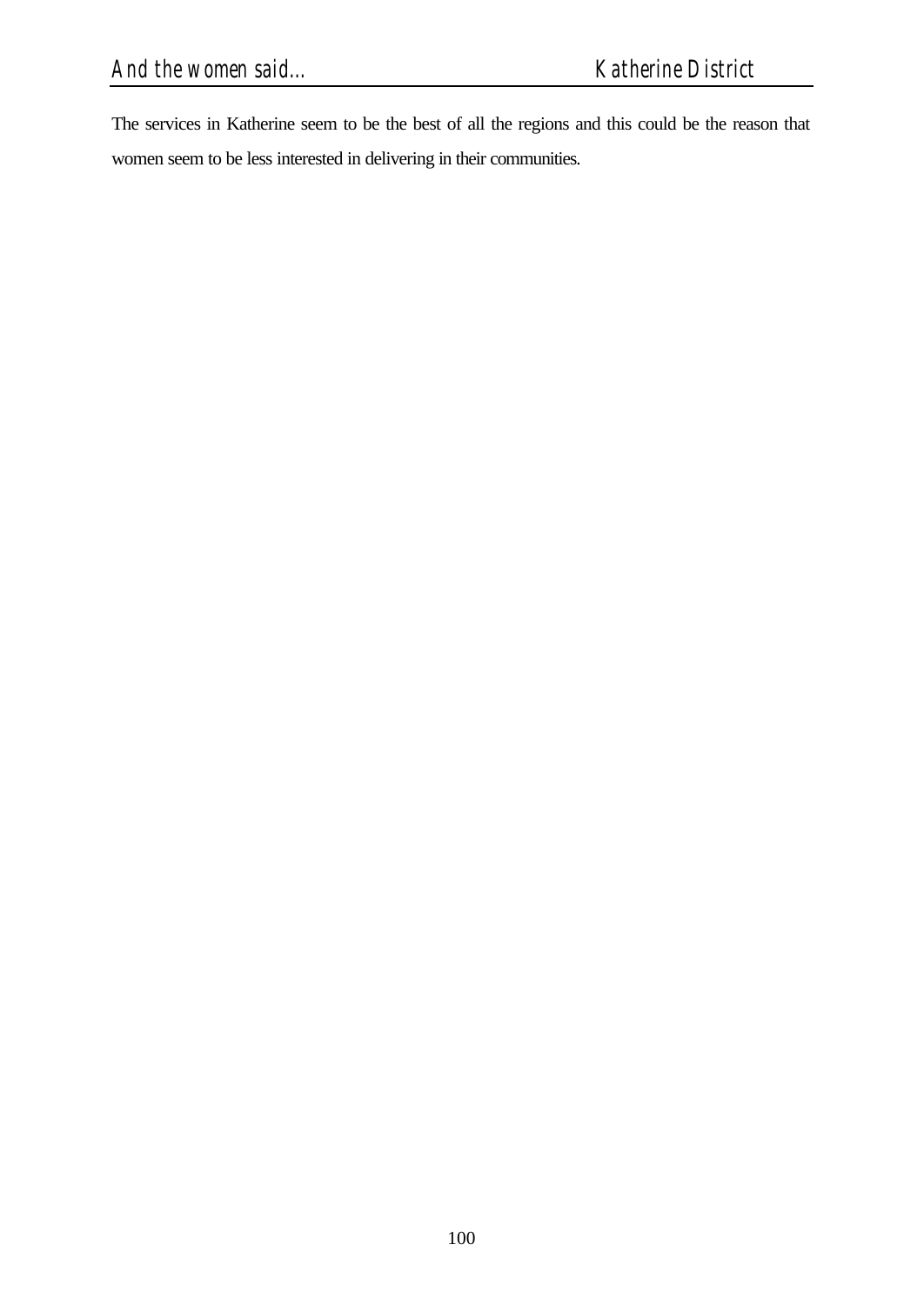The services in Katherine seem to be the best of all the regions and this could be the reason that women seem to be less interested in delivering in their communities.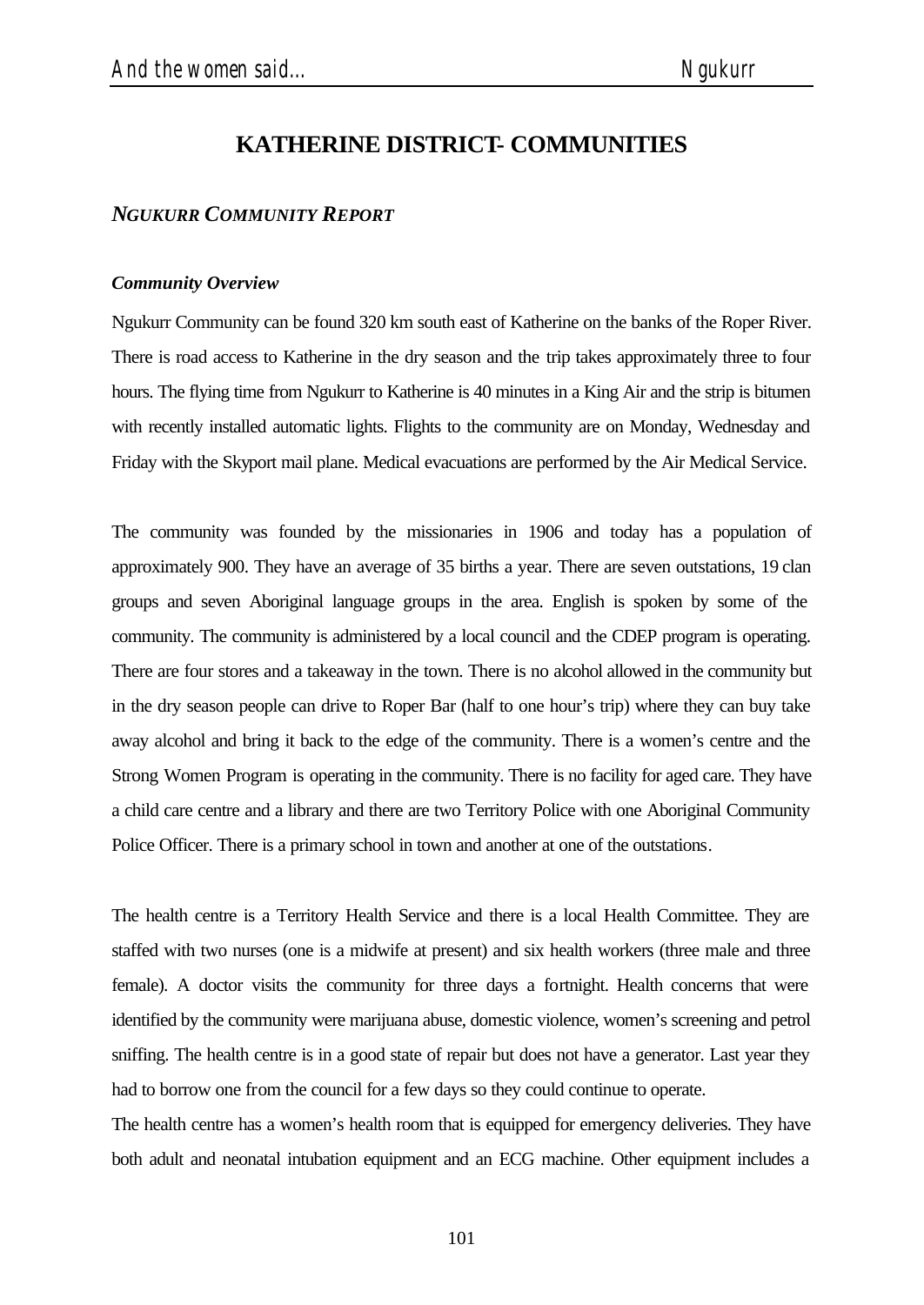# KATHERINE DISTRICT- COMMUNITIES

## *NGUKURR COMMUNITY REPORT*

### *Community Overview*

Ngukurr Community can be found 320 km south east of Katherine on the banks of the Roper River. There is road access to Katherine in the dry season and the trip takes approximately three to four hours. The flying time from Ngukurr to Katherine is 40 minutes in a King Air and the strip is bitumen with recently installed automatic lights. Flights to the community are on Monday, Wednesday and Friday with the Skyport mail plane. Medical evacuations are performed by the Air Medical Service.

The community was founded by the missionaries in 1906 and today has a population of approximately 900. They have an average of 35 births a year. There are seven outstations, 19 clan groups and seven Aboriginal language groups in the area. English is spoken by some of the community. The community is administered by a local council and the CDEP program is operating. There are four stores and a takeaway in the town. There is no alcohol allowed in the community but in the dry season people can drive to Roper Bar (half to one hour's trip) where they can buy take away alcohol and bring it back to the edge of the community. There is a women's centre and the Strong Women Program is operating in the community. There is no facility for aged care. They have a child care centre and a library and there are two Territory Police with one Aboriginal Community Police Officer. There is a primary school in town and another at one of the outstations.

The health centre is a Territory Health Service and there is a local Health Committee. They are staffed with two nurses (one is a midwife at present) and six health workers (three male and three female). A doctor visits the community for three days a fortnight. Health concerns that were identified by the community were marijuana abuse, domestic violence, women's screening and petrol sniffing. The health centre is in a good state of repair but does not have a generator. Last year they had to borrow one from the council for a few days so they could continue to operate.

The health centre has a women's health room that is equipped for emergency deliveries. They have both adult and neonatal intubation equipment and an ECG machine. Other equipment includes a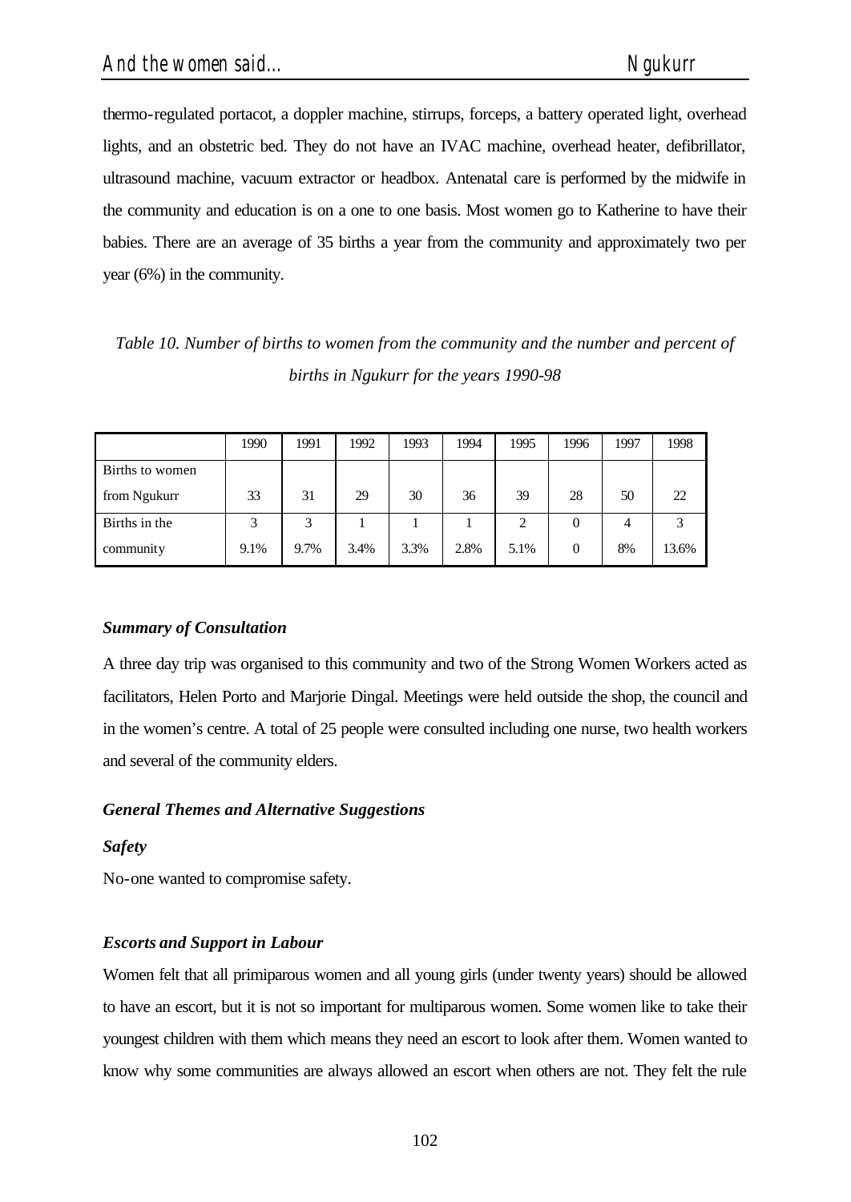thermo-regulated portacot, a doppler machine, stirrups, forceps, a battery operated light, overhead lights, and an obstetric bed. They do not have an IVAC machine, overhead heater, defibrillator, ultrasound machine, vacuum extractor or headbox. Antenatal care is performed by the midwife in the community and education is on a one to one basis. Most women go to Katherine to have their babies. There are an average of 35 births a year from the community and approximately two per year (6%) in the community.

*Table 10. Number of births to women from the community and the number and percent of births in Ngukurr for the years 1990-98*

| | 1990 | 1991 | 1992 | 1993 | 1994 | 1995 | 1996 | 1997 | 1998 |
|---|---|---|---|---|---|---|---|---|---|
| Births to women from Ngukurr | 33 | 31 | 29 | 30 | 36 | 39 | 28 | 50 | 22 |
| Births in the community | 3<br>9.1% | 3<br>9.7% | 1<br>3.4% | 1<br>3.3% | 1<br>2.8% | 2<br>5.1% | 0<br>0 | 4<br>8% | 3<br>13.6% |

### *Summary of Consultation*

A three day trip was organised to this community and two of the Strong Women Workers acted as facilitators, Helen Porto and Marjorie Dingal. Meetings were held outside the shop, the council and in the women's centre. A total of 25 people were consulted including one nurse, two health workers and several of the community elders.

### *General Themes and Alternative Suggestions*

#### *Safety*

No-one wanted to compromise safety.

#### *Escorts and Support in Labour*

Women felt that all primiparous women and all young girls (under twenty years) should be allowed to have an escort, but it is not so important for multiparous women. Some women like to take their youngest children with them which means they need an escort to look after them. Women wanted to know why some communities are always allowed an escort when others are not. They felt the rule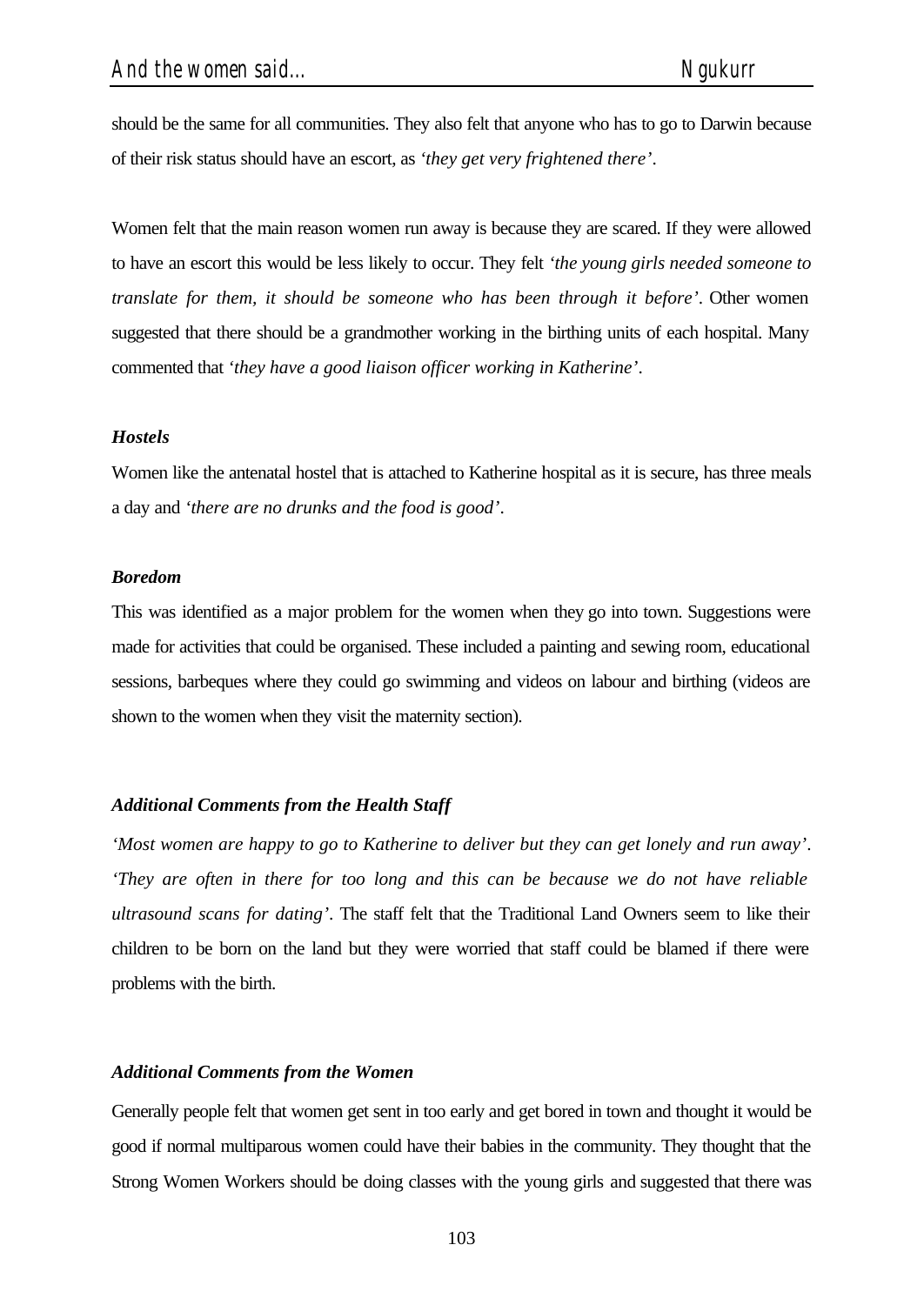should be the same for all communities. They also felt that anyone who has to go to Darwin because of their risk status should have an escort, as *'they get very frightened there'*.

Women felt that the main reason women run away is because they are scared. If they were allowed to have an escort this would be less likely to occur. They felt *'the young girls needed someone to translate for them, it should be someone who has been through it before'*. Other women suggested that there should be a grandmother working in the birthing units of each hospital. Many commented that *'they have a good liaison officer working in Katherine'*.

***Hostels***

Women like the antenatal hostel that is attached to Katherine hospital as it is secure, has three meals a day and *'there are no drunks and the food is good'*.

***Boredom***

This was identified as a major problem for the women when they go into town. Suggestions were made for activities that could be organised. These included a painting and sewing room, educational sessions, barbeques where they could go swimming and videos on labour and birthing (videos are shown to the women when they visit the maternity section).

***Additional Comments from the Health Staff***

*'Most women are happy to go to Katherine to deliver but they can get lonely and run away'*. *'They are often in there for too long and this can be because we do not have reliable ultrasound scans for dating'*. The staff felt that the Traditional Land Owners seem to like their children to be born on the land but they were worried that staff could be blamed if there were problems with the birth.

***Additional Comments from the Women***

Generally people felt that women get sent in too early and get bored in town and thought it would be good if normal multiparous women could have their babies in the community. They thought that the Strong Women Workers should be doing classes with the young girls and suggested that there was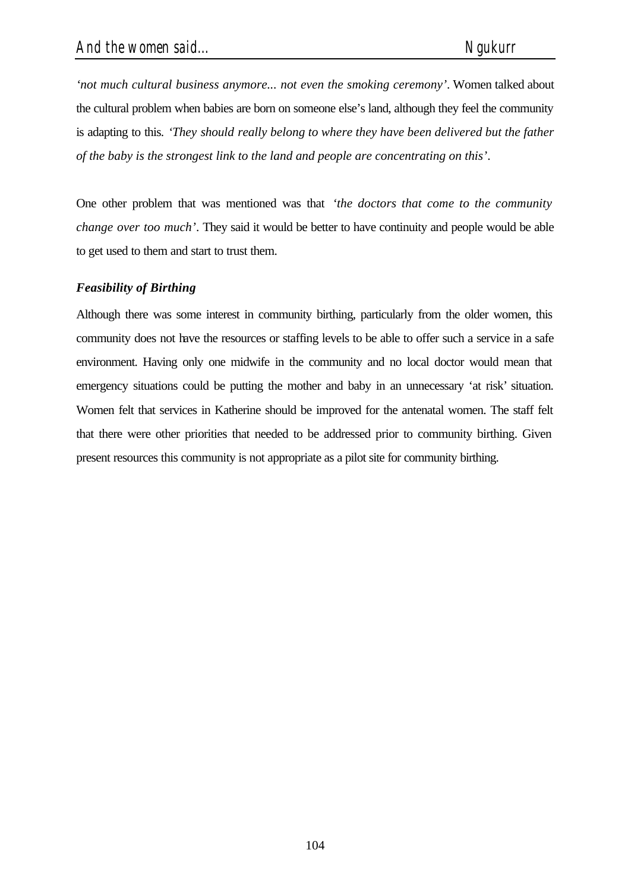*'not much cultural business anymore... not even the smoking ceremony'*. Women talked about the cultural problem when babies are born on someone else's land, although they feel the community is adapting to this. *'They should really belong to where they have been delivered but the father of the baby is the strongest link to the land and people are concentrating on this'*.

One other problem that was mentioned was that *'the doctors that come to the community change over too much'*. They said it would be better to have continuity and people would be able to get used to them and start to trust them.

***Feasibility of Birthing***

Although there was some interest in community birthing, particularly from the older women, this community does not have the resources or staffing levels to be able to offer such a service in a safe environment. Having only one midwife in the community and no local doctor would mean that emergency situations could be putting the mother and baby in an unnecessary 'at risk' situation. Women felt that services in Katherine should be improved for the antenatal women. The staff felt that there were other priorities that needed to be addressed prior to community birthing. Given present resources this community is not appropriate as a pilot site for community birthing.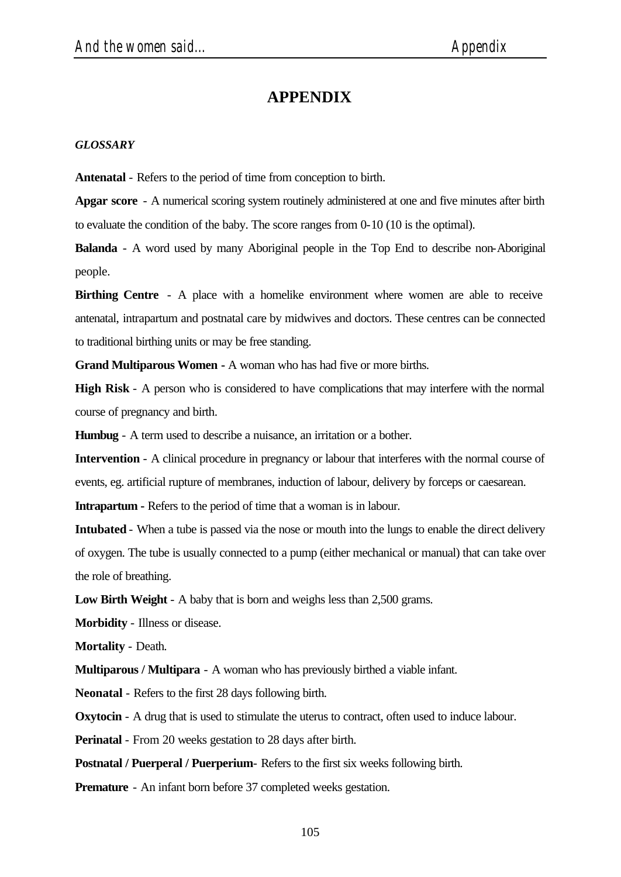# APPENDIX

***GLOSSARY***

**Antenatal** - Refers to the period of time from conception to birth.

**Apgar score** - A numerical scoring system routinely administered at one and five minutes after birth to evaluate the condition of the baby. The score ranges from 0-10 (10 is the optimal).

**Balanda** - A word used by many Aboriginal people in the Top End to describe non-Aboriginal people.

**Birthing Centre** - A place with a homelike environment where women are able to receive antenatal, intrapartum and postnatal care by midwives and doctors. These centres can be connected to traditional birthing units or may be free standing.

**Grand Multiparous Women -** A woman who has had five or more births.

**High Risk** - A person who is considered to have complications that may interfere with the normal course of pregnancy and birth.

**Humbug** - A term used to describe a nuisance, an irritation or a bother.

**Intervention** - A clinical procedure in pregnancy or labour that interferes with the normal course of events, eg. artificial rupture of membranes, induction of labour, delivery by forceps or caesarean.

**Intrapartum -** Refers to the period of time that a woman is in labour.

**Intubated** - When a tube is passed via the nose or mouth into the lungs to enable the direct delivery of oxygen. The tube is usually connected to a pump (either mechanical or manual) that can take over the role of breathing.

**Low Birth Weight** - A baby that is born and weighs less than 2,500 grams.

**Morbidity** - Illness or disease.

**Mortality** - Death.

**Multiparous / Multipara** - A woman who has previously birthed a viable infant.

**Neonatal** - Refers to the first 28 days following birth.

**Oxytocin** - A drug that is used to stimulate the uterus to contract, often used to induce labour.

**Perinatal** - From 20 weeks gestation to 28 days after birth.

**Postnatal / Puerperal / Puerperium**- Refers to the first six weeks following birth.

**Premature** - An infant born before 37 completed weeks gestation.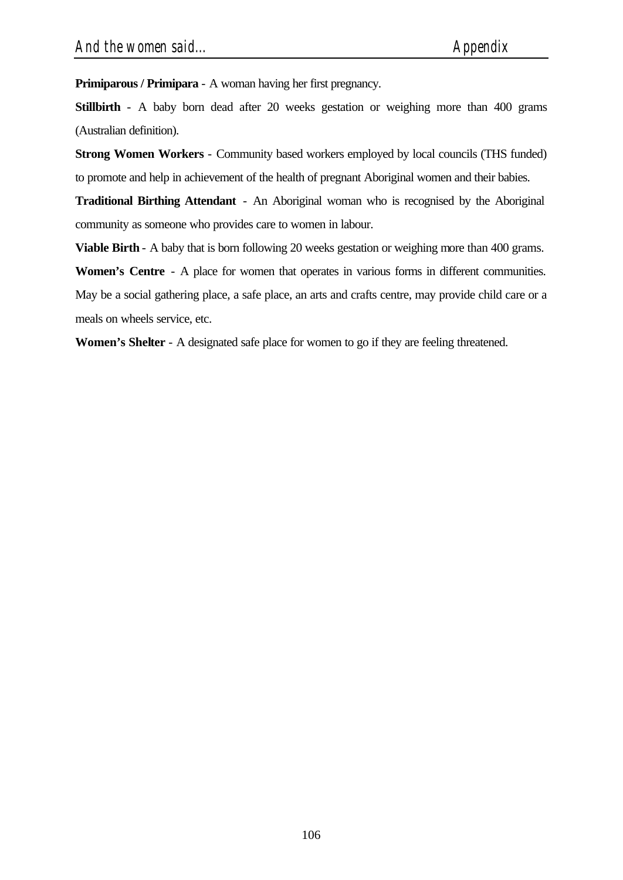**Primiparous / Primipara** - A woman having her first pregnancy.

**Stillbirth** - A baby born dead after 20 weeks gestation or weighing more than 400 grams (Australian definition).

**Strong Women Workers** - Community based workers employed by local councils (THS funded) to promote and help in achievement of the health of pregnant Aboriginal women and their babies.

**Traditional Birthing Attendant** - An Aboriginal woman who is recognised by the Aboriginal community as someone who provides care to women in labour.

**Viable Birth** - A baby that is born following 20 weeks gestation or weighing more than 400 grams.

**Women's Centre** - A place for women that operates in various forms in different communities. May be a social gathering place, a safe place, an arts and crafts centre, may provide child care or a meals on wheels service, etc.

**Women's Shelter** - A designated safe place for women to go if they are feeling threatened.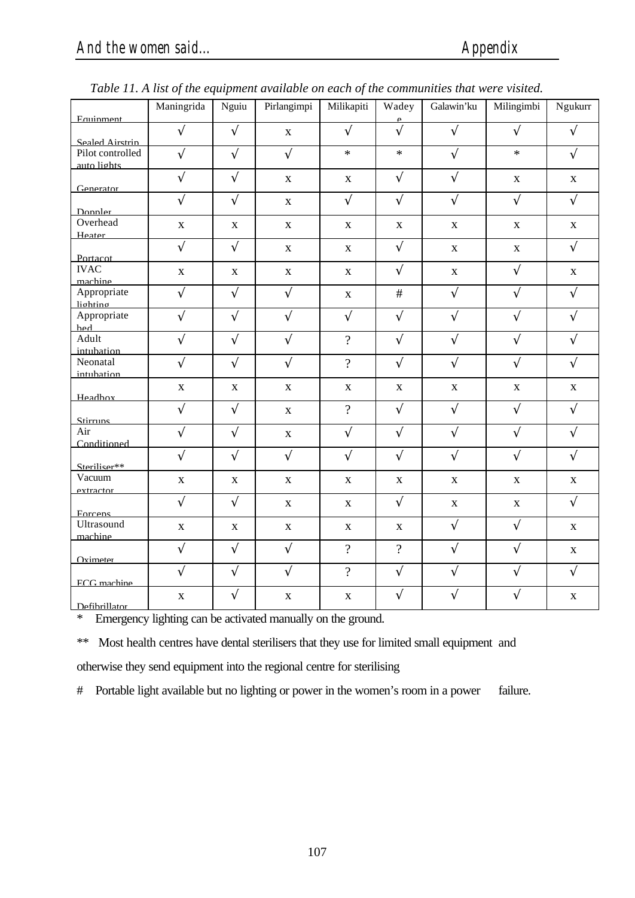*Table 11. A list of the equipment available on each of the communities that were visited.*

| Equipment | Maningrida | Nguiu | Pirlangimpi | Milikapiti | Wadeye | Galawin'ku | Milingimbi | Ngukurr |
|---|---|---|---|---|---|---|---|---|
| Sealed Airstrip | √ | √ | x | √ | √ | √ | √ | √ |
| Pilot controlled auto lights | √ | √ | √ | * | * | √ | * | √ |
| Generator | √ | √ | x | x | √ | √ | x | x |
| Doppler | √ | √ | x | √ | √ | √ | √ | √ |
| Overhead Heater | x | x | x | x | x | x | x | x |
| Portacot | √ | √ | x | x | √ | x | x | √ |
| IVAC machine | x | x | x | x | √ | x | √ | x |
| Appropriate lighting | √ | √ | √ | x | # | √ | √ | √ |
| Appropriate bed | √ | √ | √ | √ | √ | √ | √ | √ |
| Adult intubation | √ | √ | √ | ? | √ | √ | √ | √ |
| Neonatal intubation | √ | √ | √ | ? | √ | √ | √ | √ |
| Headbox | x | x | x | x | x | x | x | x |
| Stirrups | √ | √ | x | ? | √ | √ | √ | √ |
| Air Conditioned | √ | √ | x | √ | √ | √ | √ | √ |
| Steriliser** | √ | √ | √ | √ | √ | √ | √ | √ |
| Vacuum extractor | x | x | x | x | x | x | x | x |
| Forceps | √ | √ | x | x | √ | x | x | √ |
| Ultrasound machine | x | x | x | x | x | √ | √ | x |
| Oximeter | √ | √ | √ | ? | ? | √ | √ | x |
| ECG machine | √ | √ | √ | ? | √ | √ | √ | √ |
| Defibrillator | x | √ | x | x | √ | √ | √ | x |

\* Emergency lighting can be activated manually on the ground.

** Most health centres have dental sterilisers that they use for limited small equipment and otherwise they send equipment into the regional centre for sterilising

\# Portable light available but no lighting or power in the women's room in a power failure.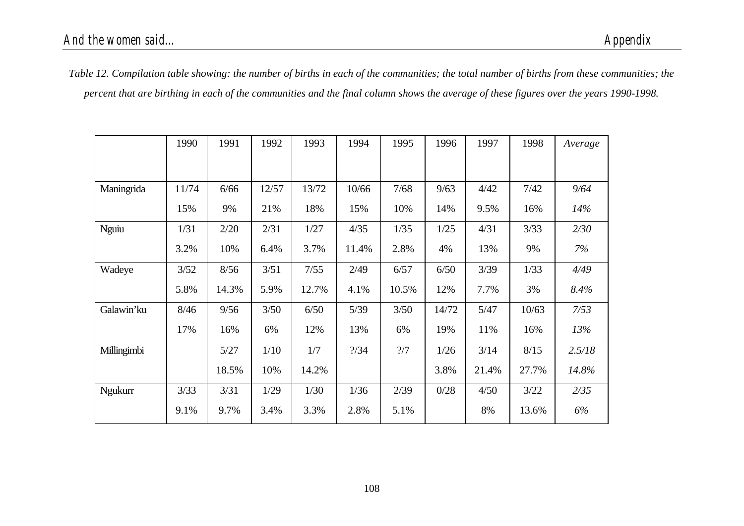*Table 12. Compilation table showing: the number of births in each of the communities; the total number of births from these communities; the percent that are birthing in each of the communities and the final column shows the average of these figures over the years 1990-1998.*

| | 1990 | 1991 | 1992 | 1993 | 1994 | 1995 | 1996 | 1997 | 1998 | *Average* |
|---|---|---|---|---|---|---|---|---|---|---|
| Maningrida | 11/74 | 6/66 | 12/57 | 13/72 | 10/66 | 7/68 | 9/63 | 4/42 | 7/42 | *9/64* |
| | 15% | 9% | 21% | 18% | 15% | 10% | 14% | 9.5% | 16% | *14%* |
| Nguiu | 1/31 | 2/20 | 2/31 | 1/27 | 4/35 | 1/35 | 1/25 | 4/31 | 3/33 | *2/30* |
| | 3.2% | 10% | 6.4% | 3.7% | 11.4% | 2.8% | 4% | 13% | 9% | *7%* |
| Wadeye | 3/52 | 8/56 | 3/51 | 7/55 | 2/49 | 6/57 | 6/50 | 3/39 | 1/33 | *4/49* |
| | 5.8% | 14.3% | 5.9% | 12.7% | 4.1% | 10.5% | 12% | 7.7% | 3% | *8.4%* |
| Galawin'ku | 8/46 | 9/56 | 3/50 | 6/50 | 5/39 | 3/50 | 14/72 | 5/47 | 10/63 | *7/53* |
| | 17% | 16% | 6% | 12% | 13% | 6% | 19% | 11% | 16% | *13%* |
| Millingimbi | | 5/27 | 1/10 | 1/7 | ?/34 | ?/7 | 1/26 | 3/14 | 8/15 | *2.5/18* |
| | | 18.5% | 10% | 14.2% | | | 3.8% | 21.4% | 27.7% | *14.8%* |
| Ngukurr | 3/33 | 3/31 | 1/29 | 1/30 | 1/36 | 2/39 | 0/28 | 4/50 | 3/22 | *2/35* |
| | 9.1% | 9.7% | 3.4% | 3.3% | 2.8% | 5.1% | | 8% | 13.6% | *6%* |